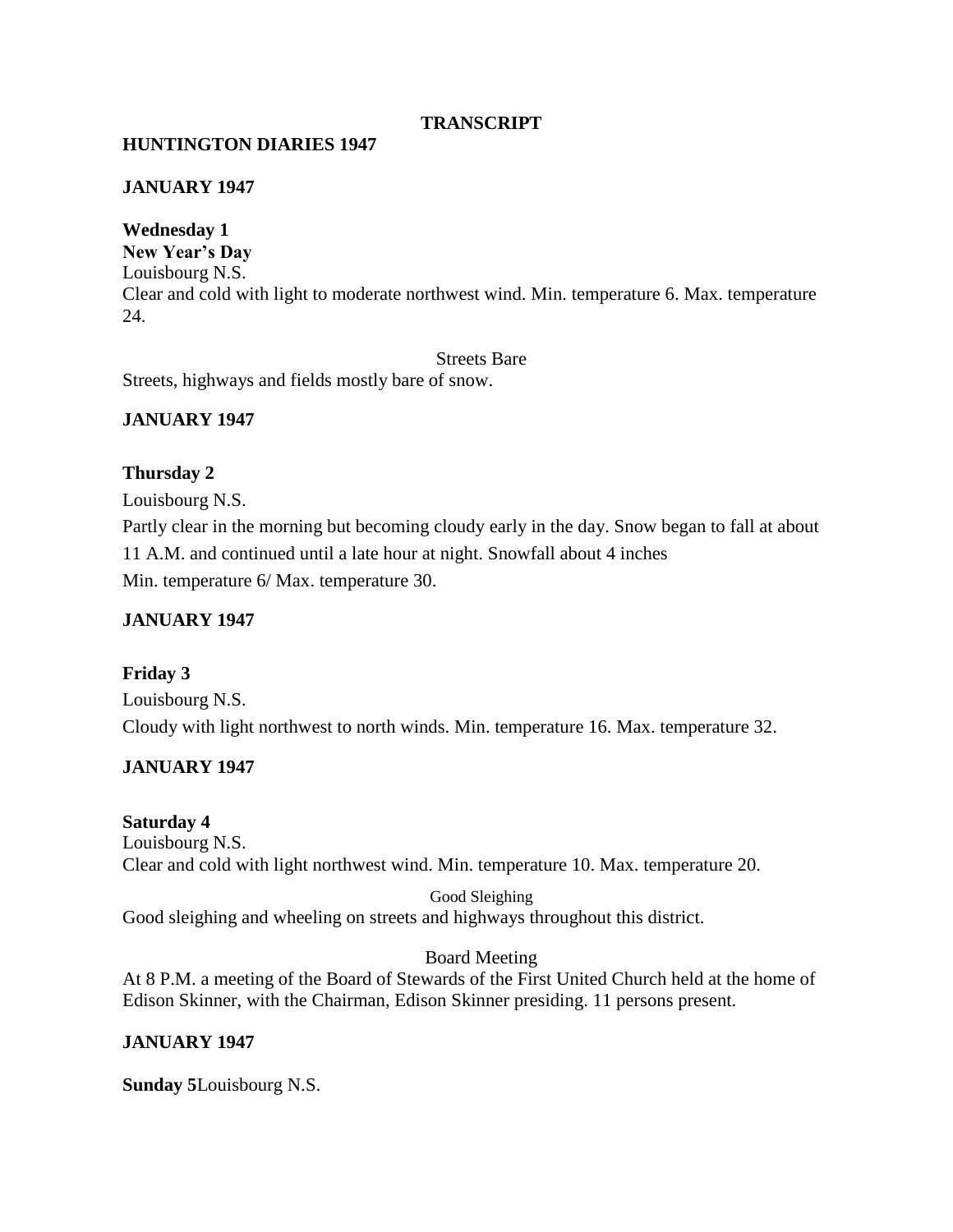**TRANSCRIPT**

**HUNTINGTON DIARIES 1947**

**JANUARY 1947**

**Wednesday 1**
**New Year's Day**
Louisbourg N.S.
Clear and cold with light to moderate northwest wind. Min. temperature 6. Max. temperature 24.

Streets Bare

Streets, highways and fields mostly bare of snow.

**JANUARY 1947**

**Thursday 2**

Louisbourg N.S.

Partly clear in the morning but becoming cloudy early in the day. Snow began to fall at about 11 A.M. and continued until a late hour at night. Snowfall about 4 inches

Min. temperature 6/ Max. temperature 30.

**JANUARY 1947**

**Friday 3**

Louisbourg N.S.

Cloudy with light northwest to north winds. Min. temperature 16. Max. temperature 32.

**JANUARY 1947**

**Saturday 4**
Louisbourg N.S.
Clear and cold with light northwest wind. Min. temperature 10. Max. temperature 20.

Good Sleighing

Good sleighing and wheeling on streets and highways throughout this district.

Board Meeting

At 8 P.M. a meeting of the Board of Stewards of the First United Church held at the home of Edison Skinner, with the Chairman, Edison Skinner presiding. 11 persons present.

**JANUARY 1947**

**Sunday 5** Louisbourg N.S.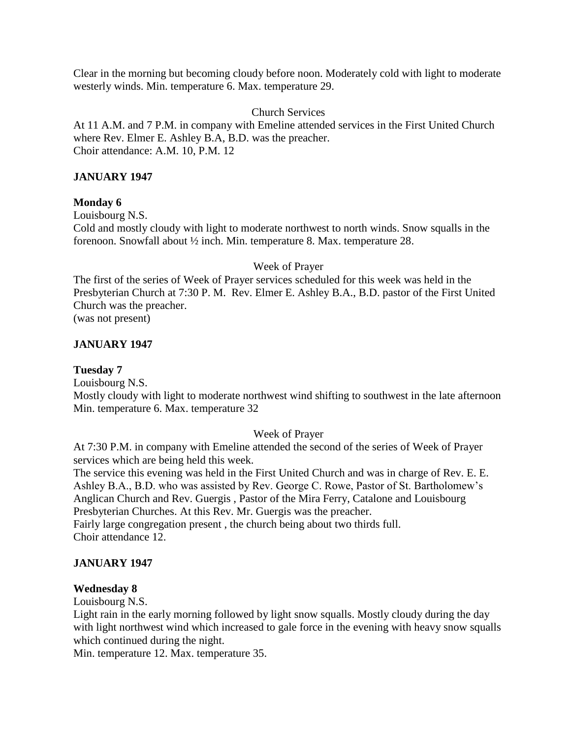Clear in the morning but becoming cloudy before noon. Moderately cold with light to moderate westerly winds. Min. temperature 6. Max. temperature 29.

Church Services

At 11 A.M. and 7 P.M. in company with Emeline attended services in the First United Church where Rev. Elmer E. Ashley B.A, B.D. was the preacher.
Choir attendance: A.M. 10, P.M. 12

**JANUARY 1947**

**Monday 6**

Louisbourg N.S.
Cold and mostly cloudy with light to moderate northwest to north winds. Snow squalls in the forenoon. Snowfall about ½ inch. Min. temperature 8. Max. temperature 28.

Week of Prayer

The first of the series of Week of Prayer services scheduled for this week was held in the Presbyterian Church at 7:30 P. M. Rev. Elmer E. Ashley B.A., B.D. pastor of the First United Church was the preacher.
(was not present)

**JANUARY 1947**

**Tuesday 7**

Louisbourg N.S.
Mostly cloudy with light to moderate northwest wind shifting to southwest in the late afternoon Min. temperature 6. Max. temperature 32

Week of Prayer

At 7:30 P.M. in company with Emeline attended the second of the series of Week of Prayer services which are being held this week.
The service this evening was held in the First United Church and was in charge of Rev. E. E. Ashley B.A., B.D. who was assisted by Rev. George C. Rowe, Pastor of St. Bartholomew's Anglican Church and Rev. Guergis , Pastor of the Mira Ferry, Catalone and Louisbourg Presbyterian Churches. At this Rev. Mr. Guergis was the preacher.
Fairly large congregation present , the church being about two thirds full.
Choir attendance 12.

**JANUARY 1947**

**Wednesday 8**

Louisbourg N.S.
Light rain in the early morning followed by light snow squalls. Mostly cloudy during the day with light northwest wind which increased to gale force in the evening with heavy snow squalls which continued during the night.
Min. temperature 12. Max. temperature 35.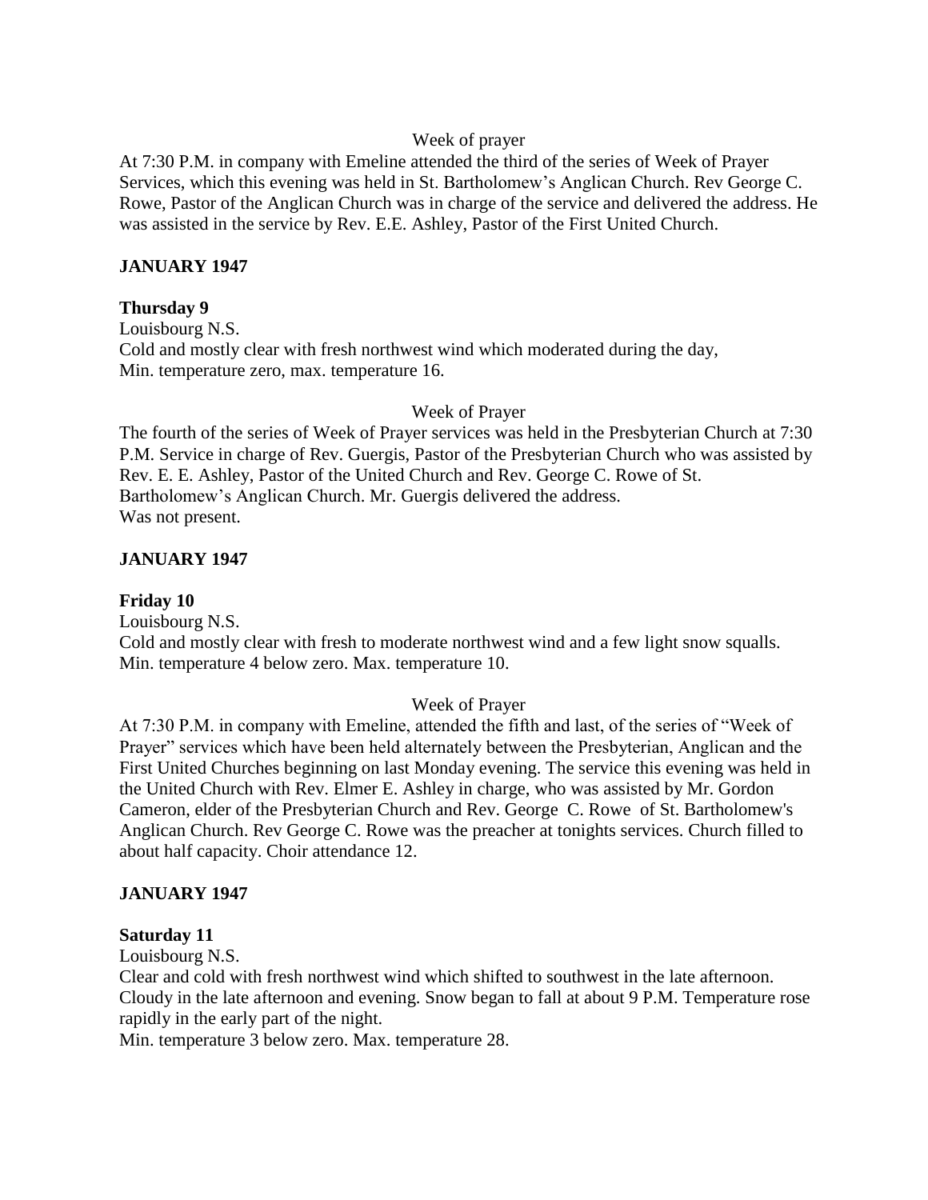Week of prayer

At 7:30 P.M. in company with Emeline attended the third of the series of Week of Prayer Services, which this evening was held in St. Bartholomew's Anglican Church. Rev George C. Rowe, Pastor of the Anglican Church was in charge of the service and delivered the address. He was assisted in the service by Rev. E.E. Ashley, Pastor of the First United Church.

**JANUARY 1947**

**Thursday 9**

Louisbourg N.S.

Cold and mostly clear with fresh northwest wind which moderated during the day,
Min. temperature zero, max. temperature 16.

Week of Prayer

The fourth of the series of Week of Prayer services was held in the Presbyterian Church at 7:30 P.M. Service in charge of Rev. Guergis, Pastor of the Presbyterian Church who was assisted by Rev. E. E. Ashley, Pastor of the United Church and Rev. George C. Rowe of St. Bartholomew's Anglican Church. Mr. Guergis delivered the address.
Was not present.

**JANUARY 1947**

**Friday 10**

Louisbourg N.S.

Cold and mostly clear with fresh to moderate northwest wind and a few light snow squalls.
Min. temperature 4 below zero. Max. temperature 10.

Week of Prayer

At 7:30 P.M. in company with Emeline, attended the fifth and last, of the series of "Week of Prayer" services which have been held alternately between the Presbyterian, Anglican and the First United Churches beginning on last Monday evening. The service this evening was held in the United Church with Rev. Elmer E. Ashley in charge, who was assisted by Mr. Gordon Cameron, elder of the Presbyterian Church and Rev. George C. Rowe of St. Bartholomew's Anglican Church. Rev George C. Rowe was the preacher at tonights services. Church filled to about half capacity. Choir attendance 12.

**JANUARY 1947**

**Saturday 11**

Louisbourg N.S.

Clear and cold with fresh northwest wind which shifted to southwest in the late afternoon. Cloudy in the late afternoon and evening. Snow began to fall at about 9 P.M. Temperature rose rapidly in the early part of the night.
Min. temperature 3 below zero. Max. temperature 28.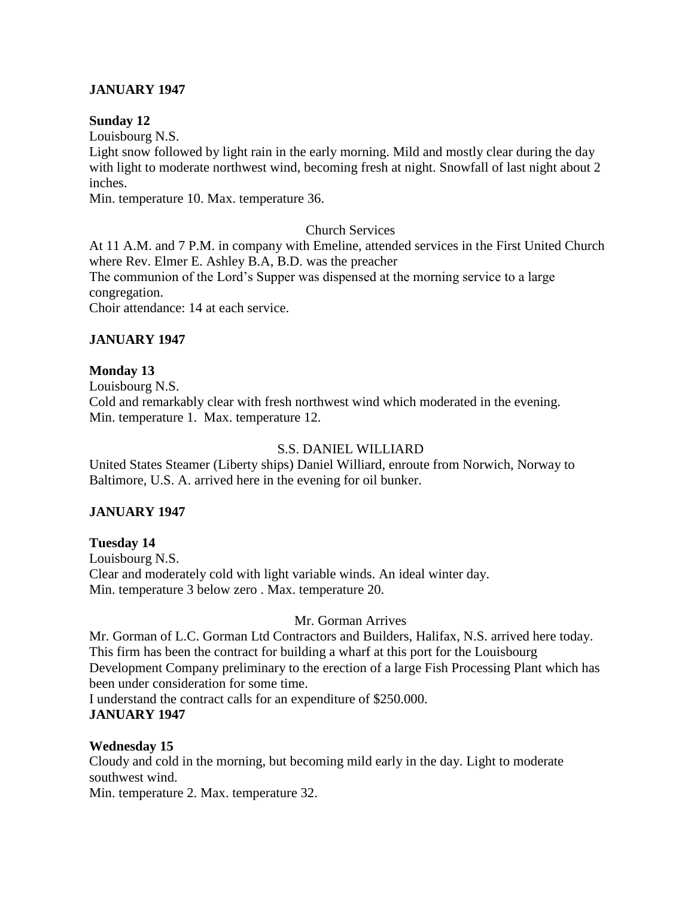**JANUARY 1947**

**Sunday 12**

Louisbourg N.S.

Light snow followed by light rain in the early morning. Mild and mostly clear during the day with light to moderate northwest wind, becoming fresh at night. Snowfall of last night about 2 inches.

Min. temperature 10. Max. temperature 36.

Church Services

At 11 A.M. and 7 P.M. in company with Emeline, attended services in the First United Church where Rev. Elmer E. Ashley B.A, B.D. was the preacher

The communion of the Lord's Supper was dispensed at the morning service to a large congregation.

Choir attendance: 14 at each service.

**JANUARY 1947**

**Monday 13**

Louisbourg N.S.

Cold and remarkably clear with fresh northwest wind which moderated in the evening.

Min. temperature 1. Max. temperature 12.

S.S. DANIEL WILLIARD

United States Steamer (Liberty ships) Daniel Williard, enroute from Norwich, Norway to Baltimore, U.S. A. arrived here in the evening for oil bunker.

**JANUARY 1947**

**Tuesday 14**

Louisbourg N.S.

Clear and moderately cold with light variable winds. An ideal winter day.

Min. temperature 3 below zero . Max. temperature 20.

Mr. Gorman Arrives

Mr. Gorman of L.C. Gorman Ltd Contractors and Builders, Halifax, N.S. arrived here today. This firm has been the contract for building a wharf at this port for the Louisbourg Development Company preliminary to the erection of a large Fish Processing Plant which has been under consideration for some time.

I understand the contract calls for an expenditure of $250.000.

**JANUARY 1947**

**Wednesday 15**

Cloudy and cold in the morning, but becoming mild early in the day. Light to moderate southwest wind.

Min. temperature 2. Max. temperature 32.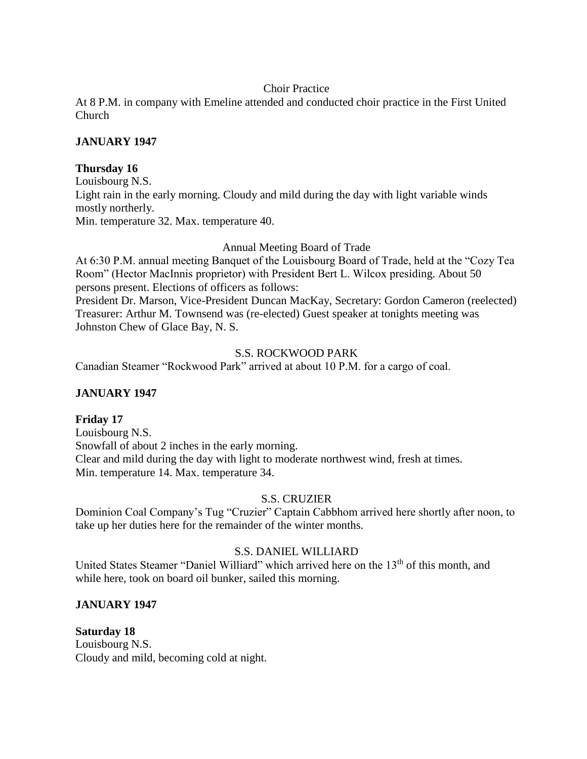Choir Practice

At 8 P.M. in company with Emeline attended and conducted choir practice in the First United Church

**JANUARY 1947**

**Thursday 16**

Louisbourg N.S.

Light rain in the early morning. Cloudy and mild during the day with light variable winds mostly northerly.

Min. temperature 32. Max. temperature 40.

Annual Meeting Board of Trade

At 6:30 P.M. annual meeting Banquet of the Louisbourg Board of Trade, held at the "Cozy Tea Room" (Hector MacInnis proprietor) with President Bert L. Wilcox presiding. About 50 persons present. Elections of officers as follows:

President Dr. Marson, Vice-President Duncan MacKay, Secretary: Gordon Cameron (reelected) Treasurer: Arthur M. Townsend was (re-elected) Guest speaker at tonights meeting was Johnston Chew of Glace Bay, N. S.

S.S. ROCKWOOD PARK

Canadian Steamer "Rockwood Park" arrived at about 10 P.M. for a cargo of coal.

**JANUARY 1947**

**Friday 17**

Louisbourg N.S.

Snowfall of about 2 inches in the early morning.

Clear and mild during the day with light to moderate northwest wind, fresh at times.

Min. temperature 14. Max. temperature 34.

S.S. CRUZIER

Dominion Coal Company's Tug "Cruzier" Captain Cabbhom arrived here shortly after noon, to take up her duties here for the remainder of the winter months.

S.S. DANIEL WILLIARD

United States Steamer "Daniel Williard" which arrived here on the 13th of this month, and while here, took on board oil bunker, sailed this morning.

**JANUARY 1947**

**Saturday 18**

Louisbourg N.S.

Cloudy and mild, becoming cold at night.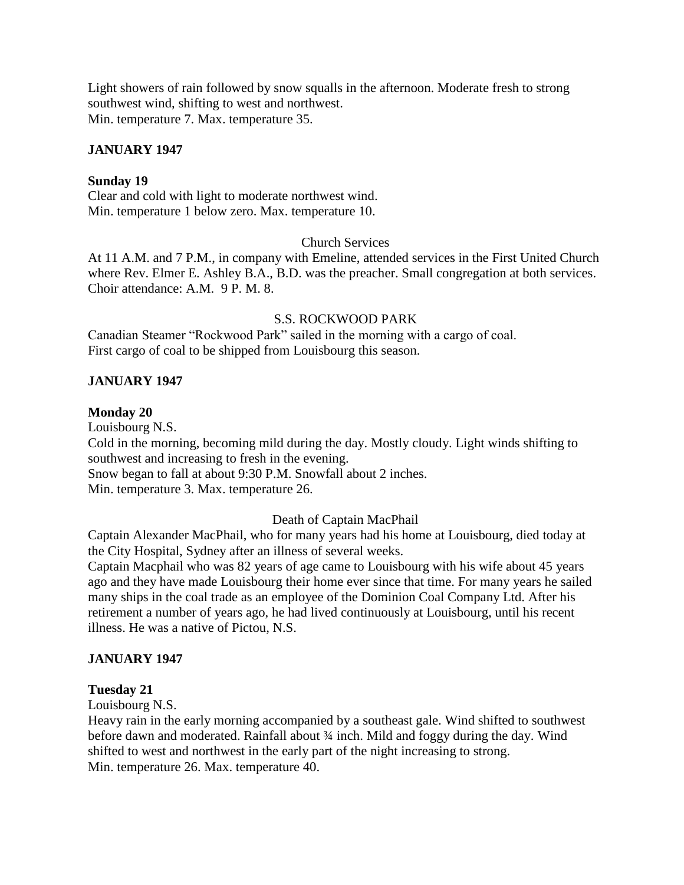Light showers of rain followed by snow squalls in the afternoon. Moderate fresh to strong southwest wind, shifting to west and northwest.
Min. temperature 7. Max. temperature 35.

**JANUARY 1947**

**Sunday 19**
Clear and cold with light to moderate northwest wind.
Min. temperature 1 below zero. Max. temperature 10.

Church Services

At 11 A.M. and 7 P.M., in company with Emeline, attended services in the First United Church where Rev. Elmer E. Ashley B.A., B.D. was the preacher. Small congregation at both services.
Choir attendance: A.M. 9 P. M. 8.

S.S. ROCKWOOD PARK

Canadian Steamer "Rockwood Park" sailed in the morning with a cargo of coal.
First cargo of coal to be shipped from Louisbourg this season.

**JANUARY 1947**

**Monday 20**
Louisbourg N.S.
Cold in the morning, becoming mild during the day. Mostly cloudy. Light winds shifting to southwest and increasing to fresh in the evening.
Snow began to fall at about 9:30 P.M. Snowfall about 2 inches.
Min. temperature 3. Max. temperature 26.

Death of Captain MacPhail

Captain Alexander MacPhail, who for many years had his home at Louisbourg, died today at the City Hospital, Sydney after an illness of several weeks.
Captain Macphail who was 82 years of age came to Louisbourg with his wife about 45 years ago and they have made Louisbourg their home ever since that time. For many years he sailed many ships in the coal trade as an employee of the Dominion Coal Company Ltd. After his retirement a number of years ago, he had lived continuously at Louisbourg, until his recent illness. He was a native of Pictou, N.S.

**JANUARY 1947**

**Tuesday 21**
Louisbourg N.S.
Heavy rain in the early morning accompanied by a southeast gale. Wind shifted to southwest before dawn and moderated. Rainfall about ¾ inch. Mild and foggy during the day. Wind shifted to west and northwest in the early part of the night increasing to strong.
Min. temperature 26. Max. temperature 40.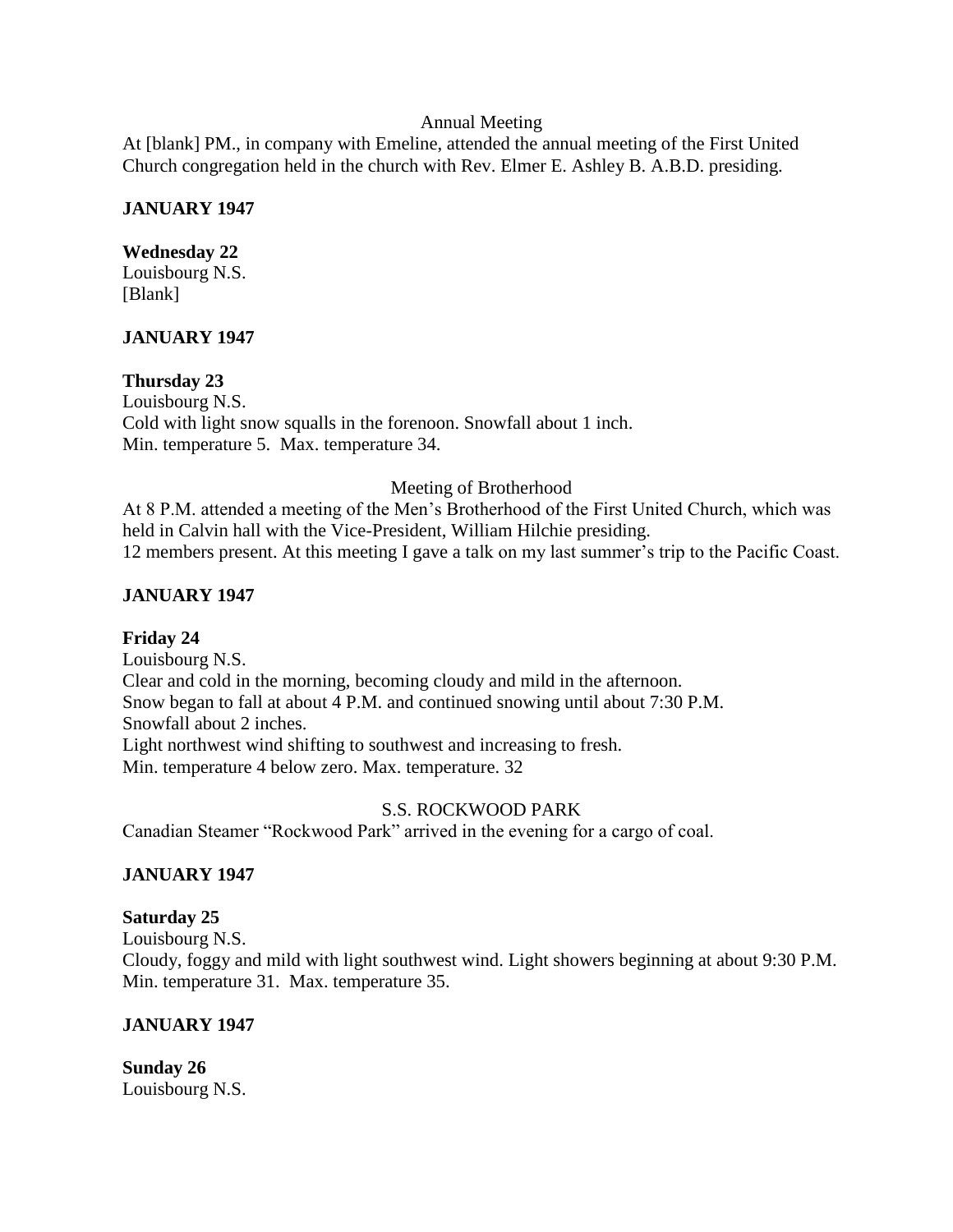Annual Meeting

At [blank] PM., in company with Emeline, attended the annual meeting of the First United Church congregation held in the church with Rev. Elmer E. Ashley B. A.B.D. presiding.

**JANUARY 1947**

**Wednesday 22**
Louisbourg N.S.
[Blank]

**JANUARY 1947**

**Thursday 23**
Louisbourg N.S.
Cold with light snow squalls in the forenoon. Snowfall about 1 inch.
Min. temperature 5. Max. temperature 34.

Meeting of Brotherhood

At 8 P.M. attended a meeting of the Men's Brotherhood of the First United Church, which was held in Calvin hall with the Vice-President, William Hilchie presiding.
12 members present. At this meeting I gave a talk on my last summer's trip to the Pacific Coast.

**JANUARY 1947**

**Friday 24**
Louisbourg N.S.
Clear and cold in the morning, becoming cloudy and mild in the afternoon.
Snow began to fall at about 4 P.M. and continued snowing until about 7:30 P.M.
Snowfall about 2 inches.
Light northwest wind shifting to southwest and increasing to fresh.
Min. temperature 4 below zero. Max. temperature. 32

S.S. ROCKWOOD PARK

Canadian Steamer "Rockwood Park" arrived in the evening for a cargo of coal.

**JANUARY 1947**

**Saturday 25**
Louisbourg N.S.
Cloudy, foggy and mild with light southwest wind. Light showers beginning at about 9:30 P.M.
Min. temperature 31. Max. temperature 35.

**JANUARY 1947**

**Sunday 26**
Louisbourg N.S.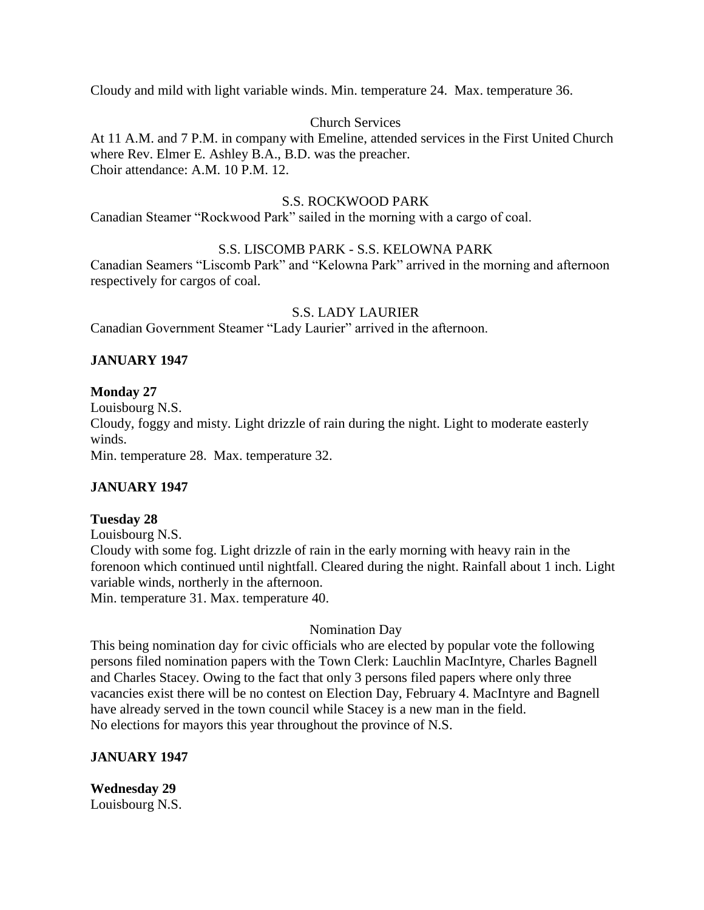Cloudy and mild with light variable winds. Min. temperature 24. Max. temperature 36.

Church Services

At 11 A.M. and 7 P.M. in company with Emeline, attended services in the First United Church where Rev. Elmer E. Ashley B.A., B.D. was the preacher.
Choir attendance: A.M. 10 P.M. 12.

S.S. ROCKWOOD PARK

Canadian Steamer "Rockwood Park" sailed in the morning with a cargo of coal.

S.S. LISCOMB PARK - S.S. KELOWNA PARK

Canadian Seamers "Liscomb Park" and "Kelowna Park" arrived in the morning and afternoon respectively for cargos of coal.

S.S. LADY LAURIER

Canadian Government Steamer "Lady Laurier" arrived in the afternoon.

**JANUARY 1947**

**Monday 27**
Louisbourg N.S.
Cloudy, foggy and misty. Light drizzle of rain during the night. Light to moderate easterly winds.
Min. temperature 28. Max. temperature 32.

**JANUARY 1947**

**Tuesday 28**
Louisbourg N.S.
Cloudy with some fog. Light drizzle of rain in the early morning with heavy rain in the forenoon which continued until nightfall. Cleared during the night. Rainfall about 1 inch. Light variable winds, northerly in the afternoon.
Min. temperature 31. Max. temperature 40.

Nomination Day

This being nomination day for civic officials who are elected by popular vote the following persons filed nomination papers with the Town Clerk: Lauchlin MacIntyre, Charles Bagnell and Charles Stacey. Owing to the fact that only 3 persons filed papers where only three vacancies exist there will be no contest on Election Day, February 4. MacIntyre and Bagnell have already served in the town council while Stacey is a new man in the field.
No elections for mayors this year throughout the province of N.S.

**JANUARY 1947**

**Wednesday 29**
Louisbourg N.S.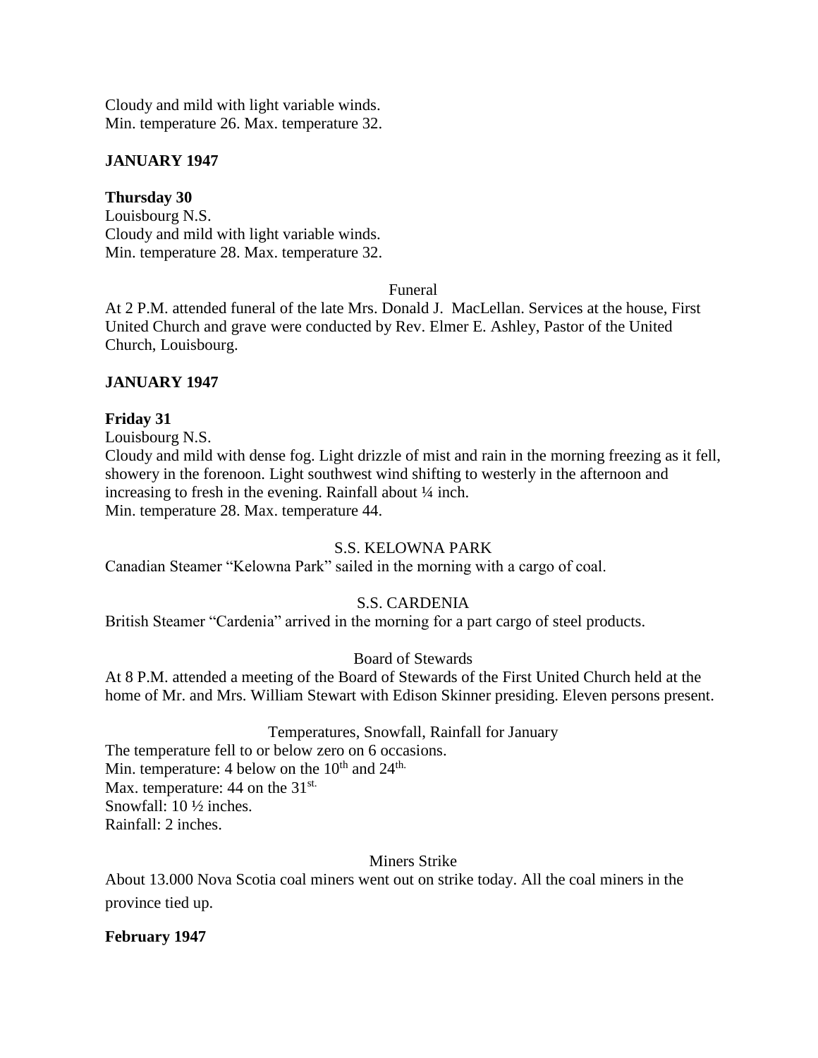Cloudy and mild with light variable winds.
Min. temperature 26. Max. temperature 32.

**JANUARY 1947**

**Thursday 30**
Louisbourg N.S.
Cloudy and mild with light variable winds.
Min. temperature 28. Max. temperature 32.

Funeral

At 2 P.M. attended funeral of the late Mrs. Donald J. MacLellan. Services at the house, First United Church and grave were conducted by Rev. Elmer E. Ashley, Pastor of the United Church, Louisbourg.

**JANUARY 1947**

**Friday 31**
Louisbourg N.S.
Cloudy and mild with dense fog. Light drizzle of mist and rain in the morning freezing as it fell, showery in the forenoon. Light southwest wind shifting to westerly in the afternoon and increasing to fresh in the evening. Rainfall about ¼ inch.
Min. temperature 28. Max. temperature 44.

S.S. KELOWNA PARK

Canadian Steamer "Kelowna Park" sailed in the morning with a cargo of coal.

S.S. CARDENIA

British Steamer "Cardenia" arrived in the morning for a part cargo of steel products.

Board of Stewards

At 8 P.M. attended a meeting of the Board of Stewards of the First United Church held at the home of Mr. and Mrs. William Stewart with Edison Skinner presiding. Eleven persons present.

Temperatures, Snowfall, Rainfall for January

The temperature fell to or below zero on 6 occasions.
Min. temperature: 4 below on the 10th and 24th.
Max. temperature: 44 on the 31st.
Snowfall: 10 ½ inches.
Rainfall: 2 inches.

Miners Strike

About 13.000 Nova Scotia coal miners went out on strike today. All the coal miners in the province tied up.

**February 1947**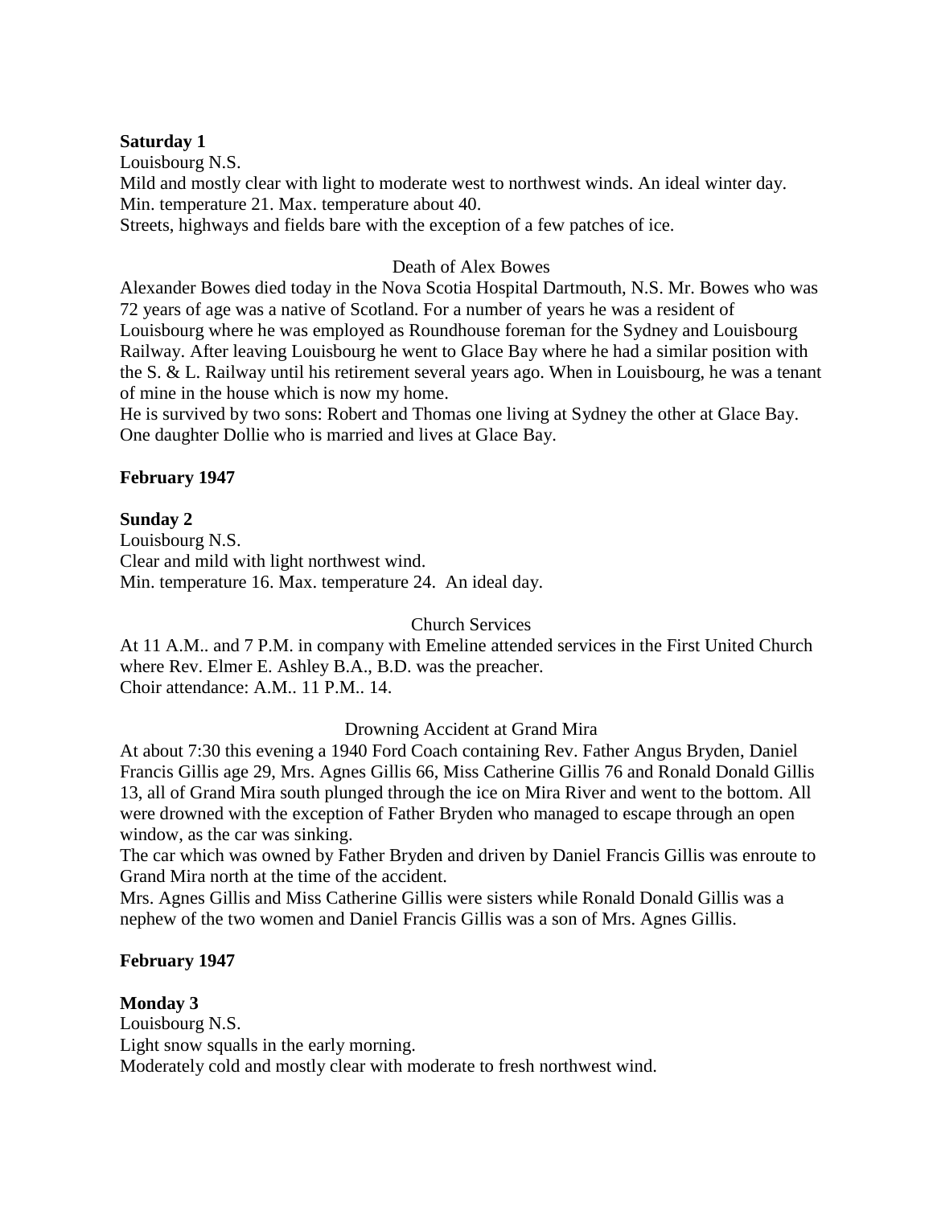**Saturday 1**

Louisbourg N.S.

Mild and mostly clear with light to moderate west to northwest winds. An ideal winter day.

Min. temperature 21. Max. temperature about 40.

Streets, highways and fields bare with the exception of a few patches of ice.

Death of Alex Bowes

Alexander Bowes died today in the Nova Scotia Hospital Dartmouth, N.S. Mr. Bowes who was 72 years of age was a native of Scotland. For a number of years he was a resident of Louisbourg where he was employed as Roundhouse foreman for the Sydney and Louisbourg Railway. After leaving Louisbourg he went to Glace Bay where he had a similar position with the S. & L. Railway until his retirement several years ago. When in Louisbourg, he was a tenant of mine in the house which is now my home.

He is survived by two sons: Robert and Thomas one living at Sydney the other at Glace Bay. One daughter Dollie who is married and lives at Glace Bay.

**February 1947**

**Sunday 2**

Louisbourg N.S.

Clear and mild with light northwest wind.

Min. temperature 16. Max. temperature 24. An ideal day.

Church Services

At 11 A.M.. and 7 P.M. in company with Emeline attended services in the First United Church where Rev. Elmer E. Ashley B.A., B.D. was the preacher.

Choir attendance: A.M.. 11 P.M.. 14.

Drowning Accident at Grand Mira

At about 7:30 this evening a 1940 Ford Coach containing Rev. Father Angus Bryden, Daniel Francis Gillis age 29, Mrs. Agnes Gillis 66, Miss Catherine Gillis 76 and Ronald Donald Gillis 13, all of Grand Mira south plunged through the ice on Mira River and went to the bottom. All were drowned with the exception of Father Bryden who managed to escape through an open window, as the car was sinking.

The car which was owned by Father Bryden and driven by Daniel Francis Gillis was enroute to Grand Mira north at the time of the accident.

Mrs. Agnes Gillis and Miss Catherine Gillis were sisters while Ronald Donald Gillis was a nephew of the two women and Daniel Francis Gillis was a son of Mrs. Agnes Gillis.

**February 1947**

**Monday 3**

Louisbourg N.S.

Light snow squalls in the early morning.

Moderately cold and mostly clear with moderate to fresh northwest wind.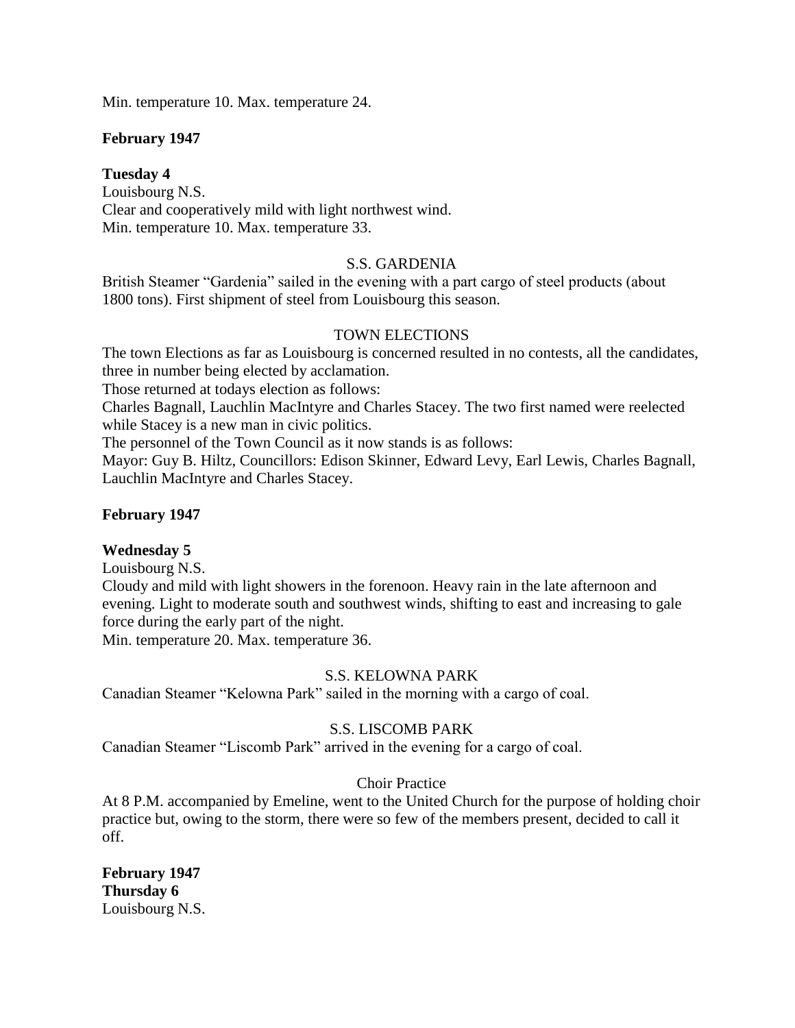Min. temperature 10. Max. temperature 24.

**February 1947**

**Tuesday 4**
Louisbourg N.S.
Clear and cooperatively mild with light northwest wind.
Min. temperature 10. Max. temperature 33.

S.S. GARDENIA

British Steamer "Gardenia" sailed in the evening with a part cargo of steel products (about 1800 tons). First shipment of steel from Louisbourg this season.

TOWN ELECTIONS

The town Elections as far as Louisbourg is concerned resulted in no contests, all the candidates, three in number being elected by acclamation.
Those returned at todays election as follows:
Charles Bagnall, Lauchlin MacIntyre and Charles Stacey. The two first named were reelected while Stacey is a new man in civic politics.
The personnel of the Town Council as it now stands is as follows:
Mayor: Guy B. Hiltz, Councillors: Edison Skinner, Edward Levy, Earl Lewis, Charles Bagnall, Lauchlin MacIntyre and Charles Stacey.

**February 1947**

**Wednesday 5**
Louisbourg N.S.
Cloudy and mild with light showers in the forenoon. Heavy rain in the late afternoon and evening. Light to moderate south and southwest winds, shifting to east and increasing to gale force during the early part of the night.
Min. temperature 20. Max. temperature 36.

S.S. KELOWNA PARK

Canadian Steamer "Kelowna Park" sailed in the morning with a cargo of coal.

S.S. LISCOMB PARK

Canadian Steamer "Liscomb Park" arrived in the evening for a cargo of coal.

Choir Practice

At 8 P.M. accompanied by Emeline, went to the United Church for the purpose of holding choir practice but, owing to the storm, there were so few of the members present, decided to call it off.

**February 1947**
**Thursday 6**
Louisbourg N.S.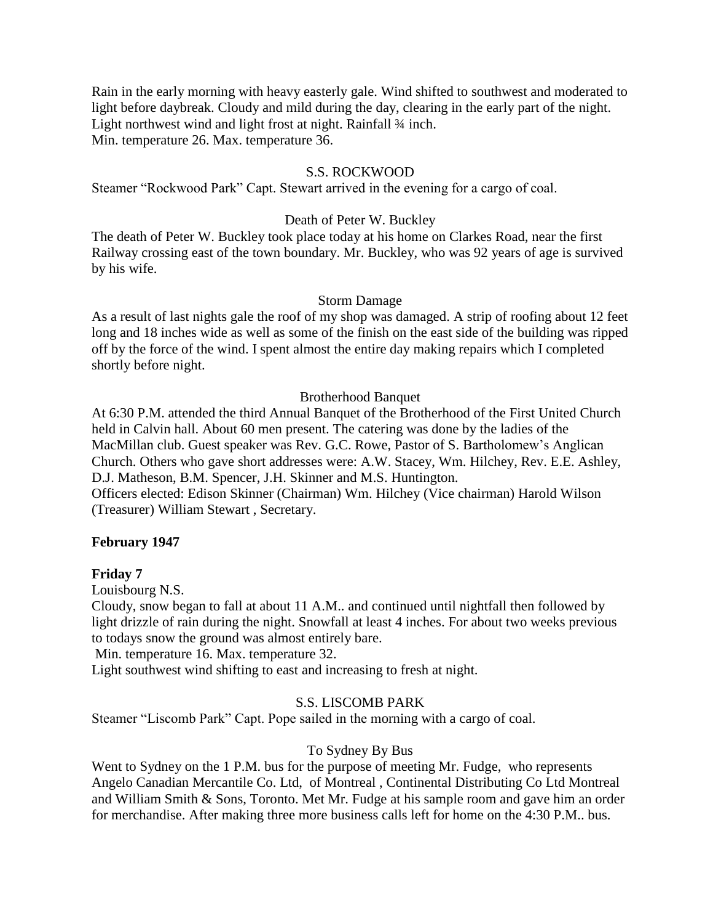Rain in the early morning with heavy easterly gale. Wind shifted to southwest and moderated to light before daybreak. Cloudy and mild during the day, clearing in the early part of the night. Light northwest wind and light frost at night. Rainfall ¾ inch.
Min. temperature 26. Max. temperature 36.

S.S. ROCKWOOD

Steamer "Rockwood Park" Capt. Stewart arrived in the evening for a cargo of coal.

Death of Peter W. Buckley

The death of Peter W. Buckley took place today at his home on Clarkes Road, near the first Railway crossing east of the town boundary. Mr. Buckley, who was 92 years of age is survived by his wife.

Storm Damage

As a result of last nights gale the roof of my shop was damaged. A strip of roofing about 12 feet long and 18 inches wide as well as some of the finish on the east side of the building was ripped off by the force of the wind. I spent almost the entire day making repairs which I completed shortly before night.

Brotherhood Banquet

At 6:30 P.M. attended the third Annual Banquet of the Brotherhood of the First United Church held in Calvin hall. About 60 men present. The catering was done by the ladies of the MacMillan club. Guest speaker was Rev. G.C. Rowe, Pastor of S. Bartholomew's Anglican Church. Others who gave short addresses were: A.W. Stacey, Wm. Hilchey, Rev. E.E. Ashley, D.J. Matheson, B.M. Spencer, J.H. Skinner and M.S. Huntington.
Officers elected: Edison Skinner (Chairman) Wm. Hilchey (Vice chairman) Harold Wilson (Treasurer) William Stewart , Secretary.

**February 1947**

**Friday 7**

Louisbourg N.S.

Cloudy, snow began to fall at about 11 A.M.. and continued until nightfall then followed by light drizzle of rain during the night. Snowfall at least 4 inches. For about two weeks previous to todays snow the ground was almost entirely bare.
Min. temperature 16. Max. temperature 32.
Light southwest wind shifting to east and increasing to fresh at night.

S.S. LISCOMB PARK

Steamer "Liscomb Park" Capt. Pope sailed in the morning with a cargo of coal.

To Sydney By Bus

Went to Sydney on the 1 P.M. bus for the purpose of meeting Mr. Fudge, who represents Angelo Canadian Mercantile Co. Ltd, of Montreal , Continental Distributing Co Ltd Montreal and William Smith & Sons, Toronto. Met Mr. Fudge at his sample room and gave him an order for merchandise. After making three more business calls left for home on the 4:30 P.M.. bus.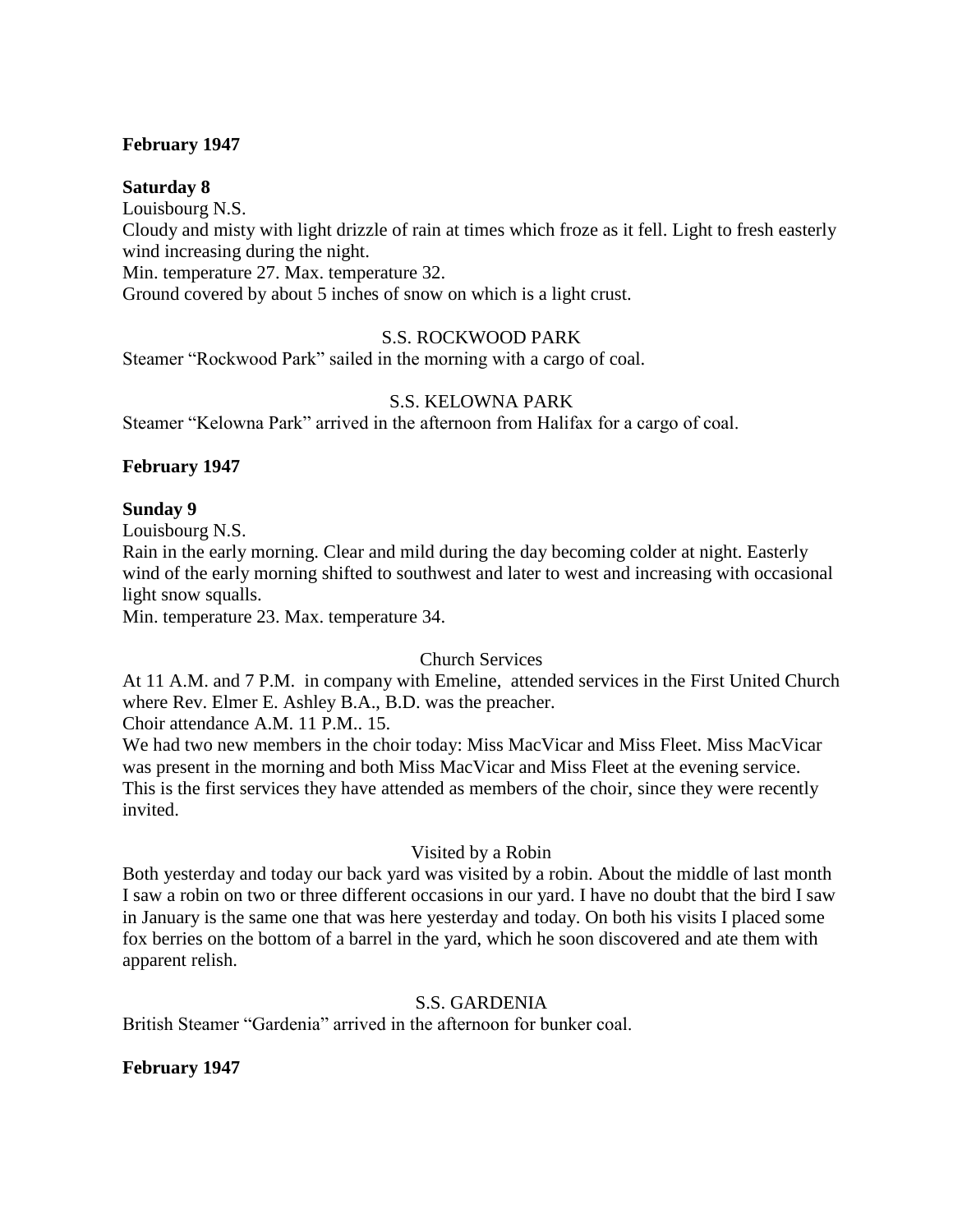**February 1947**

**Saturday 8**

Louisbourg N.S.

Cloudy and misty with light drizzle of rain at times which froze as it fell. Light to fresh easterly wind increasing during the night.

Min. temperature 27. Max. temperature 32.

Ground covered by about 5 inches of snow on which is a light crust.

S.S. ROCKWOOD PARK

Steamer "Rockwood Park" sailed in the morning with a cargo of coal.

S.S. KELOWNA PARK

Steamer "Kelowna Park" arrived in the afternoon from Halifax for a cargo of coal.

**February 1947**

**Sunday 9**

Louisbourg N.S.

Rain in the early morning. Clear and mild during the day becoming colder at night. Easterly wind of the early morning shifted to southwest and later to west and increasing with occasional light snow squalls.

Min. temperature 23. Max. temperature 34.

Church Services

At 11 A.M. and 7 P.M. in company with Emeline, attended services in the First United Church where Rev. Elmer E. Ashley B.A., B.D. was the preacher.

Choir attendance A.M. 11 P.M.. 15.

We had two new members in the choir today: Miss MacVicar and Miss Fleet. Miss MacVicar was present in the morning and both Miss MacVicar and Miss Fleet at the evening service. This is the first services they have attended as members of the choir, since they were recently invited.

Visited by a Robin

Both yesterday and today our back yard was visited by a robin. About the middle of last month I saw a robin on two or three different occasions in our yard. I have no doubt that the bird I saw in January is the same one that was here yesterday and today. On both his visits I placed some fox berries on the bottom of a barrel in the yard, which he soon discovered and ate them with apparent relish.

S.S. GARDENIA

British Steamer "Gardenia" arrived in the afternoon for bunker coal.

**February 1947**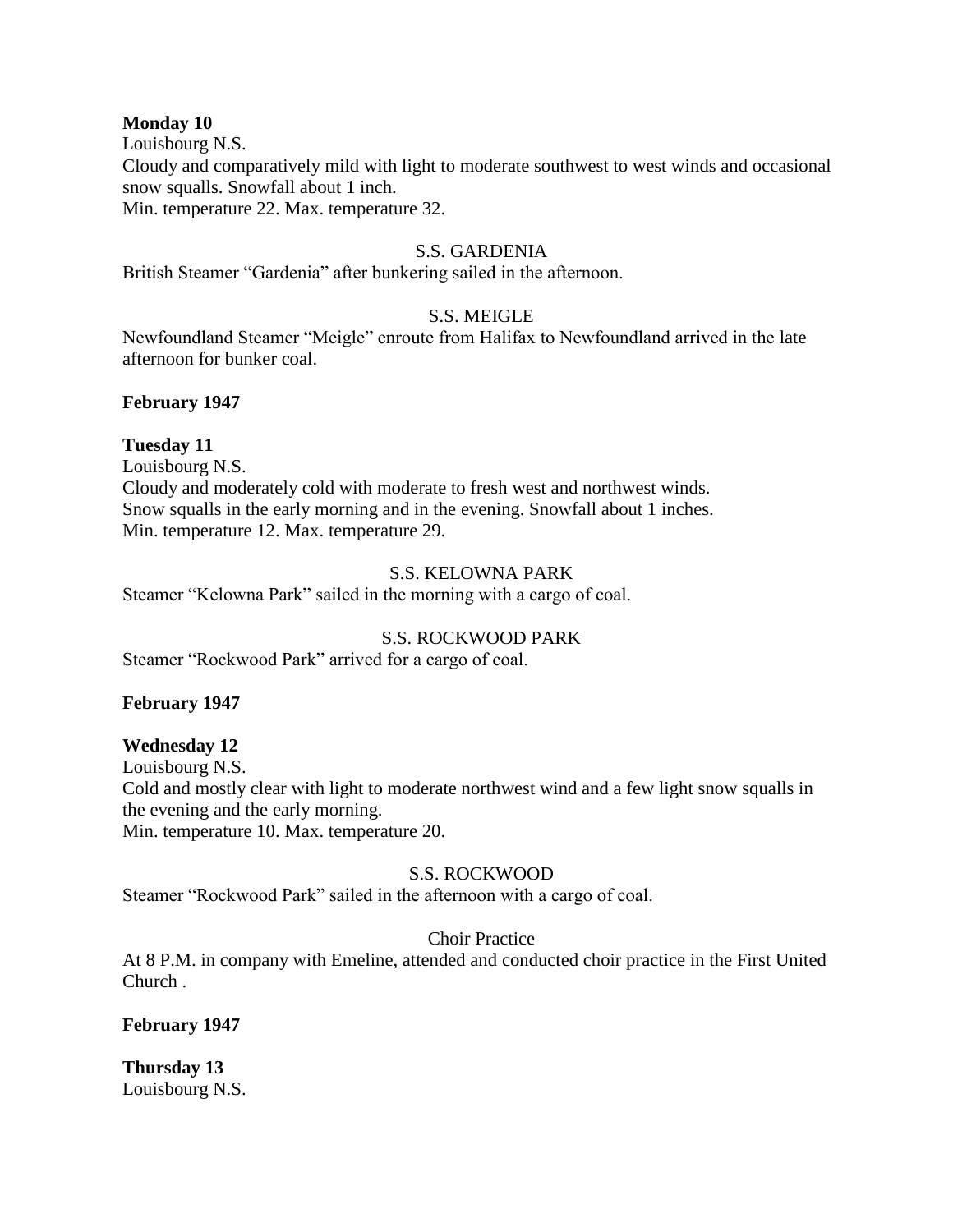**Monday 10**
Louisbourg N.S.
Cloudy and comparatively mild with light to moderate southwest to west winds and occasional snow squalls. Snowfall about 1 inch.
Min. temperature 22. Max. temperature 32.

S.S. GARDENIA
British Steamer "Gardenia" after bunkering sailed in the afternoon.

S.S. MEIGLE
Newfoundland Steamer "Meigle" enroute from Halifax to Newfoundland arrived in the late afternoon for bunker coal.

**February 1947**

**Tuesday 11**
Louisbourg N.S.
Cloudy and moderately cold with moderate to fresh west and northwest winds.
Snow squalls in the early morning and in the evening. Snowfall about 1 inches.
Min. temperature 12. Max. temperature 29.

S.S. KELOWNA PARK
Steamer "Kelowna Park" sailed in the morning with a cargo of coal.

S.S. ROCKWOOD PARK
Steamer "Rockwood Park" arrived for a cargo of coal.

**February 1947**

**Wednesday 12**
Louisbourg N.S.
Cold and mostly clear with light to moderate northwest wind and a few light snow squalls in the evening and the early morning.
Min. temperature 10. Max. temperature 20.

S.S. ROCKWOOD
Steamer "Rockwood Park" sailed in the afternoon with a cargo of coal.

Choir Practice
At 8 P.M. in company with Emeline, attended and conducted choir practice in the First United Church .

**February 1947**

**Thursday 13**
Louisbourg N.S.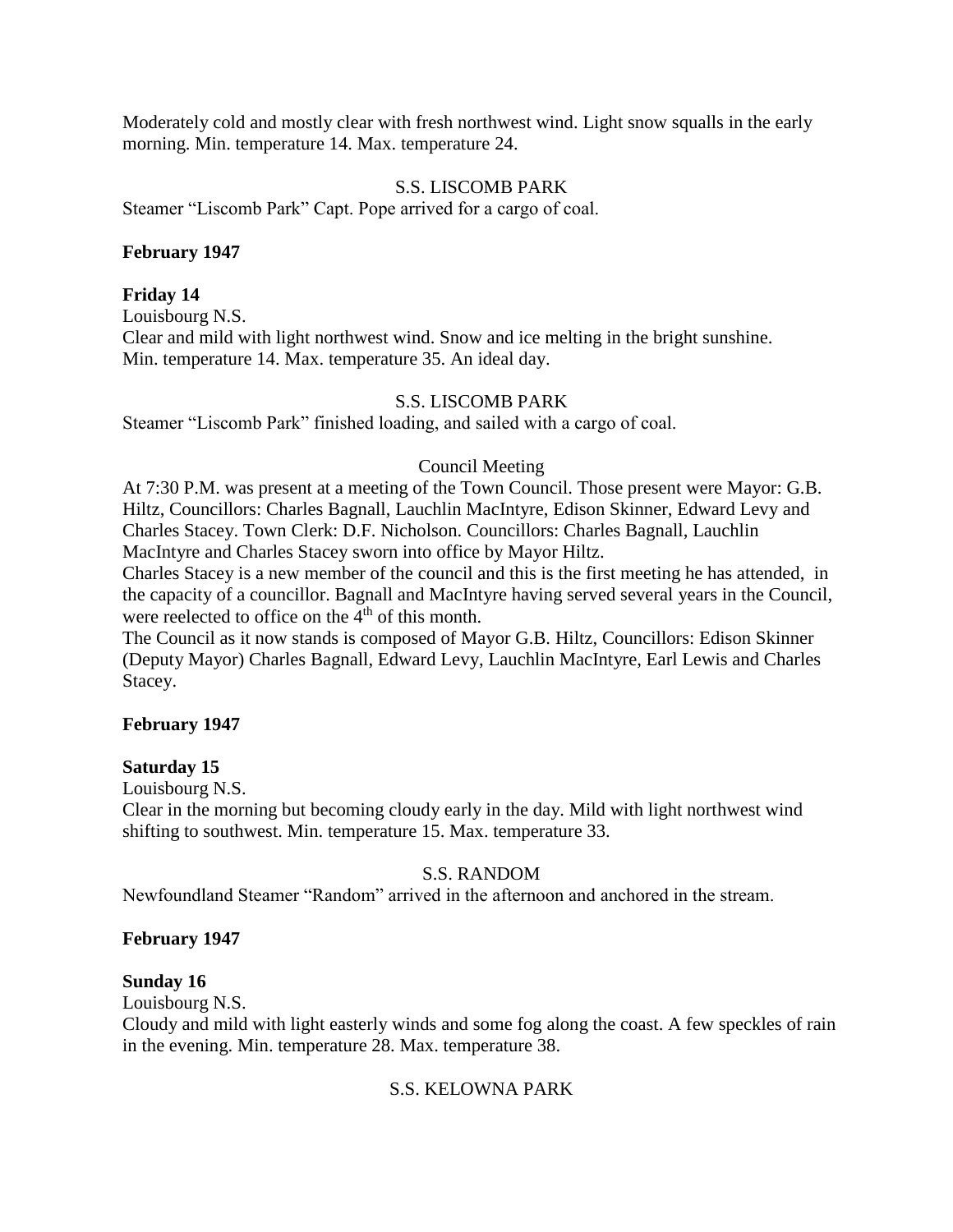Moderately cold and mostly clear with fresh northwest wind. Light snow squalls in the early morning. Min. temperature 14. Max. temperature 24.

S.S. LISCOMB PARK

Steamer “Liscomb Park” Capt. Pope arrived for a cargo of coal.

**February 1947**

**Friday 14**

Louisbourg N.S.

Clear and mild with light northwest wind. Snow and ice melting in the bright sunshine. Min. temperature 14. Max. temperature 35. An ideal day.

S.S. LISCOMB PARK

Steamer “Liscomb Park” finished loading, and sailed with a cargo of coal.

Council Meeting

At 7:30 P.M. was present at a meeting of the Town Council. Those present were Mayor: G.B. Hiltz, Councillors: Charles Bagnall, Lauchlin MacIntyre, Edison Skinner, Edward Levy and Charles Stacey. Town Clerk: D.F. Nicholson. Councillors: Charles Bagnall, Lauchlin MacIntyre and Charles Stacey sworn into office by Mayor Hiltz.

Charles Stacey is a new member of the council and this is the first meeting he has attended, in the capacity of a councillor. Bagnall and MacIntyre having served several years in the Council, were reelected to office on the 4th of this month.

The Council as it now stands is composed of Mayor G.B. Hiltz, Councillors: Edison Skinner (Deputy Mayor) Charles Bagnall, Edward Levy, Lauchlin MacIntyre, Earl Lewis and Charles Stacey.

**February 1947**

**Saturday 15**

Louisbourg N.S.

Clear in the morning but becoming cloudy early in the day. Mild with light northwest wind shifting to southwest. Min. temperature 15. Max. temperature 33.

S.S. RANDOM

Newfoundland Steamer “Random” arrived in the afternoon and anchored in the stream.

**February 1947**

**Sunday 16**

Louisbourg N.S.

Cloudy and mild with light easterly winds and some fog along the coast. A few speckles of rain in the evening. Min. temperature 28. Max. temperature 38.

S.S. KELOWNA PARK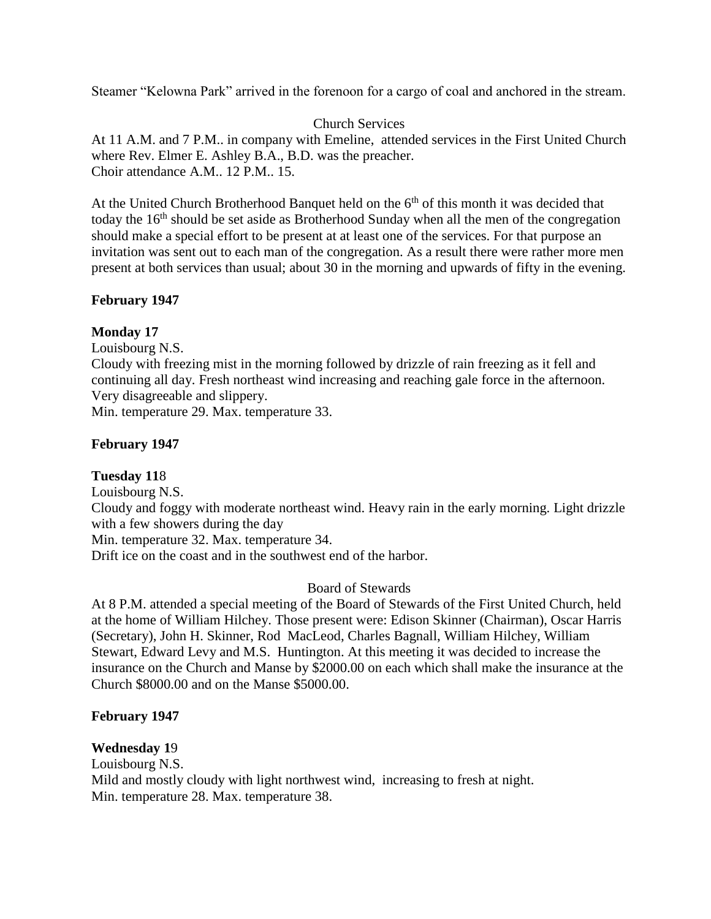Steamer "Kelowna Park" arrived in the forenoon for a cargo of coal and anchored in the stream.

Church Services

At 11 A.M. and 7 P.M.. in company with Emeline, attended services in the First United Church where Rev. Elmer E. Ashley B.A., B.D. was the preacher.
Choir attendance A.M.. 12 P.M.. 15.

At the United Church Brotherhood Banquet held on the 6th of this month it was decided that today the 16th should be set aside as Brotherhood Sunday when all the men of the congregation should make a special effort to be present at at least one of the services. For that purpose an invitation was sent out to each man of the congregation. As a result there were rather more men present at both services than usual; about 30 in the morning and upwards of fifty in the evening.

**February 1947**

**Monday 17**

Louisbourg N.S.
Cloudy with freezing mist in the morning followed by drizzle of rain freezing as it fell and continuing all day. Fresh northeast wind increasing and reaching gale force in the afternoon. Very disagreeable and slippery.
Min. temperature 29. Max. temperature 33.

**February 1947**

**Tuesday 11**8

Louisbourg N.S.
Cloudy and foggy with moderate northeast wind. Heavy rain in the early morning. Light drizzle with a few showers during the day
Min. temperature 32. Max. temperature 34.
Drift ice on the coast and in the southwest end of the harbor.

Board of Stewards

At 8 P.M. attended a special meeting of the Board of Stewards of the First United Church, held at the home of William Hilchey. Those present were: Edison Skinner (Chairman), Oscar Harris (Secretary), John H. Skinner, Rod MacLeod, Charles Bagnall, William Hilchey, William Stewart, Edward Levy and M.S. Huntington. At this meeting it was decided to increase the insurance on the Church and Manse by $2000.00 on each which shall make the insurance at the Church $8000.00 and on the Manse $5000.00.

**February 1947**

**Wednesday 1**9

Louisbourg N.S.
Mild and mostly cloudy with light northwest wind, increasing to fresh at night.
Min. temperature 28. Max. temperature 38.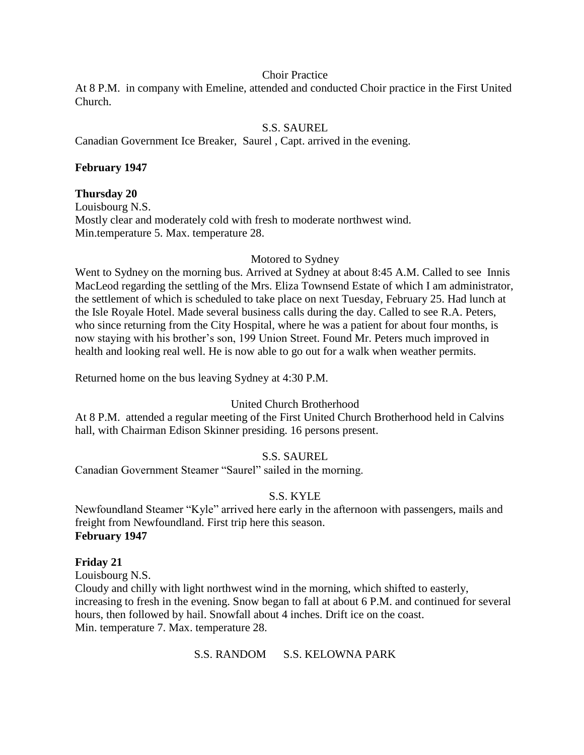Choir Practice

At 8 P.M. in company with Emeline, attended and conducted Choir practice in the First United Church.

S.S. SAUREL

Canadian Government Ice Breaker, Saurel , Capt. arrived in the evening.

**February 1947**

**Thursday 20**

Louisbourg N.S.

Mostly clear and moderately cold with fresh to moderate northwest wind.

Min.temperature 5. Max. temperature 28.

Motored to Sydney

Went to Sydney on the morning bus. Arrived at Sydney at about 8:45 A.M. Called to see Innis MacLeod regarding the settling of the Mrs. Eliza Townsend Estate of which I am administrator, the settlement of which is scheduled to take place on next Tuesday, February 25. Had lunch at the Isle Royale Hotel. Made several business calls during the day. Called to see R.A. Peters, who since returning from the City Hospital, where he was a patient for about four months, is now staying with his brother's son, 199 Union Street. Found Mr. Peters much improved in health and looking real well. He is now able to go out for a walk when weather permits.

Returned home on the bus leaving Sydney at 4:30 P.M.

United Church Brotherhood

At 8 P.M. attended a regular meeting of the First United Church Brotherhood held in Calvins hall, with Chairman Edison Skinner presiding. 16 persons present.

S.S. SAUREL

Canadian Government Steamer "Saurel" sailed in the morning.

S.S. KYLE

Newfoundland Steamer "Kyle" arrived here early in the afternoon with passengers, mails and freight from Newfoundland. First trip here this season.

**February 1947**

**Friday 21**

Louisbourg N.S.

Cloudy and chilly with light northwest wind in the morning, which shifted to easterly, increasing to fresh in the evening. Snow began to fall at about 6 P.M. and continued for several hours, then followed by hail. Snowfall about 4 inches. Drift ice on the coast.

Min. temperature 7. Max. temperature 28.

S.S. RANDOM S.S. KELOWNA PARK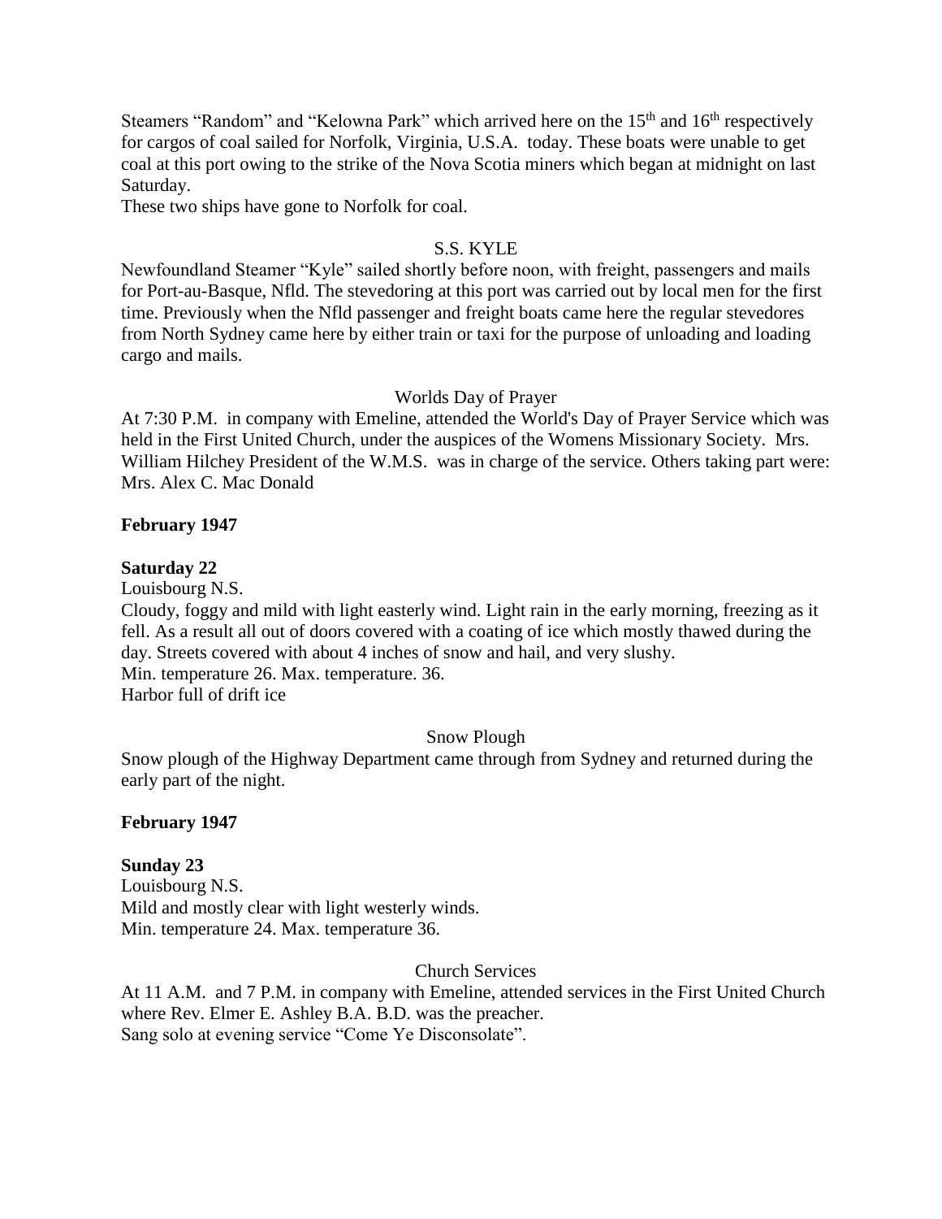Steamers “Random” and “Kelowna Park” which arrived here on the 15th and 16th respectively for cargos of coal sailed for Norfolk, Virginia, U.S.A. today. These boats were unable to get coal at this port owing to the strike of the Nova Scotia miners which began at midnight on last Saturday.
These two ships have gone to Norfolk for coal.

S.S. KYLE

Newfoundland Steamer “Kyle” sailed shortly before noon, with freight, passengers and mails for Port-au-Basque, Nfld. The stevedoring at this port was carried out by local men for the first time. Previously when the Nfld passenger and freight boats came here the regular stevedores from North Sydney came here by either train or taxi for the purpose of unloading and loading cargo and mails.

Worlds Day of Prayer

At 7:30 P.M. in company with Emeline, attended the World's Day of Prayer Service which was held in the First United Church, under the auspices of the Womens Missionary Society. Mrs. William Hilchey President of the W.M.S. was in charge of the service. Others taking part were: Mrs. Alex C. Mac Donald

**February 1947**

**Saturday 22**

Louisbourg N.S.
Cloudy, foggy and mild with light easterly wind. Light rain in the early morning, freezing as it fell. As a result all out of doors covered with a coating of ice which mostly thawed during the day. Streets covered with about 4 inches of snow and hail, and very slushy.
Min. temperature 26. Max. temperature. 36.
Harbor full of drift ice

Snow Plough

Snow plough of the Highway Department came through from Sydney and returned during the early part of the night.

**February 1947**

**Sunday 23**

Louisbourg N.S.
Mild and mostly clear with light westerly winds.
Min. temperature 24. Max. temperature 36.

Church Services

At 11 A.M. and 7 P.M. in company with Emeline, attended services in the First United Church where Rev. Elmer E. Ashley B.A. B.D. was the preacher.
Sang solo at evening service “Come Ye Disconsolate”.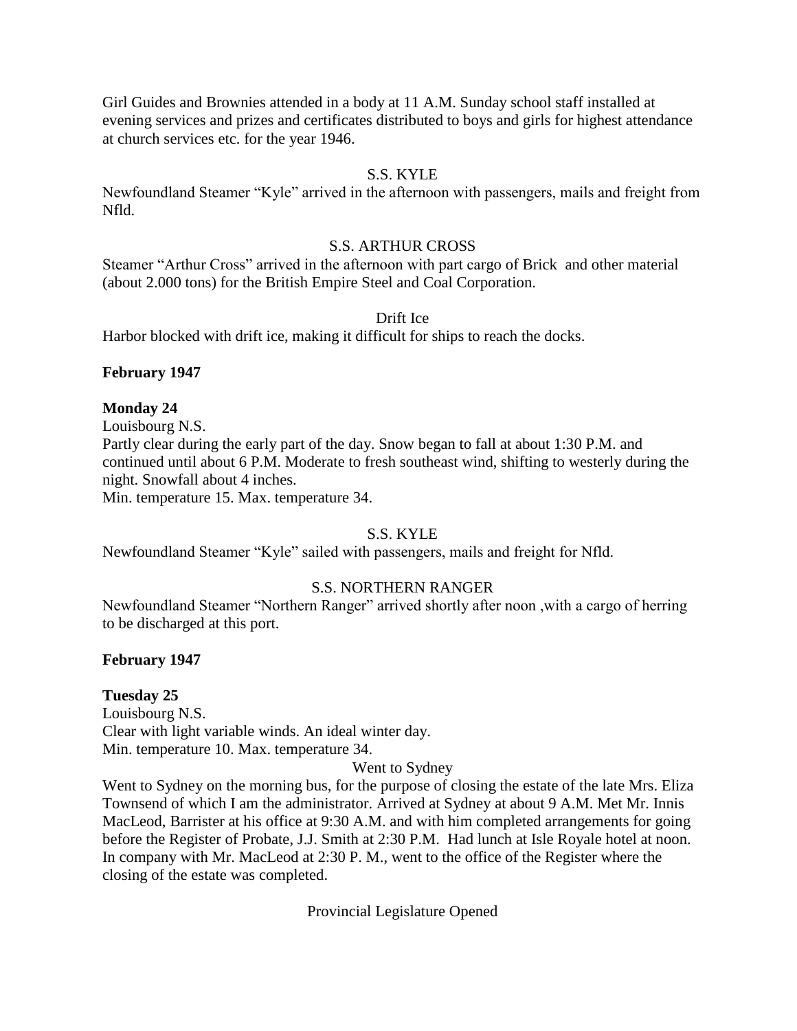Girl Guides and Brownies attended in a body at 11 A.M. Sunday school staff installed at evening services and prizes and certificates distributed to boys and girls for highest attendance at church services etc. for the year 1946.

S.S. KYLE

Newfoundland Steamer "Kyle" arrived in the afternoon with passengers, mails and freight from Nfld.

S.S. ARTHUR CROSS

Steamer "Arthur Cross" arrived in the afternoon with part cargo of Brick and other material (about 2.000 tons) for the British Empire Steel and Coal Corporation.

Drift Ice

Harbor blocked with drift ice, making it difficult for ships to reach the docks.

**February 1947**

**Monday 24**

Louisbourg N.S.

Partly clear during the early part of the day. Snow began to fall at about 1:30 P.M. and continued until about 6 P.M. Moderate to fresh southeast wind, shifting to westerly during the night. Snowfall about 4 inches.

Min. temperature 15. Max. temperature 34.

S.S. KYLE

Newfoundland Steamer "Kyle" sailed with passengers, mails and freight for Nfld.

S.S. NORTHERN RANGER

Newfoundland Steamer "Northern Ranger" arrived shortly after noon ,with a cargo of herring to be discharged at this port.

**February 1947**

**Tuesday 25**

Louisbourg N.S.

Clear with light variable winds. An ideal winter day.

Min. temperature 10. Max. temperature 34.

Went to Sydney

Went to Sydney on the morning bus, for the purpose of closing the estate of the late Mrs. Eliza Townsend of which I am the administrator. Arrived at Sydney at about 9 A.M. Met Mr. Innis MacLeod, Barrister at his office at 9:30 A.M. and with him completed arrangements for going before the Register of Probate, J.J. Smith at 2:30 P.M. Had lunch at Isle Royale hotel at noon. In company with Mr. MacLeod at 2:30 P. M., went to the office of the Register where the closing of the estate was completed.

Provincial Legislature Opened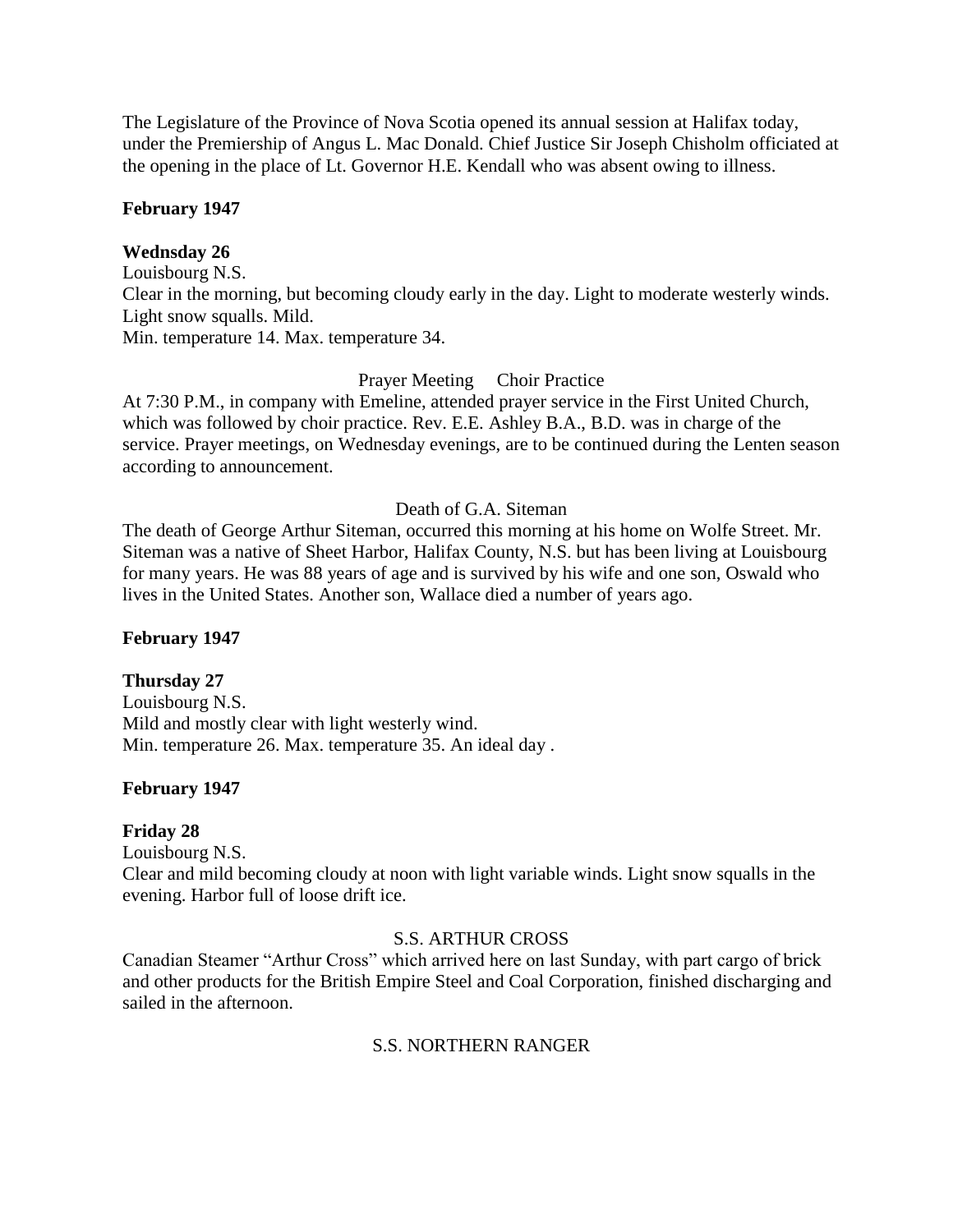The Legislature of the Province of Nova Scotia opened its annual session at Halifax today, under the Premiership of Angus L. Mac Donald. Chief Justice Sir Joseph Chisholm officiated at the opening in the place of Lt. Governor H.E. Kendall who was absent owing to illness.

**February 1947**

**Wednsday 26**
Louisbourg N.S.
Clear in the morning, but becoming cloudy early in the day. Light to moderate westerly winds. Light snow squalls. Mild.
Min. temperature 14. Max. temperature 34.

Prayer Meeting Choir Practice

At 7:30 P.M., in company with Emeline, attended prayer service in the First United Church, which was followed by choir practice. Rev. E.E. Ashley B.A., B.D. was in charge of the service. Prayer meetings, on Wednesday evenings, are to be continued during the Lenten season according to announcement.

Death of G.A. Siteman

The death of George Arthur Siteman, occurred this morning at his home on Wolfe Street. Mr. Siteman was a native of Sheet Harbor, Halifax County, N.S. but has been living at Louisbourg for many years. He was 88 years of age and is survived by his wife and one son, Oswald who lives in the United States. Another son, Wallace died a number of years ago.

**February 1947**

**Thursday 27**
Louisbourg N.S.
Mild and mostly clear with light westerly wind.
Min. temperature 26. Max. temperature 35. An ideal day .

**February 1947**

**Friday 28**
Louisbourg N.S.
Clear and mild becoming cloudy at noon with light variable winds. Light snow squalls in the evening. Harbor full of loose drift ice.

S.S. ARTHUR CROSS

Canadian Steamer "Arthur Cross" which arrived here on last Sunday, with part cargo of brick and other products for the British Empire Steel and Coal Corporation, finished discharging and sailed in the afternoon.

S.S. NORTHERN RANGER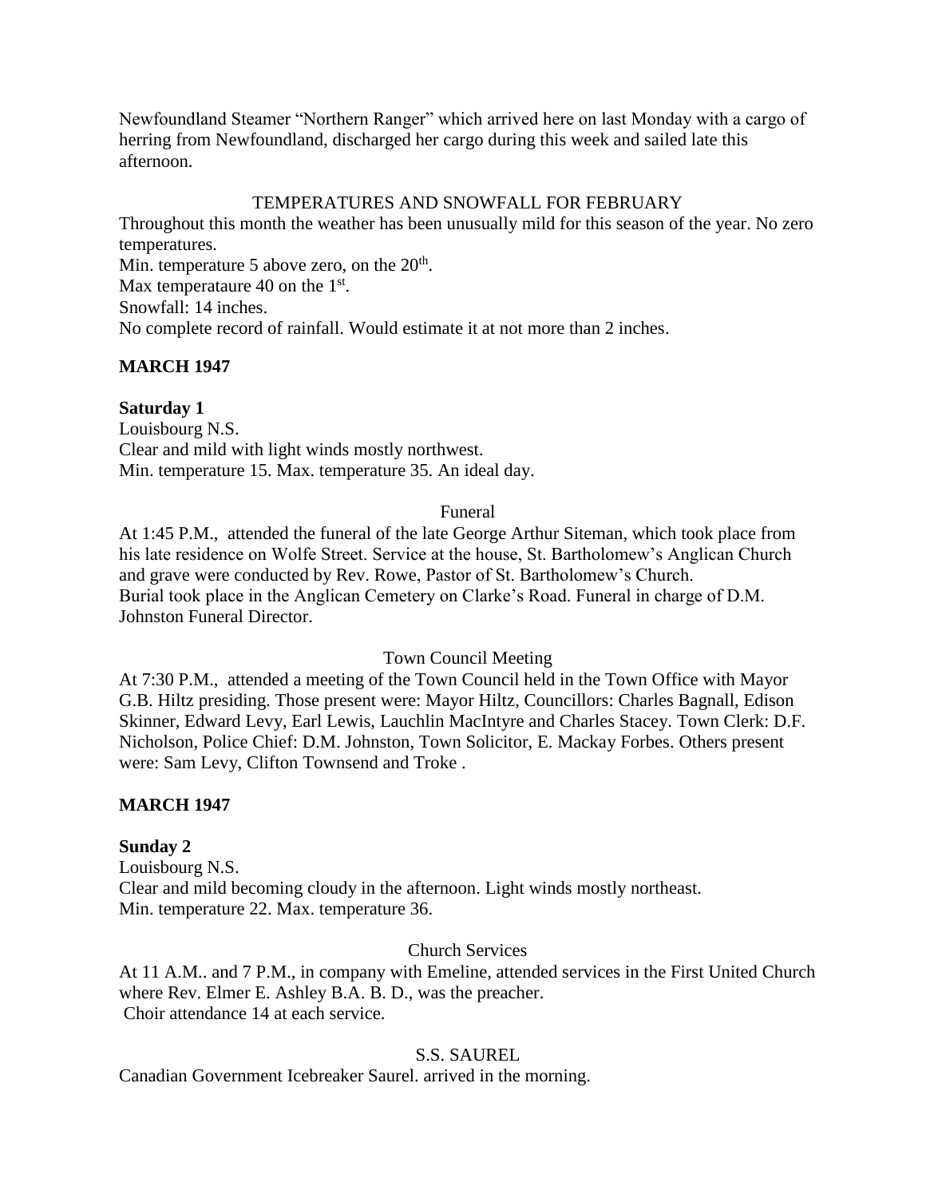Newfoundland Steamer "Northern Ranger" which arrived here on last Monday with a cargo of herring from Newfoundland, discharged her cargo during this week and sailed late this afternoon.

TEMPERATURES AND SNOWFALL FOR FEBRUARY

Throughout this month the weather has been unusually mild for this season of the year. No zero temperatures.

Min. temperature 5 above zero, on the 20th.

Max temperataure 40 on the 1st.

Snowfall: 14 inches.

No complete record of rainfall. Would estimate it at not more than 2 inches.

**MARCH 1947**

**Saturday 1**

Louisbourg N.S.

Clear and mild with light winds mostly northwest.

Min. temperature 15. Max. temperature 35. An ideal day.

Funeral

At 1:45 P.M., attended the funeral of the late George Arthur Siteman, which took place from his late residence on Wolfe Street. Service at the house, St. Bartholomew's Anglican Church and grave were conducted by Rev. Rowe, Pastor of St. Bartholomew's Church. Burial took place in the Anglican Cemetery on Clarke's Road. Funeral in charge of D.M. Johnston Funeral Director.

Town Council Meeting

At 7:30 P.M., attended a meeting of the Town Council held in the Town Office with Mayor G.B. Hiltz presiding. Those present were: Mayor Hiltz, Councillors: Charles Bagnall, Edison Skinner, Edward Levy, Earl Lewis, Lauchlin MacIntyre and Charles Stacey. Town Clerk: D.F. Nicholson, Police Chief: D.M. Johnston, Town Solicitor, E. Mackay Forbes. Others present were: Sam Levy, Clifton Townsend and Troke .

**MARCH 1947**

**Sunday 2**

Louisbourg N.S.

Clear and mild becoming cloudy in the afternoon. Light winds mostly northeast.

Min. temperature 22. Max. temperature 36.

Church Services

At 11 A.M.. and 7 P.M., in company with Emeline, attended services in the First United Church where Rev. Elmer E. Ashley B.A. B. D., was the preacher.

Choir attendance 14 at each service.

S.S. SAUREL

Canadian Government Icebreaker Saurel. arrived in the morning.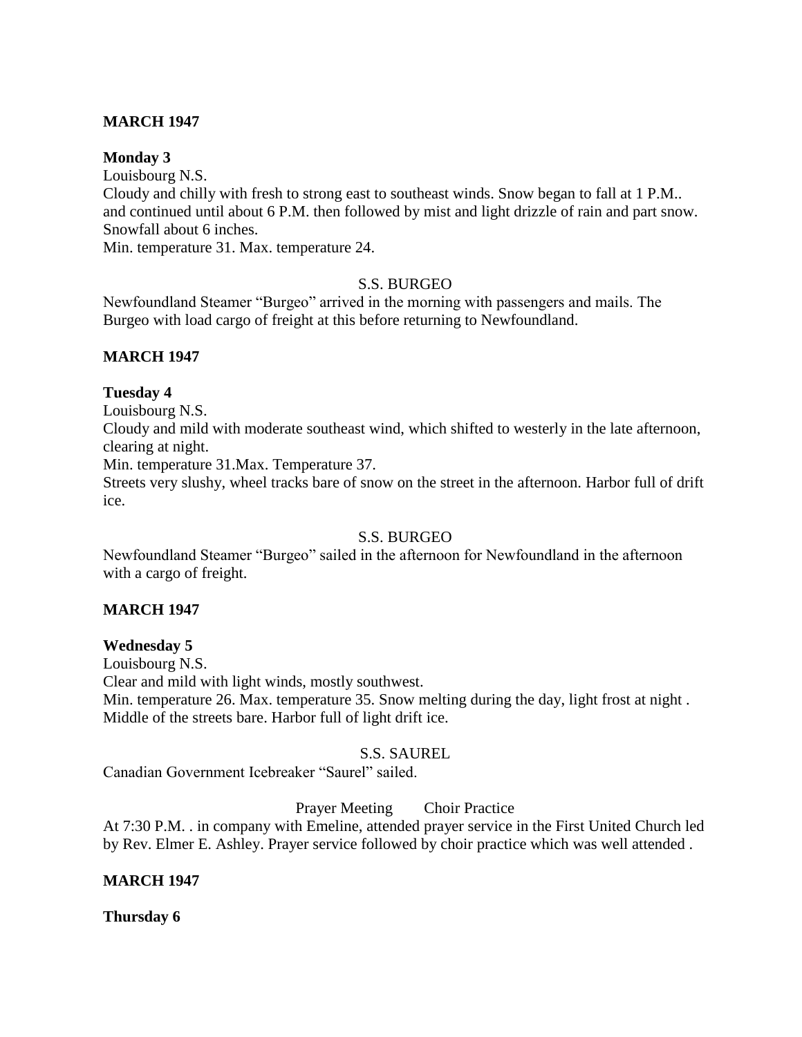**MARCH 1947**

**Monday 3**

Louisbourg N.S.

Cloudy and chilly with fresh to strong east to southeast winds. Snow began to fall at 1 P.M.. and continued until about 6 P.M. then followed by mist and light drizzle of rain and part snow. Snowfall about 6 inches.

Min. temperature 31. Max. temperature 24.

S.S. BURGEO

Newfoundland Steamer "Burgeo" arrived in the morning with passengers and mails. The Burgeo with load cargo of freight at this before returning to Newfoundland.

**MARCH 1947**

**Tuesday 4**

Louisbourg N.S.

Cloudy and mild with moderate southeast wind, which shifted to westerly in the late afternoon, clearing at night.

Min. temperature 31.Max. Temperature 37.

Streets very slushy, wheel tracks bare of snow on the street in the afternoon. Harbor full of drift ice.

S.S. BURGEO

Newfoundland Steamer "Burgeo" sailed in the afternoon for Newfoundland in the afternoon with a cargo of freight.

**MARCH 1947**

**Wednesday 5**

Louisbourg N.S.

Clear and mild with light winds, mostly southwest.

Min. temperature 26. Max. temperature 35. Snow melting during the day, light frost at night . Middle of the streets bare. Harbor full of light drift ice.

S.S. SAUREL

Canadian Government Icebreaker "Saurel" sailed.

Prayer Meeting Choir Practice

At 7:30 P.M. . in company with Emeline, attended prayer service in the First United Church led by Rev. Elmer E. Ashley. Prayer service followed by choir practice which was well attended .

**MARCH 1947**

**Thursday 6**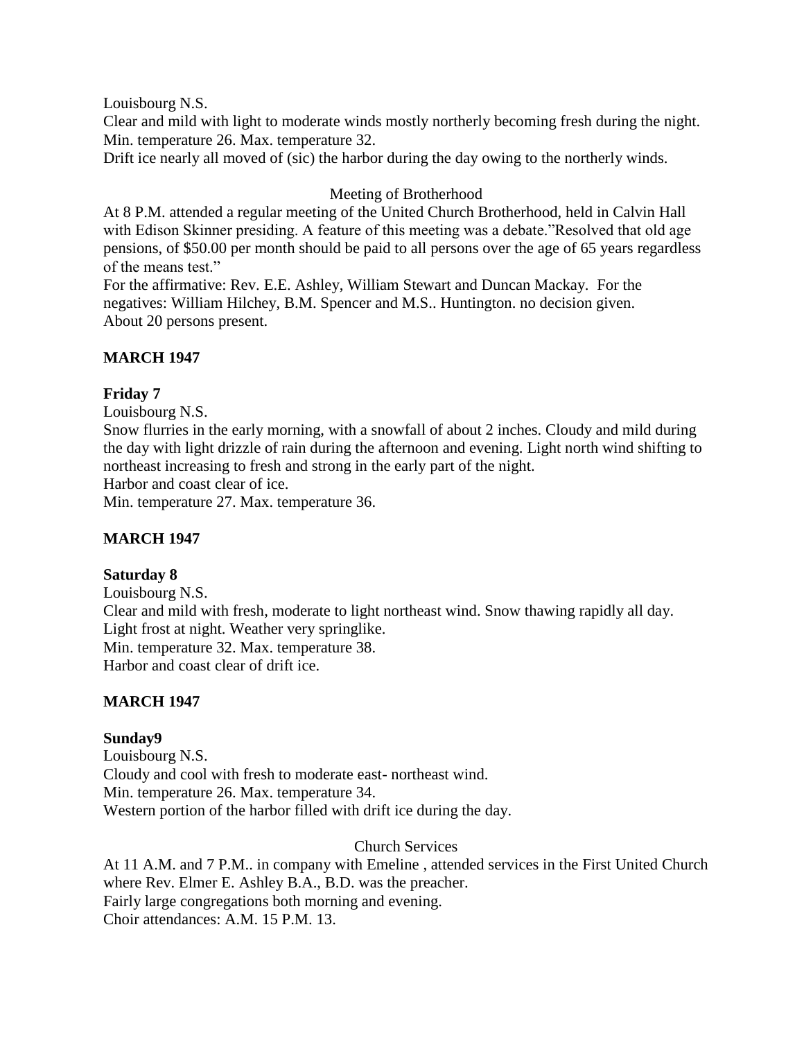Louisbourg N.S.
Clear and mild with light to moderate winds mostly northerly becoming fresh during the night.
Min. temperature 26. Max. temperature 32.
Drift ice nearly all moved of (sic) the harbor during the day owing to the northerly winds.

Meeting of Brotherhood

At 8 P.M. attended a regular meeting of the United Church Brotherhood, held in Calvin Hall with Edison Skinner presiding. A feature of this meeting was a debate."Resolved that old age pensions, of $50.00 per month should be paid to all persons over the age of 65 years regardless of the means test."
For the affirmative: Rev. E.E. Ashley, William Stewart and Duncan Mackay. For the negatives: William Hilchey, B.M. Spencer and M.S.. Huntington. no decision given.
About 20 persons present.

**MARCH 1947**

**Friday 7**

Louisbourg N.S.
Snow flurries in the early morning, with a snowfall of about 2 inches. Cloudy and mild during the day with light drizzle of rain during the afternoon and evening. Light north wind shifting to northeast increasing to fresh and strong in the early part of the night.
Harbor and coast clear of ice.
Min. temperature 27. Max. temperature 36.

**MARCH 1947**

**Saturday 8**

Louisbourg N.S.
Clear and mild with fresh, moderate to light northeast wind. Snow thawing rapidly all day.
Light frost at night. Weather very springlike.
Min. temperature 32. Max. temperature 38.
Harbor and coast clear of drift ice.

**MARCH 1947**

**Sunday9**

Louisbourg N.S.
Cloudy and cool with fresh to moderate east- northeast wind.
Min. temperature 26. Max. temperature 34.
Western portion of the harbor filled with drift ice during the day.

Church Services

At 11 A.M. and 7 P.M.. in company with Emeline , attended services in the First United Church where Rev. Elmer E. Ashley B.A., B.D. was the preacher.
Fairly large congregations both morning and evening.
Choir attendances: A.M. 15 P.M. 13.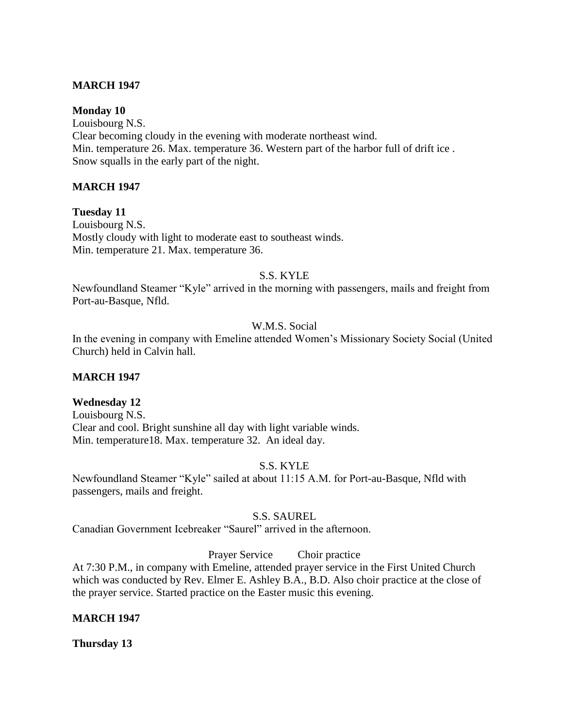**MARCH 1947**

**Monday 10**
Louisbourg N.S.
Clear becoming cloudy in the evening with moderate northeast wind.
Min. temperature 26. Max. temperature 36. Western part of the harbor full of drift ice .
Snow squalls in the early part of the night.

**MARCH 1947**

**Tuesday 11**
Louisbourg N.S.
Mostly cloudy with light to moderate east to southeast winds.
Min. temperature 21. Max. temperature 36.

S.S. KYLE

Newfoundland Steamer "Kyle" arrived in the morning with passengers, mails and freight from Port-au-Basque, Nfld.

W.M.S. Social

In the evening in company with Emeline attended Women's Missionary Society Social (United Church) held in Calvin hall.

**MARCH 1947**

**Wednesday 12**
Louisbourg N.S.
Clear and cool. Bright sunshine all day with light variable winds.
Min. temperature18. Max. temperature 32. An ideal day.

S.S. KYLE

Newfoundland Steamer "Kyle" sailed at about 11:15 A.M. for Port-au-Basque, Nfld with passengers, mails and freight.

S.S. SAUREL

Canadian Government Icebreaker "Saurel" arrived in the afternoon.

Prayer Service Choir practice

At 7:30 P.M., in company with Emeline, attended prayer service in the First United Church which was conducted by Rev. Elmer E. Ashley B.A., B.D. Also choir practice at the close of the prayer service. Started practice on the Easter music this evening.

**MARCH 1947**

**Thursday 13**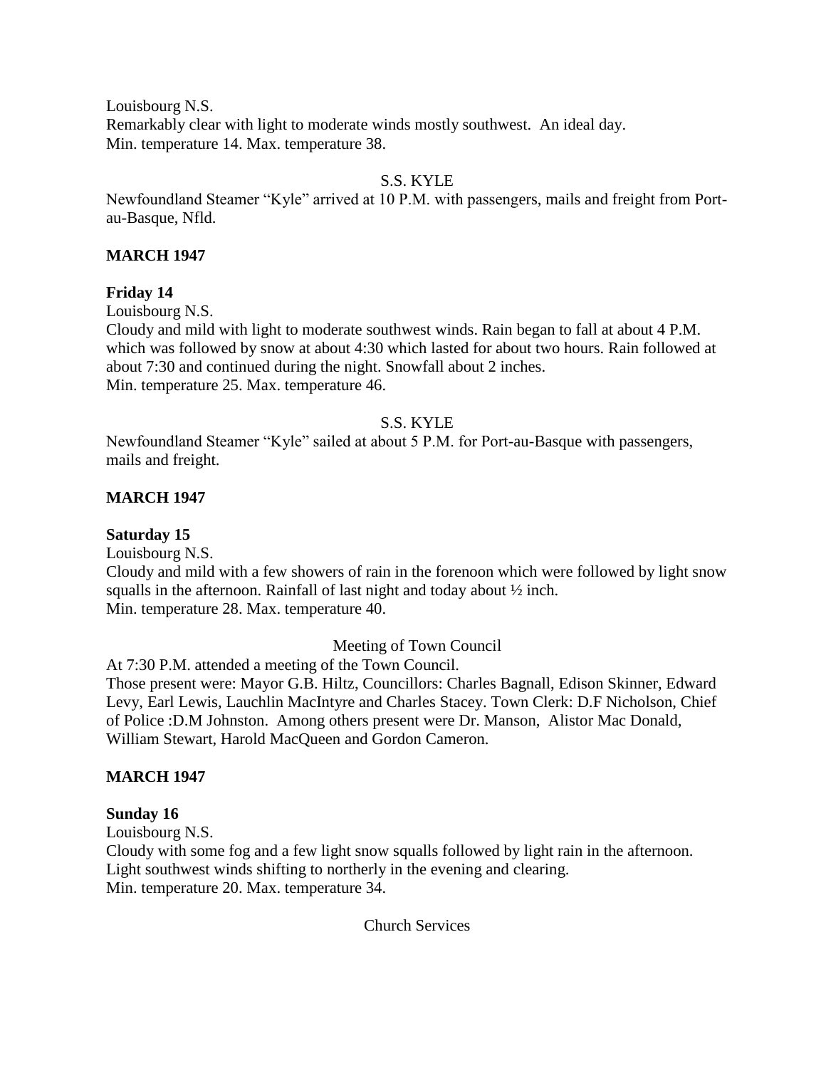Louisbourg N.S.
Remarkably clear with light to moderate winds mostly southwest. An ideal day.
Min. temperature 14. Max. temperature 38.

S.S. KYLE

Newfoundland Steamer "Kyle" arrived at 10 P.M. with passengers, mails and freight from Port-au-Basque, Nfld.

**MARCH 1947**

**Friday 14**

Louisbourg N.S.
Cloudy and mild with light to moderate southwest winds. Rain began to fall at about 4 P.M. which was followed by snow at about 4:30 which lasted for about two hours. Rain followed at about 7:30 and continued during the night. Snowfall about 2 inches.
Min. temperature 25. Max. temperature 46.

S.S. KYLE

Newfoundland Steamer "Kyle" sailed at about 5 P.M. for Port-au-Basque with passengers, mails and freight.

**MARCH 1947**

**Saturday 15**

Louisbourg N.S.
Cloudy and mild with a few showers of rain in the forenoon which were followed by light snow squalls in the afternoon. Rainfall of last night and today about ½ inch.
Min. temperature 28. Max. temperature 40.

Meeting of Town Council

At 7:30 P.M. attended a meeting of the Town Council.
Those present were: Mayor G.B. Hiltz, Councillors: Charles Bagnall, Edison Skinner, Edward Levy, Earl Lewis, Lauchlin MacIntyre and Charles Stacey. Town Clerk: D.F Nicholson, Chief of Police :D.M Johnston. Among others present were Dr. Manson, Alistor Mac Donald, William Stewart, Harold MacQueen and Gordon Cameron.

**MARCH 1947**

**Sunday 16**

Louisbourg N.S.
Cloudy with some fog and a few light snow squalls followed by light rain in the afternoon. Light southwest winds shifting to northerly in the evening and clearing.
Min. temperature 20. Max. temperature 34.

Church Services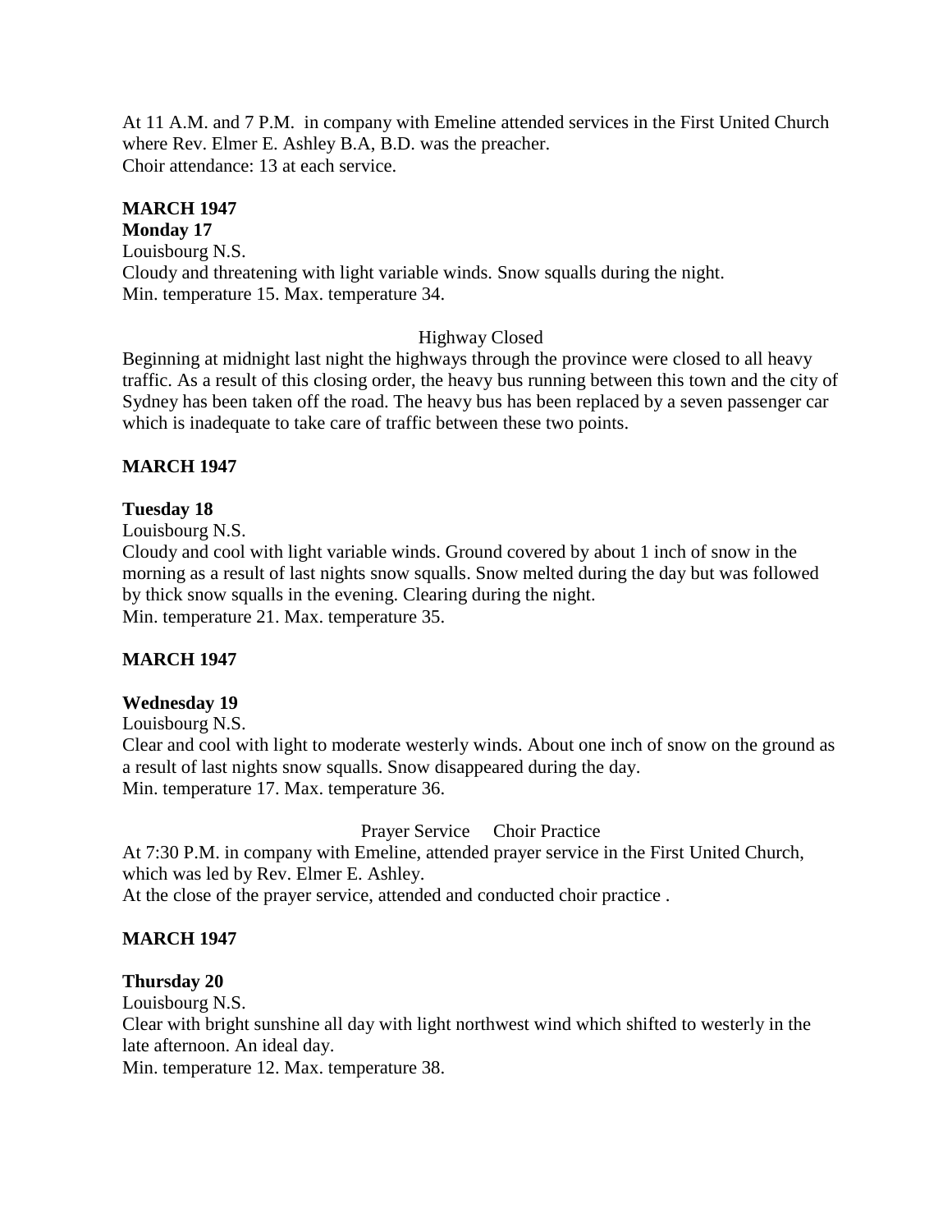At 11 A.M. and 7 P.M. in company with Emeline attended services in the First United Church where Rev. Elmer E. Ashley B.A, B.D. was the preacher.
Choir attendance: 13 at each service.

**MARCH 1947**

**Monday 17**

Louisbourg N.S.
Cloudy and threatening with light variable winds. Snow squalls during the night.
Min. temperature 15. Max. temperature 34.

Highway Closed

Beginning at midnight last night the highways through the province were closed to all heavy traffic. As a result of this closing order, the heavy bus running between this town and the city of Sydney has been taken off the road. The heavy bus has been replaced by a seven passenger car which is inadequate to take care of traffic between these two points.

**MARCH 1947**

**Tuesday 18**

Louisbourg N.S.
Cloudy and cool with light variable winds. Ground covered by about 1 inch of snow in the morning as a result of last nights snow squalls. Snow melted during the day but was followed by thick snow squalls in the evening. Clearing during the night.
Min. temperature 21. Max. temperature 35.

**MARCH 1947**

**Wednesday 19**

Louisbourg N.S.
Clear and cool with light to moderate westerly winds. About one inch of snow on the ground as a result of last nights snow squalls. Snow disappeared during the day.
Min. temperature 17. Max. temperature 36.

Prayer Service Choir Practice

At 7:30 P.M. in company with Emeline, attended prayer service in the First United Church, which was led by Rev. Elmer E. Ashley.
At the close of the prayer service, attended and conducted choir practice .

**MARCH 1947**

**Thursday 20**

Louisbourg N.S.
Clear with bright sunshine all day with light northwest wind which shifted to westerly in the late afternoon. An ideal day.
Min. temperature 12. Max. temperature 38.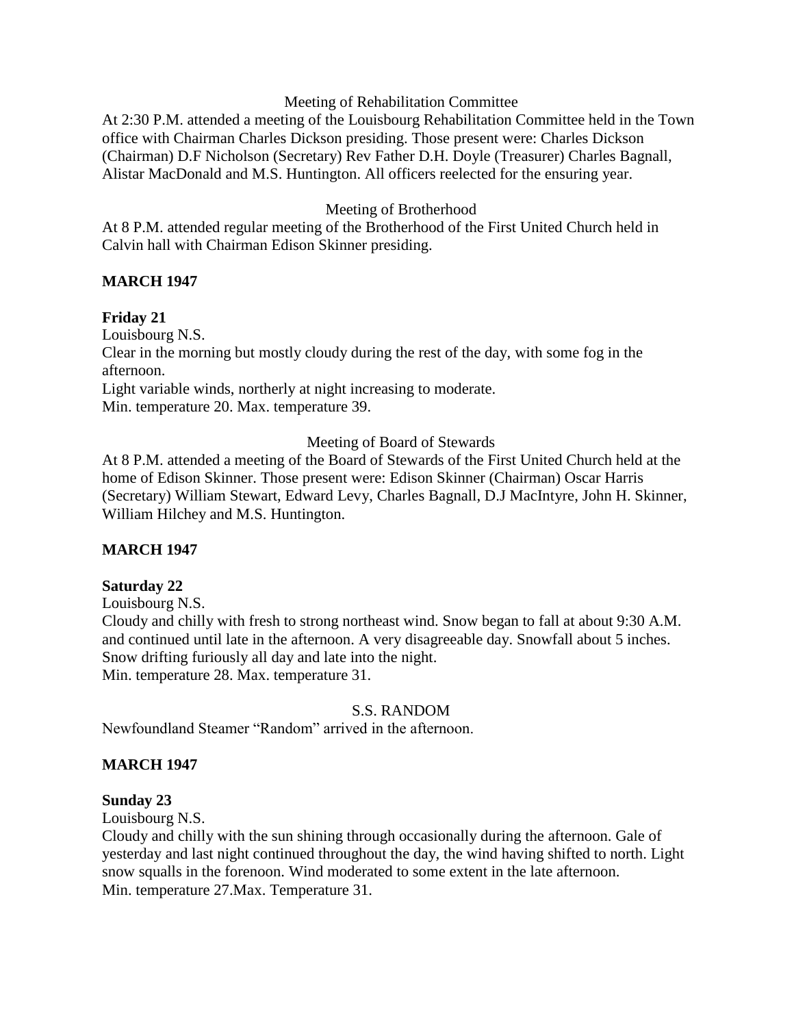Meeting of Rehabilitation Committee

At 2:30 P.M. attended a meeting of the Louisbourg Rehabilitation Committee held in the Town office with Chairman Charles Dickson presiding. Those present were: Charles Dickson (Chairman) D.F Nicholson (Secretary) Rev Father D.H. Doyle (Treasurer) Charles Bagnall, Alistar MacDonald and M.S. Huntington. All officers reelected for the ensuring year.

Meeting of Brotherhood

At 8 P.M. attended regular meeting of the Brotherhood of the First United Church held in Calvin hall with Chairman Edison Skinner presiding.

**MARCH 1947**

**Friday 21**

Louisbourg N.S.

Clear in the morning but mostly cloudy during the rest of the day, with some fog in the afternoon.

Light variable winds, northerly at night increasing to moderate.

Min. temperature 20. Max. temperature 39.

Meeting of Board of Stewards

At 8 P.M. attended a meeting of the Board of Stewards of the First United Church held at the home of Edison Skinner. Those present were: Edison Skinner (Chairman) Oscar Harris (Secretary) William Stewart, Edward Levy, Charles Bagnall, D.J MacIntyre, John H. Skinner, William Hilchey and M.S. Huntington.

**MARCH 1947**

**Saturday 22**

Louisbourg N.S.

Cloudy and chilly with fresh to strong northeast wind. Snow began to fall at about 9:30 A.M. and continued until late in the afternoon. A very disagreeable day. Snowfall about 5 inches. Snow drifting furiously all day and late into the night.

Min. temperature 28. Max. temperature 31.

S.S. RANDOM

Newfoundland Steamer "Random" arrived in the afternoon.

**MARCH 1947**

**Sunday 23**

Louisbourg N.S.

Cloudy and chilly with the sun shining through occasionally during the afternoon. Gale of yesterday and last night continued throughout the day, the wind having shifted to north. Light snow squalls in the forenoon. Wind moderated to some extent in the late afternoon.

Min. temperature 27.Max. Temperature 31.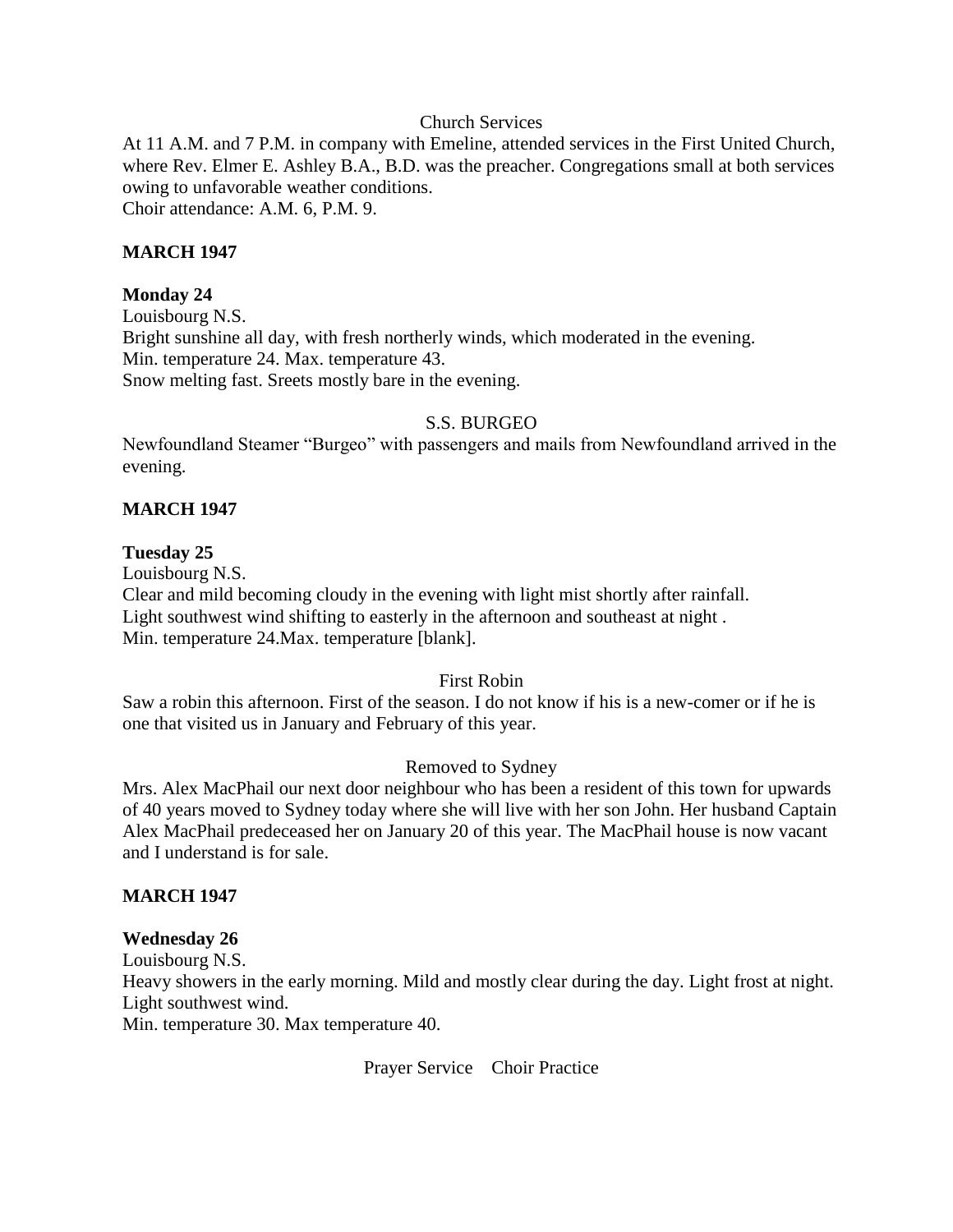Church Services

At 11 A.M. and 7 P.M. in company with Emeline, attended services in the First United Church, where Rev. Elmer E. Ashley B.A., B.D. was the preacher. Congregations small at both services owing to unfavorable weather conditions.
Choir attendance: A.M. 6, P.M. 9.

**MARCH 1947**

**Monday 24**

Louisbourg N.S.
Bright sunshine all day, with fresh northerly winds, which moderated in the evening.
Min. temperature 24. Max. temperature 43.
Snow melting fast. Sreets mostly bare in the evening.

S.S. BURGEO

Newfoundland Steamer "Burgeo" with passengers and mails from Newfoundland arrived in the evening.

**MARCH 1947**

**Tuesday 25**

Louisbourg N.S.
Clear and mild becoming cloudy in the evening with light mist shortly after rainfall.
Light southwest wind shifting to easterly in the afternoon and southeast at night .
Min. temperature 24.Max. temperature [blank].

First Robin

Saw a robin this afternoon. First of the season. I do not know if his is a new-comer or if he is one that visited us in January and February of this year.

Removed to Sydney

Mrs. Alex MacPhail our next door neighbour who has been a resident of this town for upwards of 40 years moved to Sydney today where she will live with her son John. Her husband Captain Alex MacPhail predeceased her on January 20 of this year. The MacPhail house is now vacant and I understand is for sale.

**MARCH 1947**

**Wednesday 26**

Louisbourg N.S.
Heavy showers in the early morning. Mild and mostly clear during the day. Light frost at night. Light southwest wind.
Min. temperature 30. Max temperature 40.

Prayer Service Choir Practice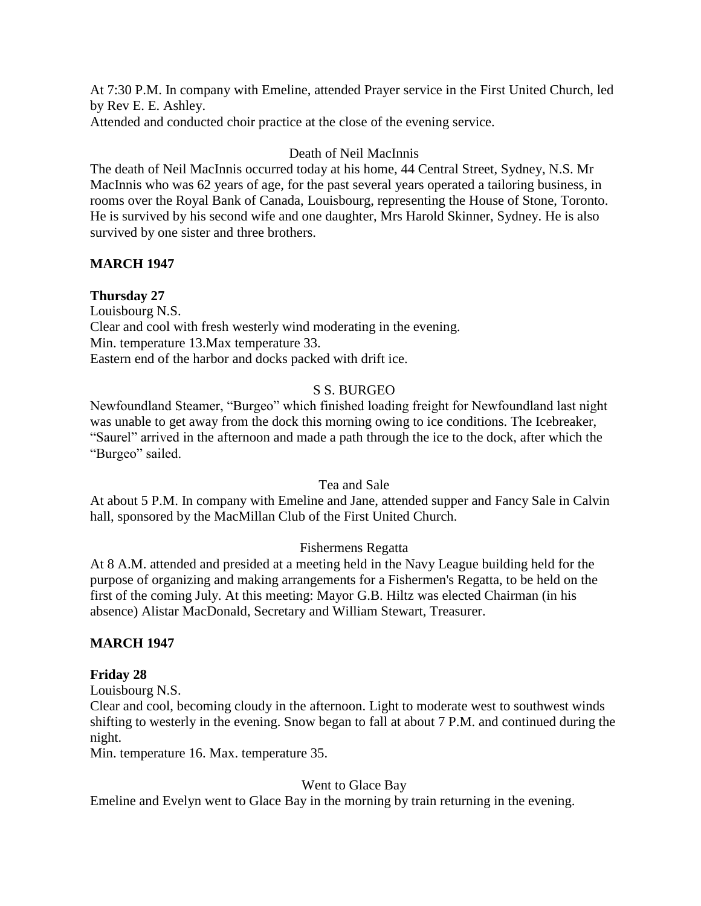At 7:30 P.M. In company with Emeline, attended Prayer service in the First United Church, led by Rev E. E. Ashley.
Attended and conducted choir practice at the close of the evening service.

Death of Neil MacInnis

The death of Neil MacInnis occurred today at his home, 44 Central Street, Sydney, N.S. Mr MacInnis who was 62 years of age, for the past several years operated a tailoring business, in rooms over the Royal Bank of Canada, Louisbourg, representing the House of Stone, Toronto. He is survived by his second wife and one daughter, Mrs Harold Skinner, Sydney. He is also survived by one sister and three brothers.

**MARCH 1947**

**Thursday 27**

Louisbourg N.S.
Clear and cool with fresh westerly wind moderating in the evening.
Min. temperature 13.Max temperature 33.
Eastern end of the harbor and docks packed with drift ice.

S S. BURGEO

Newfoundland Steamer, "Burgeo" which finished loading freight for Newfoundland last night was unable to get away from the dock this morning owing to ice conditions. The Icebreaker, "Saurel" arrived in the afternoon and made a path through the ice to the dock, after which the "Burgeo" sailed.

Tea and Sale

At about 5 P.M. In company with Emeline and Jane, attended supper and Fancy Sale in Calvin hall, sponsored by the MacMillan Club of the First United Church.

Fishermens Regatta

At 8 A.M. attended and presided at a meeting held in the Navy League building held for the purpose of organizing and making arrangements for a Fishermen's Regatta, to be held on the first of the coming July. At this meeting: Mayor G.B. Hiltz was elected Chairman (in his absence) Alistar MacDonald, Secretary and William Stewart, Treasurer.

**MARCH 1947**

**Friday 28**

Louisbourg N.S.
Clear and cool, becoming cloudy in the afternoon. Light to moderate west to southwest winds shifting to westerly in the evening. Snow began to fall at about 7 P.M. and continued during the night.
Min. temperature 16. Max. temperature 35.

Went to Glace Bay

Emeline and Evelyn went to Glace Bay in the morning by train returning in the evening.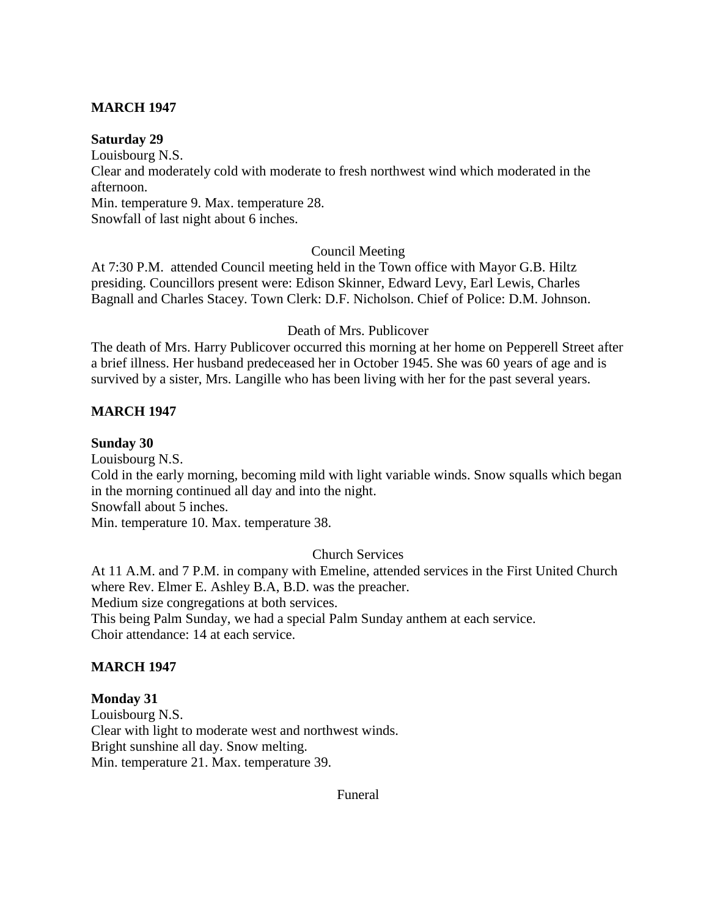**MARCH 1947**

**Saturday 29**
Louisbourg N.S.
Clear and moderately cold with moderate to fresh northwest wind which moderated in the afternoon.
Min. temperature 9. Max. temperature 28.
Snowfall of last night about 6 inches.

Council Meeting

At 7:30 P.M. attended Council meeting held in the Town office with Mayor G.B. Hiltz presiding. Councillors present were: Edison Skinner, Edward Levy, Earl Lewis, Charles Bagnall and Charles Stacey. Town Clerk: D.F. Nicholson. Chief of Police: D.M. Johnson.

Death of Mrs. Publicover

The death of Mrs. Harry Publicover occurred this morning at her home on Pepperell Street after a brief illness. Her husband predeceased her in October 1945. She was 60 years of age and is survived by a sister, Mrs. Langille who has been living with her for the past several years.

**MARCH 1947**

**Sunday 30**
Louisbourg N.S.
Cold in the early morning, becoming mild with light variable winds. Snow squalls which began in the morning continued all day and into the night.
Snowfall about 5 inches.
Min. temperature 10. Max. temperature 38.

Church Services

At 11 A.M. and 7 P.M. in company with Emeline, attended services in the First United Church where Rev. Elmer E. Ashley B.A, B.D. was the preacher.
Medium size congregations at both services.
This being Palm Sunday, we had a special Palm Sunday anthem at each service.
Choir attendance: 14 at each service.

**MARCH 1947**

**Monday 31**
Louisbourg N.S.
Clear with light to moderate west and northwest winds.
Bright sunshine all day. Snow melting.
Min. temperature 21. Max. temperature 39.

Funeral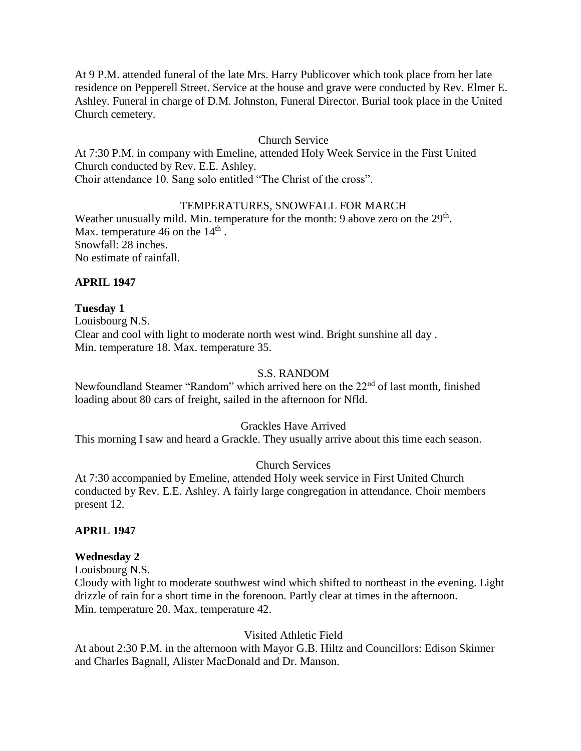At 9 P.M. attended funeral of the late Mrs. Harry Publicover which took place from her late residence on Pepperell Street. Service at the house and grave were conducted by Rev. Elmer E. Ashley. Funeral in charge of D.M. Johnston, Funeral Director. Burial took place in the United Church cemetery.

Church Service

At 7:30 P.M. in company with Emeline, attended Holy Week Service in the First United Church conducted by Rev. E.E. Ashley.
Choir attendance 10. Sang solo entitled "The Christ of the cross".

TEMPERATURES, SNOWFALL FOR MARCH

Weather unusually mild. Min. temperature for the month: 9 above zero on the 29th.
Max. temperature 46 on the 14th .
Snowfall: 28 inches.
No estimate of rainfall.

**APRIL 1947**

**Tuesday 1**

Louisbourg N.S.
Clear and cool with light to moderate north west wind. Bright sunshine all day .
Min. temperature 18. Max. temperature 35.

S.S. RANDOM

Newfoundland Steamer "Random" which arrived here on the 22nd of last month, finished loading about 80 cars of freight, sailed in the afternoon for Nfld.

Grackles Have Arrived

This morning I saw and heard a Grackle. They usually arrive about this time each season.

Church Services

At 7:30 accompanied by Emeline, attended Holy week service in First United Church conducted by Rev. E.E. Ashley. A fairly large congregation in attendance. Choir members present 12.

**APRIL 1947**

**Wednesday 2**

Louisbourg N.S.
Cloudy with light to moderate southwest wind which shifted to northeast in the evening. Light drizzle of rain for a short time in the forenoon. Partly clear at times in the afternoon.
Min. temperature 20. Max. temperature 42.

Visited Athletic Field

At about 2:30 P.M. in the afternoon with Mayor G.B. Hiltz and Councillors: Edison Skinner and Charles Bagnall, Alister MacDonald and Dr. Manson.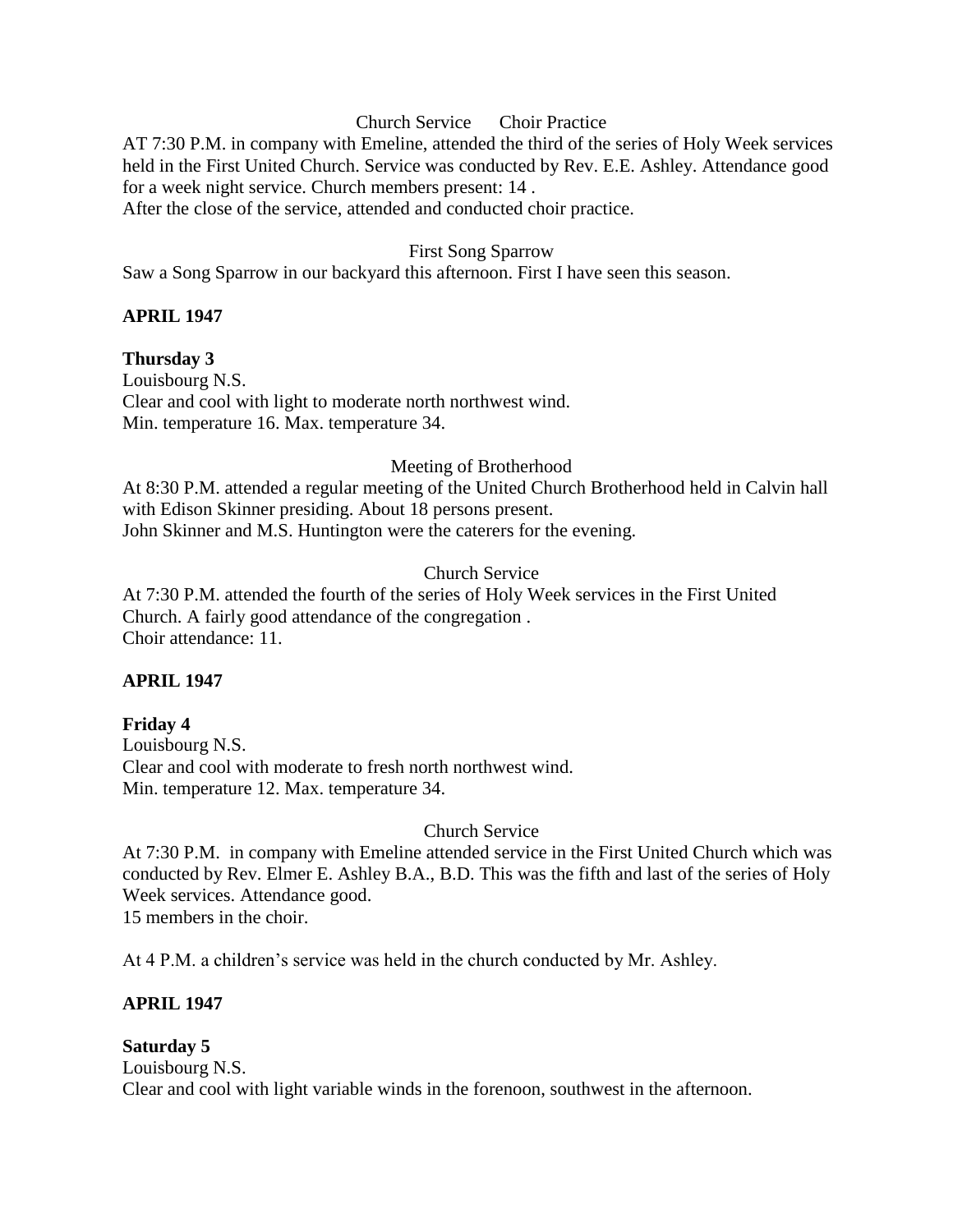Church Service      Choir Practice

AT 7:30 P.M. in company with Emeline, attended the third of the series of Holy Week services held in the First United Church. Service was conducted by Rev. E.E. Ashley. Attendance good for a week night service. Church members present: 14 .
After the close of the service, attended and conducted choir practice.

First Song Sparrow

Saw a Song Sparrow in our backyard this afternoon. First I have seen this season.

**APRIL 1947**

**Thursday 3**
Louisbourg N.S.
Clear and cool with light to moderate north northwest wind.
Min. temperature 16. Max. temperature 34.

Meeting of Brotherhood

At 8:30 P.M. attended a regular meeting of the United Church Brotherhood held in Calvin hall with Edison Skinner presiding. About 18 persons present.
John Skinner and M.S. Huntington were the caterers for the evening.

Church Service

At 7:30 P.M. attended the fourth of the series of Holy Week services in the First United Church. A fairly good attendance of the congregation .
Choir attendance: 11.

**APRIL 1947**

**Friday 4**
Louisbourg N.S.
Clear and cool with moderate to fresh north northwest wind.
Min. temperature 12. Max. temperature 34.

Church Service

At 7:30 P.M. in company with Emeline attended service in the First United Church which was conducted by Rev. Elmer E. Ashley B.A., B.D. This was the fifth and last of the series of Holy Week services. Attendance good.
15 members in the choir.

At 4 P.M. a children's service was held in the church conducted by Mr. Ashley.

**APRIL 1947**

**Saturday 5**
Louisbourg N.S.
Clear and cool with light variable winds in the forenoon, southwest in the afternoon.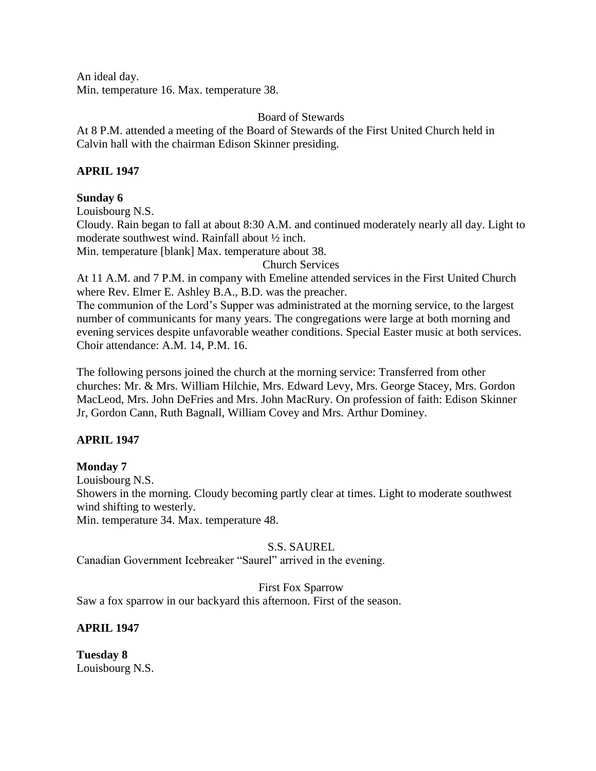An ideal day.
Min. temperature 16. Max. temperature 38.

Board of Stewards

At 8 P.M. attended a meeting of the Board of Stewards of the First United Church held in Calvin hall with the chairman Edison Skinner presiding.

**APRIL 1947**

**Sunday 6**

Louisbourg N.S.

Cloudy. Rain began to fall at about 8:30 A.M. and continued moderately nearly all day. Light to moderate southwest wind. Rainfall about ½ inch.

Min. temperature [blank] Max. temperature about 38.

Church Services

At 11 A.M. and 7 P.M. in company with Emeline attended services in the First United Church where Rev. Elmer E. Ashley B.A., B.D. was the preacher.

The communion of the Lord's Supper was administrated at the morning service, to the largest number of communicants for many years. The congregations were large at both morning and evening services despite unfavorable weather conditions. Special Easter music at both services. Choir attendance: A.M. 14, P.M. 16.

The following persons joined the church at the morning service: Transferred from other churches: Mr. & Mrs. William Hilchie, Mrs. Edward Levy, Mrs. George Stacey, Mrs. Gordon MacLeod, Mrs. John DeFries and Mrs. John MacRury. On profession of faith: Edison Skinner Jr, Gordon Cann, Ruth Bagnall, William Covey and Mrs. Arthur Dominey.

**APRIL 1947**

**Monday 7**

Louisbourg N.S.

Showers in the morning. Cloudy becoming partly clear at times. Light to moderate southwest wind shifting to westerly.

Min. temperature 34. Max. temperature 48.

S.S. SAUREL

Canadian Government Icebreaker "Saurel" arrived in the evening.

First Fox Sparrow

Saw a fox sparrow in our backyard this afternoon. First of the season.

**APRIL 1947**

**Tuesday 8**

Louisbourg N.S.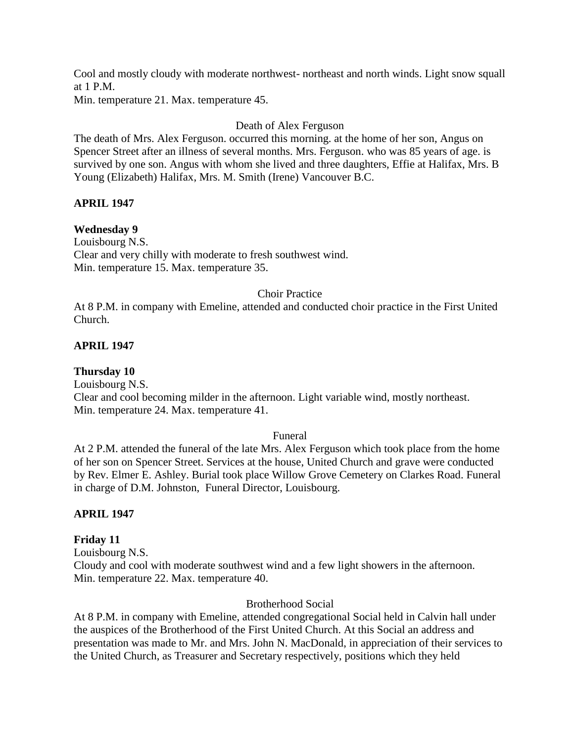Cool and mostly cloudy with moderate northwest- northeast and north winds. Light snow squall at 1 P.M.
Min. temperature 21. Max. temperature 45.

Death of Alex Ferguson

The death of Mrs. Alex Ferguson. occurred this morning. at the home of her son, Angus on Spencer Street after an illness of several months. Mrs. Ferguson. who was 85 years of age. is survived by one son. Angus with whom she lived and three daughters, Effie at Halifax, Mrs. B Young (Elizabeth) Halifax, Mrs. M. Smith (Irene) Vancouver B.C.

**APRIL 1947**

**Wednesday 9**
Louisbourg N.S.
Clear and very chilly with moderate to fresh southwest wind.
Min. temperature 15. Max. temperature 35.

Choir Practice

At 8 P.M. in company with Emeline, attended and conducted choir practice in the First United Church.

**APRIL 1947**

**Thursday 10**
Louisbourg N.S.
Clear and cool becoming milder in the afternoon. Light variable wind, mostly northeast.
Min. temperature 24. Max. temperature 41.

Funeral

At 2 P.M. attended the funeral of the late Mrs. Alex Ferguson which took place from the home of her son on Spencer Street. Services at the house, United Church and grave were conducted by Rev. Elmer E. Ashley. Burial took place Willow Grove Cemetery on Clarkes Road. Funeral in charge of D.M. Johnston, Funeral Director, Louisbourg.

**APRIL 1947**

**Friday 11**
Louisbourg N.S.
Cloudy and cool with moderate southwest wind and a few light showers in the afternoon.
Min. temperature 22. Max. temperature 40.

Brotherhood Social

At 8 P.M. in company with Emeline, attended congregational Social held in Calvin hall under the auspices of the Brotherhood of the First United Church. At this Social an address and presentation was made to Mr. and Mrs. John N. MacDonald, in appreciation of their services to the United Church, as Treasurer and Secretary respectively, positions which they held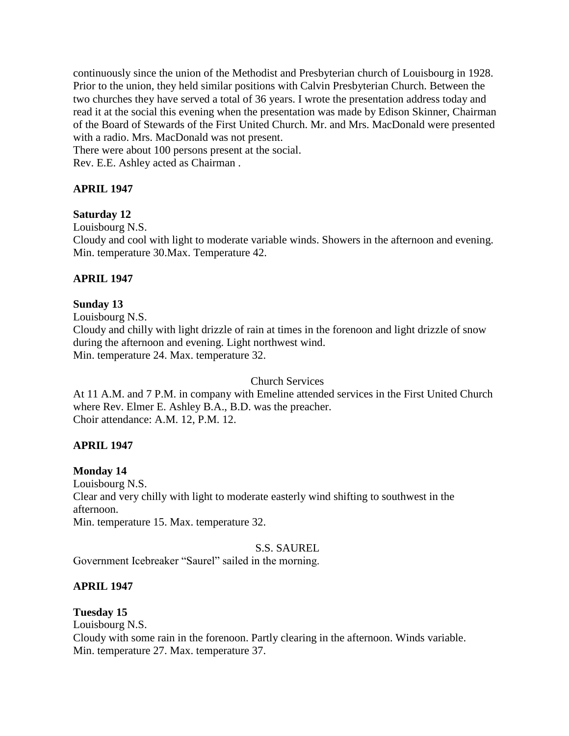continuously since the union of the Methodist and Presbyterian church of Louisbourg in 1928. Prior to the union, they held similar positions with Calvin Presbyterian Church. Between the two churches they have served a total of 36 years. I wrote the presentation address today and read it at the social this evening when the presentation was made by Edison Skinner, Chairman of the Board of Stewards of the First United Church. Mr. and Mrs. MacDonald were presented with a radio. Mrs. MacDonald was not present.
There were about 100 persons present at the social.
Rev. E.E. Ashley acted as Chairman .

**APRIL 1947**

**Saturday 12**
Louisbourg N.S.
Cloudy and cool with light to moderate variable winds. Showers in the afternoon and evening. Min. temperature 30.Max. Temperature 42.

**APRIL 1947**

**Sunday 13**
Louisbourg N.S.
Cloudy and chilly with light drizzle of rain at times in the forenoon and light drizzle of snow during the afternoon and evening. Light northwest wind.
Min. temperature 24. Max. temperature 32.

Church Services

At 11 A.M. and 7 P.M. in company with Emeline attended services in the First United Church where Rev. Elmer E. Ashley B.A., B.D. was the preacher.
Choir attendance: A.M. 12, P.M. 12.

**APRIL 1947**

**Monday 14**
Louisbourg N.S.
Clear and very chilly with light to moderate easterly wind shifting to southwest in the afternoon.
Min. temperature 15. Max. temperature 32.

S.S. SAUREL

Government Icebreaker "Saurel" sailed in the morning.

**APRIL 1947**

**Tuesday 15**
Louisbourg N.S.
Cloudy with some rain in the forenoon. Partly clearing in the afternoon. Winds variable.
Min. temperature 27. Max. temperature 37.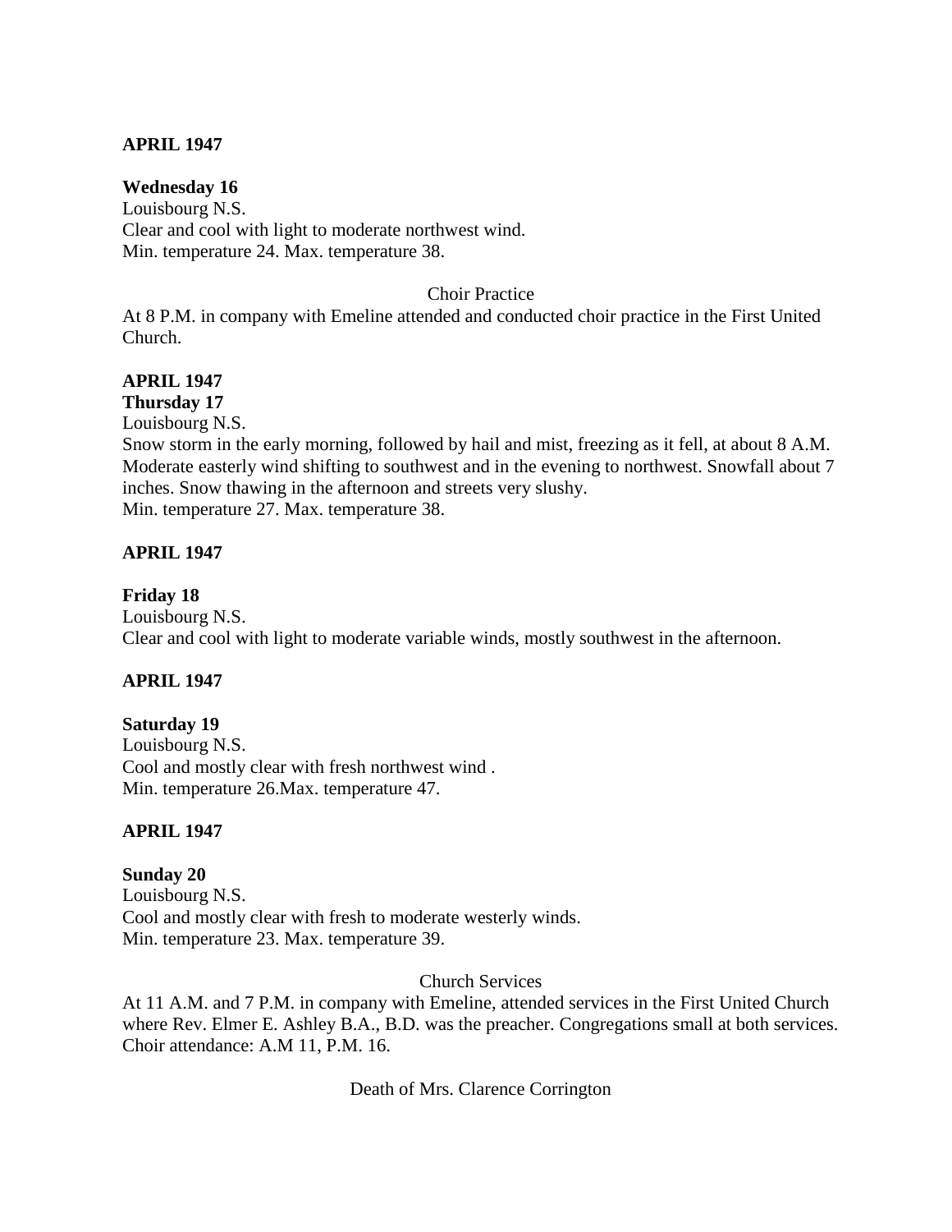**APRIL 1947**

**Wednesday 16**
Louisbourg N.S.
Clear and cool with light to moderate northwest wind.
Min. temperature 24. Max. temperature 38.

Choir Practice

At 8 P.M. in company with Emeline attended and conducted choir practice in the First United Church.

**APRIL 1947**

**Thursday 17**
Louisbourg N.S.
Snow storm in the early morning, followed by hail and mist, freezing as it fell, at about 8 A.M. Moderate easterly wind shifting to southwest and in the evening to northwest. Snowfall about 7 inches. Snow thawing in the afternoon and streets very slushy.
Min. temperature 27. Max. temperature 38.

**APRIL 1947**

**Friday 18**
Louisbourg N.S.
Clear and cool with light to moderate variable winds, mostly southwest in the afternoon.

**APRIL 1947**

**Saturday 19**
Louisbourg N.S.
Cool and mostly clear with fresh northwest wind .
Min. temperature 26.Max. temperature 47.

**APRIL 1947**

**Sunday 20**
Louisbourg N.S.
Cool and mostly clear with fresh to moderate westerly winds.
Min. temperature 23. Max. temperature 39.

Church Services

At 11 A.M. and 7 P.M. in company with Emeline, attended services in the First United Church where Rev. Elmer E. Ashley B.A., B.D. was the preacher. Congregations small at both services. Choir attendance: A.M 11, P.M. 16.

Death of Mrs. Clarence Corrington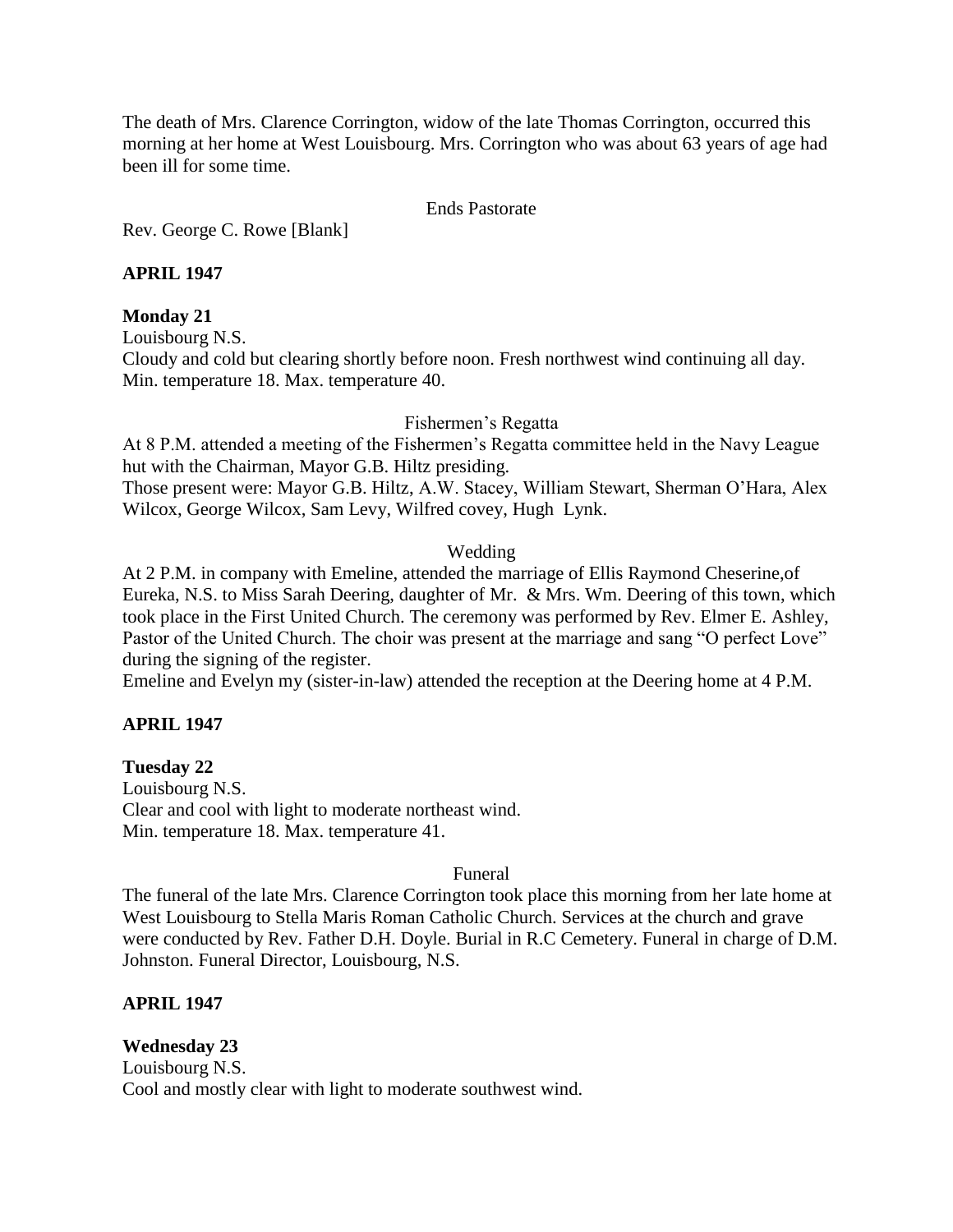The death of Mrs. Clarence Corrington, widow of the late Thomas Corrington, occurred this morning at her home at West Louisbourg. Mrs. Corrington who was about 63 years of age had been ill for some time.

Ends Pastorate

Rev. George C. Rowe [Blank]

**APRIL 1947**

**Monday 21**

Louisbourg N.S.
Cloudy and cold but clearing shortly before noon. Fresh northwest wind continuing all day.
Min. temperature 18. Max. temperature 40.

Fishermen's Regatta

At 8 P.M. attended a meeting of the Fishermen's Regatta committee held in the Navy League hut with the Chairman, Mayor G.B. Hiltz presiding.
Those present were: Mayor G.B. Hiltz, A.W. Stacey, William Stewart, Sherman O'Hara, Alex Wilcox, George Wilcox, Sam Levy, Wilfred covey, Hugh Lynk.

Wedding

At 2 P.M. in company with Emeline, attended the marriage of Ellis Raymond Cheserine,of Eureka, N.S. to Miss Sarah Deering, daughter of Mr. & Mrs. Wm. Deering of this town, which took place in the First United Church. The ceremony was performed by Rev. Elmer E. Ashley, Pastor of the United Church. The choir was present at the marriage and sang "O perfect Love" during the signing of the register.
Emeline and Evelyn my (sister-in-law) attended the reception at the Deering home at 4 P.M.

**APRIL 1947**

**Tuesday 22**

Louisbourg N.S.
Clear and cool with light to moderate northeast wind.
Min. temperature 18. Max. temperature 41.

Funeral

The funeral of the late Mrs. Clarence Corrington took place this morning from her late home at West Louisbourg to Stella Maris Roman Catholic Church. Services at the church and grave were conducted by Rev. Father D.H. Doyle. Burial in R.C Cemetery. Funeral in charge of D.M. Johnston. Funeral Director, Louisbourg, N.S.

**APRIL 1947**

**Wednesday 23**

Louisbourg N.S.
Cool and mostly clear with light to moderate southwest wind.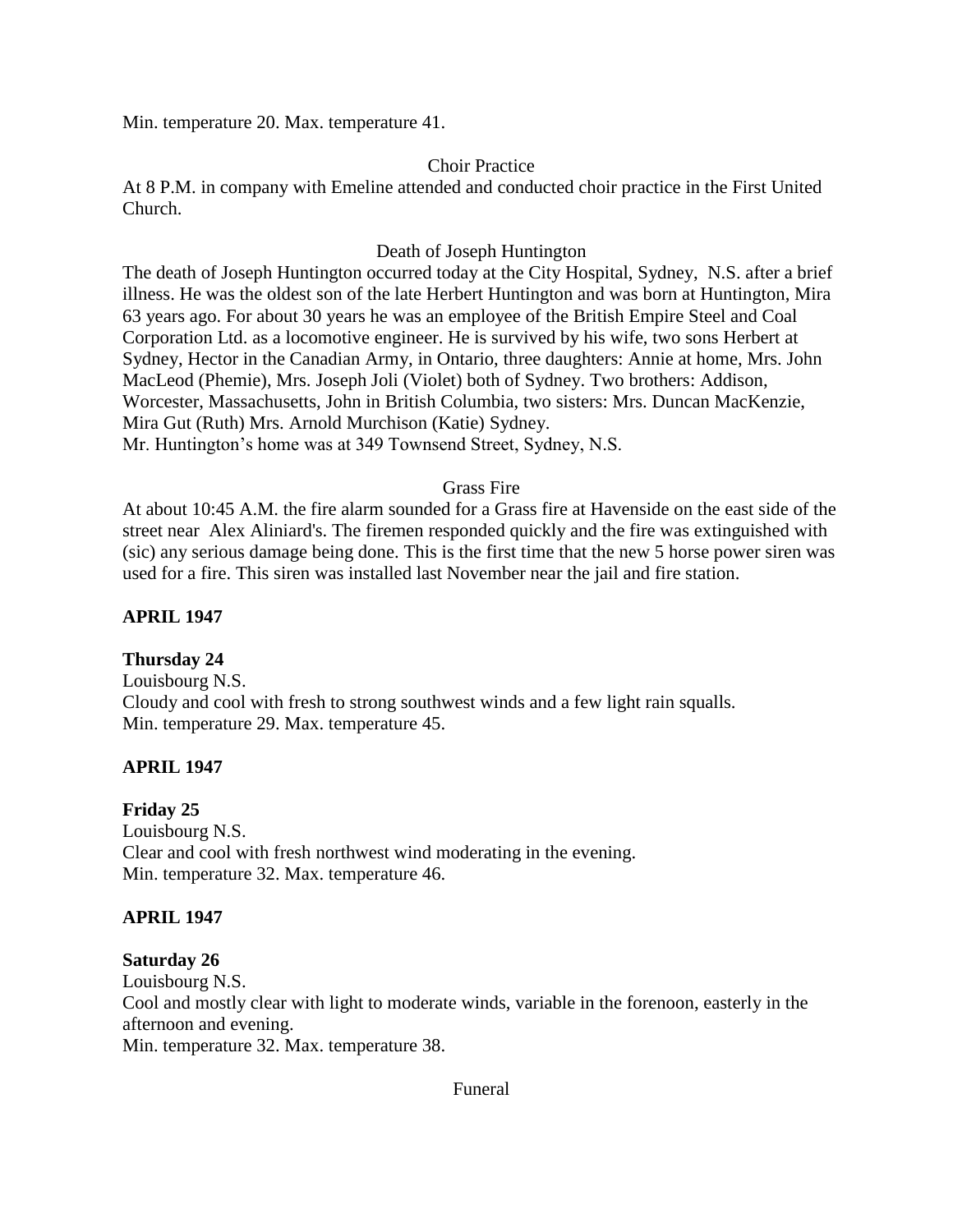Min. temperature 20. Max. temperature 41.

Choir Practice

At 8 P.M. in company with Emeline attended and conducted choir practice in the First United Church.

Death of Joseph Huntington

The death of Joseph Huntington occurred today at the City Hospital, Sydney, N.S. after a brief illness. He was the oldest son of the late Herbert Huntington and was born at Huntington, Mira 63 years ago. For about 30 years he was an employee of the British Empire Steel and Coal Corporation Ltd. as a locomotive engineer. He is survived by his wife, two sons Herbert at Sydney, Hector in the Canadian Army, in Ontario, three daughters: Annie at home, Mrs. John MacLeod (Phemie), Mrs. Joseph Joli (Violet) both of Sydney. Two brothers: Addison, Worcester, Massachusetts, John in British Columbia, two sisters: Mrs. Duncan MacKenzie, Mira Gut (Ruth) Mrs. Arnold Murchison (Katie) Sydney.
Mr. Huntington's home was at 349 Townsend Street, Sydney, N.S.

Grass Fire

At about 10:45 A.M. the fire alarm sounded for a Grass fire at Havenside on the east side of the street near Alex Aliniard's. The firemen responded quickly and the fire was extinguished with (sic) any serious damage being done. This is the first time that the new 5 horse power siren was used for a fire. This siren was installed last November near the jail and fire station.

**APRIL 1947**

**Thursday 24**
Louisbourg N.S.
Cloudy and cool with fresh to strong southwest winds and a few light rain squalls.
Min. temperature 29. Max. temperature 45.

**APRIL 1947**

**Friday 25**
Louisbourg N.S.
Clear and cool with fresh northwest wind moderating in the evening.
Min. temperature 32. Max. temperature 46.

**APRIL 1947**

**Saturday 26**
Louisbourg N.S.
Cool and mostly clear with light to moderate winds, variable in the forenoon, easterly in the afternoon and evening.
Min. temperature 32. Max. temperature 38.

Funeral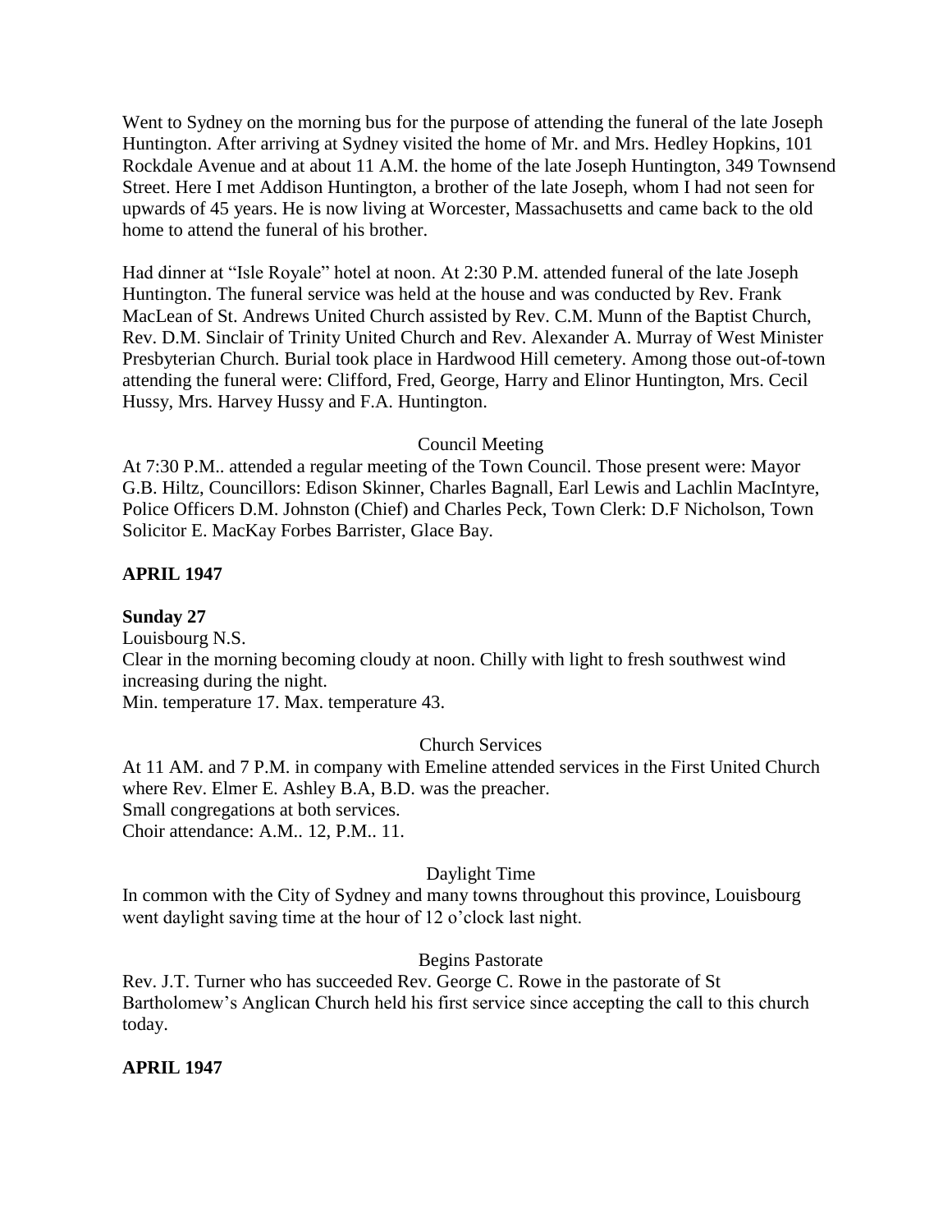Went to Sydney on the morning bus for the purpose of attending the funeral of the late Joseph Huntington. After arriving at Sydney visited the home of Mr. and Mrs. Hedley Hopkins, 101 Rockdale Avenue and at about 11 A.M. the home of the late Joseph Huntington, 349 Townsend Street. Here I met Addison Huntington, a brother of the late Joseph, whom I had not seen for upwards of 45 years. He is now living at Worcester, Massachusetts and came back to the old home to attend the funeral of his brother.

Had dinner at "Isle Royale" hotel at noon. At 2:30 P.M. attended funeral of the late Joseph Huntington. The funeral service was held at the house and was conducted by Rev. Frank MacLean of St. Andrews United Church assisted by Rev. C.M. Munn of the Baptist Church, Rev. D.M. Sinclair of Trinity United Church and Rev. Alexander A. Murray of West Minister Presbyterian Church. Burial took place in Hardwood Hill cemetery. Among those out-of-town attending the funeral were: Clifford, Fred, George, Harry and Elinor Huntington, Mrs. Cecil Hussy, Mrs. Harvey Hussy and F.A. Huntington.

Council Meeting

At 7:30 P.M.. attended a regular meeting of the Town Council. Those present were: Mayor G.B. Hiltz, Councillors: Edison Skinner, Charles Bagnall, Earl Lewis and Lachlin MacIntyre, Police Officers D.M. Johnston (Chief) and Charles Peck, Town Clerk: D.F Nicholson, Town Solicitor E. MacKay Forbes Barrister, Glace Bay.

**APRIL 1947**

**Sunday 27**

Louisbourg N.S.
Clear in the morning becoming cloudy at noon. Chilly with light to fresh southwest wind increasing during the night.
Min. temperature 17. Max. temperature 43.

Church Services

At 11 AM. and 7 P.M. in company with Emeline attended services in the First United Church where Rev. Elmer E. Ashley B.A, B.D. was the preacher.
Small congregations at both services.
Choir attendance: A.M.. 12, P.M.. 11.

Daylight Time

In common with the City of Sydney and many towns throughout this province, Louisbourg went daylight saving time at the hour of 12 o'clock last night.

Begins Pastorate

Rev. J.T. Turner who has succeeded Rev. George C. Rowe in the pastorate of St Bartholomew's Anglican Church held his first service since accepting the call to this church today.

**APRIL 1947**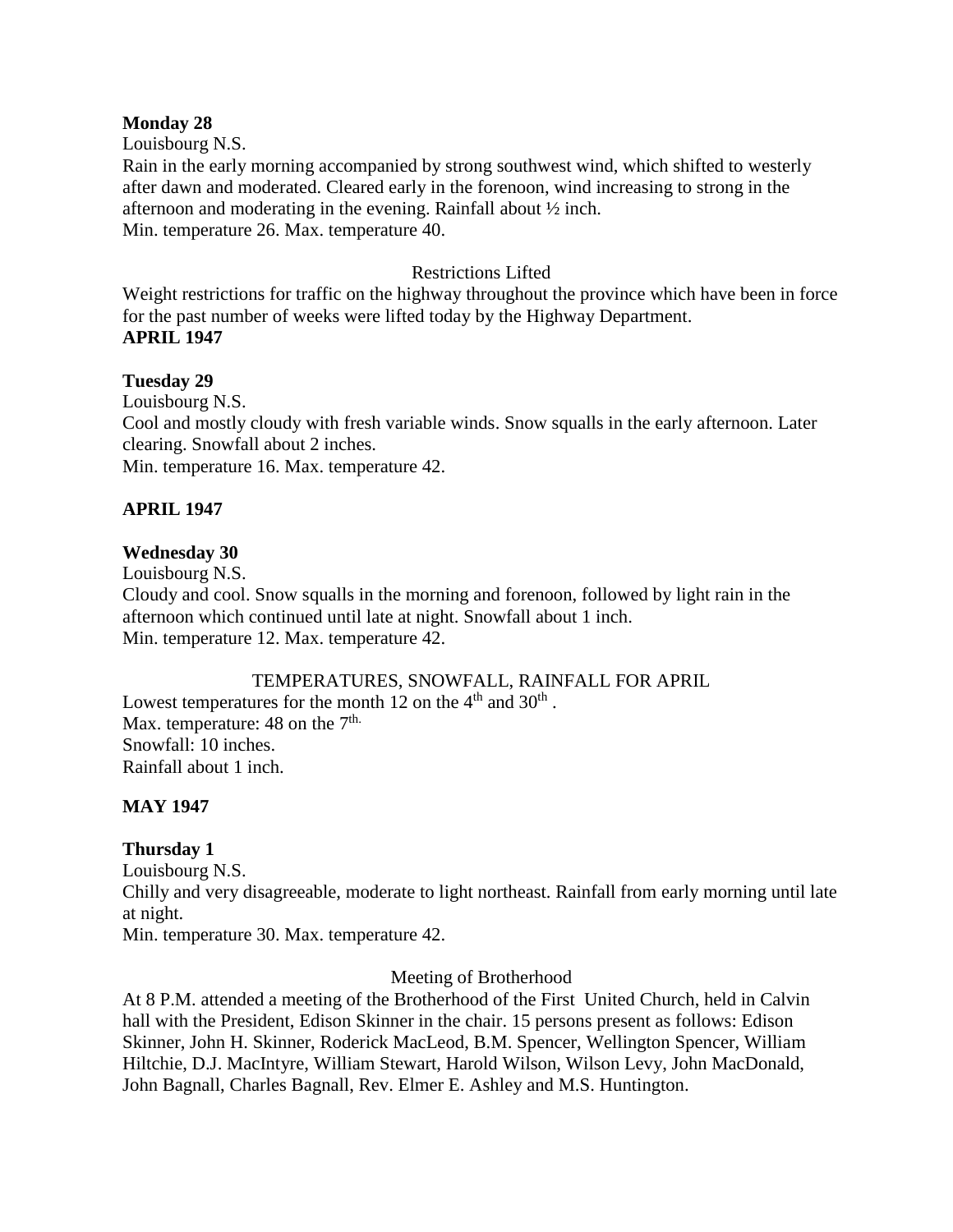**Monday 28**

Louisbourg N.S.

Rain in the early morning accompanied by strong southwest wind, which shifted to westerly after dawn and moderated. Cleared early in the forenoon, wind increasing to strong in the afternoon and moderating in the evening. Rainfall about ½ inch.

Min. temperature 26. Max. temperature 40.

Restrictions Lifted

Weight restrictions for traffic on the highway throughout the province which have been in force for the past number of weeks were lifted today by the Highway Department.

**APRIL 1947**

**Tuesday 29**

Louisbourg N.S.

Cool and mostly cloudy with fresh variable winds. Snow squalls in the early afternoon. Later clearing. Snowfall about 2 inches.

Min. temperature 16. Max. temperature 42.

**APRIL 1947**

**Wednesday 30**

Louisbourg N.S.

Cloudy and cool. Snow squalls in the morning and forenoon, followed by light rain in the afternoon which continued until late at night. Snowfall about 1 inch.

Min. temperature 12. Max. temperature 42.

TEMPERATURES, SNOWFALL, RAINFALL FOR APRIL

Lowest temperatures for the month 12 on the 4th and 30th .

Max. temperature: 48 on the 7th.

Snowfall: 10 inches.

Rainfall about 1 inch.

**MAY 1947**

**Thursday 1**

Louisbourg N.S.

Chilly and very disagreeable, moderate to light northeast. Rainfall from early morning until late at night.

Min. temperature 30. Max. temperature 42.

Meeting of Brotherhood

At 8 P.M. attended a meeting of the Brotherhood of the First United Church, held in Calvin hall with the President, Edison Skinner in the chair. 15 persons present as follows: Edison Skinner, John H. Skinner, Roderick MacLeod, B.M. Spencer, Wellington Spencer, William Hiltchie, D.J. MacIntyre, William Stewart, Harold Wilson, Wilson Levy, John MacDonald, John Bagnall, Charles Bagnall, Rev. Elmer E. Ashley and M.S. Huntington.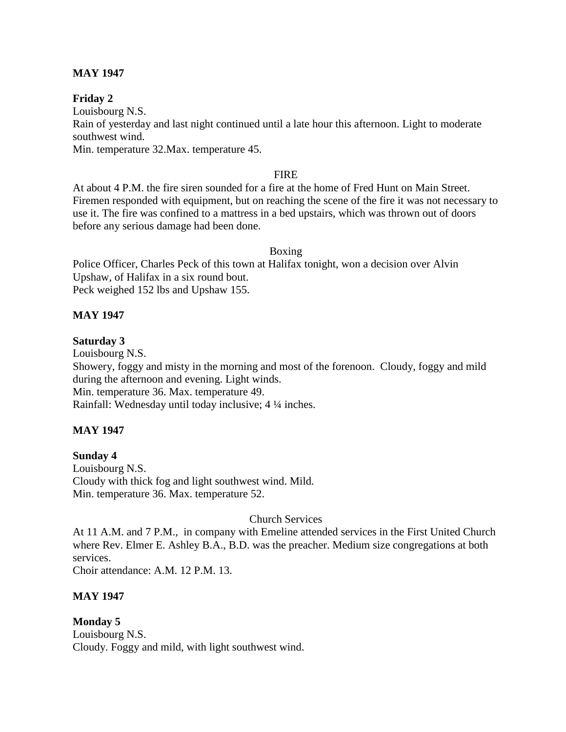**MAY 1947**

**Friday 2**
Louisbourg N.S.
Rain of yesterday and last night continued until a late hour this afternoon. Light to moderate southwest wind.
Min. temperature 32.Max. temperature 45.

FIRE

At about 4 P.M. the fire siren sounded for a fire at the home of Fred Hunt on Main Street. Firemen responded with equipment, but on reaching the scene of the fire it was not necessary to use it. The fire was confined to a mattress in a bed upstairs, which was thrown out of doors before any serious damage had been done.

Boxing

Police Officer, Charles Peck of this town at Halifax tonight, won a decision over Alvin Upshaw, of Halifax in a six round bout.
Peck weighed 152 lbs and Upshaw 155.

**MAY 1947**

**Saturday 3**
Louisbourg N.S.
Showery, foggy and misty in the morning and most of the forenoon. Cloudy, foggy and mild during the afternoon and evening. Light winds.
Min. temperature 36. Max. temperature 49.
Rainfall: Wednesday until today inclusive; 4 ¼ inches.

**MAY 1947**

**Sunday 4**
Louisbourg N.S.
Cloudy with thick fog and light southwest wind. Mild.
Min. temperature 36. Max. temperature 52.

Church Services

At 11 A.M. and 7 P.M., in company with Emeline attended services in the First United Church where Rev. Elmer E. Ashley B.A., B.D. was the preacher. Medium size congregations at both services.
Choir attendance: A.M. 12 P.M. 13.

**MAY 1947**

**Monday 5**
Louisbourg N.S.
Cloudy. Foggy and mild, with light southwest wind.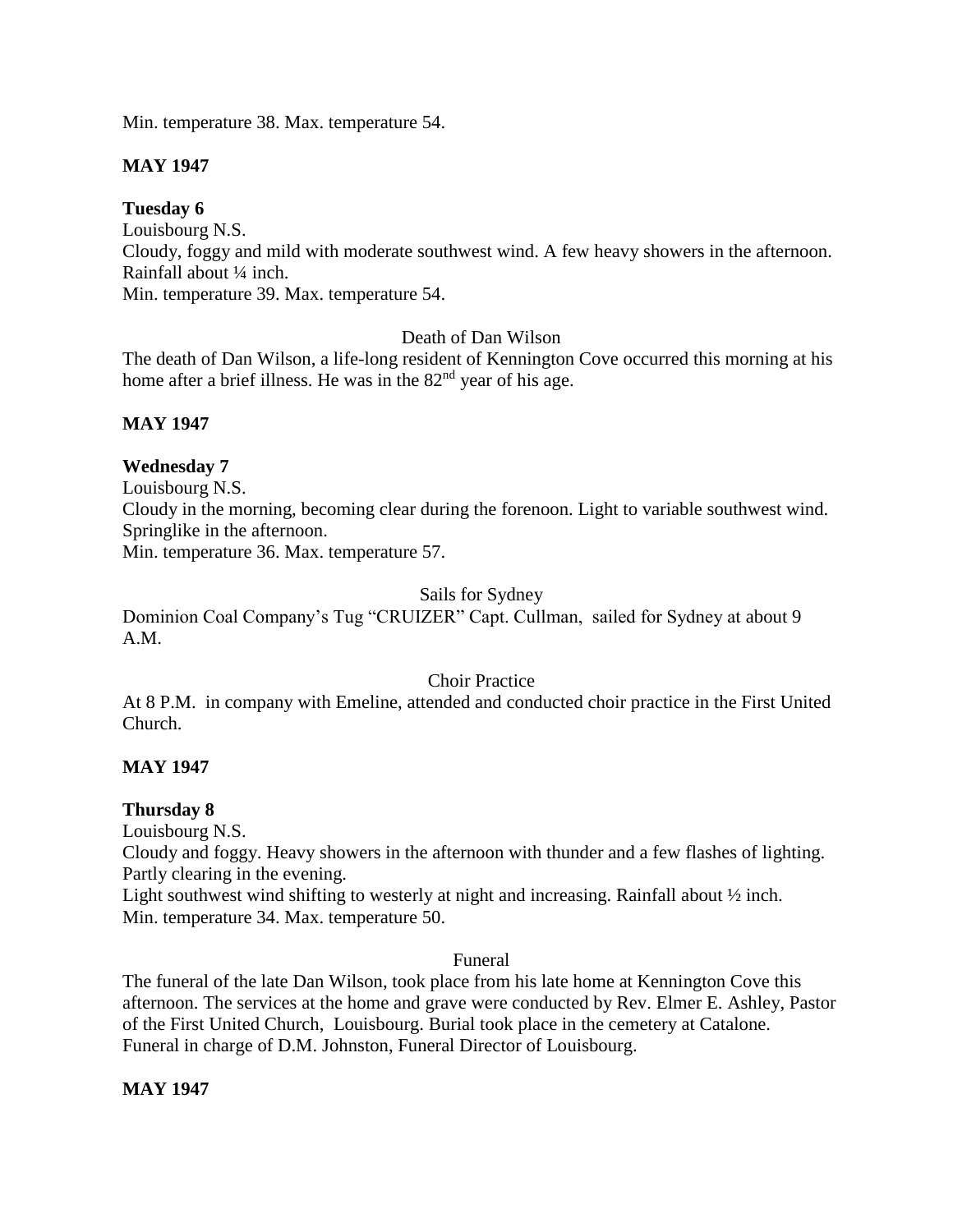Min. temperature 38. Max. temperature 54.

**MAY 1947**

**Tuesday 6**
Louisbourg N.S.
Cloudy, foggy and mild with moderate southwest wind. A few heavy showers in the afternoon. Rainfall about ¼ inch.
Min. temperature 39. Max. temperature 54.

Death of Dan Wilson
The death of Dan Wilson, a life-long resident of Kennington Cove occurred this morning at his home after a brief illness. He was in the 82nd year of his age.

**MAY 1947**

**Wednesday 7**
Louisbourg N.S.
Cloudy in the morning, becoming clear during the forenoon. Light to variable southwest wind. Springlike in the afternoon.
Min. temperature 36. Max. temperature 57.

Sails for Sydney
Dominion Coal Company's Tug "CRUIZER" Capt. Cullman, sailed for Sydney at about 9 A.M.

Choir Practice
At 8 P.M. in company with Emeline, attended and conducted choir practice in the First United Church.

**MAY 1947**

**Thursday 8**
Louisbourg N.S.
Cloudy and foggy. Heavy showers in the afternoon with thunder and a few flashes of lighting. Partly clearing in the evening.
Light southwest wind shifting to westerly at night and increasing. Rainfall about ½ inch.
Min. temperature 34. Max. temperature 50.

Funeral
The funeral of the late Dan Wilson, took place from his late home at Kennington Cove this afternoon. The services at the home and grave were conducted by Rev. Elmer E. Ashley, Pastor of the First United Church, Louisbourg. Burial took place in the cemetery at Catalone. Funeral in charge of D.M. Johnston, Funeral Director of Louisbourg.

**MAY 1947**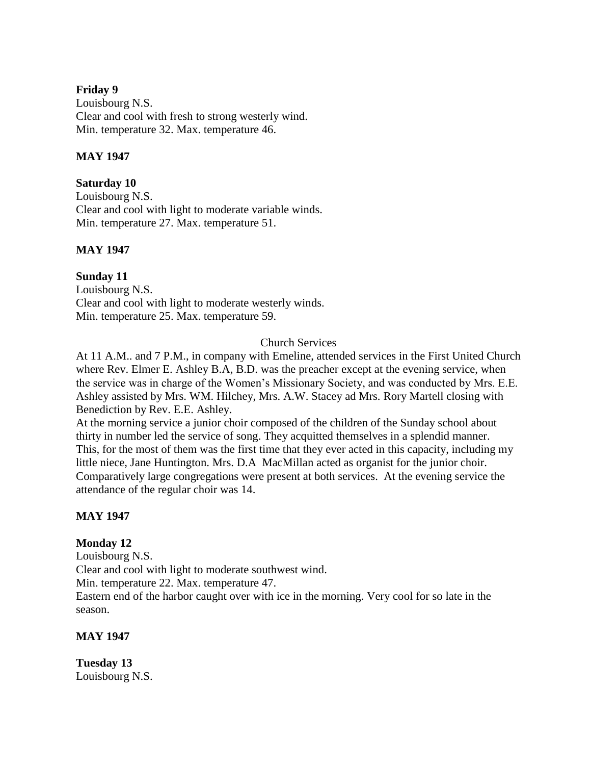**Friday 9**
Louisbourg N.S.
Clear and cool with fresh to strong westerly wind.
Min. temperature 32. Max. temperature 46.

**MAY 1947**

**Saturday 10**
Louisbourg N.S.
Clear and cool with light to moderate variable winds.
Min. temperature 27. Max. temperature 51.

**MAY 1947**

**Sunday 11**
Louisbourg N.S.
Clear and cool with light to moderate westerly winds.
Min. temperature 25. Max. temperature 59.

Church Services

At 11 A.M.. and 7 P.M., in company with Emeline, attended services in the First United Church where Rev. Elmer E. Ashley B.A, B.D. was the preacher except at the evening service, when the service was in charge of the Women's Missionary Society, and was conducted by Mrs. E.E. Ashley assisted by Mrs. WM. Hilchey, Mrs. A.W. Stacey ad Mrs. Rory Martell closing with Benediction by Rev. E.E. Ashley.
At the morning service a junior choir composed of the children of the Sunday school about thirty in number led the service of song. They acquitted themselves in a splendid manner. This, for the most of them was the first time that they ever acted in this capacity, including my little niece, Jane Huntington. Mrs. D.A MacMillan acted as organist for the junior choir. Comparatively large congregations were present at both services. At the evening service the attendance of the regular choir was 14.

**MAY 1947**

**Monday 12**
Louisbourg N.S.
Clear and cool with light to moderate southwest wind.
Min. temperature 22. Max. temperature 47.
Eastern end of the harbor caught over with ice in the morning. Very cool for so late in the season.

**MAY 1947**

**Tuesday 13**
Louisbourg N.S.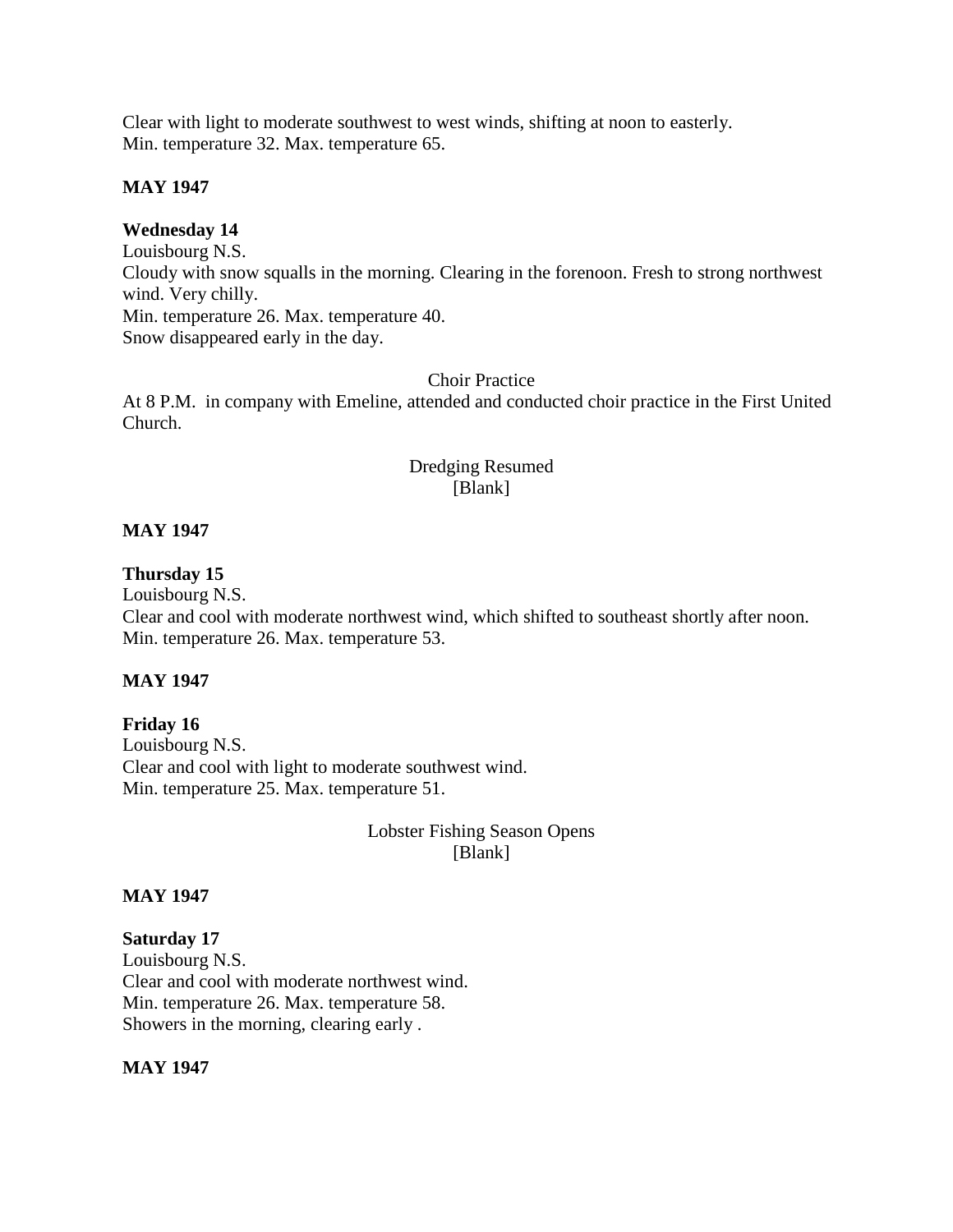Clear with light to moderate southwest to west winds, shifting at noon to easterly.
Min. temperature 32. Max. temperature 65.

**MAY 1947**

**Wednesday 14**
Louisbourg N.S.
Cloudy with snow squalls in the morning. Clearing in the forenoon. Fresh to strong northwest wind. Very chilly.
Min. temperature 26. Max. temperature 40.
Snow disappeared early in the day.

Choir Practice

At 8 P.M. in company with Emeline, attended and conducted choir practice in the First United Church.

Dredging Resumed
[Blank]

**MAY 1947**

**Thursday 15**
Louisbourg N.S.
Clear and cool with moderate northwest wind, which shifted to southeast shortly after noon.
Min. temperature 26. Max. temperature 53.

**MAY 1947**

**Friday 16**
Louisbourg N.S.
Clear and cool with light to moderate southwest wind.
Min. temperature 25. Max. temperature 51.

Lobster Fishing Season Opens
[Blank]

**MAY 1947**

**Saturday 17**
Louisbourg N.S.
Clear and cool with moderate northwest wind.
Min. temperature 26. Max. temperature 58.
Showers in the morning, clearing early .

**MAY 1947**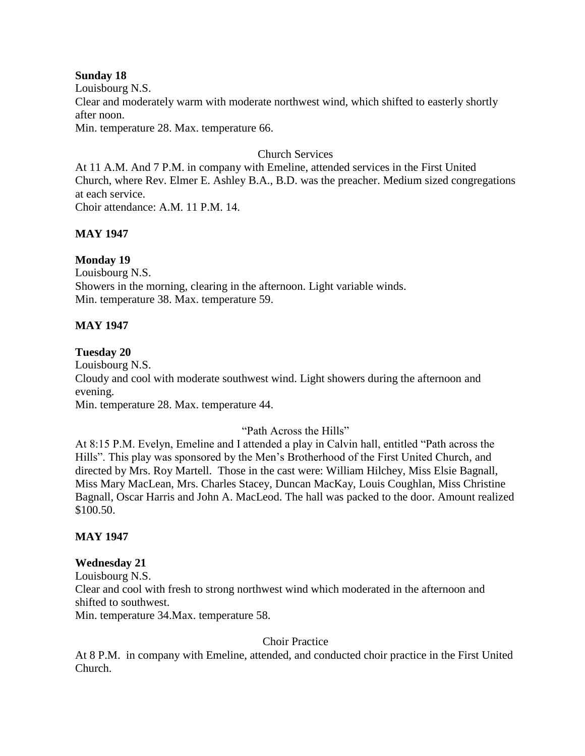**Sunday 18**
Louisbourg N.S.
Clear and moderately warm with moderate northwest wind, which shifted to easterly shortly after noon.
Min. temperature 28. Max. temperature 66.

Church Services

At 11 A.M. And 7 P.M. in company with Emeline, attended services in the First United Church, where Rev. Elmer E. Ashley B.A., B.D. was the preacher. Medium sized congregations at each service.
Choir attendance: A.M. 11 P.M. 14.

**MAY 1947**

**Monday 19**
Louisbourg N.S.
Showers in the morning, clearing in the afternoon. Light variable winds.
Min. temperature 38. Max. temperature 59.

**MAY 1947**

**Tuesday 20**
Louisbourg N.S.
Cloudy and cool with moderate southwest wind. Light showers during the afternoon and evening.
Min. temperature 28. Max. temperature 44.

"Path Across the Hills"

At 8:15 P.M. Evelyn, Emeline and I attended a play in Calvin hall, entitled "Path across the Hills". This play was sponsored by the Men's Brotherhood of the First United Church, and directed by Mrs. Roy Martell. Those in the cast were: William Hilchey, Miss Elsie Bagnall, Miss Mary MacLean, Mrs. Charles Stacey, Duncan MacKay, Louis Coughlan, Miss Christine Bagnall, Oscar Harris and John A. MacLeod. The hall was packed to the door. Amount realized $100.50.

**MAY 1947**

**Wednesday 21**
Louisbourg N.S.
Clear and cool with fresh to strong northwest wind which moderated in the afternoon and shifted to southwest.
Min. temperature 34.Max. temperature 58.

Choir Practice

At 8 P.M. in company with Emeline, attended, and conducted choir practice in the First United Church.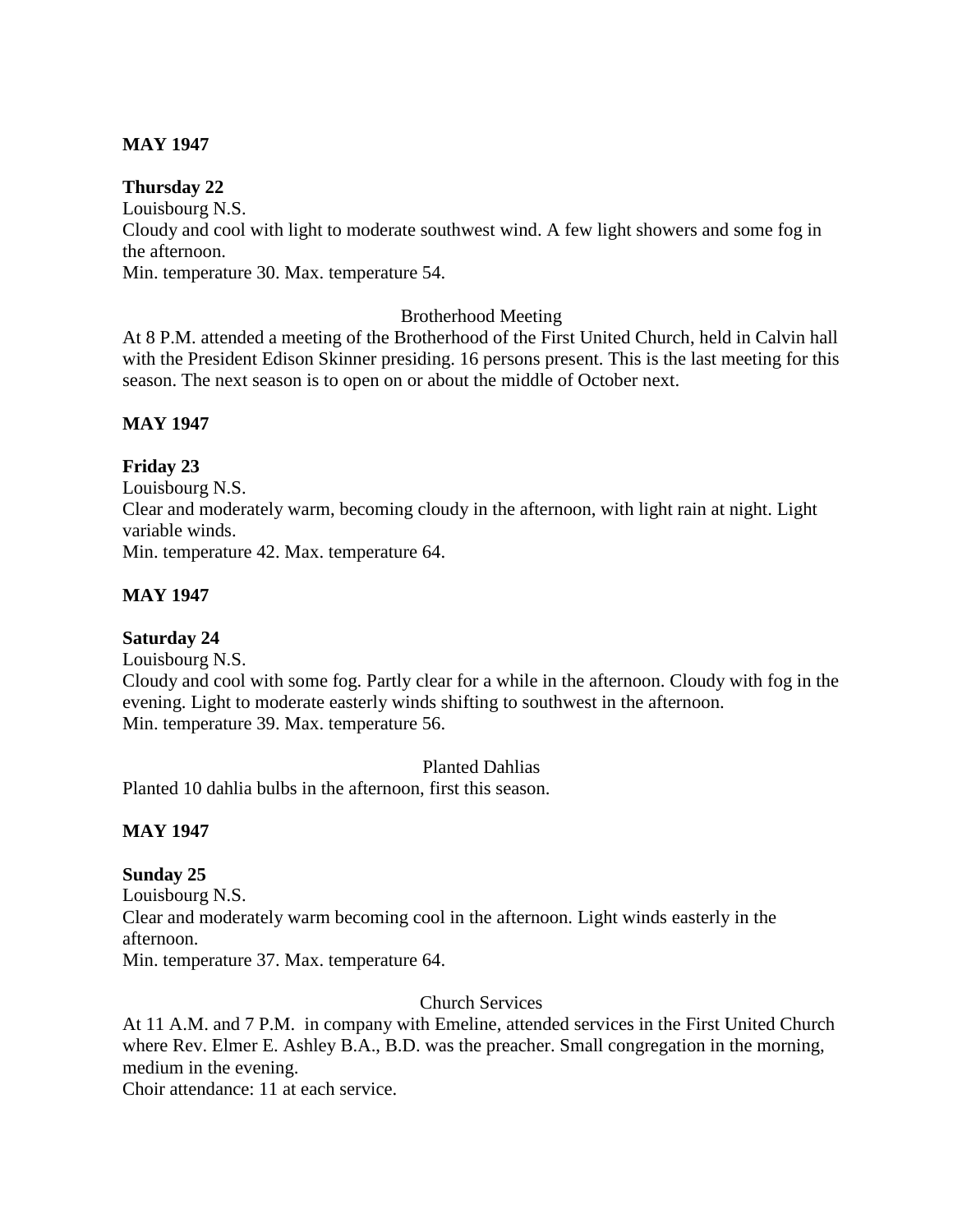**MAY 1947**

**Thursday 22**
Louisbourg N.S.
Cloudy and cool with light to moderate southwest wind. A few light showers and some fog in the afternoon.
Min. temperature 30. Max. temperature 54.

Brotherhood Meeting

At 8 P.M. attended a meeting of the Brotherhood of the First United Church, held in Calvin hall with the President Edison Skinner presiding. 16 persons present. This is the last meeting for this season. The next season is to open on or about the middle of October next.

**MAY 1947**

**Friday 23**
Louisbourg N.S.
Clear and moderately warm, becoming cloudy in the afternoon, with light rain at night. Light variable winds.
Min. temperature 42. Max. temperature 64.

**MAY 1947**

**Saturday 24**
Louisbourg N.S.
Cloudy and cool with some fog. Partly clear for a while in the afternoon. Cloudy with fog in the evening. Light to moderate easterly winds shifting to southwest in the afternoon.
Min. temperature 39. Max. temperature 56.

Planted Dahlias

Planted 10 dahlia bulbs in the afternoon, first this season.

**MAY 1947**

**Sunday 25**
Louisbourg N.S.
Clear and moderately warm becoming cool in the afternoon. Light winds easterly in the afternoon.
Min. temperature 37. Max. temperature 64.

Church Services

At 11 A.M. and 7 P.M. in company with Emeline, attended services in the First United Church where Rev. Elmer E. Ashley B.A., B.D. was the preacher. Small congregation in the morning, medium in the evening.
Choir attendance: 11 at each service.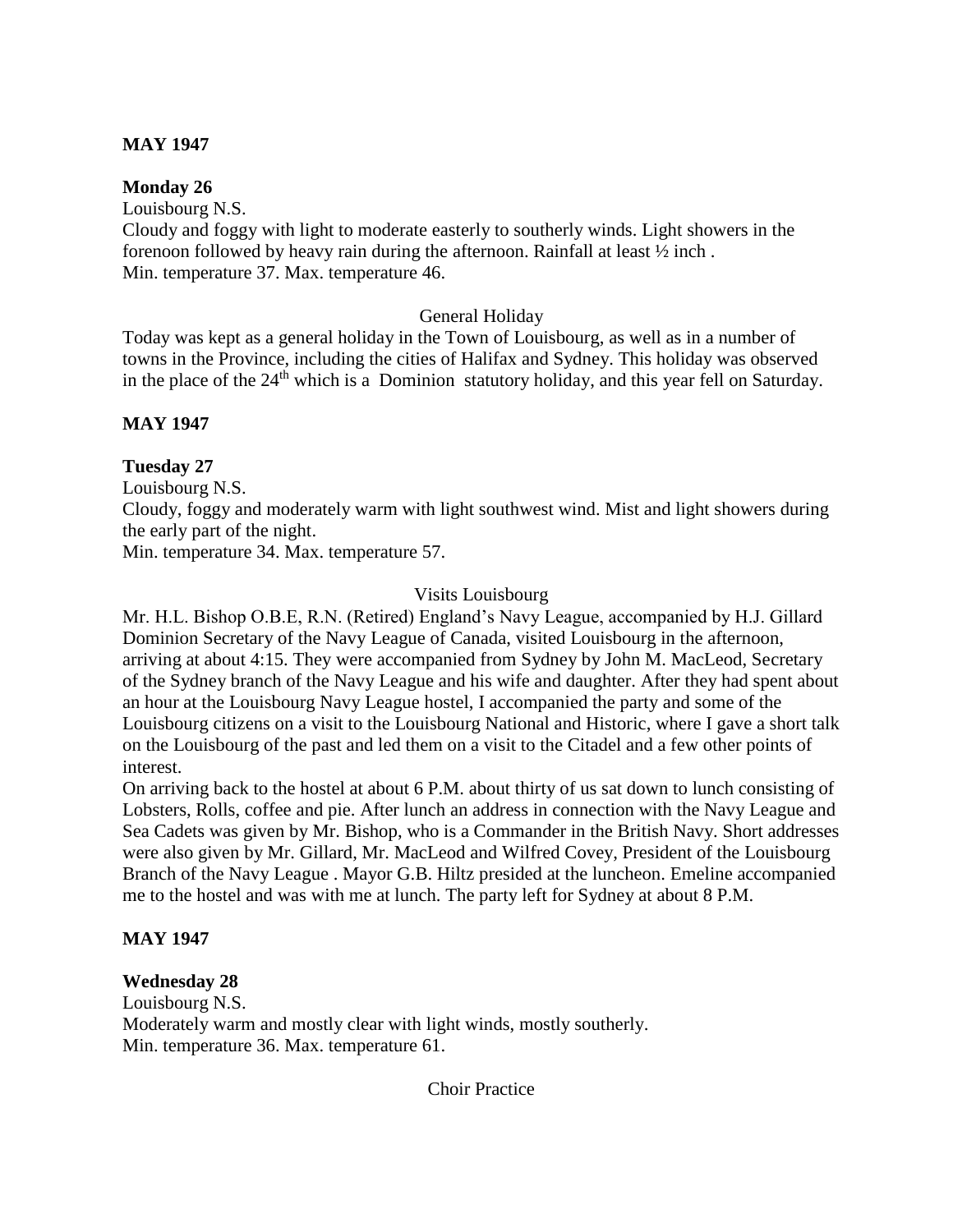**MAY 1947**

**Monday 26**

Louisbourg N.S.

Cloudy and foggy with light to moderate easterly to southerly winds. Light showers in the forenoon followed by heavy rain during the afternoon. Rainfall at least ½ inch .

Min. temperature 37. Max. temperature 46.

General Holiday

Today was kept as a general holiday in the Town of Louisbourg, as well as in a number of towns in the Province, including the cities of Halifax and Sydney. This holiday was observed in the place of the 24th which is a Dominion statutory holiday, and this year fell on Saturday.

**MAY 1947**

**Tuesday 27**

Louisbourg N.S.

Cloudy, foggy and moderately warm with light southwest wind. Mist and light showers during the early part of the night.

Min. temperature 34. Max. temperature 57.

Visits Louisbourg

Mr. H.L. Bishop O.B.E, R.N. (Retired) England's Navy League, accompanied by H.J. Gillard Dominion Secretary of the Navy League of Canada, visited Louisbourg in the afternoon, arriving at about 4:15. They were accompanied from Sydney by John M. MacLeod, Secretary of the Sydney branch of the Navy League and his wife and daughter. After they had spent about an hour at the Louisbourg Navy League hostel, I accompanied the party and some of the Louisbourg citizens on a visit to the Louisbourg National and Historic, where I gave a short talk on the Louisbourg of the past and led them on a visit to the Citadel and a few other points of interest.

On arriving back to the hostel at about 6 P.M. about thirty of us sat down to lunch consisting of Lobsters, Rolls, coffee and pie. After lunch an address in connection with the Navy League and Sea Cadets was given by Mr. Bishop, who is a Commander in the British Navy. Short addresses were also given by Mr. Gillard, Mr. MacLeod and Wilfred Covey, President of the Louisbourg Branch of the Navy League . Mayor G.B. Hiltz presided at the luncheon. Emeline accompanied me to the hostel and was with me at lunch. The party left for Sydney at about 8 P.M.

**MAY 1947**

**Wednesday 28**

Louisbourg N.S.

Moderately warm and mostly clear with light winds, mostly southerly.

Min. temperature 36. Max. temperature 61.

Choir Practice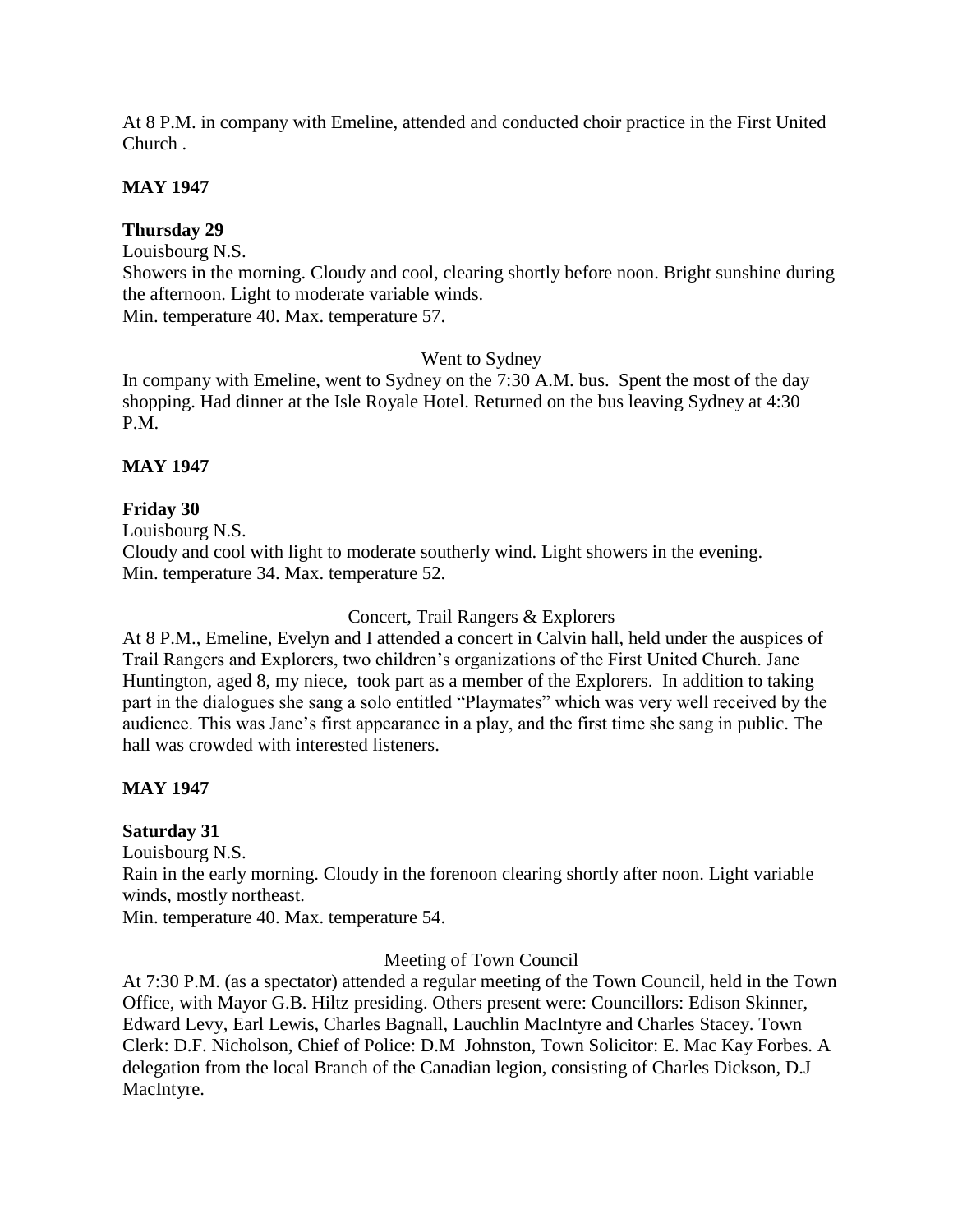At 8 P.M. in company with Emeline, attended and conducted choir practice in the First United Church .

**MAY 1947**

**Thursday 29**

Louisbourg N.S.
Showers in the morning. Cloudy and cool, clearing shortly before noon. Bright sunshine during the afternoon. Light to moderate variable winds.
Min. temperature 40. Max. temperature 57.

Went to Sydney

In company with Emeline, went to Sydney on the 7:30 A.M. bus. Spent the most of the day shopping. Had dinner at the Isle Royale Hotel. Returned on the bus leaving Sydney at 4:30 P.M.

**MAY 1947**

**Friday 30**

Louisbourg N.S.
Cloudy and cool with light to moderate southerly wind. Light showers in the evening.
Min. temperature 34. Max. temperature 52.

Concert, Trail Rangers & Explorers

At 8 P.M., Emeline, Evelyn and I attended a concert in Calvin hall, held under the auspices of Trail Rangers and Explorers, two children's organizations of the First United Church. Jane Huntington, aged 8, my niece, took part as a member of the Explorers. In addition to taking part in the dialogues she sang a solo entitled "Playmates" which was very well received by the audience. This was Jane's first appearance in a play, and the first time she sang in public. The hall was crowded with interested listeners.

**MAY 1947**

**Saturday 31**

Louisbourg N.S.
Rain in the early morning. Cloudy in the forenoon clearing shortly after noon. Light variable winds, mostly northeast.
Min. temperature 40. Max. temperature 54.

Meeting of Town Council

At 7:30 P.M. (as a spectator) attended a regular meeting of the Town Council, held in the Town Office, with Mayor G.B. Hiltz presiding. Others present were: Councillors: Edison Skinner, Edward Levy, Earl Lewis, Charles Bagnall, Lauchlin MacIntyre and Charles Stacey. Town Clerk: D.F. Nicholson, Chief of Police: D.M Johnston, Town Solicitor: E. Mac Kay Forbes. A delegation from the local Branch of the Canadian legion, consisting of Charles Dickson, D.J MacIntyre.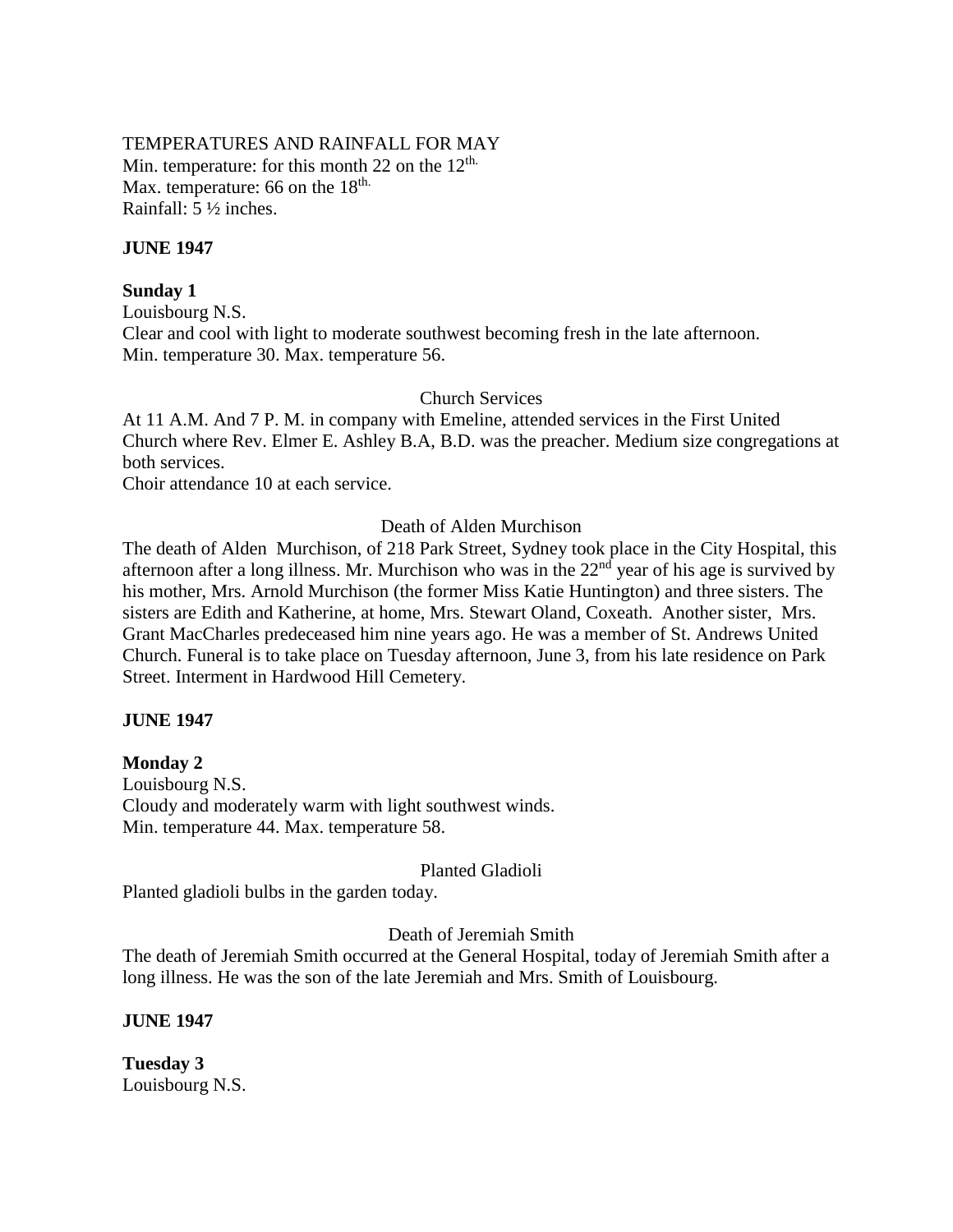TEMPERATURES AND RAINFALL FOR MAY
Min. temperature: for this month 22 on the 12th.
Max. temperature: 66 on the 18th.
Rainfall: 5 ½ inches.

**JUNE 1947**

**Sunday 1**
Louisbourg N.S.
Clear and cool with light to moderate southwest becoming fresh in the late afternoon.
Min. temperature 30. Max. temperature 56.

Church Services

At 11 A.M. And 7 P. M. in company with Emeline, attended services in the First United Church where Rev. Elmer E. Ashley B.A, B.D. was the preacher. Medium size congregations at both services.
Choir attendance 10 at each service.

Death of Alden Murchison

The death of Alden Murchison, of 218 Park Street, Sydney took place in the City Hospital, this afternoon after a long illness. Mr. Murchison who was in the 22nd year of his age is survived by his mother, Mrs. Arnold Murchison (the former Miss Katie Huntington) and three sisters. The sisters are Edith and Katherine, at home, Mrs. Stewart Oland, Coxeath. Another sister, Mrs. Grant MacCharles predeceased him nine years ago. He was a member of St. Andrews United Church. Funeral is to take place on Tuesday afternoon, June 3, from his late residence on Park Street. Interment in Hardwood Hill Cemetery.

**JUNE 1947**

**Monday 2**
Louisbourg N.S.
Cloudy and moderately warm with light southwest winds.
Min. temperature 44. Max. temperature 58.

Planted Gladioli

Planted gladioli bulbs in the garden today.

Death of Jeremiah Smith

The death of Jeremiah Smith occurred at the General Hospital, today of Jeremiah Smith after a long illness. He was the son of the late Jeremiah and Mrs. Smith of Louisbourg.

**JUNE 1947**

**Tuesday 3**
Louisbourg N.S.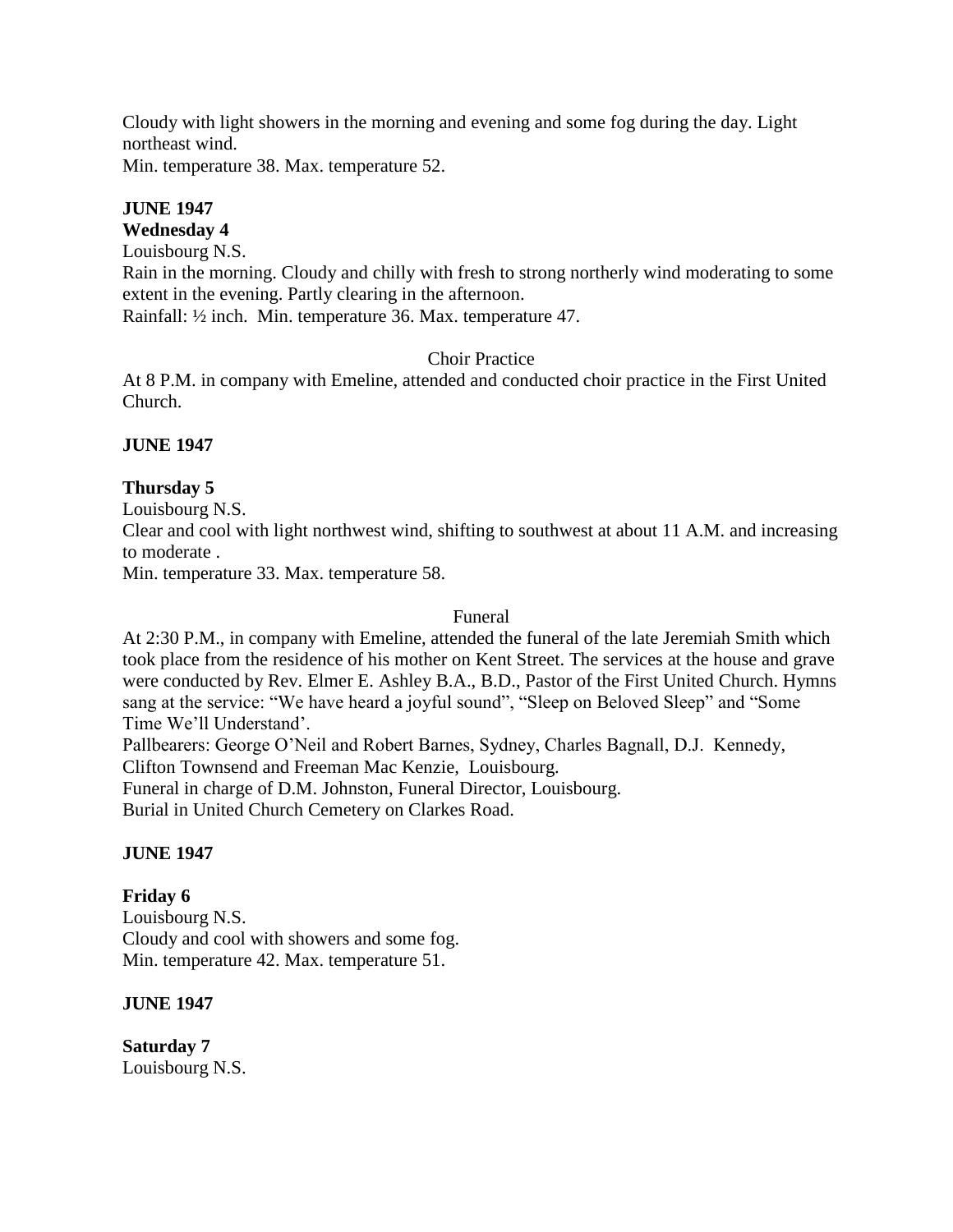Cloudy with light showers in the morning and evening and some fog during the day. Light northeast wind.
Min. temperature 38. Max. temperature 52.

**JUNE 1947**
**Wednesday 4**
Louisbourg N.S.
Rain in the morning. Cloudy and chilly with fresh to strong northerly wind moderating to some extent in the evening. Partly clearing in the afternoon.
Rainfall: ½ inch. Min. temperature 36. Max. temperature 47.

Choir Practice

At 8 P.M. in company with Emeline, attended and conducted choir practice in the First United Church.

**JUNE 1947**

**Thursday 5**
Louisbourg N.S.
Clear and cool with light northwest wind, shifting to southwest at about 11 A.M. and increasing to moderate .
Min. temperature 33. Max. temperature 58.

Funeral

At 2:30 P.M., in company with Emeline, attended the funeral of the late Jeremiah Smith which took place from the residence of his mother on Kent Street. The services at the house and grave were conducted by Rev. Elmer E. Ashley B.A., B.D., Pastor of the First United Church. Hymns sang at the service: "We have heard a joyful sound", "Sleep on Beloved Sleep" and "Some Time We'll Understand'.
Pallbearers: George O'Neil and Robert Barnes, Sydney, Charles Bagnall, D.J. Kennedy, Clifton Townsend and Freeman Mac Kenzie, Louisbourg.
Funeral in charge of D.M. Johnston, Funeral Director, Louisbourg.
Burial in United Church Cemetery on Clarkes Road.

**JUNE 1947**

**Friday 6**
Louisbourg N.S.
Cloudy and cool with showers and some fog.
Min. temperature 42. Max. temperature 51.

**JUNE 1947**

**Saturday 7**
Louisbourg N.S.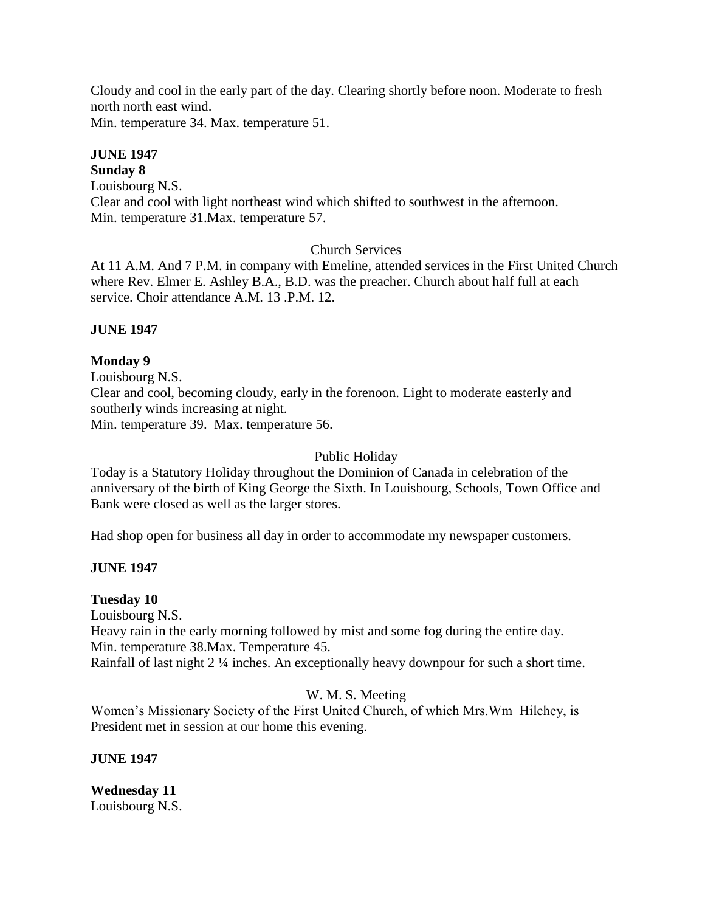Cloudy and cool in the early part of the day. Clearing shortly before noon. Moderate to fresh north north east wind.
Min. temperature 34. Max. temperature 51.

**JUNE 1947**
**Sunday 8**
Louisbourg N.S.
Clear and cool with light northeast wind which shifted to southwest in the afternoon.
Min. temperature 31.Max. temperature 57.

Church Services

At 11 A.M. And 7 P.M. in company with Emeline, attended services in the First United Church where Rev. Elmer E. Ashley B.A., B.D. was the preacher. Church about half full at each service. Choir attendance A.M. 13 .P.M. 12.

**JUNE 1947**

**Monday 9**
Louisbourg N.S.
Clear and cool, becoming cloudy, early in the forenoon. Light to moderate easterly and southerly winds increasing at night.
Min. temperature 39. Max. temperature 56.

Public Holiday

Today is a Statutory Holiday throughout the Dominion of Canada in celebration of the anniversary of the birth of King George the Sixth. In Louisbourg, Schools, Town Office and Bank were closed as well as the larger stores.

Had shop open for business all day in order to accommodate my newspaper customers.

**JUNE 1947**

**Tuesday 10**
Louisbourg N.S.
Heavy rain in the early morning followed by mist and some fog during the entire day.
Min. temperature 38.Max. Temperature 45.
Rainfall of last night 2 ¼ inches. An exceptionally heavy downpour for such a short time.

W. M. S. Meeting

Women's Missionary Society of the First United Church, of which Mrs.Wm Hilchey, is President met in session at our home this evening.

**JUNE 1947**

**Wednesday 11**
Louisbourg N.S.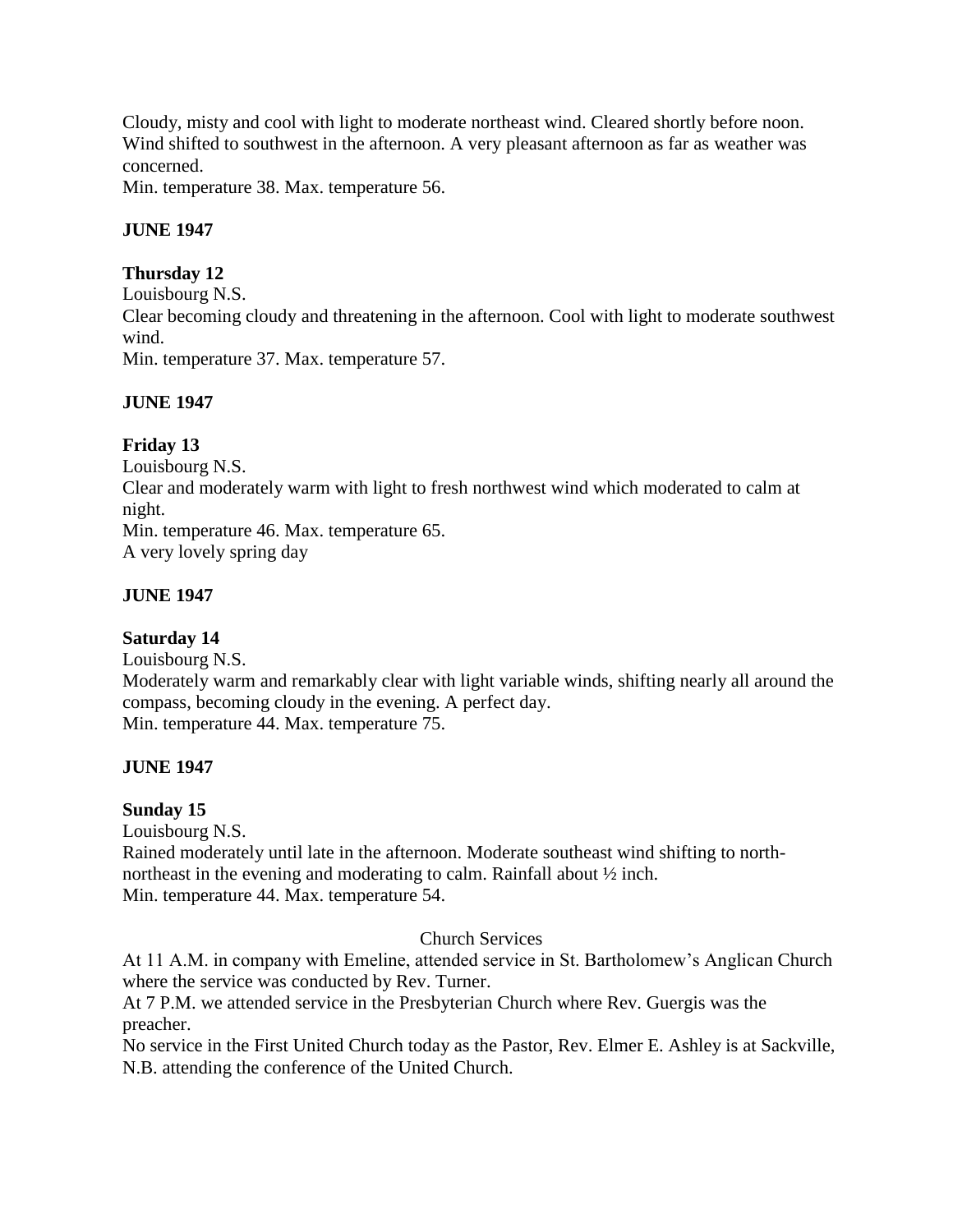Cloudy, misty and cool with light to moderate northeast wind. Cleared shortly before noon. Wind shifted to southwest in the afternoon. A very pleasant afternoon as far as weather was concerned.
Min. temperature 38. Max. temperature 56.

**JUNE 1947**

**Thursday 12**
Louisbourg N.S.
Clear becoming cloudy and threatening in the afternoon. Cool with light to moderate southwest wind.
Min. temperature 37. Max. temperature 57.

**JUNE 1947**

**Friday 13**
Louisbourg N.S.
Clear and moderately warm with light to fresh northwest wind which moderated to calm at night.
Min. temperature 46. Max. temperature 65.
A very lovely spring day

**JUNE 1947**

**Saturday 14**
Louisbourg N.S.
Moderately warm and remarkably clear with light variable winds, shifting nearly all around the compass, becoming cloudy in the evening. A perfect day.
Min. temperature 44. Max. temperature 75.

**JUNE 1947**

**Sunday 15**
Louisbourg N.S.
Rained moderately until late in the afternoon. Moderate southeast wind shifting to north-northeast in the evening and moderating to calm. Rainfall about ½ inch.
Min. temperature 44. Max. temperature 54.

Church Services

At 11 A.M. in company with Emeline, attended service in St. Bartholomew's Anglican Church where the service was conducted by Rev. Turner.
At 7 P.M. we attended service in the Presbyterian Church where Rev. Guergis was the preacher.
No service in the First United Church today as the Pastor, Rev. Elmer E. Ashley is at Sackville, N.B. attending the conference of the United Church.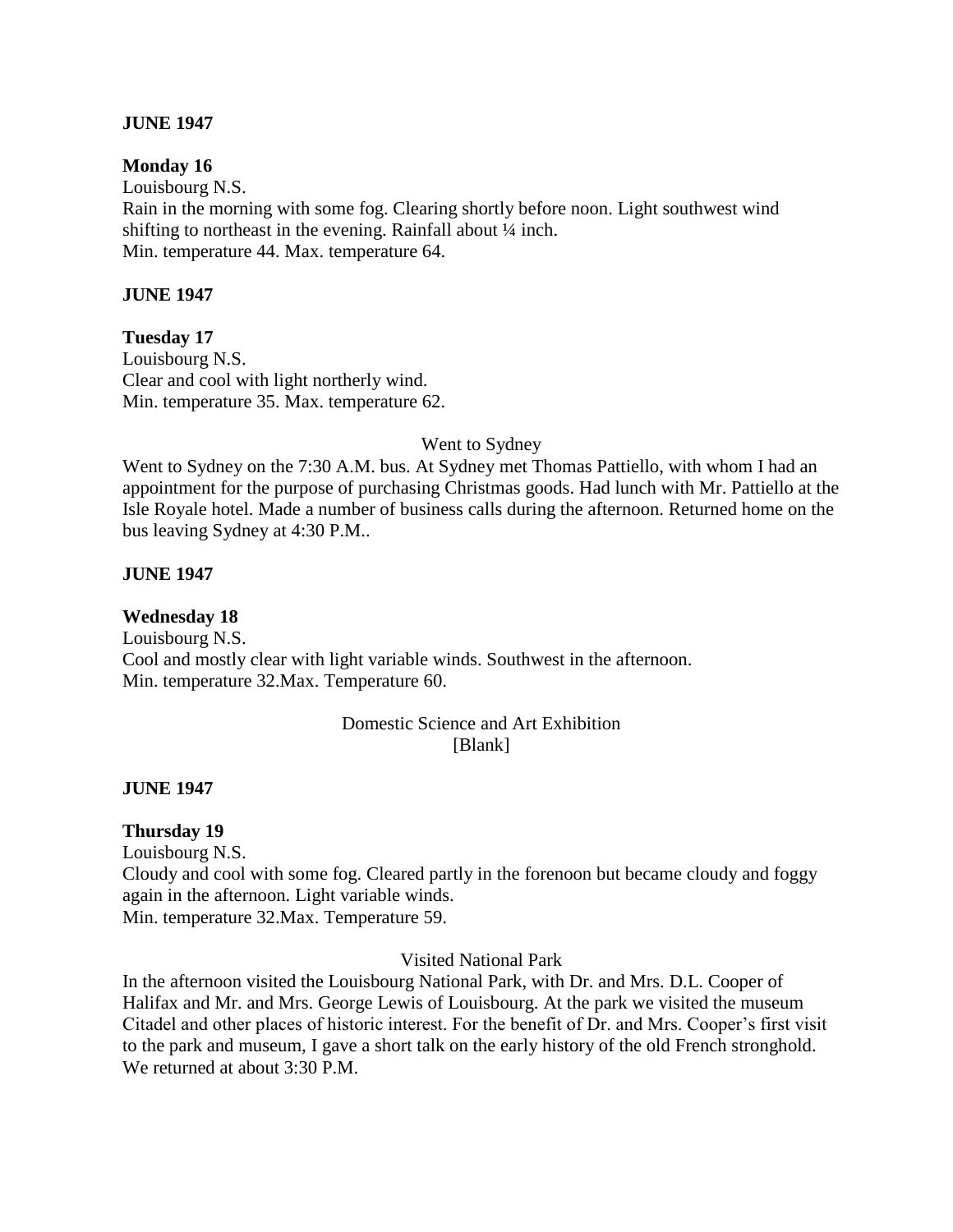**JUNE 1947**

**Monday 16**

Louisbourg N.S.

Rain in the morning with some fog. Clearing shortly before noon. Light southwest wind shifting to northeast in the evening. Rainfall about ¼ inch.

Min. temperature 44. Max. temperature 64.

**JUNE 1947**

**Tuesday 17**

Louisbourg N.S.

Clear and cool with light northerly wind.

Min. temperature 35. Max. temperature 62.

Went to Sydney

Went to Sydney on the 7:30 A.M. bus. At Sydney met Thomas Pattiello, with whom I had an appointment for the purpose of purchasing Christmas goods. Had lunch with Mr. Pattiello at the Isle Royale hotel. Made a number of business calls during the afternoon. Returned home on the bus leaving Sydney at 4:30 P.M..

**JUNE 1947**

**Wednesday 18**

Louisbourg N.S.

Cool and mostly clear with light variable winds. Southwest in the afternoon.

Min. temperature 32.Max. Temperature 60.

Domestic Science and Art Exhibition

[Blank]

**JUNE 1947**

**Thursday 19**

Louisbourg N.S.

Cloudy and cool with some fog. Cleared partly in the forenoon but became cloudy and foggy again in the afternoon. Light variable winds.

Min. temperature 32.Max. Temperature 59.

Visited National Park

In the afternoon visited the Louisbourg National Park, with Dr. and Mrs. D.L. Cooper of Halifax and Mr. and Mrs. George Lewis of Louisbourg. At the park we visited the museum Citadel and other places of historic interest. For the benefit of Dr. and Mrs. Cooper's first visit to the park and museum, I gave a short talk on the early history of the old French stronghold. We returned at about 3:30 P.M.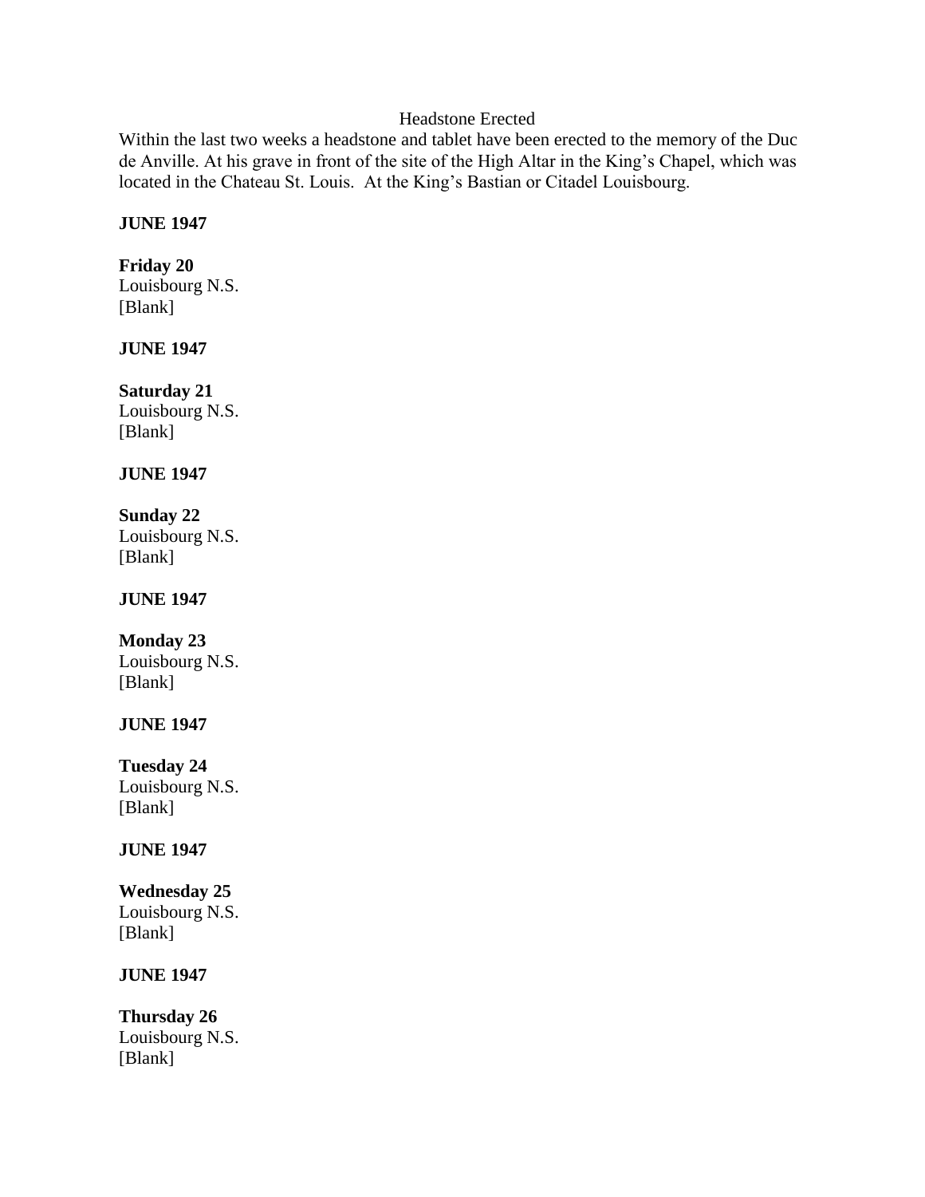Headstone Erected

Within the last two weeks a headstone and tablet have been erected to the memory of the Duc de Anville. At his grave in front of the site of the High Altar in the King's Chapel, which was located in the Chateau St. Louis. At the King's Bastian or Citadel Louisbourg.

**JUNE 1947**

**Friday 20**
Louisbourg N.S.
[Blank]

**JUNE 1947**

**Saturday 21**
Louisbourg N.S.
[Blank]

**JUNE 1947**

**Sunday 22**
Louisbourg N.S.
[Blank]

**JUNE 1947**

**Monday 23**
Louisbourg N.S.
[Blank]

**JUNE 1947**

**Tuesday 24**
Louisbourg N.S.
[Blank]

**JUNE 1947**

**Wednesday 25**
Louisbourg N.S.
[Blank]

**JUNE 1947**

**Thursday 26**
Louisbourg N.S.
[Blank]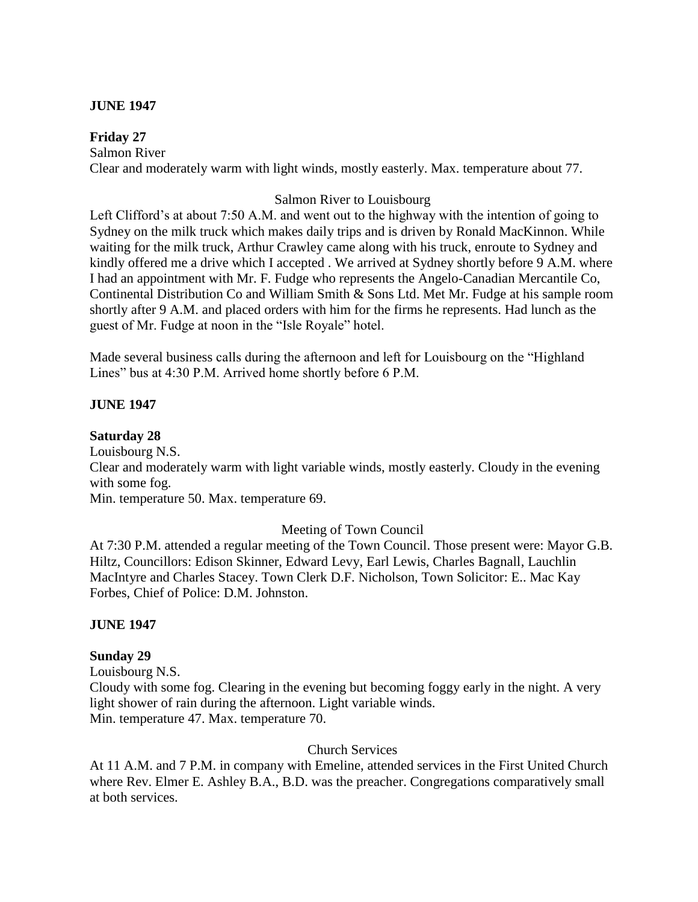**JUNE 1947**

**Friday 27**

Salmon River

Clear and moderately warm with light winds, mostly easterly. Max. temperature about 77.

Salmon River to Louisbourg

Left Clifford's at about 7:50 A.M. and went out to the highway with the intention of going to Sydney on the milk truck which makes daily trips and is driven by Ronald MacKinnon. While waiting for the milk truck, Arthur Crawley came along with his truck, enroute to Sydney and kindly offered me a drive which I accepted . We arrived at Sydney shortly before 9 A.M. where I had an appointment with Mr. F. Fudge who represents the Angelo-Canadian Mercantile Co, Continental Distribution Co and William Smith & Sons Ltd. Met Mr. Fudge at his sample room shortly after 9 A.M. and placed orders with him for the firms he represents. Had lunch as the guest of Mr. Fudge at noon in the "Isle Royale" hotel.

Made several business calls during the afternoon and left for Louisbourg on the "Highland Lines" bus at 4:30 P.M. Arrived home shortly before 6 P.M.

**JUNE 1947**

**Saturday 28**

Louisbourg N.S.

Clear and moderately warm with light variable winds, mostly easterly. Cloudy in the evening with some fog.

Min. temperature 50. Max. temperature 69.

Meeting of Town Council

At 7:30 P.M. attended a regular meeting of the Town Council. Those present were: Mayor G.B. Hiltz, Councillors: Edison Skinner, Edward Levy, Earl Lewis, Charles Bagnall, Lauchlin MacIntyre and Charles Stacey. Town Clerk D.F. Nicholson, Town Solicitor: E.. Mac Kay Forbes, Chief of Police: D.M. Johnston.

**JUNE 1947**

**Sunday 29**

Louisbourg N.S.

Cloudy with some fog. Clearing in the evening but becoming foggy early in the night. A very light shower of rain during the afternoon. Light variable winds.

Min. temperature 47. Max. temperature 70.

Church Services

At 11 A.M. and 7 P.M. in company with Emeline, attended services in the First United Church where Rev. Elmer E. Ashley B.A., B.D. was the preacher. Congregations comparatively small at both services.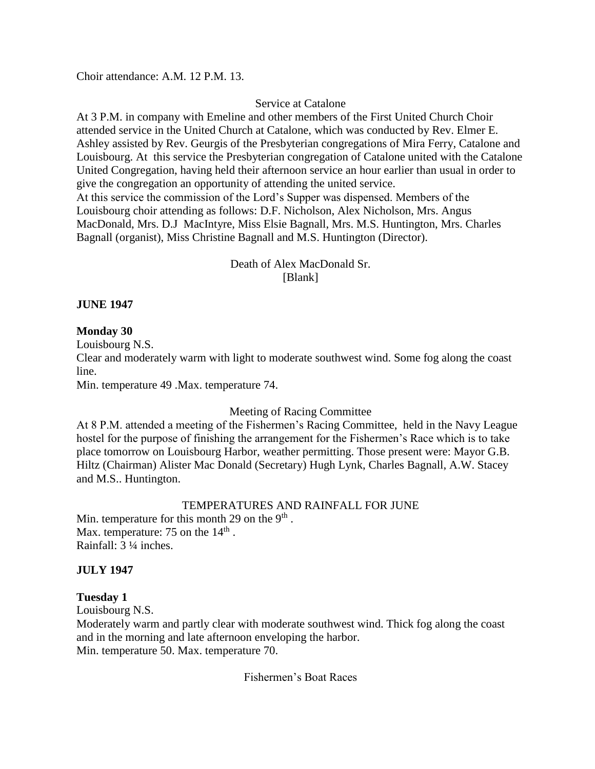Choir attendance: A.M. 12 P.M. 13.

Service at Catalone

At 3 P.M. in company with Emeline and other members of the First United Church Choir attended service in the United Church at Catalone, which was conducted by Rev. Elmer E. Ashley assisted by Rev. Geurgis of the Presbyterian congregations of Mira Ferry, Catalone and Louisbourg. At this service the Presbyterian congregation of Catalone united with the Catalone United Congregation, having held their afternoon service an hour earlier than usual in order to give the congregation an opportunity of attending the united service.
At this service the commission of the Lord's Supper was dispensed. Members of the Louisbourg choir attending as follows: D.F. Nicholson, Alex Nicholson, Mrs. Angus MacDonald, Mrs. D.J MacIntyre, Miss Elsie Bagnall, Mrs. M.S. Huntington, Mrs. Charles Bagnall (organist), Miss Christine Bagnall and M.S. Huntington (Director).

Death of Alex MacDonald Sr.
[Blank]

**JUNE 1947**

**Monday 30**

Louisbourg N.S.
Clear and moderately warm with light to moderate southwest wind. Some fog along the coast line.
Min. temperature 49 .Max. temperature 74.

Meeting of Racing Committee

At 8 P.M. attended a meeting of the Fishermen's Racing Committee, held in the Navy League hostel for the purpose of finishing the arrangement for the Fishermen's Race which is to take place tomorrow on Louisbourg Harbor, weather permitting. Those present were: Mayor G.B. Hiltz (Chairman) Alister Mac Donald (Secretary) Hugh Lynk, Charles Bagnall, A.W. Stacey and M.S.. Huntington.

TEMPERATURES AND RAINFALL FOR JUNE

Min. temperature for this month 29 on the 9th .
Max. temperature: 75 on the 14th .
Rainfall: 3 ¼ inches.

**JULY 1947**

**Tuesday 1**

Louisbourg N.S.
Moderately warm and partly clear with moderate southwest wind. Thick fog along the coast and in the morning and late afternoon enveloping the harbor.
Min. temperature 50. Max. temperature 70.

Fishermen's Boat Races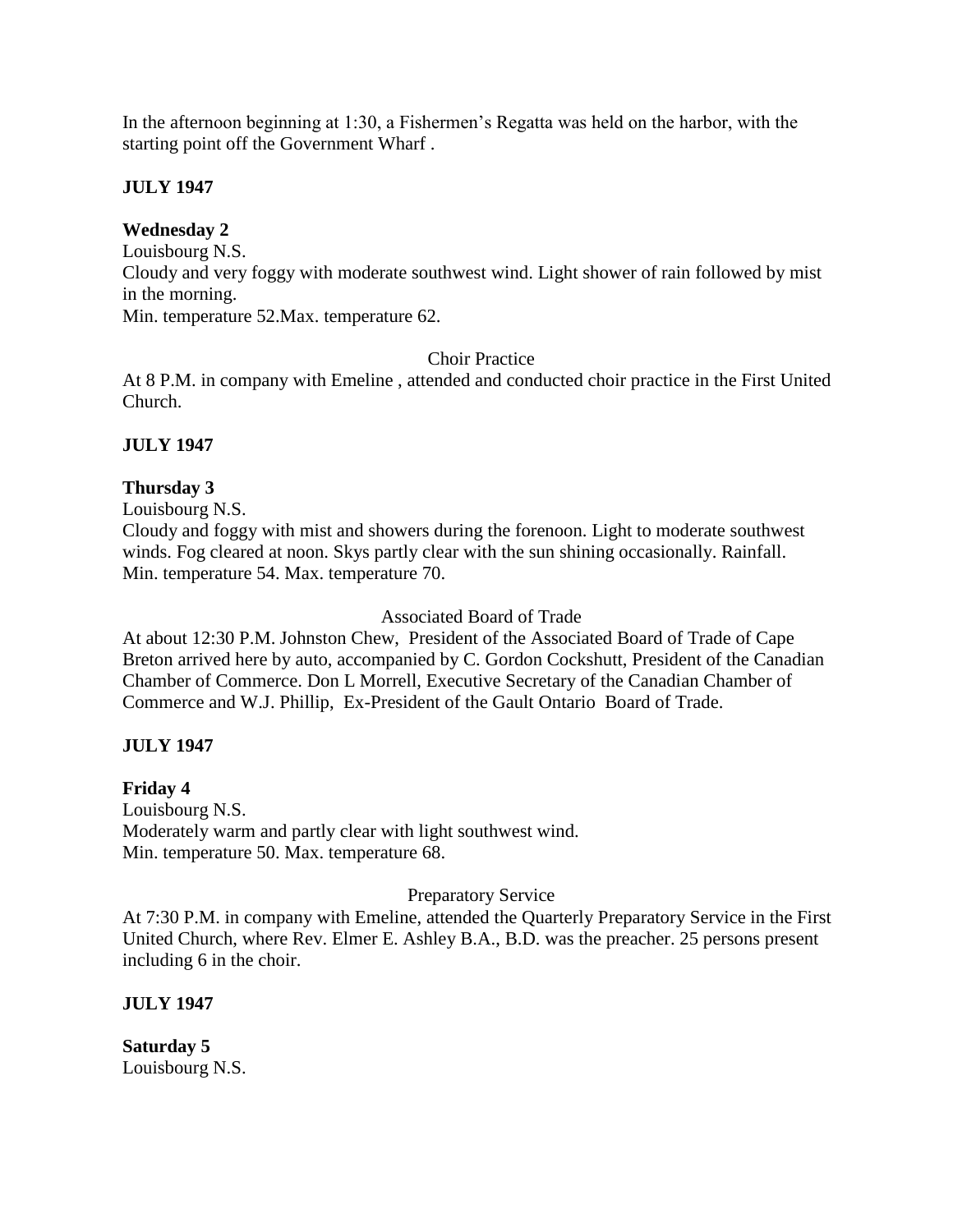In the afternoon beginning at 1:30, a Fishermen's Regatta was held on the harbor, with the starting point off the Government Wharf .

**JULY 1947**

**Wednesday 2**
Louisbourg N.S.
Cloudy and very foggy with moderate southwest wind. Light shower of rain followed by mist in the morning.
Min. temperature 52.Max. temperature 62.

Choir Practice

At 8 P.M. in company with Emeline , attended and conducted choir practice in the First United Church.

**JULY 1947**

**Thursday 3**
Louisbourg N.S.
Cloudy and foggy with mist and showers during the forenoon. Light to moderate southwest winds. Fog cleared at noon. Skys partly clear with the sun shining occasionally. Rainfall.
Min. temperature 54. Max. temperature 70.

Associated Board of Trade

At about 12:30 P.M. Johnston Chew, President of the Associated Board of Trade of Cape Breton arrived here by auto, accompanied by C. Gordon Cockshutt, President of the Canadian Chamber of Commerce. Don L Morrell, Executive Secretary of the Canadian Chamber of Commerce and W.J. Phillip, Ex-President of the Gault Ontario Board of Trade.

**JULY 1947**

**Friday 4**
Louisbourg N.S.
Moderately warm and partly clear with light southwest wind.
Min. temperature 50. Max. temperature 68.

Preparatory Service

At 7:30 P.M. in company with Emeline, attended the Quarterly Preparatory Service in the First United Church, where Rev. Elmer E. Ashley B.A., B.D. was the preacher. 25 persons present including 6 in the choir.

**JULY 1947**

**Saturday 5**
Louisbourg N.S.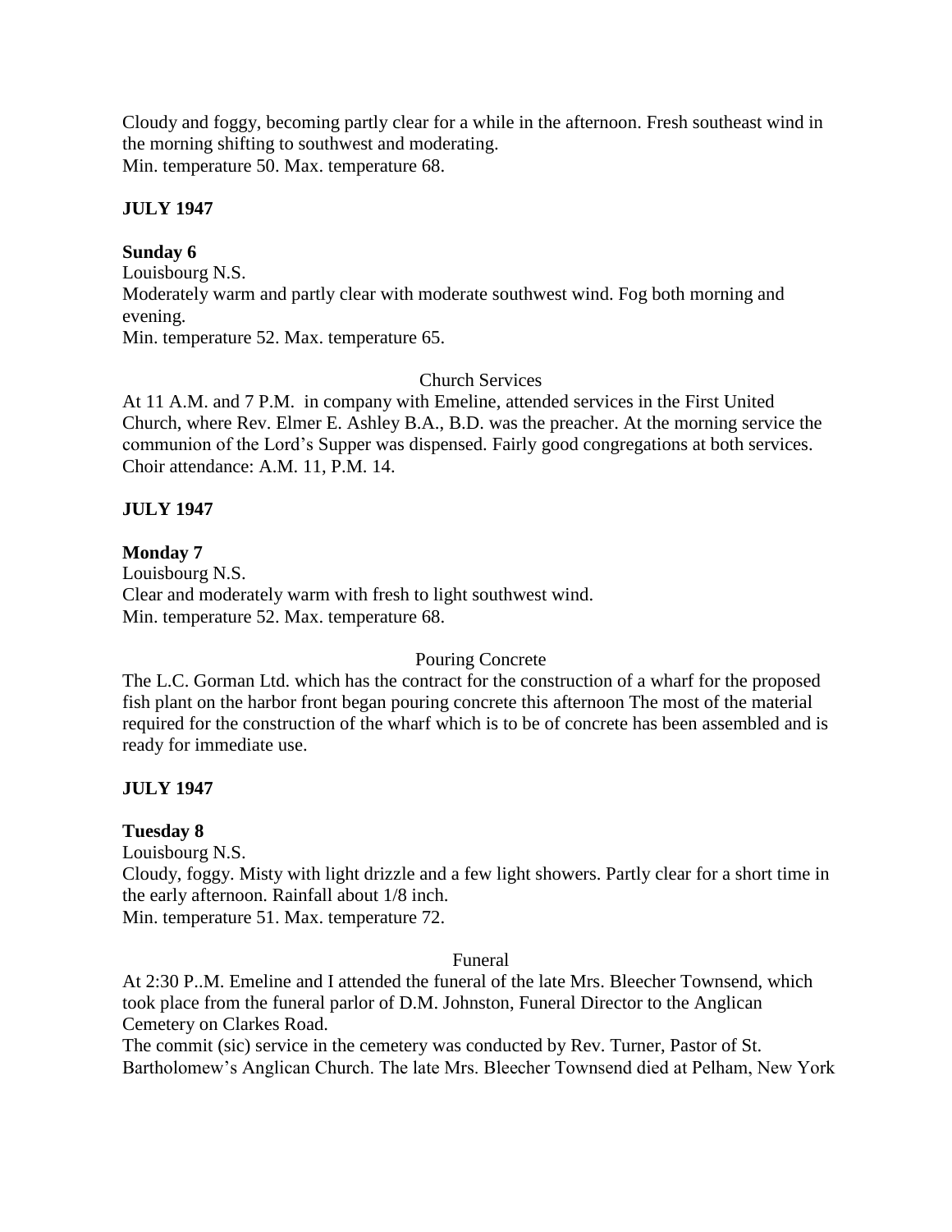Cloudy and foggy, becoming partly clear for a while in the afternoon. Fresh southeast wind in the morning shifting to southwest and moderating.
Min. temperature 50. Max. temperature 68.

**JULY 1947**

**Sunday 6**
Louisbourg N.S.
Moderately warm and partly clear with moderate southwest wind. Fog both morning and evening.
Min. temperature 52. Max. temperature 65.

Church Services

At 11 A.M. and 7 P.M. in company with Emeline, attended services in the First United Church, where Rev. Elmer E. Ashley B.A., B.D. was the preacher. At the morning service the communion of the Lord's Supper was dispensed. Fairly good congregations at both services. Choir attendance: A.M. 11, P.M. 14.

**JULY 1947**

**Monday 7**
Louisbourg N.S.
Clear and moderately warm with fresh to light southwest wind.
Min. temperature 52. Max. temperature 68.

Pouring Concrete

The L.C. Gorman Ltd. which has the contract for the construction of a wharf for the proposed fish plant on the harbor front began pouring concrete this afternoon The most of the material required for the construction of the wharf which is to be of concrete has been assembled and is ready for immediate use.

**JULY 1947**

**Tuesday 8**
Louisbourg N.S.
Cloudy, foggy. Misty with light drizzle and a few light showers. Partly clear for a short time in the early afternoon. Rainfall about 1/8 inch.
Min. temperature 51. Max. temperature 72.

Funeral

At 2:30 P..M. Emeline and I attended the funeral of the late Mrs. Bleecher Townsend, which took place from the funeral parlor of D.M. Johnston, Funeral Director to the Anglican Cemetery on Clarkes Road.
The commit (sic) service in the cemetery was conducted by Rev. Turner, Pastor of St. Bartholomew's Anglican Church. The late Mrs. Bleecher Townsend died at Pelham, New York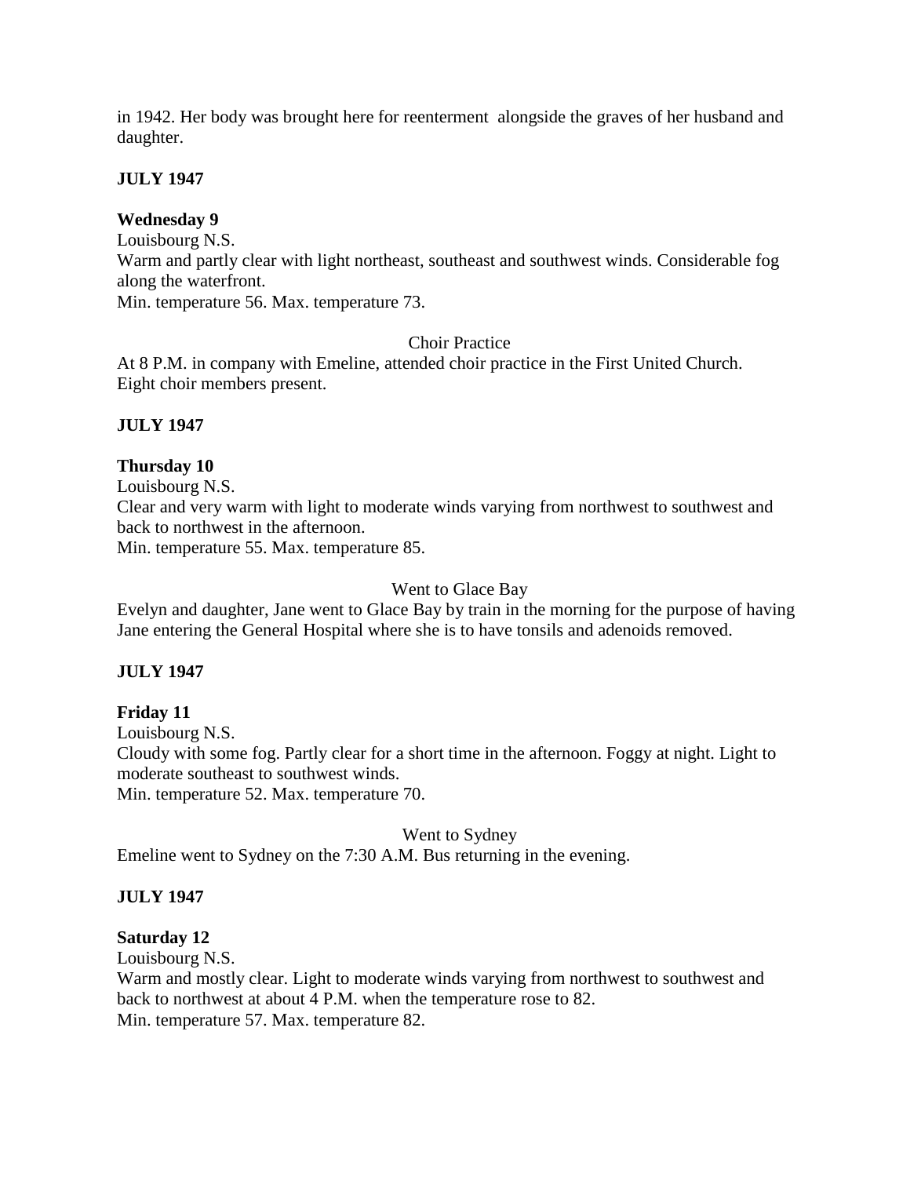in 1942. Her body was brought here for reenterment alongside the graves of her husband and daughter.

**JULY 1947**

**Wednesday 9**
Louisbourg N.S.
Warm and partly clear with light northeast, southeast and southwest winds. Considerable fog along the waterfront.
Min. temperature 56. Max. temperature 73.

Choir Practice

At 8 P.M. in company with Emeline, attended choir practice in the First United Church. Eight choir members present.

**JULY 1947**

**Thursday 10**
Louisbourg N.S.
Clear and very warm with light to moderate winds varying from northwest to southwest and back to northwest in the afternoon.
Min. temperature 55. Max. temperature 85.

Went to Glace Bay

Evelyn and daughter, Jane went to Glace Bay by train in the morning for the purpose of having Jane entering the General Hospital where she is to have tonsils and adenoids removed.

**JULY 1947**

**Friday 11**
Louisbourg N.S.
Cloudy with some fog. Partly clear for a short time in the afternoon. Foggy at night. Light to moderate southeast to southwest winds.
Min. temperature 52. Max. temperature 70.

Went to Sydney

Emeline went to Sydney on the 7:30 A.M. Bus returning in the evening.

**JULY 1947**

**Saturday 12**
Louisbourg N.S.
Warm and mostly clear. Light to moderate winds varying from northwest to southwest and back to northwest at about 4 P.M. when the temperature rose to 82.
Min. temperature 57. Max. temperature 82.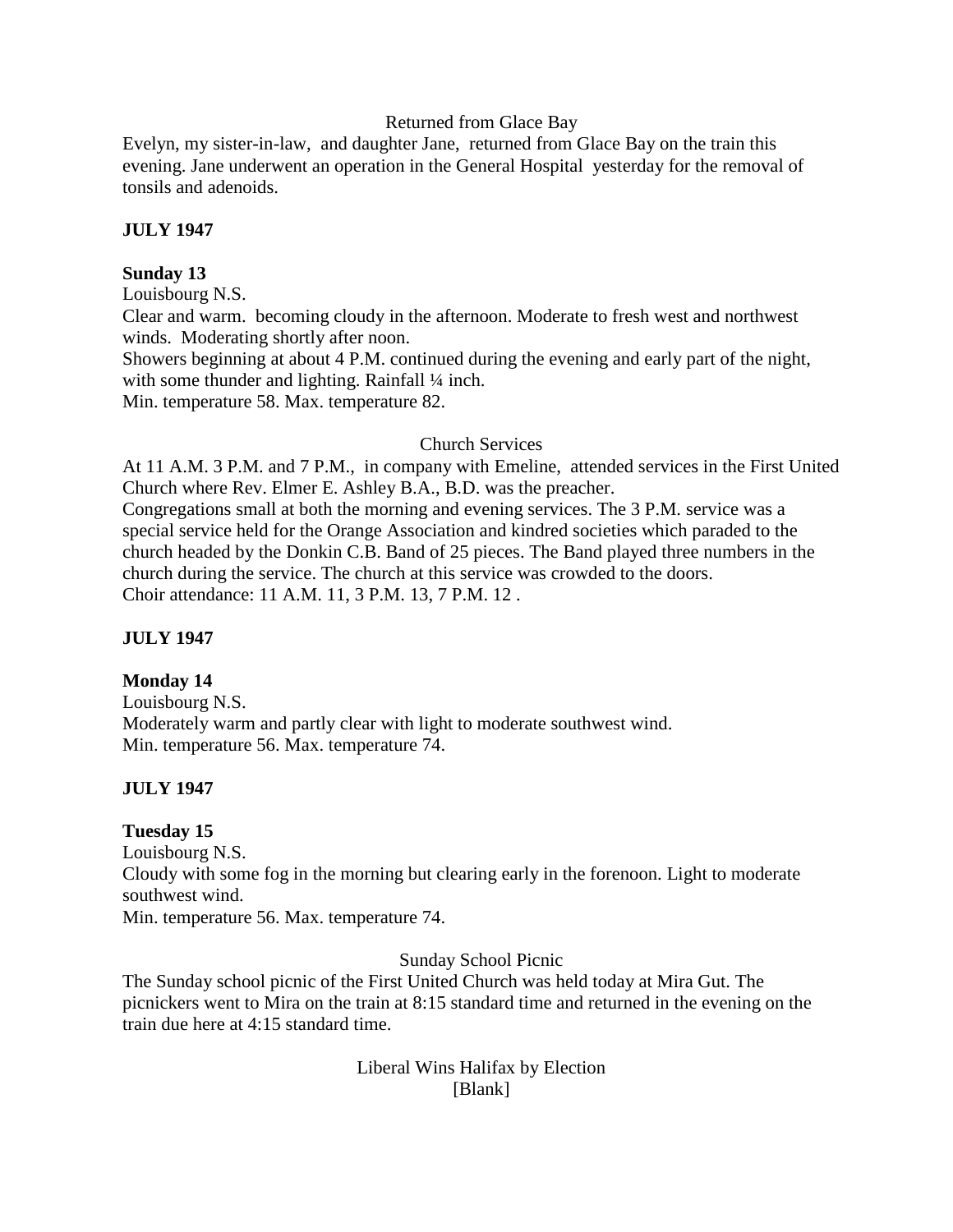Returned from Glace Bay

Evelyn, my sister-in-law, and daughter Jane, returned from Glace Bay on the train this evening. Jane underwent an operation in the General Hospital yesterday for the removal of tonsils and adenoids.

**JULY 1947**

**Sunday 13**

Louisbourg N.S.

Clear and warm. becoming cloudy in the afternoon. Moderate to fresh west and northwest winds. Moderating shortly after noon.

Showers beginning at about 4 P.M. continued during the evening and early part of the night, with some thunder and lighting. Rainfall ¼ inch.

Min. temperature 58. Max. temperature 82.

Church Services

At 11 A.M. 3 P.M. and 7 P.M., in company with Emeline, attended services in the First United Church where Rev. Elmer E. Ashley B.A., B.D. was the preacher.

Congregations small at both the morning and evening services. The 3 P.M. service was a special service held for the Orange Association and kindred societies which paraded to the church headed by the Donkin C.B. Band of 25 pieces. The Band played three numbers in the church during the service. The church at this service was crowded to the doors.

Choir attendance: 11 A.M. 11, 3 P.M. 13, 7 P.M. 12 .

**JULY 1947**

**Monday 14**

Louisbourg N.S.

Moderately warm and partly clear with light to moderate southwest wind.

Min. temperature 56. Max. temperature 74.

**JULY 1947**

**Tuesday 15**

Louisbourg N.S.

Cloudy with some fog in the morning but clearing early in the forenoon. Light to moderate southwest wind.

Min. temperature 56. Max. temperature 74.

Sunday School Picnic

The Sunday school picnic of the First United Church was held today at Mira Gut. The picnickers went to Mira on the train at 8:15 standard time and returned in the evening on the train due here at 4:15 standard time.

Liberal Wins Halifax by Election

[Blank]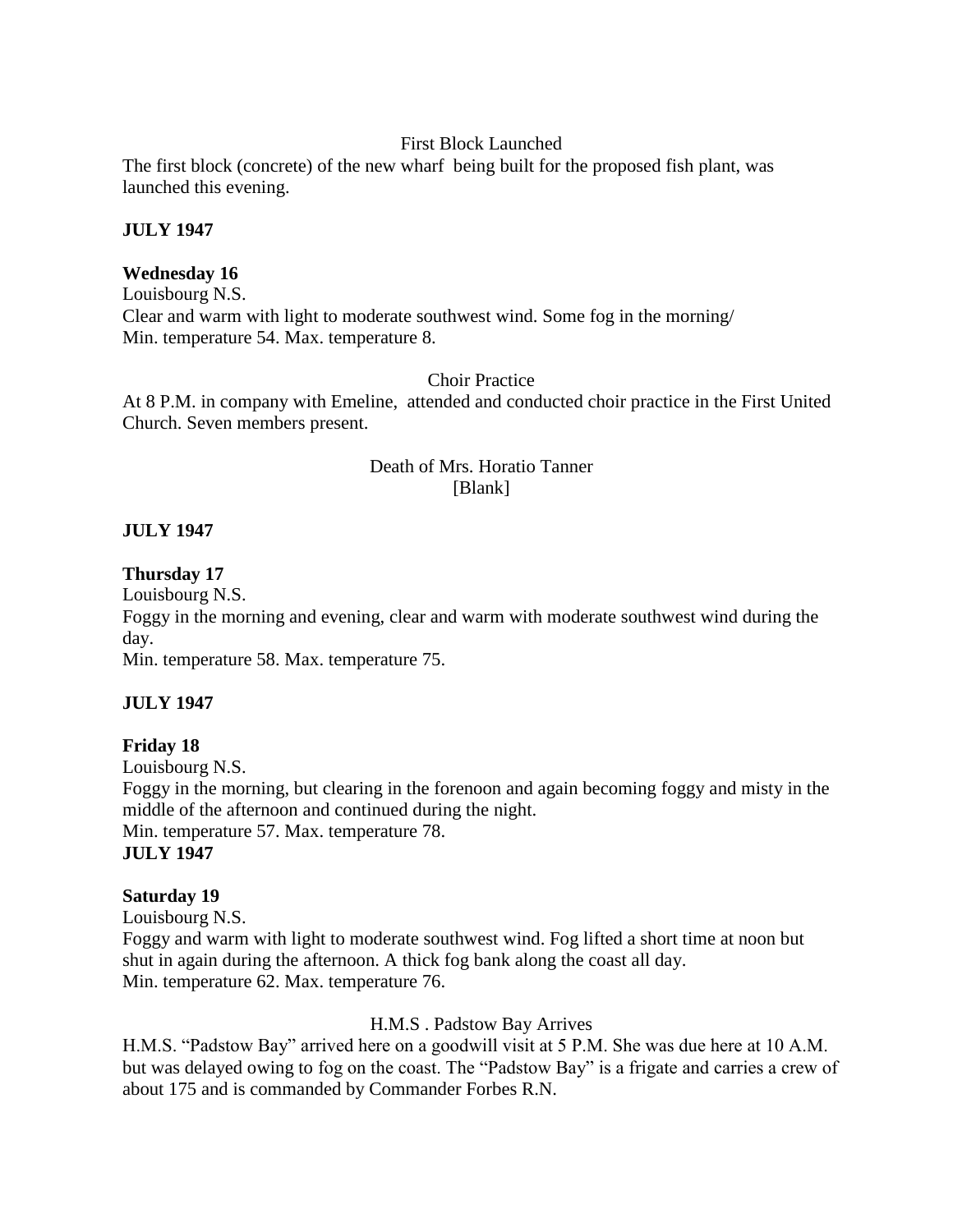First Block Launched

The first block (concrete) of the new wharf being built for the proposed fish plant, was launched this evening.

**JULY 1947**

**Wednesday 16**

Louisbourg N.S.

Clear and warm with light to moderate southwest wind. Some fog in the morning/
Min. temperature 54. Max. temperature 8.

Choir Practice

At 8 P.M. in company with Emeline, attended and conducted choir practice in the First United Church. Seven members present.

Death of Mrs. Horatio Tanner
[Blank]

**JULY 1947**

**Thursday 17**

Louisbourg N.S.

Foggy in the morning and evening, clear and warm with moderate southwest wind during the day.
Min. temperature 58. Max. temperature 75.

**JULY 1947**

**Friday 18**

Louisbourg N.S.

Foggy in the morning, but clearing in the forenoon and again becoming foggy and misty in the middle of the afternoon and continued during the night.
Min. temperature 57. Max. temperature 78.

**JULY 1947**

**Saturday 19**

Louisbourg N.S.

Foggy and warm with light to moderate southwest wind. Fog lifted a short time at noon but shut in again during the afternoon. A thick fog bank along the coast all day.
Min. temperature 62. Max. temperature 76.

H.M.S . Padstow Bay Arrives

H.M.S. "Padstow Bay" arrived here on a goodwill visit at 5 P.M. She was due here at 10 A.M. but was delayed owing to fog on the coast. The "Padstow Bay" is a frigate and carries a crew of about 175 and is commanded by Commander Forbes R.N.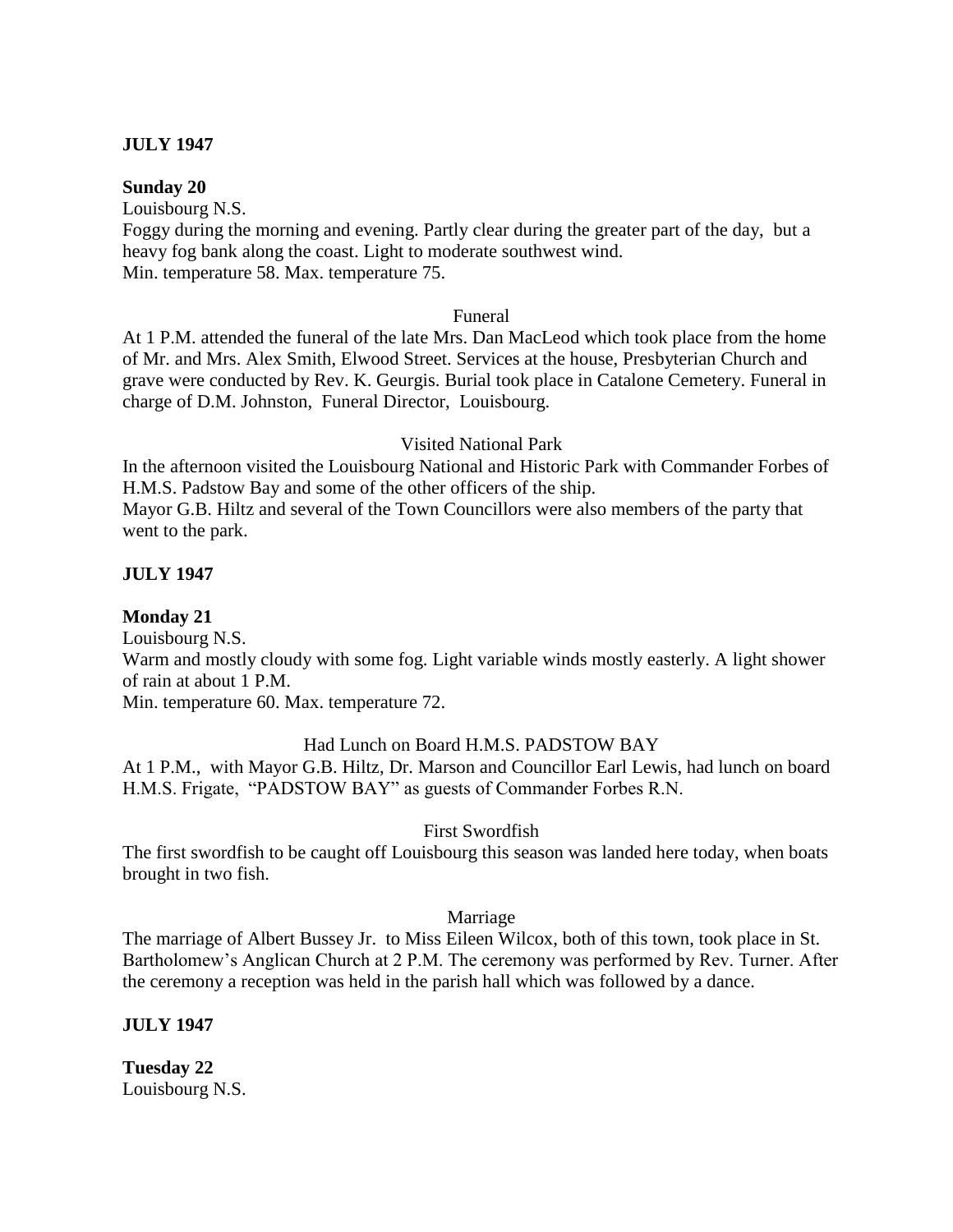**JULY 1947**

**Sunday 20**

Louisbourg N.S.

Foggy during the morning and evening. Partly clear during the greater part of the day, but a heavy fog bank along the coast. Light to moderate southwest wind.

Min. temperature 58. Max. temperature 75.

Funeral

At 1 P.M. attended the funeral of the late Mrs. Dan MacLeod which took place from the home of Mr. and Mrs. Alex Smith, Elwood Street. Services at the house, Presbyterian Church and grave were conducted by Rev. K. Geurgis. Burial took place in Catalone Cemetery. Funeral in charge of D.M. Johnston, Funeral Director, Louisbourg.

Visited National Park

In the afternoon visited the Louisbourg National and Historic Park with Commander Forbes of H.M.S. Padstow Bay and some of the other officers of the ship.

Mayor G.B. Hiltz and several of the Town Councillors were also members of the party that went to the park.

**JULY 1947**

**Monday 21**

Louisbourg N.S.

Warm and mostly cloudy with some fog. Light variable winds mostly easterly. A light shower of rain at about 1 P.M.

Min. temperature 60. Max. temperature 72.

Had Lunch on Board H.M.S. PADSTOW BAY

At 1 P.M., with Mayor G.B. Hiltz, Dr. Marson and Councillor Earl Lewis, had lunch on board H.M.S. Frigate, "PADSTOW BAY" as guests of Commander Forbes R.N.

First Swordfish

The first swordfish to be caught off Louisbourg this season was landed here today, when boats brought in two fish.

Marriage

The marriage of Albert Bussey Jr. to Miss Eileen Wilcox, both of this town, took place in St. Bartholomew's Anglican Church at 2 P.M. The ceremony was performed by Rev. Turner. After the ceremony a reception was held in the parish hall which was followed by a dance.

**JULY 1947**

**Tuesday 22**

Louisbourg N.S.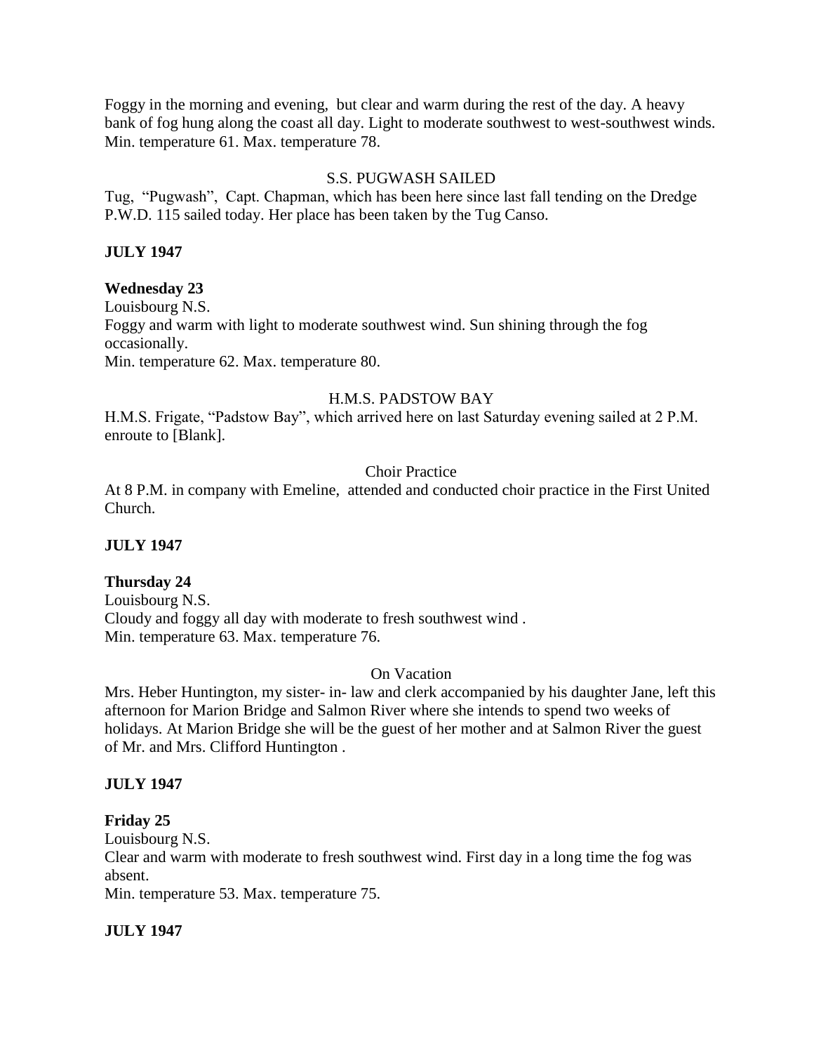Foggy in the morning and evening, but clear and warm during the rest of the day. A heavy bank of fog hung along the coast all day. Light to moderate southwest to west-southwest winds. Min. temperature 61. Max. temperature 78.

S.S. PUGWASH SAILED

Tug, "Pugwash", Capt. Chapman, which has been here since last fall tending on the Dredge P.W.D. 115 sailed today. Her place has been taken by the Tug Canso.

**JULY 1947**

**Wednesday 23**

Louisbourg N.S.

Foggy and warm with light to moderate southwest wind. Sun shining through the fog occasionally.

Min. temperature 62. Max. temperature 80.

H.M.S. PADSTOW BAY

H.M.S. Frigate, "Padstow Bay", which arrived here on last Saturday evening sailed at 2 P.M. enroute to [Blank].

Choir Practice

At 8 P.M. in company with Emeline, attended and conducted choir practice in the First United Church.

**JULY 1947**

**Thursday 24**

Louisbourg N.S.

Cloudy and foggy all day with moderate to fresh southwest wind .

Min. temperature 63. Max. temperature 76.

On Vacation

Mrs. Heber Huntington, my sister- in- law and clerk accompanied by his daughter Jane, left this afternoon for Marion Bridge and Salmon River where she intends to spend two weeks of holidays. At Marion Bridge she will be the guest of her mother and at Salmon River the guest of Mr. and Mrs. Clifford Huntington .

**JULY 1947**

**Friday 25**

Louisbourg N.S.

Clear and warm with moderate to fresh southwest wind. First day in a long time the fog was absent.

Min. temperature 53. Max. temperature 75.

**JULY 1947**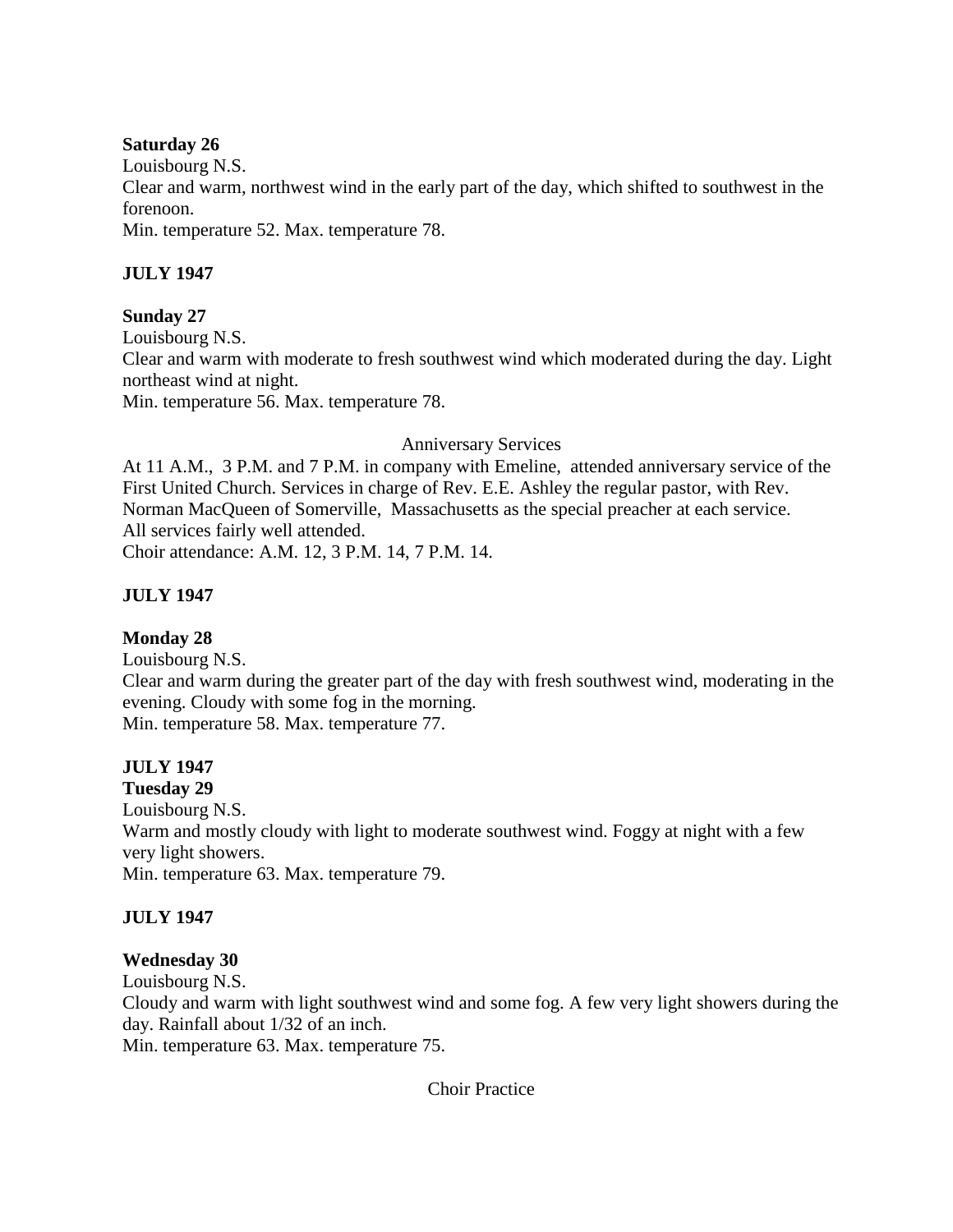**Saturday 26**
Louisbourg N.S.
Clear and warm, northwest wind in the early part of the day, which shifted to southwest in the forenoon.
Min. temperature 52. Max. temperature 78.

**JULY 1947**

**Sunday 27**
Louisbourg N.S.
Clear and warm with moderate to fresh southwest wind which moderated during the day. Light northeast wind at night.
Min. temperature 56. Max. temperature 78.

Anniversary Services

At 11 A.M., 3 P.M. and 7 P.M. in company with Emeline, attended anniversary service of the First United Church. Services in charge of Rev. E.E. Ashley the regular pastor, with Rev. Norman MacQueen of Somerville, Massachusetts as the special preacher at each service.
All services fairly well attended.
Choir attendance: A.M. 12, 3 P.M. 14, 7 P.M. 14.

**JULY 1947**

**Monday 28**
Louisbourg N.S.
Clear and warm during the greater part of the day with fresh southwest wind, moderating in the evening. Cloudy with some fog in the morning.
Min. temperature 58. Max. temperature 77.

**JULY 1947**
**Tuesday 29**
Louisbourg N.S.
Warm and mostly cloudy with light to moderate southwest wind. Foggy at night with a few very light showers.
Min. temperature 63. Max. temperature 79.

**JULY 1947**

**Wednesday 30**
Louisbourg N.S.
Cloudy and warm with light southwest wind and some fog. A few very light showers during the day. Rainfall about 1/32 of an inch.
Min. temperature 63. Max. temperature 75.

Choir Practice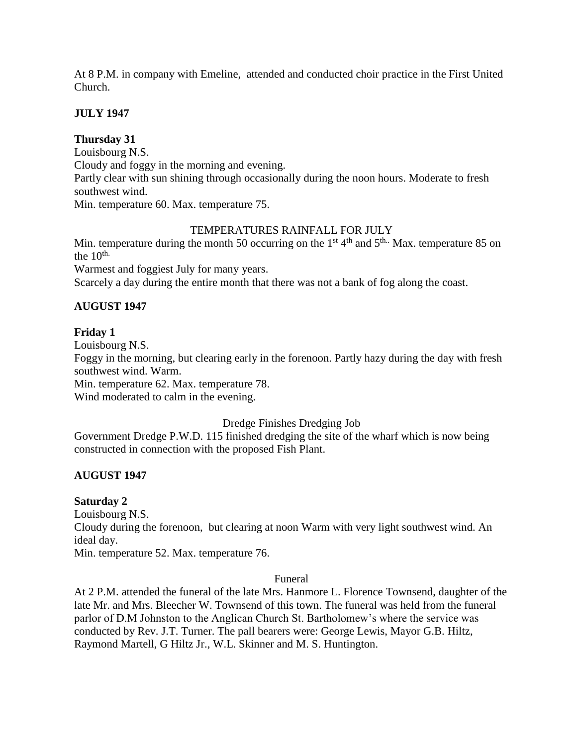At 8 P.M. in company with Emeline,  attended and conducted choir practice in the First United Church.

**JULY 1947**

**Thursday 31**
Louisbourg N.S.
Cloudy and foggy in the morning and evening.
Partly clear with sun shining through occasionally during the noon hours. Moderate to fresh southwest wind.
Min. temperature 60. Max. temperature 75.

TEMPERATURES RAINFALL FOR JULY

Min. temperature during the month 50 occurring on the 1st 4th and 5th.. Max. temperature 85 on the 10th.
Warmest and foggiest July for many years.
Scarcely a day during the entire month that there was not a bank of fog along the coast.

**AUGUST 1947**

**Friday 1**
Louisbourg N.S.
Foggy in the morning, but clearing early in the forenoon. Partly hazy during the day with fresh southwest wind. Warm.
Min. temperature 62. Max. temperature 78.
Wind moderated to calm in the evening.

Dredge Finishes Dredging Job

Government Dredge P.W.D. 115 finished dredging the site of the wharf which is now being constructed in connection with the proposed Fish Plant.

**AUGUST 1947**

**Saturday 2**
Louisbourg N.S.
Cloudy during the forenoon,  but clearing at noon Warm with very light southwest wind. An ideal day.
Min. temperature 52. Max. temperature 76.

Funeral

At 2 P.M. attended the funeral of the late Mrs. Hanmore L. Florence Townsend, daughter of the late Mr. and Mrs. Bleecher W. Townsend of this town. The funeral was held from the funeral parlor of D.M Johnston to the Anglican Church St. Bartholomew's where the service was conducted by Rev. J.T. Turner. The pall bearers were: George Lewis, Mayor G.B. Hiltz, Raymond Martell, G Hiltz Jr., W.L. Skinner and M. S. Huntington.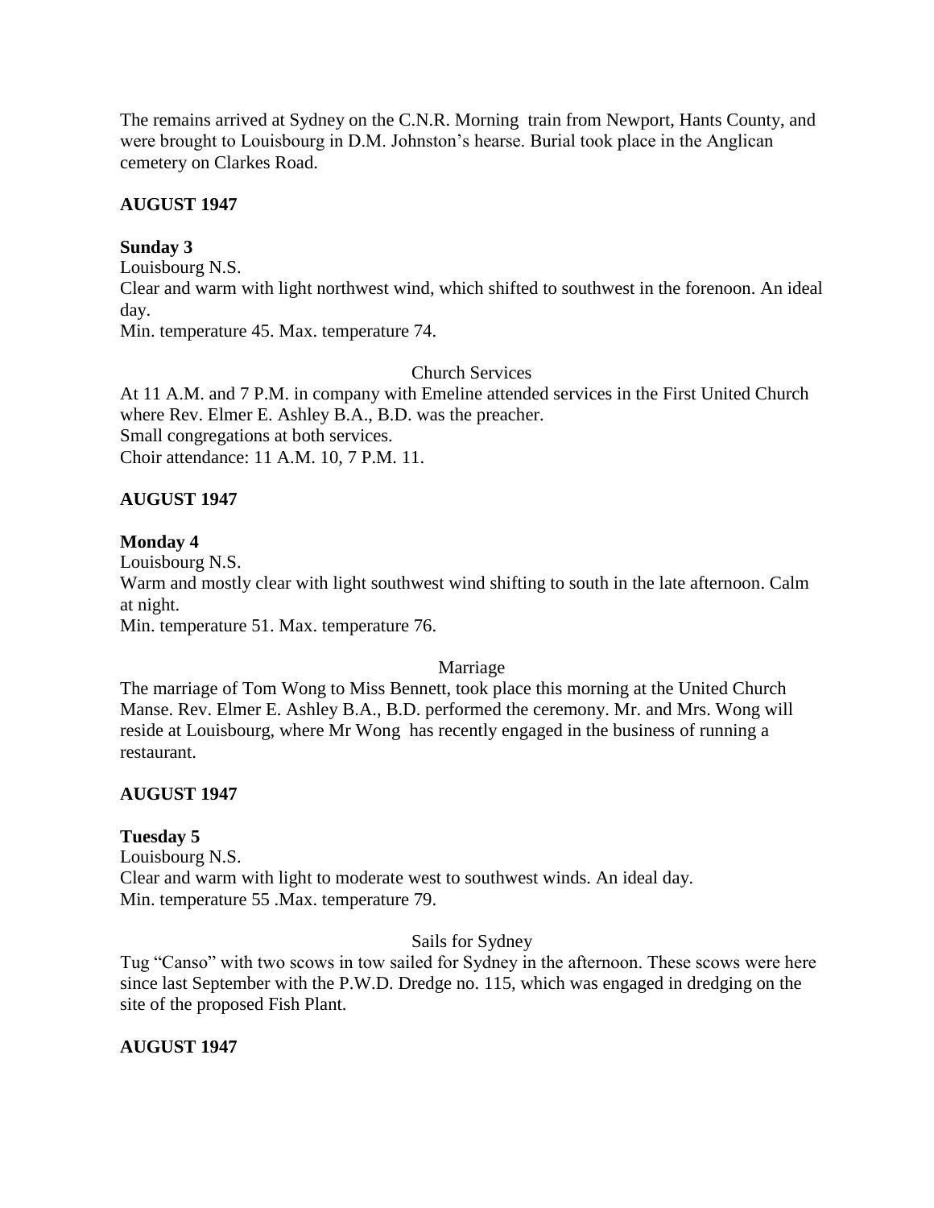The remains arrived at Sydney on the C.N.R. Morning train from Newport, Hants County, and were brought to Louisbourg in D.M. Johnston's hearse. Burial took place in the Anglican cemetery on Clarkes Road.

**AUGUST 1947**

**Sunday 3**

Louisbourg N.S.
Clear and warm with light northwest wind, which shifted to southwest in the forenoon. An ideal day.
Min. temperature 45. Max. temperature 74.

Church Services

At 11 A.M. and 7 P.M. in company with Emeline attended services in the First United Church where Rev. Elmer E. Ashley B.A., B.D. was the preacher.
Small congregations at both services.
Choir attendance: 11 A.M. 10, 7 P.M. 11.

**AUGUST 1947**

**Monday 4**

Louisbourg N.S.
Warm and mostly clear with light southwest wind shifting to south in the late afternoon. Calm at night.
Min. temperature 51. Max. temperature 76.

Marriage

The marriage of Tom Wong to Miss Bennett, took place this morning at the United Church Manse. Rev. Elmer E. Ashley B.A., B.D. performed the ceremony. Mr. and Mrs. Wong will reside at Louisbourg, where Mr Wong has recently engaged in the business of running a restaurant.

**AUGUST 1947**

**Tuesday 5**

Louisbourg N.S.
Clear and warm with light to moderate west to southwest winds. An ideal day.
Min. temperature 55 .Max. temperature 79.

Sails for Sydney

Tug "Canso" with two scows in tow sailed for Sydney in the afternoon. These scows were here since last September with the P.W.D. Dredge no. 115, which was engaged in dredging on the site of the proposed Fish Plant.

**AUGUST 1947**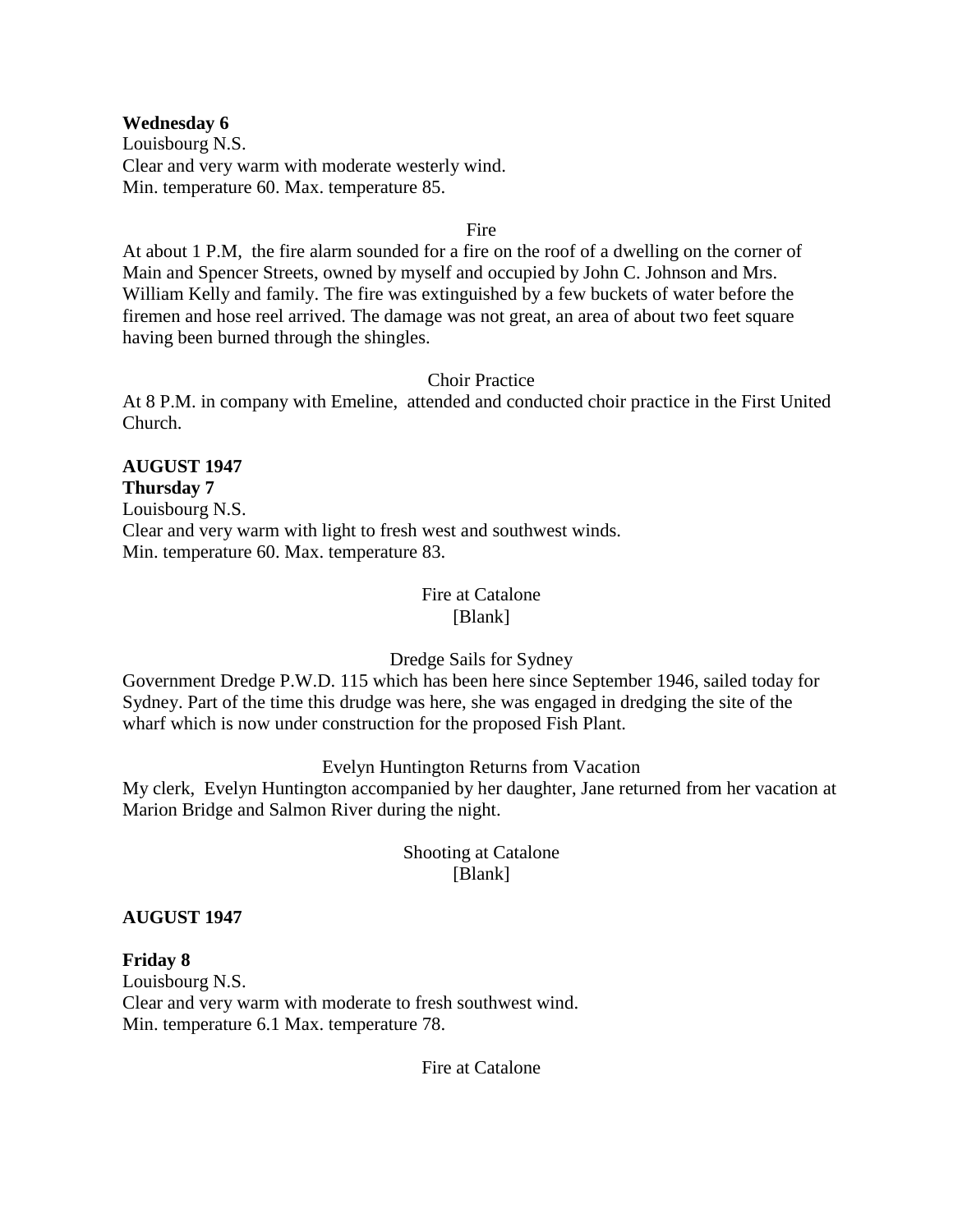**Wednesday 6**
Louisbourg N.S.
Clear and very warm with moderate westerly wind.
Min. temperature 60. Max. temperature 85.

Fire

At about 1 P.M, the fire alarm sounded for a fire on the roof of a dwelling on the corner of Main and Spencer Streets, owned by myself and occupied by John C. Johnson and Mrs. William Kelly and family. The fire was extinguished by a few buckets of water before the firemen and hose reel arrived. The damage was not great, an area of about two feet square having been burned through the shingles.

Choir Practice

At 8 P.M. in company with Emeline, attended and conducted choir practice in the First United Church.

**AUGUST 1947**
**Thursday 7**
Louisbourg N.S.
Clear and very warm with light to fresh west and southwest winds.
Min. temperature 60. Max. temperature 83.

Fire at Catalone
[Blank]

Dredge Sails for Sydney

Government Dredge P.W.D. 115 which has been here since September 1946, sailed today for Sydney. Part of the time this drudge was here, she was engaged in dredging the site of the wharf which is now under construction for the proposed Fish Plant.

Evelyn Huntington Returns from Vacation

My clerk, Evelyn Huntington accompanied by her daughter, Jane returned from her vacation at Marion Bridge and Salmon River during the night.

Shooting at Catalone
[Blank]

**AUGUST 1947**

**Friday 8**
Louisbourg N.S.
Clear and very warm with moderate to fresh southwest wind.
Min. temperature 6.1 Max. temperature 78.

Fire at Catalone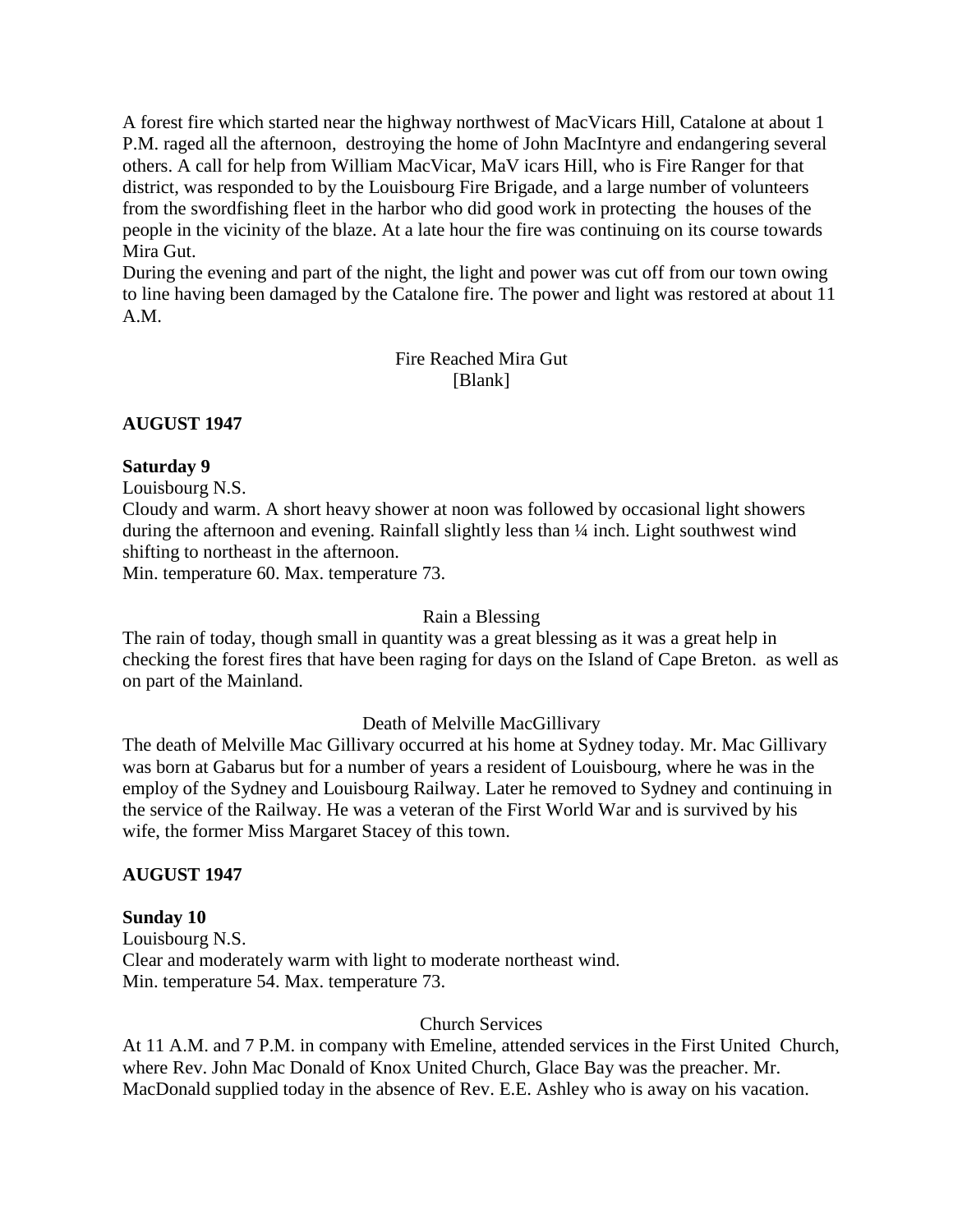A forest fire which started near the highway northwest of MacVicars Hill, Catalone at about 1 P.M. raged all the afternoon, destroying the home of John MacIntyre and endangering several others. A call for help from William MacVicar, MaV icars Hill, who is Fire Ranger for that district, was responded to by the Louisbourg Fire Brigade, and a large number of volunteers from the swordfishing fleet in the harbor who did good work in protecting the houses of the people in the vicinity of the blaze. At a late hour the fire was continuing on its course towards Mira Gut.
During the evening and part of the night, the light and power was cut off from our town owing to line having been damaged by the Catalone fire. The power and light was restored at about 11 A.M.

Fire Reached Mira Gut
[Blank]

**AUGUST 1947**

**Saturday 9**
Louisbourg N.S.
Cloudy and warm. A short heavy shower at noon was followed by occasional light showers during the afternoon and evening. Rainfall slightly less than ¼ inch. Light southwest wind shifting to northeast in the afternoon.
Min. temperature 60. Max. temperature 73.

Rain a Blessing
The rain of today, though small in quantity was a great blessing as it was a great help in checking the forest fires that have been raging for days on the Island of Cape Breton. as well as on part of the Mainland.

Death of Melville MacGillivary
The death of Melville Mac Gillivary occurred at his home at Sydney today. Mr. Mac Gillivary was born at Gabarus but for a number of years a resident of Louisbourg, where he was in the employ of the Sydney and Louisbourg Railway. Later he removed to Sydney and continuing in the service of the Railway. He was a veteran of the First World War and is survived by his wife, the former Miss Margaret Stacey of this town.

**AUGUST 1947**

**Sunday 10**
Louisbourg N.S.
Clear and moderately warm with light to moderate northeast wind.
Min. temperature 54. Max. temperature 73.

Church Services
At 11 A.M. and 7 P.M. in company with Emeline, attended services in the First United Church, where Rev. John Mac Donald of Knox United Church, Glace Bay was the preacher. Mr. MacDonald supplied today in the absence of Rev. E.E. Ashley who is away on his vacation.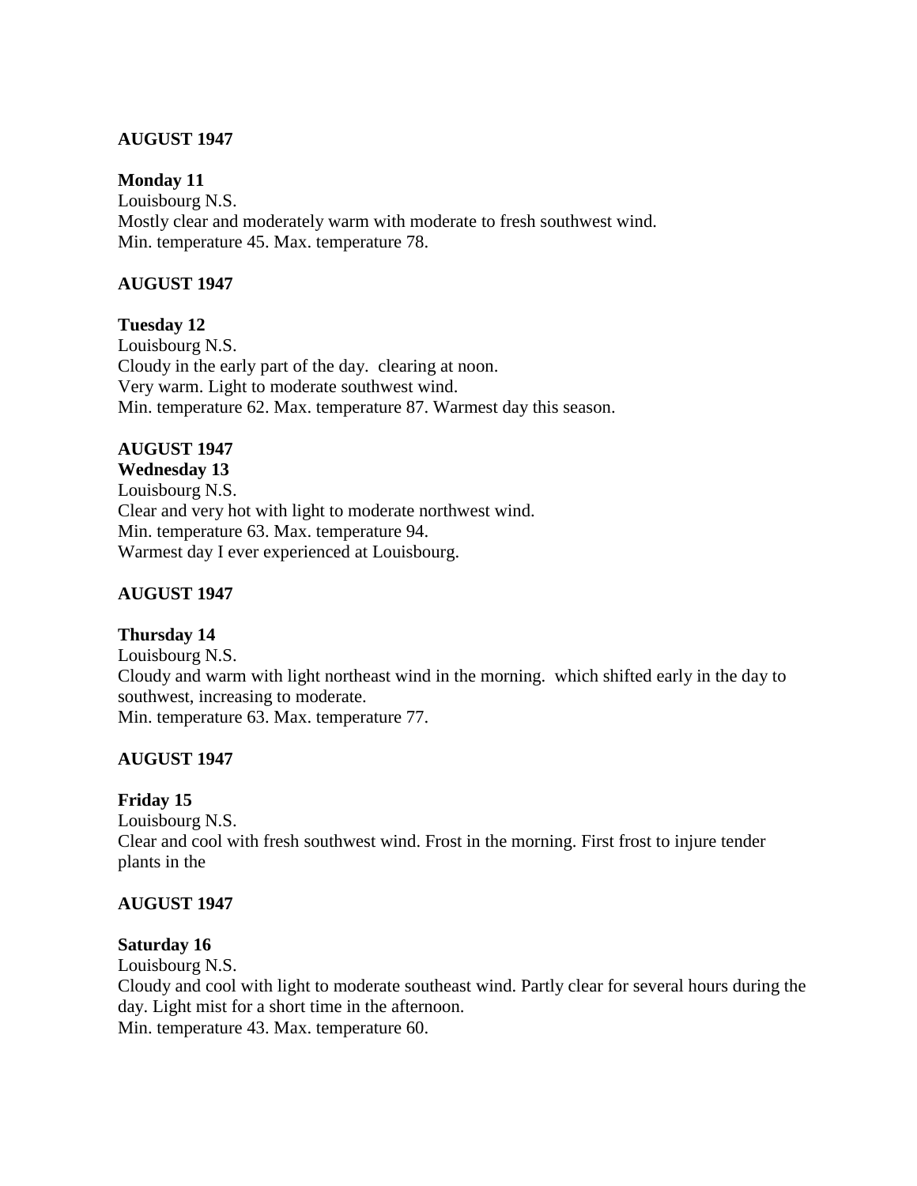**AUGUST 1947**

**Monday 11**
Louisbourg N.S.
Mostly clear and moderately warm with moderate to fresh southwest wind.
Min. temperature 45. Max. temperature 78.

**AUGUST 1947**

**Tuesday 12**
Louisbourg N.S.
Cloudy in the early part of the day. clearing at noon.
Very warm. Light to moderate southwest wind.
Min. temperature 62. Max. temperature 87. Warmest day this season.

**AUGUST 1947**
**Wednesday 13**
Louisbourg N.S.
Clear and very hot with light to moderate northwest wind.
Min. temperature 63. Max. temperature 94.
Warmest day I ever experienced at Louisbourg.

**AUGUST 1947**

**Thursday 14**
Louisbourg N.S.
Cloudy and warm with light northeast wind in the morning. which shifted early in the day to southwest, increasing to moderate.
Min. temperature 63. Max. temperature 77.

**AUGUST 1947**

**Friday 15**
Louisbourg N.S.
Clear and cool with fresh southwest wind. Frost in the morning. First frost to injure tender plants in the

**AUGUST 1947**

**Saturday 16**
Louisbourg N.S.
Cloudy and cool with light to moderate southeast wind. Partly clear for several hours during the day. Light mist for a short time in the afternoon.
Min. temperature 43. Max. temperature 60.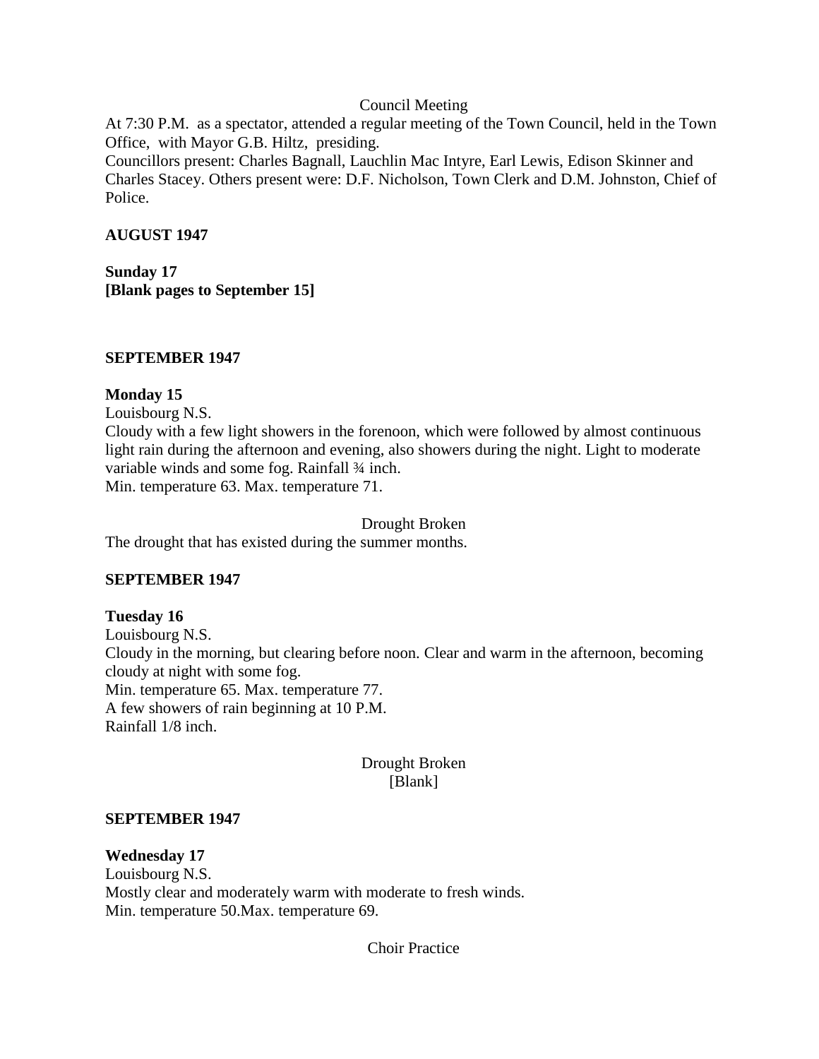Council Meeting

At 7:30 P.M. as a spectator, attended a regular meeting of the Town Council, held in the Town Office, with Mayor G.B. Hiltz, presiding.

Councillors present: Charles Bagnall, Lauchlin Mac Intyre, Earl Lewis, Edison Skinner and Charles Stacey. Others present were: D.F. Nicholson, Town Clerk and D.M. Johnston, Chief of Police.

**AUGUST 1947**

**Sunday 17**
**[Blank pages to September 15]**

**SEPTEMBER 1947**

**Monday 15**
Louisbourg N.S.
Cloudy with a few light showers in the forenoon, which were followed by almost continuous light rain during the afternoon and evening, also showers during the night. Light to moderate variable winds and some fog. Rainfall ¾ inch.
Min. temperature 63. Max. temperature 71.

Drought Broken

The drought that has existed during the summer months.

**SEPTEMBER 1947**

**Tuesday 16**
Louisbourg N.S.
Cloudy in the morning, but clearing before noon. Clear and warm in the afternoon, becoming cloudy at night with some fog.
Min. temperature 65. Max. temperature 77.
A few showers of rain beginning at 10 P.M.
Rainfall 1/8 inch.

Drought Broken
[Blank]

**SEPTEMBER 1947**

**Wednesday 17**
Louisbourg N.S.
Mostly clear and moderately warm with moderate to fresh winds.
Min. temperature 50.Max. temperature 69.

Choir Practice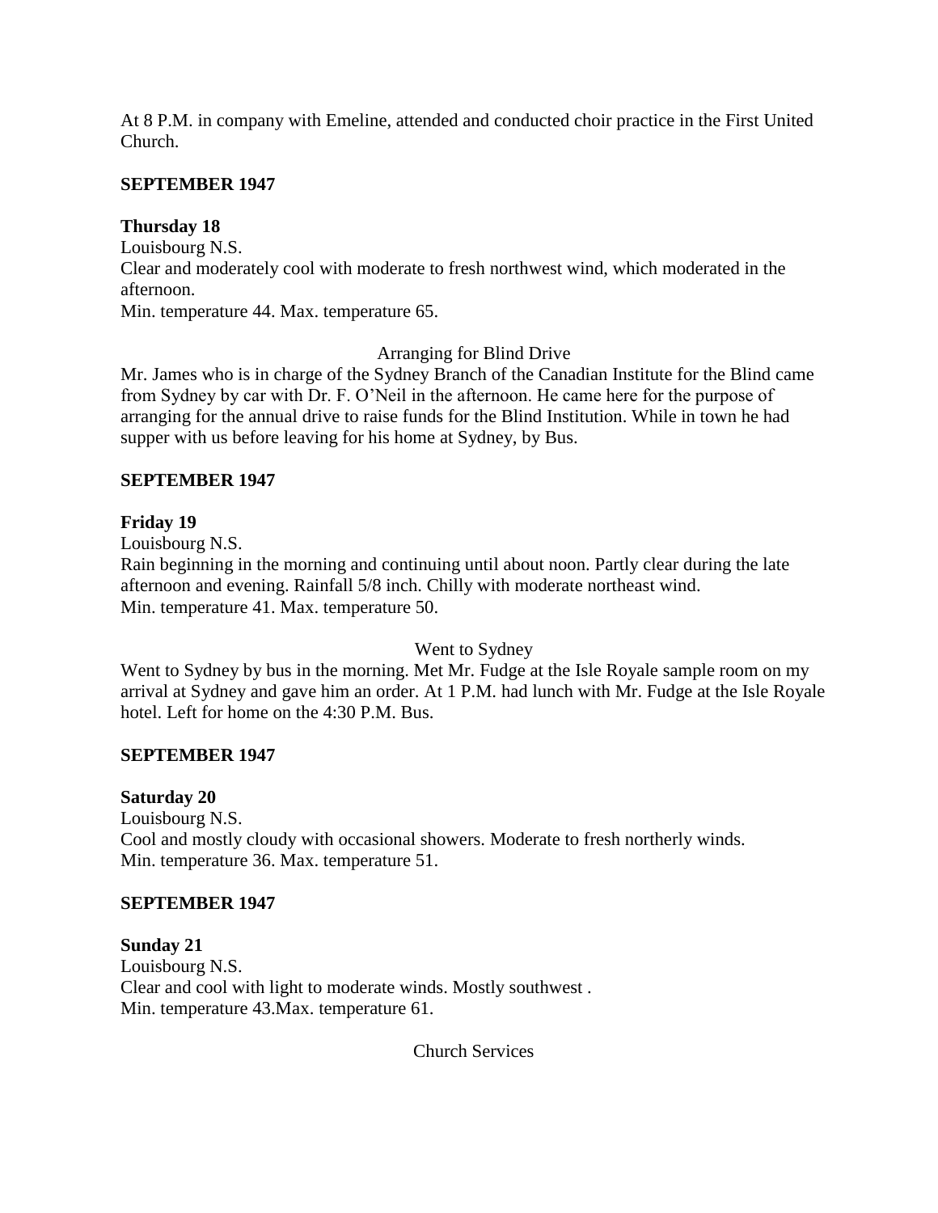At 8 P.M. in company with Emeline, attended and conducted choir practice in the First United Church.

**SEPTEMBER 1947**

**Thursday 18**
Louisbourg N.S.
Clear and moderately cool with moderate to fresh northwest wind, which moderated in the afternoon.
Min. temperature 44. Max. temperature 65.

Arranging for Blind Drive

Mr. James who is in charge of the Sydney Branch of the Canadian Institute for the Blind came from Sydney by car with Dr. F. O'Neil in the afternoon. He came here for the purpose of arranging for the annual drive to raise funds for the Blind Institution. While in town he had supper with us before leaving for his home at Sydney, by Bus.

**SEPTEMBER 1947**

**Friday 19**
Louisbourg N.S.
Rain beginning in the morning and continuing until about noon. Partly clear during the late afternoon and evening. Rainfall 5/8 inch. Chilly with moderate northeast wind.
Min. temperature 41. Max. temperature 50.

Went to Sydney

Went to Sydney by bus in the morning. Met Mr. Fudge at the Isle Royale sample room on my arrival at Sydney and gave him an order. At 1 P.M. had lunch with Mr. Fudge at the Isle Royale hotel. Left for home on the 4:30 P.M. Bus.

**SEPTEMBER 1947**

**Saturday 20**
Louisbourg N.S.
Cool and mostly cloudy with occasional showers. Moderate to fresh northerly winds.
Min. temperature 36. Max. temperature 51.

**SEPTEMBER 1947**

**Sunday 21**
Louisbourg N.S.
Clear and cool with light to moderate winds. Mostly southwest .
Min. temperature 43.Max. temperature 61.

Church Services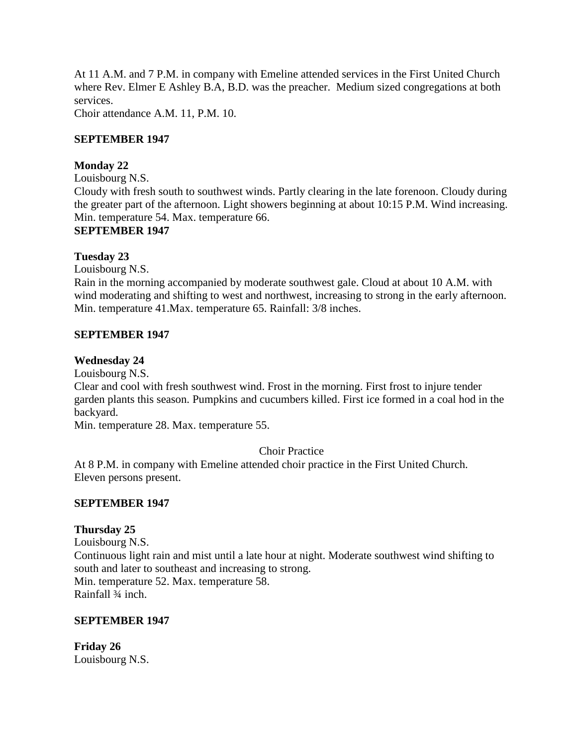At 11 A.M. and 7 P.M. in company with Emeline attended services in the First United Church where Rev. Elmer E Ashley B.A, B.D. was the preacher. Medium sized congregations at both services.
Choir attendance A.M. 11, P.M. 10.

**SEPTEMBER 1947**

**Monday 22**
Louisbourg N.S.
Cloudy with fresh south to southwest winds. Partly clearing in the late forenoon. Cloudy during the greater part of the afternoon. Light showers beginning at about 10:15 P.M. Wind increasing.
Min. temperature 54. Max. temperature 66.

**SEPTEMBER 1947**

**Tuesday 23**
Louisbourg N.S.
Rain in the morning accompanied by moderate southwest gale. Cloud at about 10 A.M. with wind moderating and shifting to west and northwest, increasing to strong in the early afternoon.
Min. temperature 41.Max. temperature 65. Rainfall: 3/8 inches.

**SEPTEMBER 1947**

**Wednesday 24**
Louisbourg N.S.
Clear and cool with fresh southwest wind. Frost in the morning. First frost to injure tender garden plants this season. Pumpkins and cucumbers killed. First ice formed in a coal hod in the backyard.
Min. temperature 28. Max. temperature 55.

Choir Practice

At 8 P.M. in company with Emeline attended choir practice in the First United Church.
Eleven persons present.

**SEPTEMBER 1947**

**Thursday 25**
Louisbourg N.S.
Continuous light rain and mist until a late hour at night. Moderate southwest wind shifting to south and later to southeast and increasing to strong.
Min. temperature 52. Max. temperature 58.
Rainfall ¾ inch.

**SEPTEMBER 1947**

**Friday 26**
Louisbourg N.S.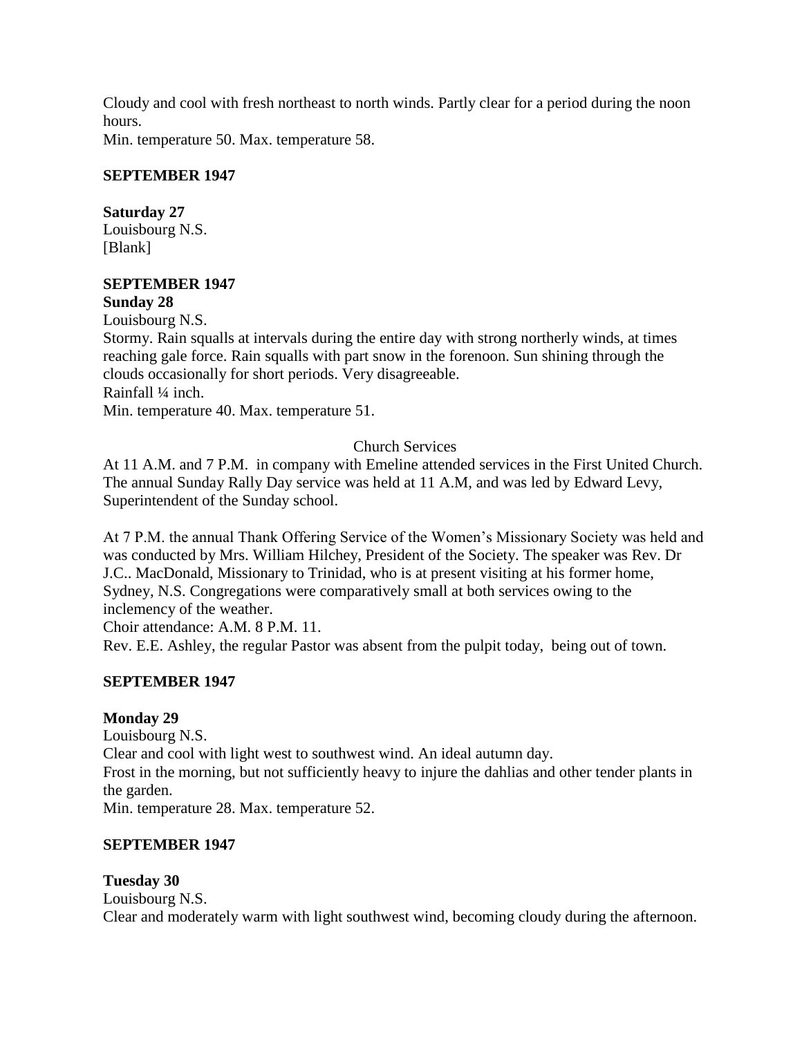Cloudy and cool with fresh northeast to north winds. Partly clear for a period during the noon hours.
Min. temperature 50. Max. temperature 58.

**SEPTEMBER 1947**

**Saturday 27**
Louisbourg N.S.
[Blank]

**SEPTEMBER 1947**
**Sunday 28**
Louisbourg N.S.
Stormy. Rain squalls at intervals during the entire day with strong northerly winds, at times reaching gale force. Rain squalls with part snow in the forenoon. Sun shining through the clouds occasionally for short periods. Very disagreeable.
Rainfall ¼ inch.
Min. temperature 40. Max. temperature 51.

Church Services

At 11 A.M. and 7 P.M. in company with Emeline attended services in the First United Church. The annual Sunday Rally Day service was held at 11 A.M, and was led by Edward Levy, Superintendent of the Sunday school.

At 7 P.M. the annual Thank Offering Service of the Women's Missionary Society was held and was conducted by Mrs. William Hilchey, President of the Society. The speaker was Rev. Dr J.C.. MacDonald, Missionary to Trinidad, who is at present visiting at his former home, Sydney, N.S. Congregations were comparatively small at both services owing to the inclemency of the weather.
Choir attendance: A.M. 8 P.M. 11.
Rev. E.E. Ashley, the regular Pastor was absent from the pulpit today, being out of town.

**SEPTEMBER 1947**

**Monday 29**
Louisbourg N.S.
Clear and cool with light west to southwest wind. An ideal autumn day.
Frost in the morning, but not sufficiently heavy to injure the dahlias and other tender plants in the garden.
Min. temperature 28. Max. temperature 52.

**SEPTEMBER 1947**

**Tuesday 30**
Louisbourg N.S.
Clear and moderately warm with light southwest wind, becoming cloudy during the afternoon.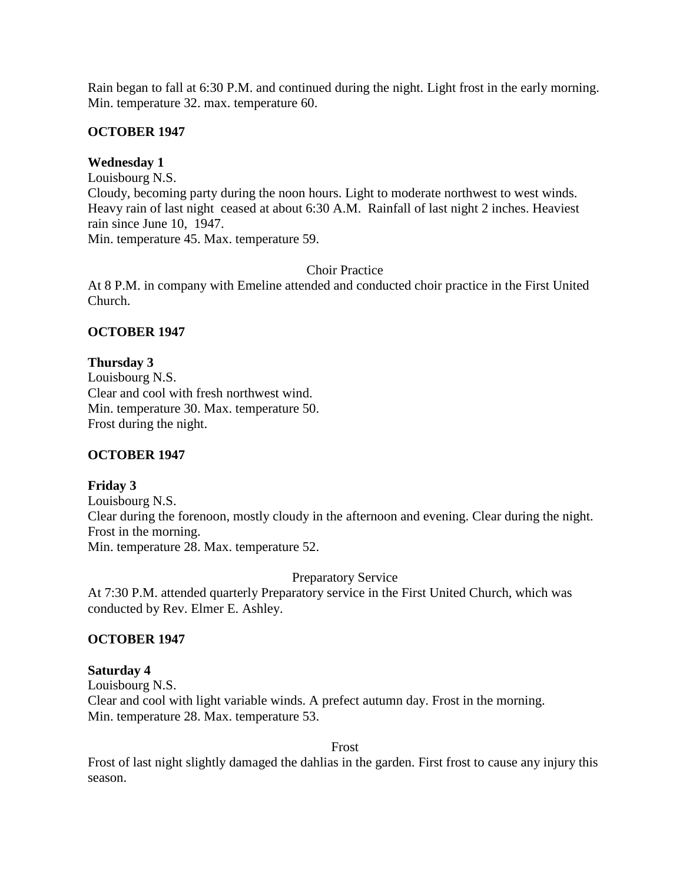Rain began to fall at 6:30 P.M. and continued during the night. Light frost in the early morning. Min. temperature 32. max. temperature 60.

**OCTOBER 1947**

**Wednesday 1**
Louisbourg N.S.
Cloudy, becoming party during the noon hours. Light to moderate northwest to west winds. Heavy rain of last night ceased at about 6:30 A.M. Rainfall of last night 2 inches. Heaviest rain since June 10, 1947.
Min. temperature 45. Max. temperature 59.

Choir Practice

At 8 P.M. in company with Emeline attended and conducted choir practice in the First United Church.

**OCTOBER 1947**

**Thursday 3**
Louisbourg N.S.
Clear and cool with fresh northwest wind.
Min. temperature 30. Max. temperature 50.
Frost during the night.

**OCTOBER 1947**

**Friday 3**
Louisbourg N.S.
Clear during the forenoon, mostly cloudy in the afternoon and evening. Clear during the night. Frost in the morning.
Min. temperature 28. Max. temperature 52.

Preparatory Service

At 7:30 P.M. attended quarterly Preparatory service in the First United Church, which was conducted by Rev. Elmer E. Ashley.

**OCTOBER 1947**

**Saturday 4**
Louisbourg N.S.
Clear and cool with light variable winds. A prefect autumn day. Frost in the morning.
Min. temperature 28. Max. temperature 53.

Frost

Frost of last night slightly damaged the dahlias in the garden. First frost to cause any injury this season.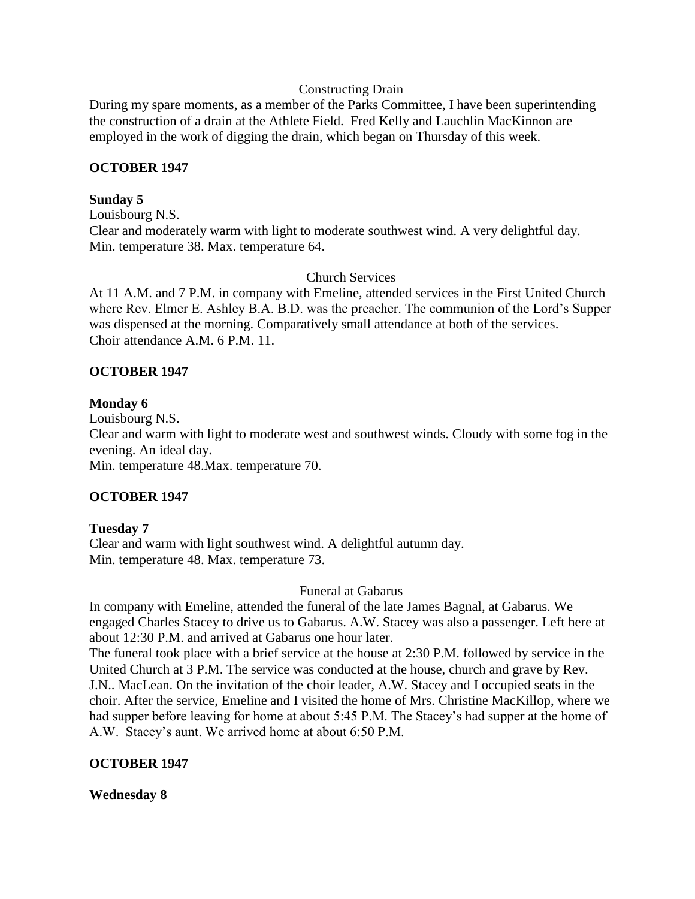Constructing Drain

During my spare moments, as a member of the Parks Committee, I have been superintending the construction of a drain at the Athlete Field. Fred Kelly and Lauchlin MacKinnon are employed in the work of digging the drain, which began on Thursday of this week.

**OCTOBER 1947**

**Sunday 5**

Louisbourg N.S.

Clear and moderately warm with light to moderate southwest wind. A very delightful day.
Min. temperature 38. Max. temperature 64.

Church Services

At 11 A.M. and 7 P.M. in company with Emeline, attended services in the First United Church where Rev. Elmer E. Ashley B.A. B.D. was the preacher. The communion of the Lord's Supper was dispensed at the morning. Comparatively small attendance at both of the services.
Choir attendance A.M. 6 P.M. 11.

**OCTOBER 1947**

**Monday 6**

Louisbourg N.S.

Clear and warm with light to moderate west and southwest winds. Cloudy with some fog in the evening. An ideal day.
Min. temperature 48.Max. temperature 70.

**OCTOBER 1947**

**Tuesday 7**

Clear and warm with light southwest wind. A delightful autumn day.
Min. temperature 48. Max. temperature 73.

Funeral at Gabarus

In company with Emeline, attended the funeral of the late James Bagnal, at Gabarus. We engaged Charles Stacey to drive us to Gabarus. A.W. Stacey was also a passenger. Left here at about 12:30 P.M. and arrived at Gabarus one hour later.
The funeral took place with a brief service at the house at 2:30 P.M. followed by service in the United Church at 3 P.M. The service was conducted at the house, church and grave by Rev. J.N.. MacLean. On the invitation of the choir leader, A.W. Stacey and I occupied seats in the choir. After the service, Emeline and I visited the home of Mrs. Christine MacKillop, where we had supper before leaving for home at about 5:45 P.M. The Stacey's had supper at the home of A.W. Stacey's aunt. We arrived home at about 6:50 P.M.

**OCTOBER 1947**

**Wednesday 8**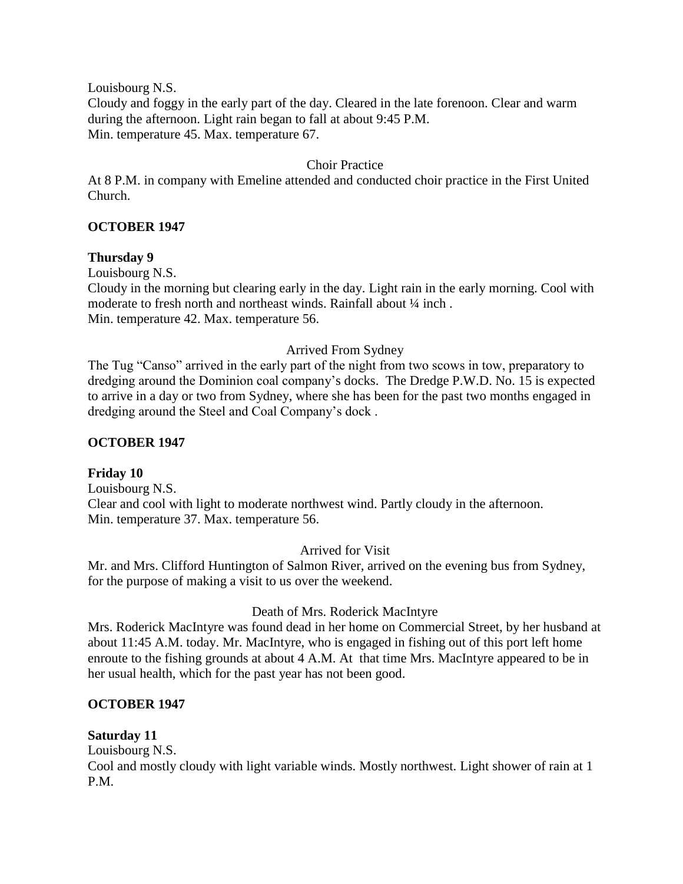Louisbourg N.S.
Cloudy and foggy in the early part of the day. Cleared in the late forenoon. Clear and warm during the afternoon. Light rain began to fall at about 9:45 P.M.
Min. temperature 45. Max. temperature 67.

Choir Practice

At 8 P.M. in company with Emeline attended and conducted choir practice in the First United Church.

**OCTOBER 1947**

**Thursday 9**

Louisbourg N.S.
Cloudy in the morning but clearing early in the day. Light rain in the early morning. Cool with moderate to fresh north and northeast winds. Rainfall about ¼ inch .
Min. temperature 42. Max. temperature 56.

Arrived From Sydney

The Tug "Canso" arrived in the early part of the night from two scows in tow, preparatory to dredging around the Dominion coal company's docks. The Dredge P.W.D. No. 15 is expected to arrive in a day or two from Sydney, where she has been for the past two months engaged in dredging around the Steel and Coal Company's dock .

**OCTOBER 1947**

**Friday 10**

Louisbourg N.S.
Clear and cool with light to moderate northwest wind. Partly cloudy in the afternoon.
Min. temperature 37. Max. temperature 56.

Arrived for Visit

Mr. and Mrs. Clifford Huntington of Salmon River, arrived on the evening bus from Sydney, for the purpose of making a visit to us over the weekend.

Death of Mrs. Roderick MacIntyre

Mrs. Roderick MacIntyre was found dead in her home on Commercial Street, by her husband at about 11:45 A.M. today. Mr. MacIntyre, who is engaged in fishing out of this port left home enroute to the fishing grounds at about 4 A.M. At that time Mrs. MacIntyre appeared to be in her usual health, which for the past year has not been good.

**OCTOBER 1947**

**Saturday 11**

Louisbourg N.S.
Cool and mostly cloudy with light variable winds. Mostly northwest. Light shower of rain at 1 P.M.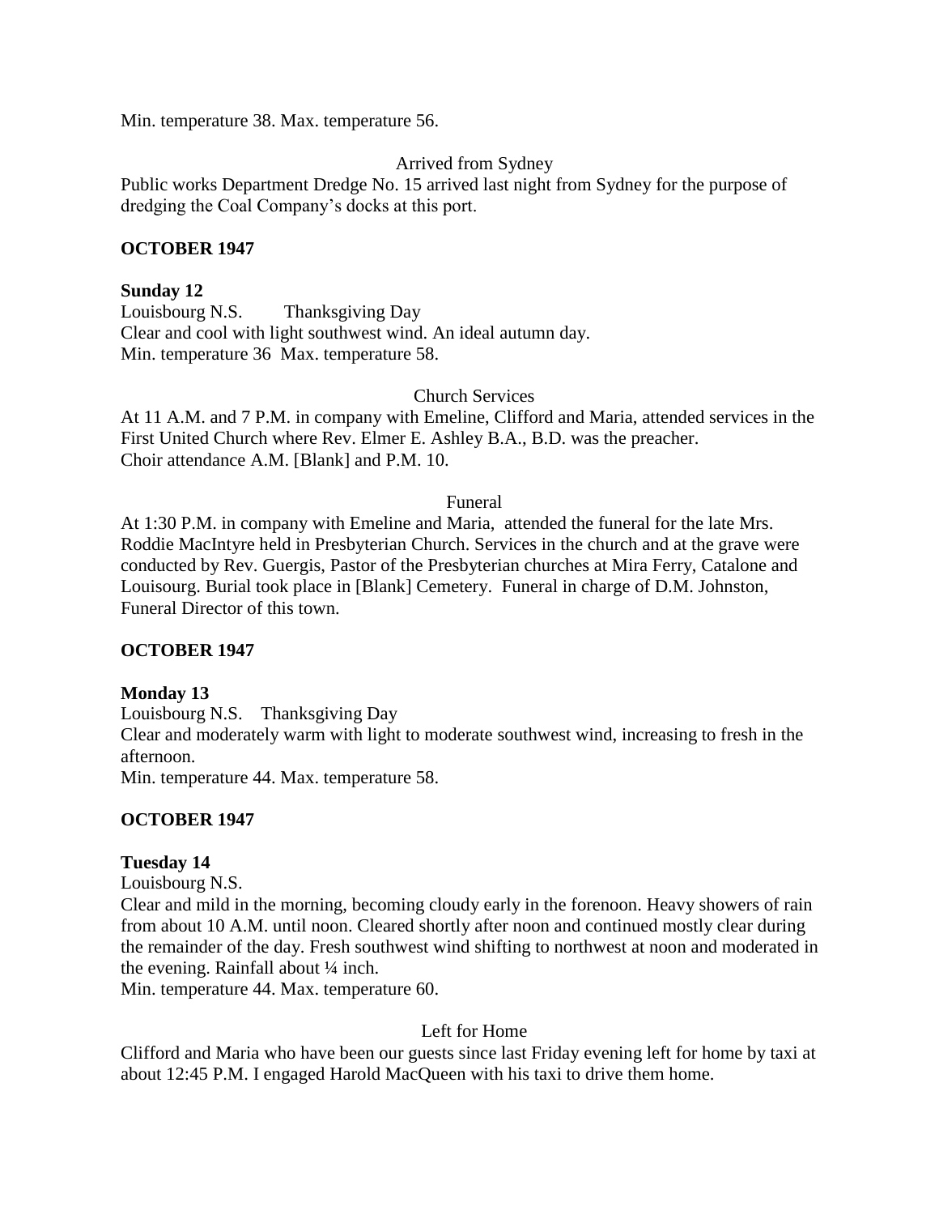Min. temperature 38. Max. temperature 56.

Arrived from Sydney

Public works Department Dredge No. 15 arrived last night from Sydney for the purpose of dredging the Coal Company's docks at this port.

**OCTOBER 1947**

**Sunday 12**

Louisbourg N.S.    Thanksgiving Day
Clear and cool with light southwest wind. An ideal autumn day.
Min. temperature 36  Max. temperature 58.

Church Services

At 11 A.M. and 7 P.M. in company with Emeline, Clifford and Maria, attended services in the First United Church where Rev. Elmer E. Ashley B.A., B.D. was the preacher.
Choir attendance A.M. [Blank] and P.M. 10.

Funeral

At 1:30 P.M. in company with Emeline and Maria, attended the funeral for the late Mrs. Roddie MacIntyre held in Presbyterian Church. Services in the church and at the grave were conducted by Rev. Guergis, Pastor of the Presbyterian churches at Mira Ferry, Catalone and Louisourg. Burial took place in [Blank] Cemetery. Funeral in charge of D.M. Johnston, Funeral Director of this town.

**OCTOBER 1947**

**Monday 13**

Louisbourg N.S.    Thanksgiving Day
Clear and moderately warm with light to moderate southwest wind, increasing to fresh in the afternoon.
Min. temperature 44. Max. temperature 58.

**OCTOBER 1947**

**Tuesday 14**

Louisbourg N.S.
Clear and mild in the morning, becoming cloudy early in the forenoon. Heavy showers of rain from about 10 A.M. until noon. Cleared shortly after noon and continued mostly clear during the remainder of the day. Fresh southwest wind shifting to northwest at noon and moderated in the evening. Rainfall about ¼ inch.
Min. temperature 44. Max. temperature 60.

Left for Home

Clifford and Maria who have been our guests since last Friday evening left for home by taxi at about 12:45 P.M. I engaged Harold MacQueen with his taxi to drive them home.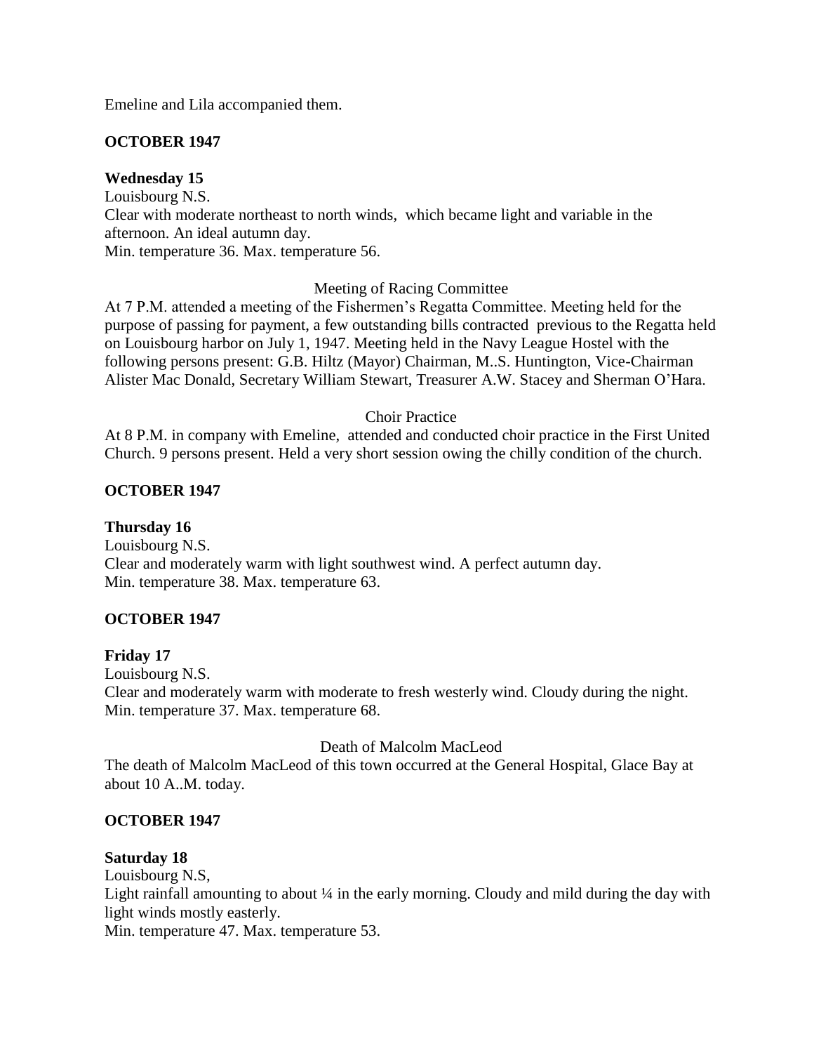Emeline and Lila accompanied them.

**OCTOBER 1947**

**Wednesday 15**

Louisbourg N.S.

Clear with moderate northeast to north winds, which became light and variable in the afternoon. An ideal autumn day.

Min. temperature 36. Max. temperature 56.

Meeting of Racing Committee

At 7 P.M. attended a meeting of the Fishermen's Regatta Committee. Meeting held for the purpose of passing for payment, a few outstanding bills contracted previous to the Regatta held on Louisbourg harbor on July 1, 1947. Meeting held in the Navy League Hostel with the following persons present: G.B. Hiltz (Mayor) Chairman, M..S. Huntington, Vice-Chairman Alister Mac Donald, Secretary William Stewart, Treasurer A.W. Stacey and Sherman O'Hara.

Choir Practice

At 8 P.M. in company with Emeline, attended and conducted choir practice in the First United Church. 9 persons present. Held a very short session owing the chilly condition of the church.

**OCTOBER 1947**

**Thursday 16**

Louisbourg N.S.

Clear and moderately warm with light southwest wind. A perfect autumn day.

Min. temperature 38. Max. temperature 63.

**OCTOBER 1947**

**Friday 17**

Louisbourg N.S.

Clear and moderately warm with moderate to fresh westerly wind. Cloudy during the night.

Min. temperature 37. Max. temperature 68.

Death of Malcolm MacLeod

The death of Malcolm MacLeod of this town occurred at the General Hospital, Glace Bay at about 10 A..M. today.

**OCTOBER 1947**

**Saturday 18**

Louisbourg N.S,

Light rainfall amounting to about ¼ in the early morning. Cloudy and mild during the day with light winds mostly easterly.

Min. temperature 47. Max. temperature 53.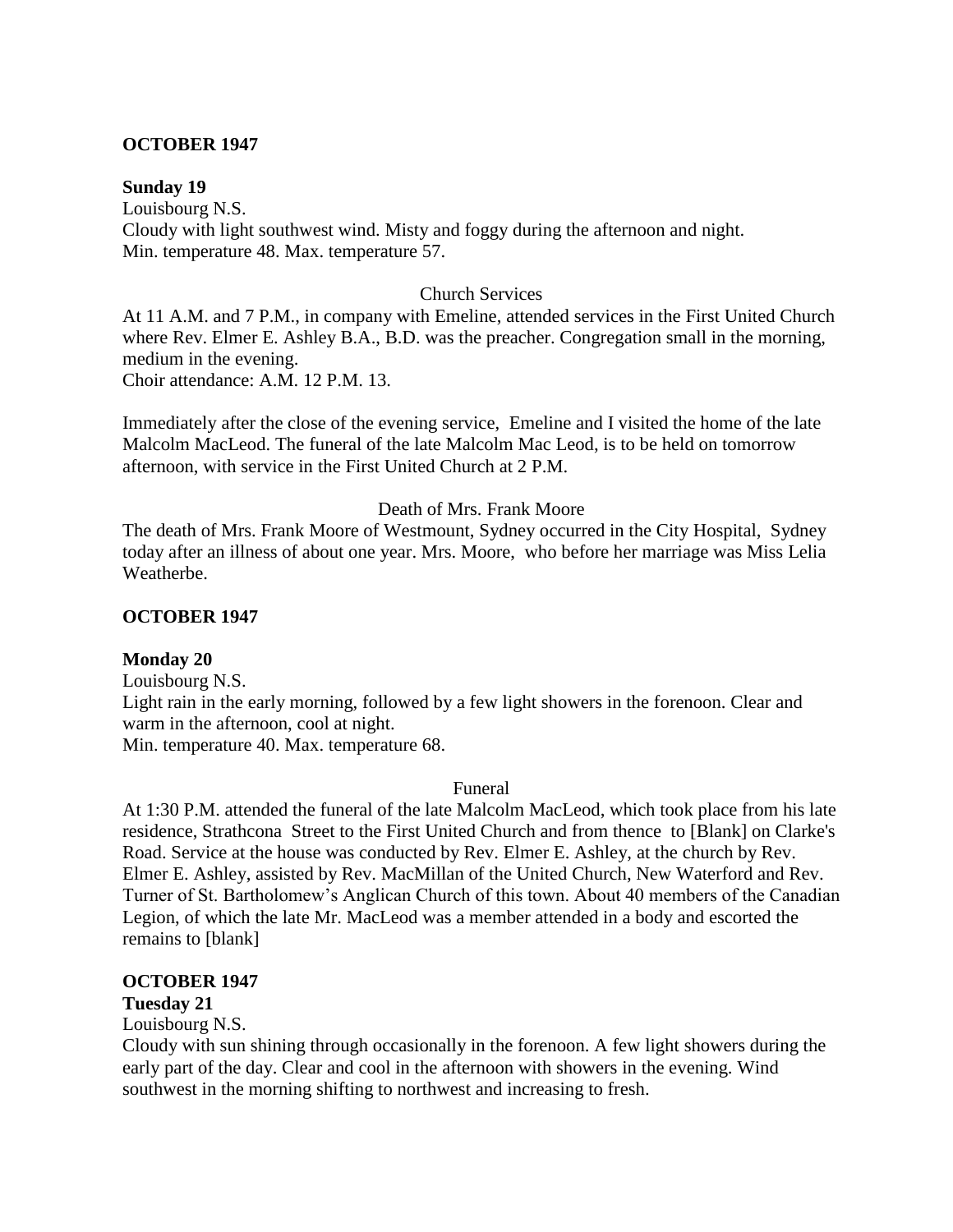**OCTOBER 1947**

**Sunday 19**

Louisbourg N.S.

Cloudy with light southwest wind. Misty and foggy during the afternoon and night.
Min. temperature 48. Max. temperature 57.

Church Services

At 11 A.M. and 7 P.M., in company with Emeline, attended services in the First United Church where Rev. Elmer E. Ashley B.A., B.D. was the preacher. Congregation small in the morning, medium in the evening.
Choir attendance: A.M. 12 P.M. 13.

Immediately after the close of the evening service, Emeline and I visited the home of the late Malcolm MacLeod. The funeral of the late Malcolm Mac Leod, is to be held on tomorrow afternoon, with service in the First United Church at 2 P.M.

Death of Mrs. Frank Moore

The death of Mrs. Frank Moore of Westmount, Sydney occurred in the City Hospital, Sydney today after an illness of about one year. Mrs. Moore, who before her marriage was Miss Lelia Weatherbe.

**OCTOBER 1947**

**Monday 20**

Louisbourg N.S.

Light rain in the early morning, followed by a few light showers in the forenoon. Clear and warm in the afternoon, cool at night.
Min. temperature 40. Max. temperature 68.

Funeral

At 1:30 P.M. attended the funeral of the late Malcolm MacLeod, which took place from his late residence, Strathcona Street to the First United Church and from thence to [Blank] on Clarke's Road. Service at the house was conducted by Rev. Elmer E. Ashley, at the church by Rev. Elmer E. Ashley, assisted by Rev. MacMillan of the United Church, New Waterford and Rev. Turner of St. Bartholomew's Anglican Church of this town. About 40 members of the Canadian Legion, of which the late Mr. MacLeod was a member attended in a body and escorted the remains to [blank]

**OCTOBER 1947**

**Tuesday 21**

Louisbourg N.S.

Cloudy with sun shining through occasionally in the forenoon. A few light showers during the early part of the day. Clear and cool in the afternoon with showers in the evening. Wind southwest in the morning shifting to northwest and increasing to fresh.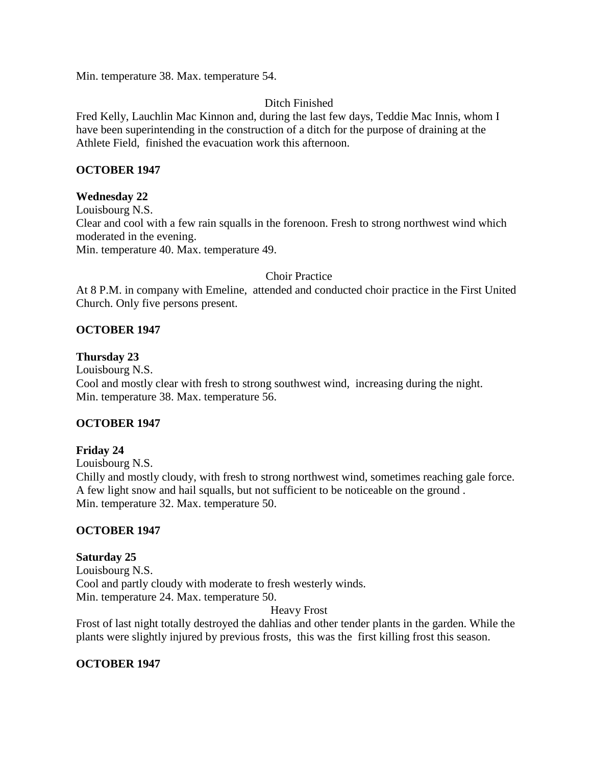Min. temperature 38. Max. temperature 54.

Ditch Finished

Fred Kelly, Lauchlin Mac Kinnon and, during the last few days, Teddie Mac Innis, whom I have been superintending in the construction of a ditch for the purpose of draining at the Athlete Field, finished the evacuation work this afternoon.

**OCTOBER 1947**

**Wednesday 22**

Louisbourg N.S.

Clear and cool with a few rain squalls in the forenoon. Fresh to strong northwest wind which moderated in the evening.

Min. temperature 40. Max. temperature 49.

Choir Practice

At 8 P.M. in company with Emeline, attended and conducted choir practice in the First United Church. Only five persons present.

**OCTOBER 1947**

**Thursday 23**

Louisbourg N.S.

Cool and mostly clear with fresh to strong southwest wind, increasing during the night.

Min. temperature 38. Max. temperature 56.

**OCTOBER 1947**

**Friday 24**

Louisbourg N.S.

Chilly and mostly cloudy, with fresh to strong northwest wind, sometimes reaching gale force. A few light snow and hail squalls, but not sufficient to be noticeable on the ground .

Min. temperature 32. Max. temperature 50.

**OCTOBER 1947**

**Saturday 25**

Louisbourg N.S.

Cool and partly cloudy with moderate to fresh westerly winds.

Min. temperature 24. Max. temperature 50.

Heavy Frost

Frost of last night totally destroyed the dahlias and other tender plants in the garden. While the plants were slightly injured by previous frosts, this was the first killing frost this season.

**OCTOBER 1947**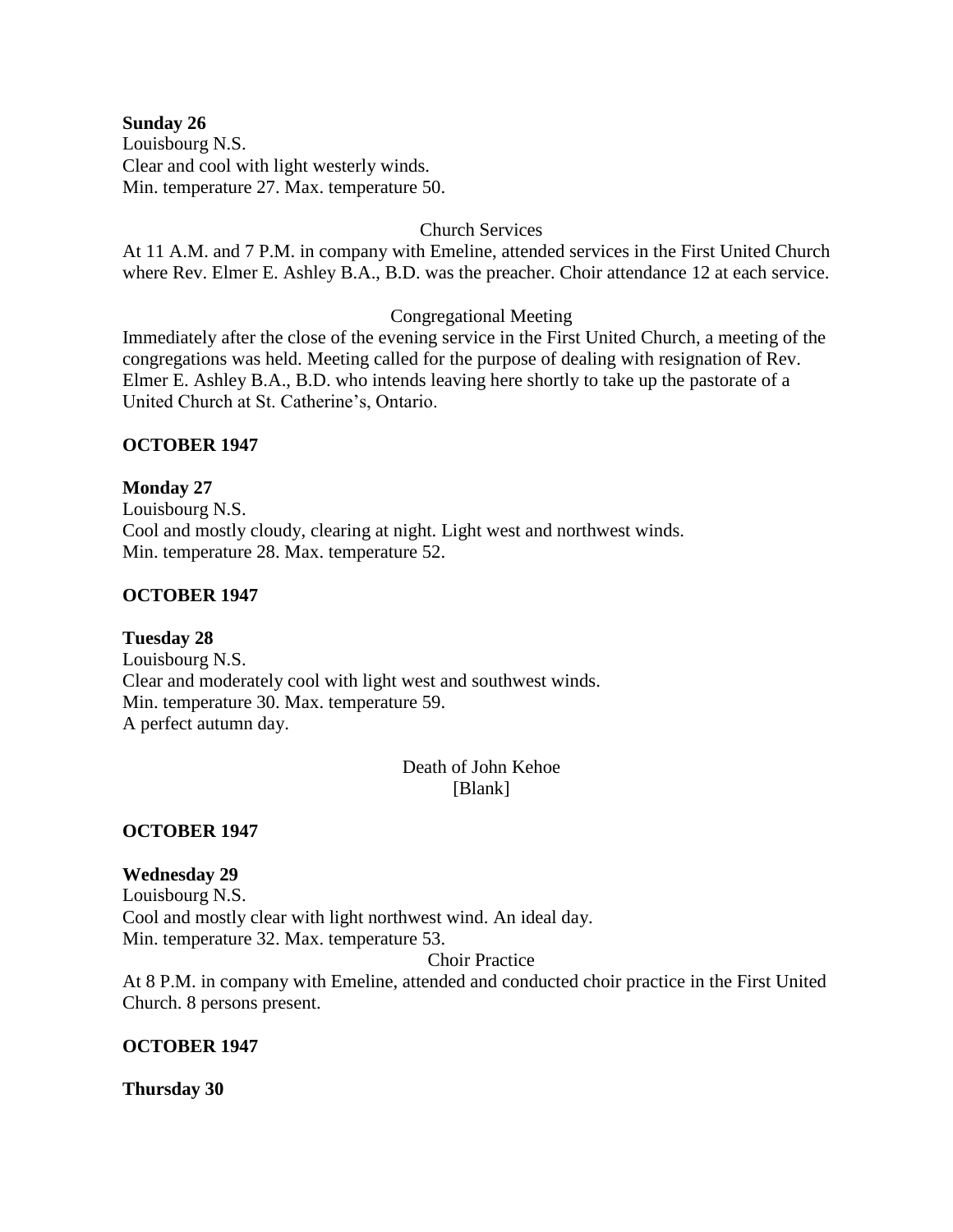**Sunday 26**
Louisbourg N.S.
Clear and cool with light westerly winds.
Min. temperature 27. Max. temperature 50.

Church Services

At 11 A.M. and 7 P.M. in company with Emeline, attended services in the First United Church where Rev. Elmer E. Ashley B.A., B.D. was the preacher. Choir attendance 12 at each service.

Congregational Meeting

Immediately after the close of the evening service in the First United Church, a meeting of the congregations was held. Meeting called for the purpose of dealing with resignation of Rev. Elmer E. Ashley B.A., B.D. who intends leaving here shortly to take up the pastorate of a United Church at St. Catherine's, Ontario.

**OCTOBER 1947**

**Monday 27**
Louisbourg N.S.
Cool and mostly cloudy, clearing at night. Light west and northwest winds.
Min. temperature 28. Max. temperature 52.

**OCTOBER 1947**

**Tuesday 28**
Louisbourg N.S.
Clear and moderately cool with light west and southwest winds.
Min. temperature 30. Max. temperature 59.
A perfect autumn day.

Death of John Kehoe
[Blank]

**OCTOBER 1947**

**Wednesday 29**
Louisbourg N.S.
Cool and mostly clear with light northwest wind. An ideal day.
Min. temperature 32. Max. temperature 53.

Choir Practice

At 8 P.M. in company with Emeline, attended and conducted choir practice in the First United Church. 8 persons present.

**OCTOBER 1947**

**Thursday 30**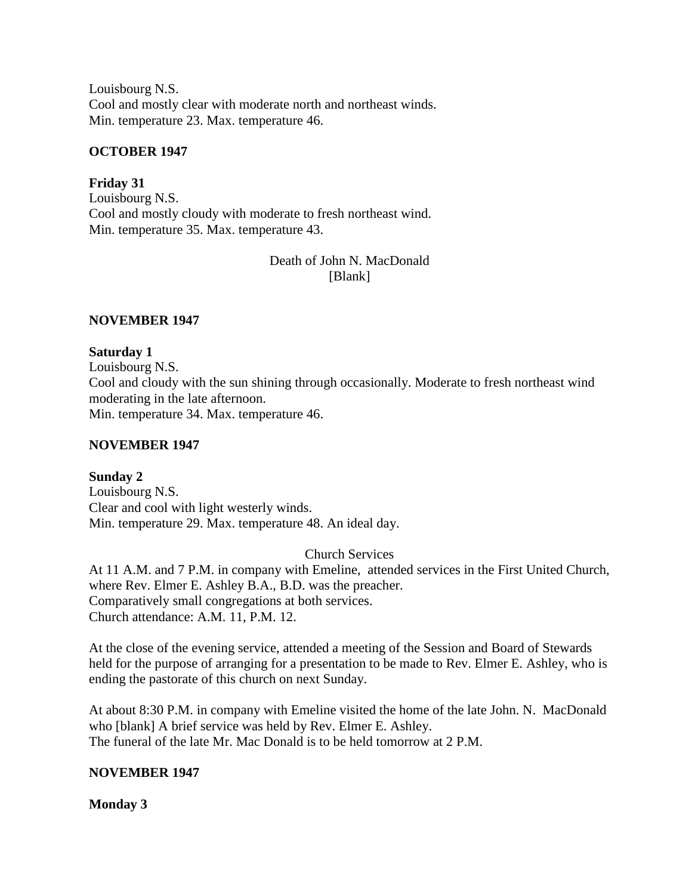Louisbourg N.S.
Cool and mostly clear with moderate north and northeast winds.
Min. temperature 23. Max. temperature 46.

**OCTOBER 1947**

**Friday 31**
Louisbourg N.S.
Cool and mostly cloudy with moderate to fresh northeast wind.
Min. temperature 35. Max. temperature 43.

Death of John N. MacDonald
[Blank]

**NOVEMBER 1947**

**Saturday 1**
Louisbourg N.S.
Cool and cloudy with the sun shining through occasionally. Moderate to fresh northeast wind moderating in the late afternoon.
Min. temperature 34. Max. temperature 46.

**NOVEMBER 1947**

**Sunday 2**
Louisbourg N.S.
Clear and cool with light westerly winds.
Min. temperature 29. Max. temperature 48. An ideal day.

Church Services
At 11 A.M. and 7 P.M. in company with Emeline, attended services in the First United Church, where Rev. Elmer E. Ashley B.A., B.D. was the preacher.
Comparatively small congregations at both services.
Church attendance: A.M. 11, P.M. 12.

At the close of the evening service, attended a meeting of the Session and Board of Stewards held for the purpose of arranging for a presentation to be made to Rev. Elmer E. Ashley, who is ending the pastorate of this church on next Sunday.

At about 8:30 P.M. in company with Emeline visited the home of the late John. N. MacDonald who [blank] A brief service was held by Rev. Elmer E. Ashley.
The funeral of the late Mr. Mac Donald is to be held tomorrow at 2 P.M.

**NOVEMBER 1947**

**Monday 3**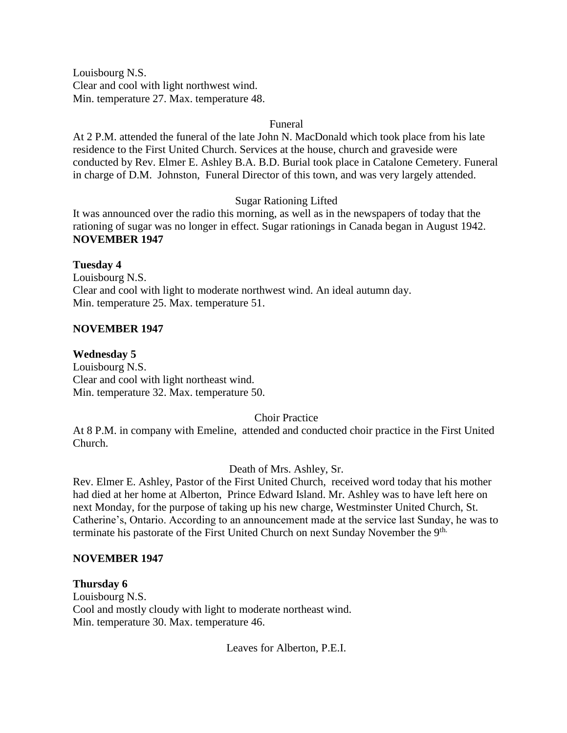Louisbourg N.S.
Clear and cool with light northwest wind.
Min. temperature 27. Max. temperature 48.

Funeral

At 2 P.M. attended the funeral of the late John N. MacDonald which took place from his late residence to the First United Church. Services at the house, church and graveside were conducted by Rev. Elmer E. Ashley B.A. B.D. Burial took place in Catalone Cemetery. Funeral in charge of D.M. Johnston, Funeral Director of this town, and was very largely attended.

Sugar Rationing Lifted

It was announced over the radio this morning, as well as in the newspapers of today that the rationing of sugar was no longer in effect. Sugar rationings in Canada began in August 1942.

**NOVEMBER 1947**

**Tuesday 4**

Louisbourg N.S.
Clear and cool with light to moderate northwest wind. An ideal autumn day.
Min. temperature 25. Max. temperature 51.

**NOVEMBER 1947**

**Wednesday 5**

Louisbourg N.S.
Clear and cool with light northeast wind.
Min. temperature 32. Max. temperature 50.

Choir Practice

At 8 P.M. in company with Emeline, attended and conducted choir practice in the First United Church.

Death of Mrs. Ashley, Sr.

Rev. Elmer E. Ashley, Pastor of the First United Church, received word today that his mother had died at her home at Alberton, Prince Edward Island. Mr. Ashley was to have left here on next Monday, for the purpose of taking up his new charge, Westminster United Church, St. Catherine's, Ontario. According to an announcement made at the service last Sunday, he was to terminate his pastorate of the First United Church on next Sunday November the 9th.

**NOVEMBER 1947**

**Thursday 6**

Louisbourg N.S.
Cool and mostly cloudy with light to moderate northeast wind.
Min. temperature 30. Max. temperature 46.

Leaves for Alberton, P.E.I.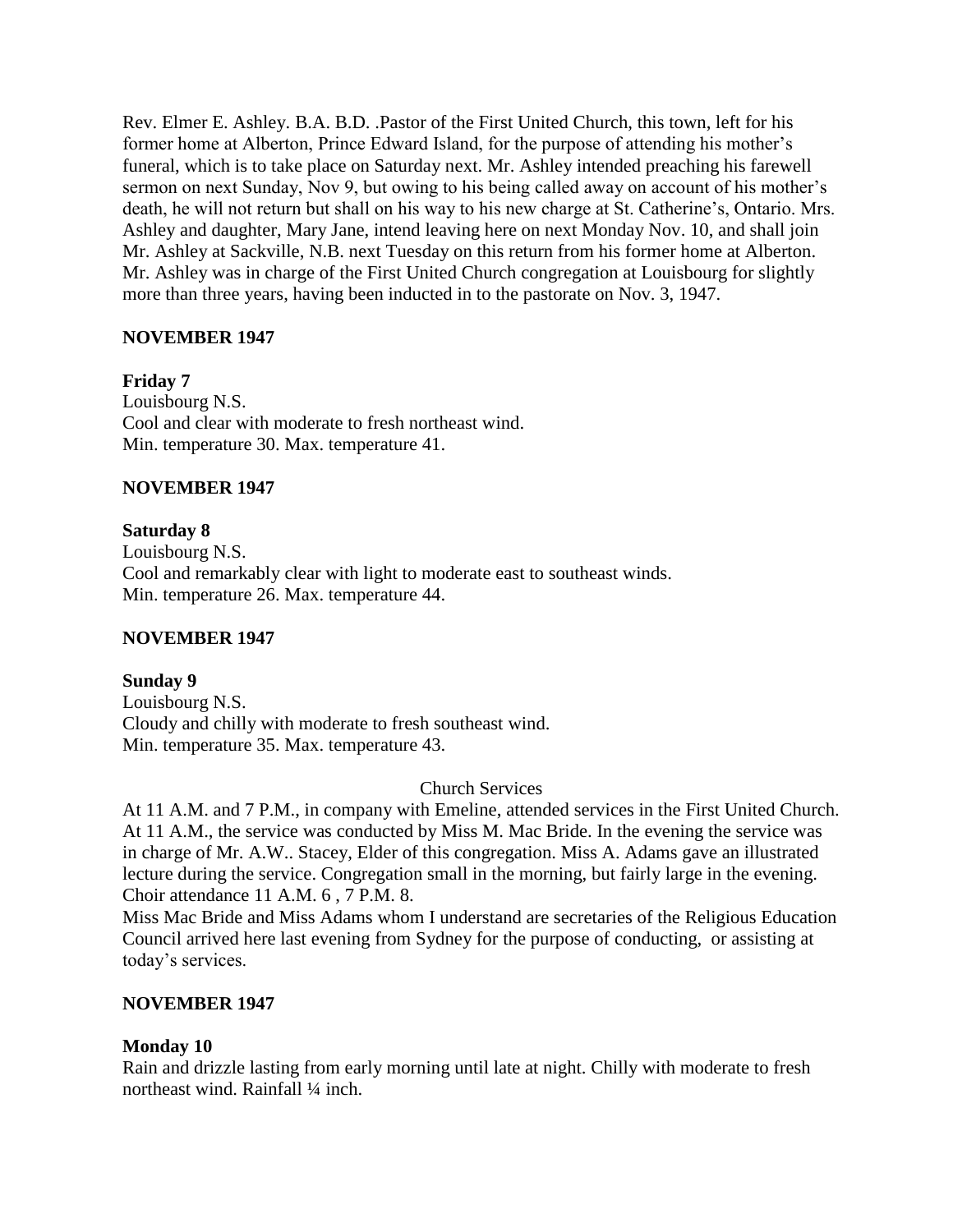Rev. Elmer E. Ashley. B.A. B.D. .Pastor of the First United Church, this town, left for his former home at Alberton, Prince Edward Island, for the purpose of attending his mother's funeral, which is to take place on Saturday next. Mr. Ashley intended preaching his farewell sermon on next Sunday, Nov 9, but owing to his being called away on account of his mother's death, he will not return but shall on his way to his new charge at St. Catherine's, Ontario. Mrs. Ashley and daughter, Mary Jane, intend leaving here on next Monday Nov. 10, and shall join Mr. Ashley at Sackville, N.B. next Tuesday on this return from his former home at Alberton. Mr. Ashley was in charge of the First United Church congregation at Louisbourg for slightly more than three years, having been inducted in to the pastorate on Nov. 3, 1947.

**NOVEMBER 1947**

**Friday 7**
Louisbourg N.S.
Cool and clear with moderate to fresh northeast wind.
Min. temperature 30. Max. temperature 41.

**NOVEMBER 1947**

**Saturday 8**
Louisbourg N.S.
Cool and remarkably clear with light to moderate east to southeast winds.
Min. temperature 26. Max. temperature 44.

**NOVEMBER 1947**

**Sunday 9**
Louisbourg N.S.
Cloudy and chilly with moderate to fresh southeast wind.
Min. temperature 35. Max. temperature 43.

Church Services

At 11 A.M. and 7 P.M., in company with Emeline, attended services in the First United Church. At 11 A.M., the service was conducted by Miss M. Mac Bride. In the evening the service was in charge of Mr. A.W.. Stacey, Elder of this congregation. Miss A. Adams gave an illustrated lecture during the service. Congregation small in the morning, but fairly large in the evening. Choir attendance 11 A.M. 6 , 7 P.M. 8.

Miss Mac Bride and Miss Adams whom I understand are secretaries of the Religious Education Council arrived here last evening from Sydney for the purpose of conducting, or assisting at today's services.

**NOVEMBER 1947**

**Monday 10**
Rain and drizzle lasting from early morning until late at night. Chilly with moderate to fresh northeast wind. Rainfall ¼ inch.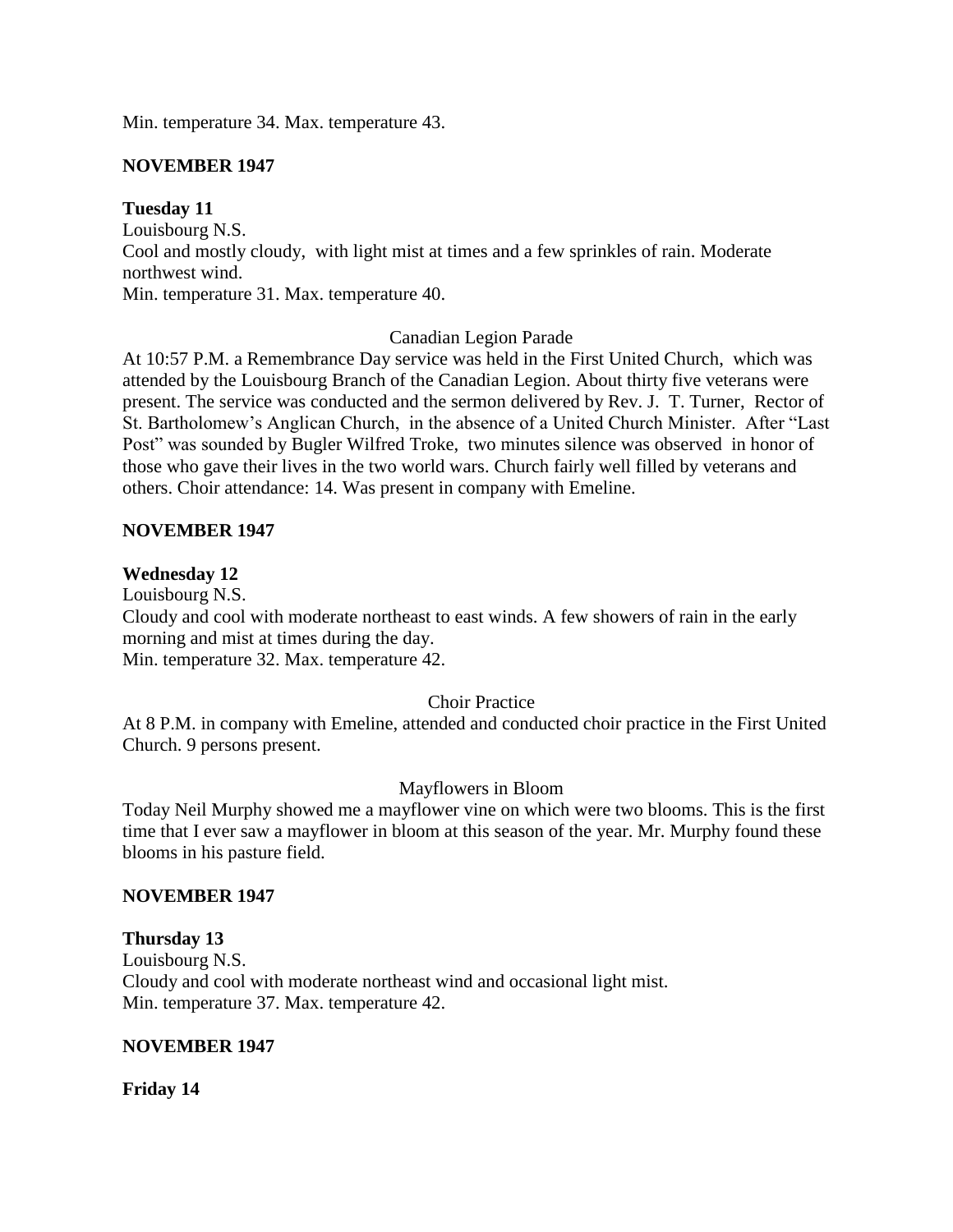Min. temperature 34. Max. temperature 43.

**NOVEMBER 1947**

**Tuesday 11**
Louisbourg N.S.
Cool and mostly cloudy, with light mist at times and a few sprinkles of rain. Moderate northwest wind.
Min. temperature 31. Max. temperature 40.

Canadian Legion Parade

At 10:57 P.M. a Remembrance Day service was held in the First United Church, which was attended by the Louisbourg Branch of the Canadian Legion. About thirty five veterans were present. The service was conducted and the sermon delivered by Rev. J. T. Turner, Rector of St. Bartholomew's Anglican Church, in the absence of a United Church Minister. After "Last Post" was sounded by Bugler Wilfred Troke, two minutes silence was observed in honor of those who gave their lives in the two world wars. Church fairly well filled by veterans and others. Choir attendance: 14. Was present in company with Emeline.

**NOVEMBER 1947**

**Wednesday 12**
Louisbourg N.S.
Cloudy and cool with moderate northeast to east winds. A few showers of rain in the early morning and mist at times during the day.
Min. temperature 32. Max. temperature 42.

Choir Practice

At 8 P.M. in company with Emeline, attended and conducted choir practice in the First United Church. 9 persons present.

Mayflowers in Bloom

Today Neil Murphy showed me a mayflower vine on which were two blooms. This is the first time that I ever saw a mayflower in bloom at this season of the year. Mr. Murphy found these blooms in his pasture field.

**NOVEMBER 1947**

**Thursday 13**
Louisbourg N.S.
Cloudy and cool with moderate northeast wind and occasional light mist.
Min. temperature 37. Max. temperature 42.

**NOVEMBER 1947**

**Friday 14**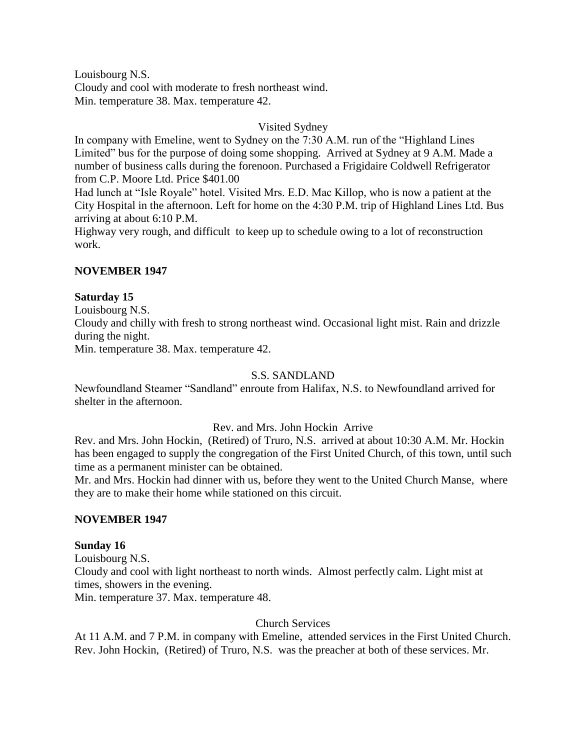Louisbourg N.S.
Cloudy and cool with moderate to fresh northeast wind.
Min. temperature 38. Max. temperature 42.

Visited Sydney

In company with Emeline, went to Sydney on the 7:30 A.M. run of the "Highland Lines Limited" bus for the purpose of doing some shopping. Arrived at Sydney at 9 A.M. Made a number of business calls during the forenoon. Purchased a Frigidaire Coldwell Refrigerator from C.P. Moore Ltd. Price $401.00

Had lunch at "Isle Royale" hotel. Visited Mrs. E.D. Mac Killop, who is now a patient at the City Hospital in the afternoon. Left for home on the 4:30 P.M. trip of Highland Lines Ltd. Bus arriving at about 6:10 P.M.

Highway very rough, and difficult to keep up to schedule owing to a lot of reconstruction work.

**NOVEMBER 1947**

**Saturday 15**

Louisbourg N.S.
Cloudy and chilly with fresh to strong northeast wind. Occasional light mist. Rain and drizzle during the night.
Min. temperature 38. Max. temperature 42.

S.S. SANDLAND

Newfoundland Steamer "Sandland" enroute from Halifax, N.S. to Newfoundland arrived for shelter in the afternoon.

Rev. and Mrs. John Hockin Arrive

Rev. and Mrs. John Hockin, (Retired) of Truro, N.S. arrived at about 10:30 A.M. Mr. Hockin has been engaged to supply the congregation of the First United Church, of this town, until such time as a permanent minister can be obtained.

Mr. and Mrs. Hockin had dinner with us, before they went to the United Church Manse, where they are to make their home while stationed on this circuit.

**NOVEMBER 1947**

**Sunday 16**

Louisbourg N.S.
Cloudy and cool with light northeast to north winds. Almost perfectly calm. Light mist at times, showers in the evening.
Min. temperature 37. Max. temperature 48.

Church Services

At 11 A.M. and 7 P.M. in company with Emeline, attended services in the First United Church. Rev. John Hockin, (Retired) of Truro, N.S. was the preacher at both of these services. Mr.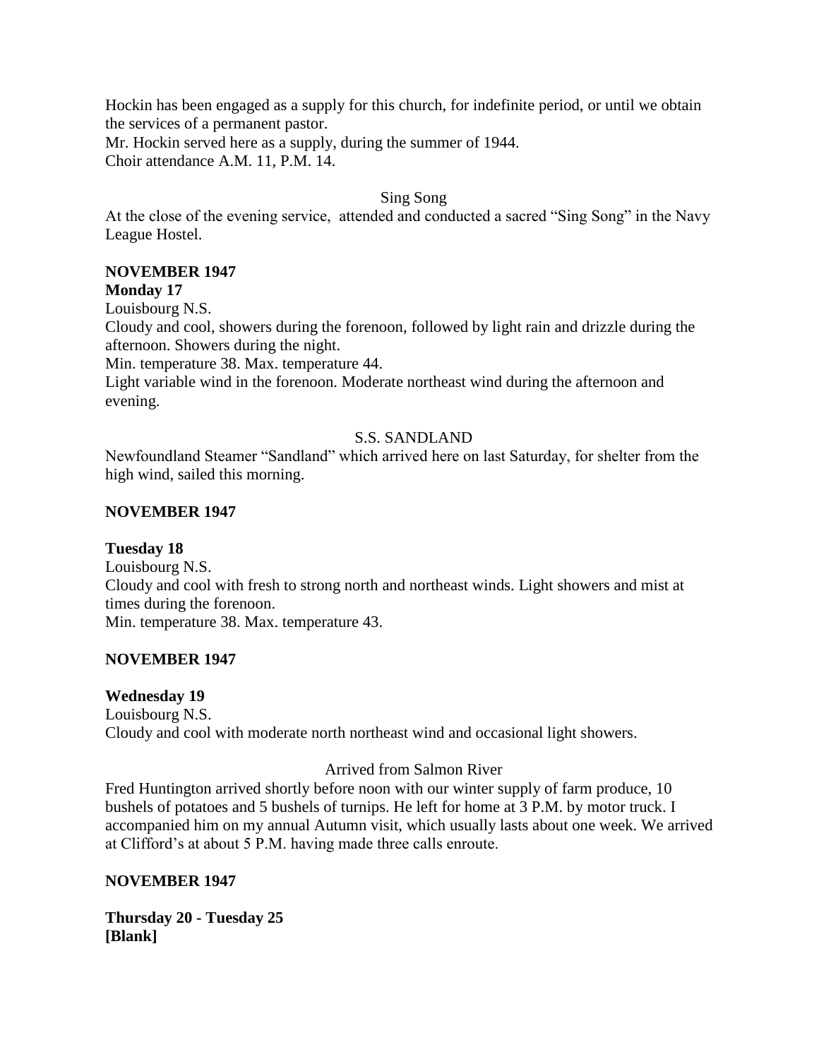Hockin has been engaged as a supply for this church, for indefinite period, or until we obtain the services of a permanent pastor.
Mr. Hockin served here as a supply, during the summer of 1944.
Choir attendance A.M. 11, P.M. 14.

Sing Song

At the close of the evening service, attended and conducted a sacred "Sing Song" in the Navy League Hostel.

**NOVEMBER 1947**

**Monday 17**

Louisbourg N.S.
Cloudy and cool, showers during the forenoon, followed by light rain and drizzle during the afternoon. Showers during the night.
Min. temperature 38. Max. temperature 44.
Light variable wind in the forenoon. Moderate northeast wind during the afternoon and evening.

S.S. SANDLAND

Newfoundland Steamer "Sandland" which arrived here on last Saturday, for shelter from the high wind, sailed this morning.

**NOVEMBER 1947**

**Tuesday 18**

Louisbourg N.S.
Cloudy and cool with fresh to strong north and northeast winds. Light showers and mist at times during the forenoon.
Min. temperature 38. Max. temperature 43.

**NOVEMBER 1947**

**Wednesday 19**

Louisbourg N.S.
Cloudy and cool with moderate north northeast wind and occasional light showers.

Arrived from Salmon River

Fred Huntington arrived shortly before noon with our winter supply of farm produce, 10 bushels of potatoes and 5 bushels of turnips. He left for home at 3 P.M. by motor truck. I accompanied him on my annual Autumn visit, which usually lasts about one week. We arrived at Clifford's at about 5 P.M. having made three calls enroute.

**NOVEMBER 1947**

**Thursday 20 - Tuesday 25**
**[Blank]**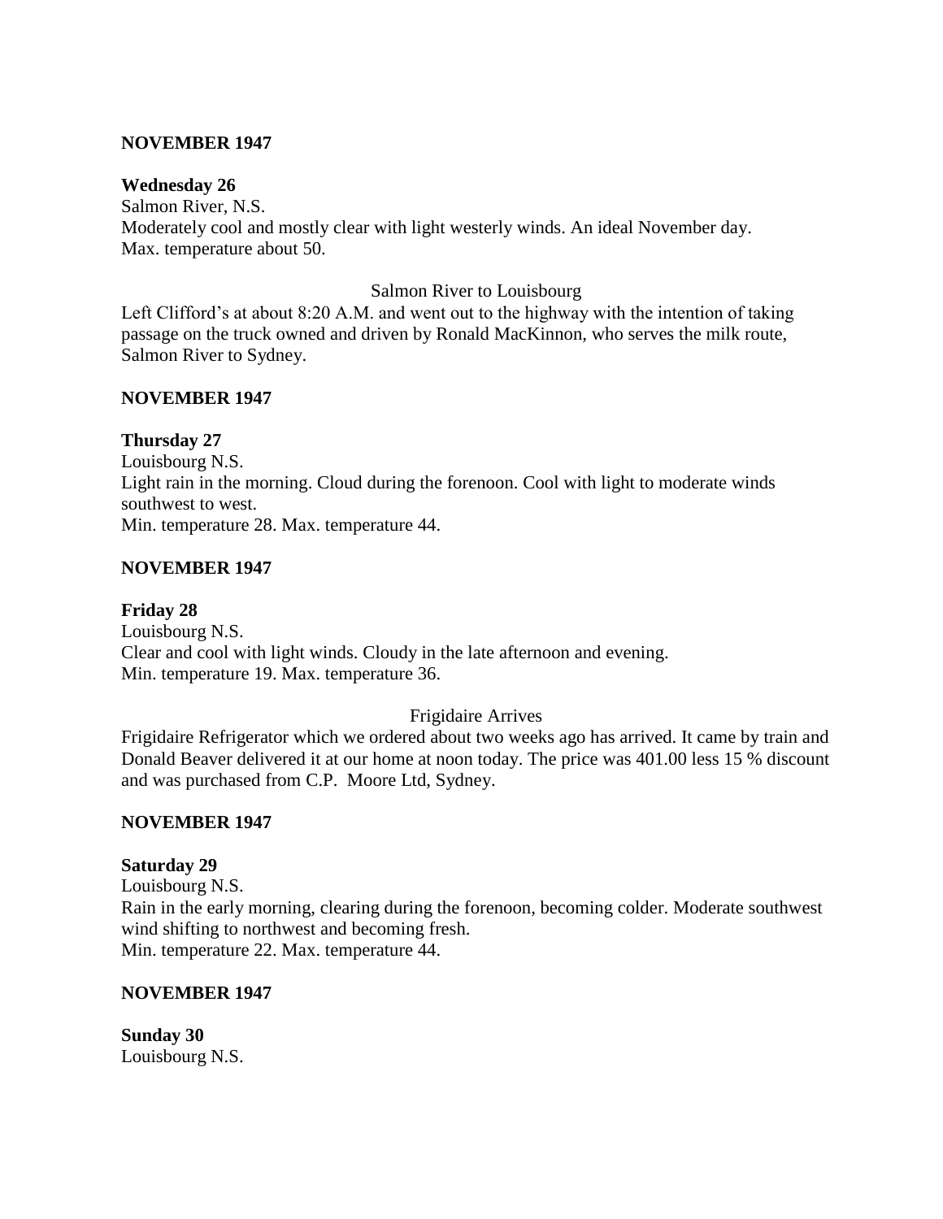**NOVEMBER 1947**

**Wednesday 26**
Salmon River, N.S.
Moderately cool and mostly clear with light westerly winds. An ideal November day.
Max. temperature about 50.

Salmon River to Louisbourg

Left Clifford's at about 8:20 A.M. and went out to the highway with the intention of taking passage on the truck owned and driven by Ronald MacKinnon, who serves the milk route, Salmon River to Sydney.

**NOVEMBER 1947**

**Thursday 27**
Louisbourg N.S.
Light rain in the morning. Cloud during the forenoon. Cool with light to moderate winds southwest to west.
Min. temperature 28. Max. temperature 44.

**NOVEMBER 1947**

**Friday 28**
Louisbourg N.S.
Clear and cool with light winds. Cloudy in the late afternoon and evening.
Min. temperature 19. Max. temperature 36.

Frigidaire Arrives

Frigidaire Refrigerator which we ordered about two weeks ago has arrived. It came by train and Donald Beaver delivered it at our home at noon today. The price was 401.00 less 15 % discount and was purchased from C.P. Moore Ltd, Sydney.

**NOVEMBER 1947**

**Saturday 29**
Louisbourg N.S.
Rain in the early morning, clearing during the forenoon, becoming colder. Moderate southwest wind shifting to northwest and becoming fresh.
Min. temperature 22. Max. temperature 44.

**NOVEMBER 1947**

**Sunday 30**
Louisbourg N.S.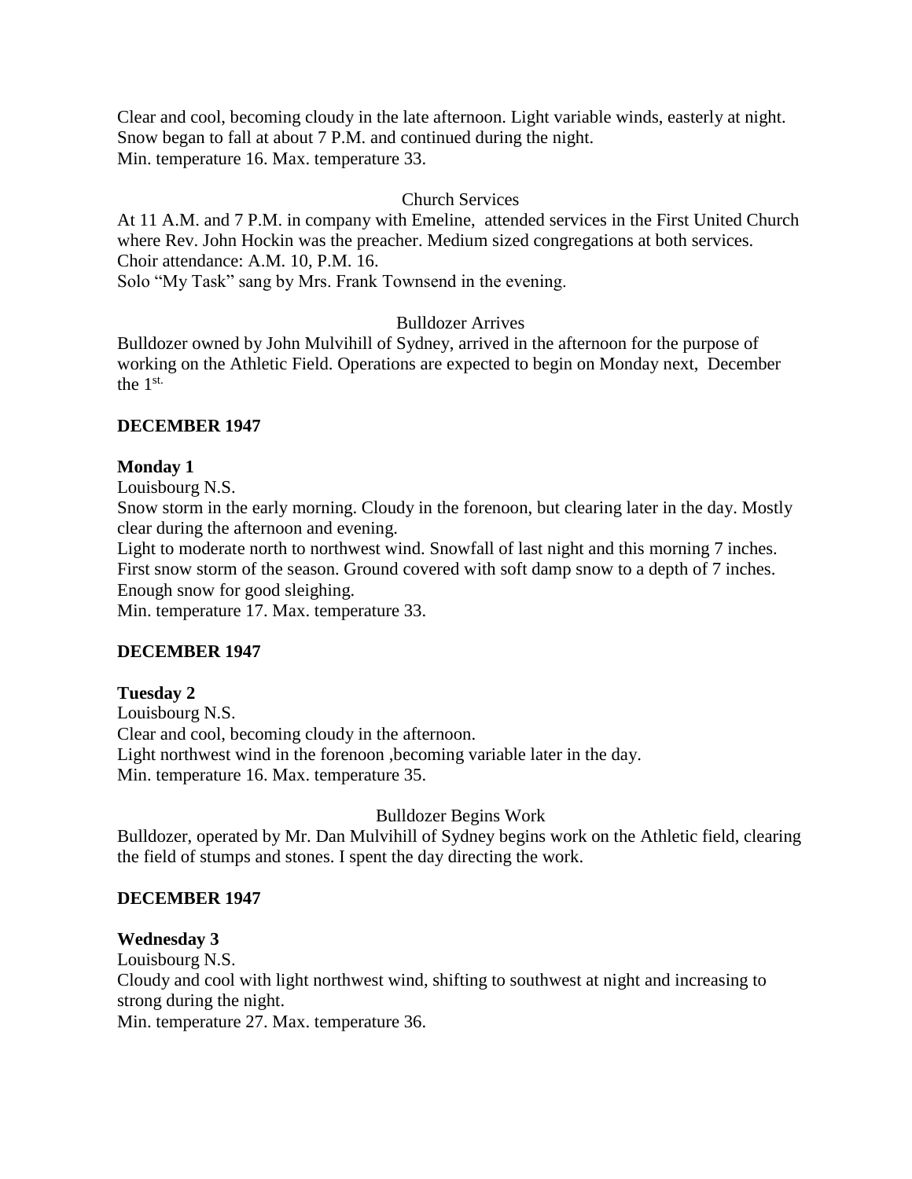Clear and cool, becoming cloudy in the late afternoon. Light variable winds, easterly at night. Snow began to fall at about 7 P.M. and continued during the night.
Min. temperature 16. Max. temperature 33.

Church Services

At 11 A.M. and 7 P.M. in company with Emeline, attended services in the First United Church where Rev. John Hockin was the preacher. Medium sized congregations at both services. Choir attendance: A.M. 10, P.M. 16.
Solo "My Task" sang by Mrs. Frank Townsend in the evening.

Bulldozer Arrives

Bulldozer owned by John Mulvihill of Sydney, arrived in the afternoon for the purpose of working on the Athletic Field. Operations are expected to begin on Monday next, December the 1st.

**DECEMBER 1947**

**Monday 1**

Louisbourg N.S.

Snow storm in the early morning. Cloudy in the forenoon, but clearing later in the day. Mostly clear during the afternoon and evening.

Light to moderate north to northwest wind. Snowfall of last night and this morning 7 inches. First snow storm of the season. Ground covered with soft damp snow to a depth of 7 inches. Enough snow for good sleighing.

Min. temperature 17. Max. temperature 33.

**DECEMBER 1947**

**Tuesday 2**

Louisbourg N.S.

Clear and cool, becoming cloudy in the afternoon.

Light northwest wind in the forenoon ,becoming variable later in the day.

Min. temperature 16. Max. temperature 35.

Bulldozer Begins Work

Bulldozer, operated by Mr. Dan Mulvihill of Sydney begins work on the Athletic field, clearing the field of stumps and stones. I spent the day directing the work.

**DECEMBER 1947**

**Wednesday 3**

Louisbourg N.S.

Cloudy and cool with light northwest wind, shifting to southwest at night and increasing to strong during the night.

Min. temperature 27. Max. temperature 36.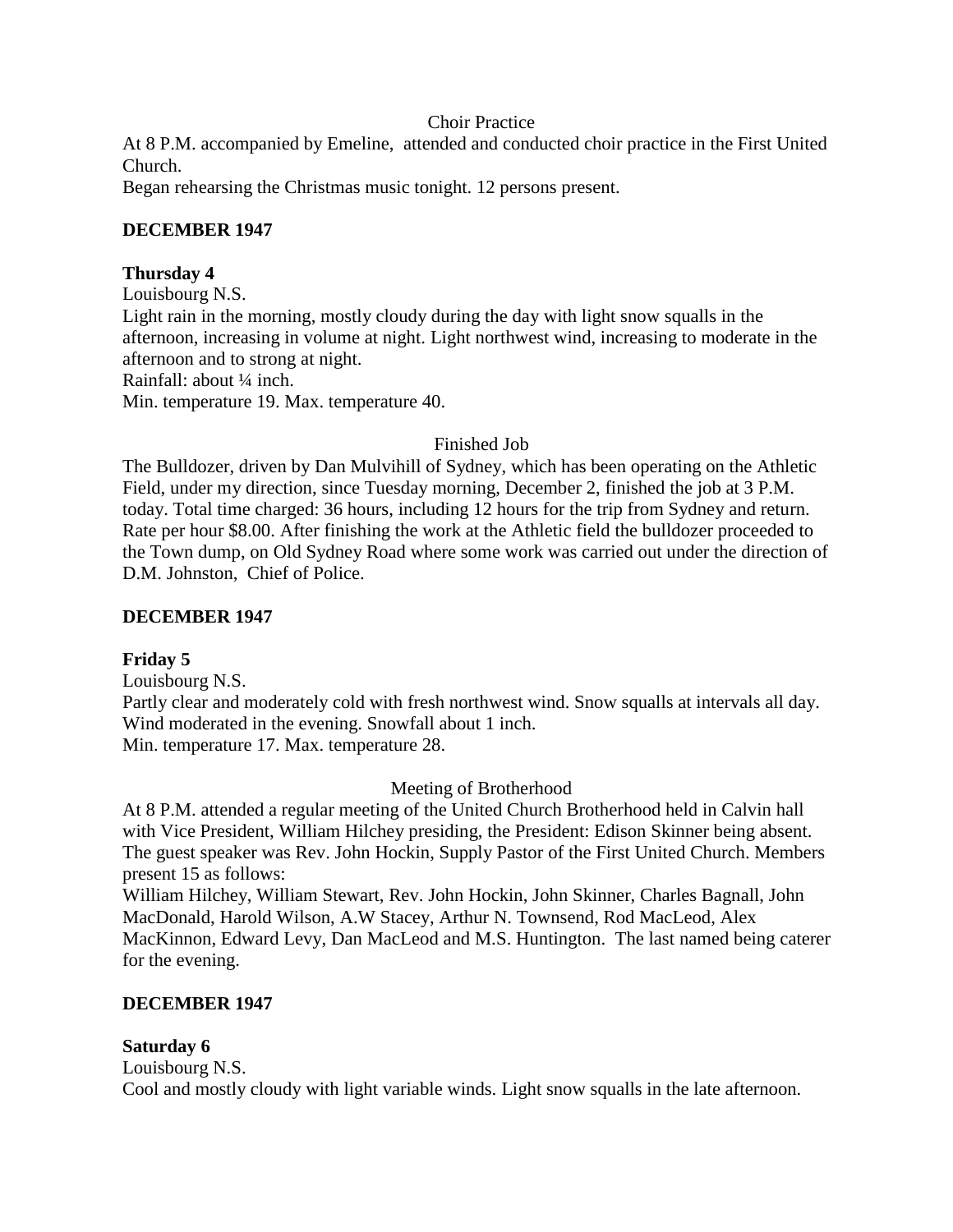Choir Practice

At 8 P.M. accompanied by Emeline, attended and conducted choir practice in the First United Church.

Began rehearsing the Christmas music tonight. 12 persons present.

**DECEMBER 1947**

**Thursday 4**

Louisbourg N.S.

Light rain in the morning, mostly cloudy during the day with light snow squalls in the afternoon, increasing in volume at night. Light northwest wind, increasing to moderate in the afternoon and to strong at night.

Rainfall: about ¼ inch.

Min. temperature 19. Max. temperature 40.

Finished Job

The Bulldozer, driven by Dan Mulvihill of Sydney, which has been operating on the Athletic Field, under my direction, since Tuesday morning, December 2, finished the job at 3 P.M. today. Total time charged: 36 hours, including 12 hours for the trip from Sydney and return. Rate per hour $8.00. After finishing the work at the Athletic field the bulldozer proceeded to the Town dump, on Old Sydney Road where some work was carried out under the direction of D.M. Johnston, Chief of Police.

**DECEMBER 1947**

**Friday 5**

Louisbourg N.S.

Partly clear and moderately cold with fresh northwest wind. Snow squalls at intervals all day. Wind moderated in the evening. Snowfall about 1 inch.

Min. temperature 17. Max. temperature 28.

Meeting of Brotherhood

At 8 P.M. attended a regular meeting of the United Church Brotherhood held in Calvin hall with Vice President, William Hilchey presiding, the President: Edison Skinner being absent. The guest speaker was Rev. John Hockin, Supply Pastor of the First United Church. Members present 15 as follows:

William Hilchey, William Stewart, Rev. John Hockin, John Skinner, Charles Bagnall, John MacDonald, Harold Wilson, A.W Stacey, Arthur N. Townsend, Rod MacLeod, Alex MacKinnon, Edward Levy, Dan MacLeod and M.S. Huntington. The last named being caterer for the evening.

**DECEMBER 1947**

**Saturday 6**

Louisbourg N.S.

Cool and mostly cloudy with light variable winds. Light snow squalls in the late afternoon.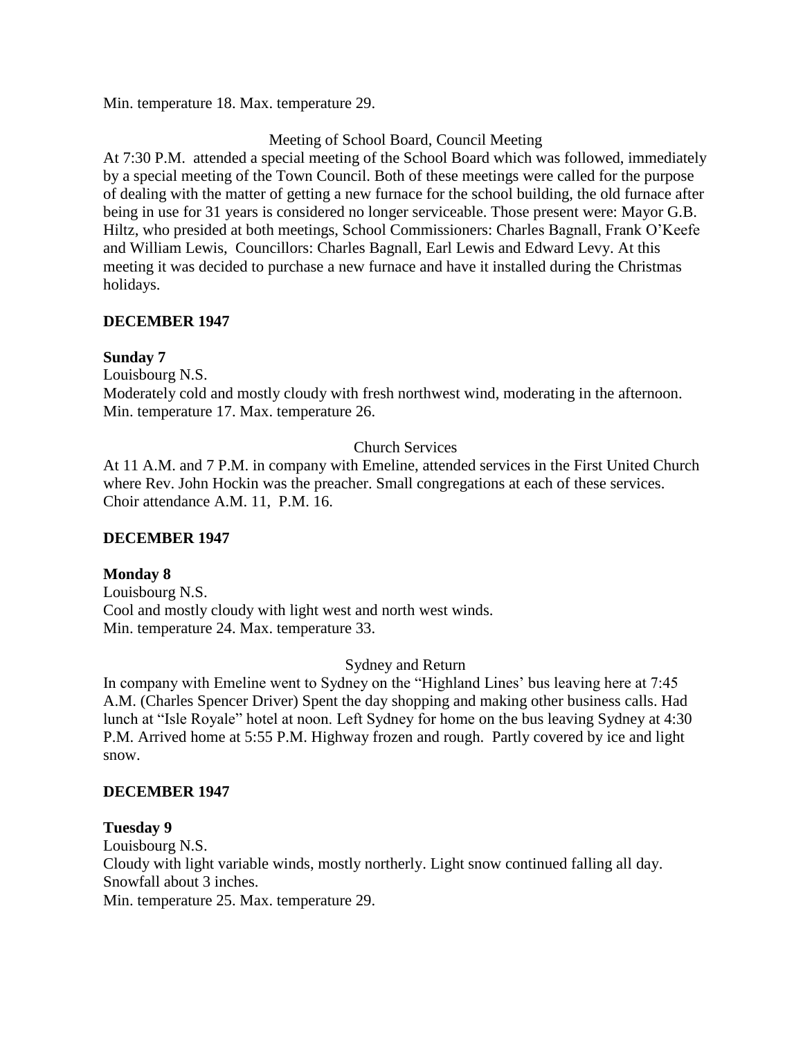Min. temperature 18. Max. temperature 29.

Meeting of School Board, Council Meeting

At 7:30 P.M. attended a special meeting of the School Board which was followed, immediately by a special meeting of the Town Council. Both of these meetings were called for the purpose of dealing with the matter of getting a new furnace for the school building, the old furnace after being in use for 31 years is considered no longer serviceable. Those present were: Mayor G.B. Hiltz, who presided at both meetings, School Commissioners: Charles Bagnall, Frank O'Keefe and William Lewis, Councillors: Charles Bagnall, Earl Lewis and Edward Levy. At this meeting it was decided to purchase a new furnace and have it installed during the Christmas holidays.

**DECEMBER 1947**

**Sunday 7**

Louisbourg N.S.

Moderately cold and mostly cloudy with fresh northwest wind, moderating in the afternoon.
Min. temperature 17. Max. temperature 26.

Church Services

At 11 A.M. and 7 P.M. in company with Emeline, attended services in the First United Church where Rev. John Hockin was the preacher. Small congregations at each of these services. Choir attendance A.M. 11, P.M. 16.

**DECEMBER 1947**

**Monday 8**

Louisbourg N.S.

Cool and mostly cloudy with light west and north west winds.
Min. temperature 24. Max. temperature 33.

Sydney and Return

In company with Emeline went to Sydney on the "Highland Lines' bus leaving here at 7:45 A.M. (Charles Spencer Driver) Spent the day shopping and making other business calls. Had lunch at "Isle Royale" hotel at noon. Left Sydney for home on the bus leaving Sydney at 4:30 P.M. Arrived home at 5:55 P.M. Highway frozen and rough. Partly covered by ice and light snow.

**DECEMBER 1947**

**Tuesday 9**

Louisbourg N.S.

Cloudy with light variable winds, mostly northerly. Light snow continued falling all day. Snowfall about 3 inches.
Min. temperature 25. Max. temperature 29.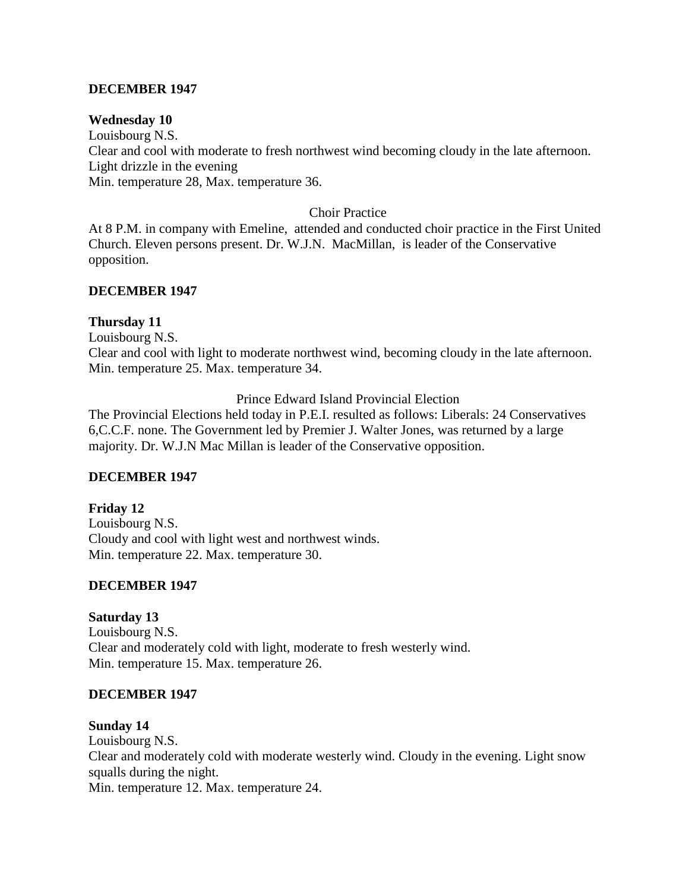**DECEMBER 1947**

**Wednesday 10**
Louisbourg N.S.
Clear and cool with moderate to fresh northwest wind becoming cloudy in the late afternoon. Light drizzle in the evening
Min. temperature 28, Max. temperature 36.

Choir Practice

At 8 P.M. in company with Emeline, attended and conducted choir practice in the First United Church. Eleven persons present. Dr. W.J.N. MacMillan, is leader of the Conservative opposition.

**DECEMBER 1947**

**Thursday 11**
Louisbourg N.S.
Clear and cool with light to moderate northwest wind, becoming cloudy in the late afternoon.
Min. temperature 25. Max. temperature 34.

Prince Edward Island Provincial Election

The Provincial Elections held today in P.E.I. resulted as follows: Liberals: 24 Conservatives 6,C.C.F. none. The Government led by Premier J. Walter Jones, was returned by a large majority. Dr. W.J.N Mac Millan is leader of the Conservative opposition.

**DECEMBER 1947**

**Friday 12**
Louisbourg N.S.
Cloudy and cool with light west and northwest winds.
Min. temperature 22. Max. temperature 30.

**DECEMBER 1947**

**Saturday 13**
Louisbourg N.S.
Clear and moderately cold with light, moderate to fresh westerly wind.
Min. temperature 15. Max. temperature 26.

**DECEMBER 1947**

**Sunday 14**
Louisbourg N.S.
Clear and moderately cold with moderate westerly wind. Cloudy in the evening. Light snow squalls during the night.
Min. temperature 12. Max. temperature 24.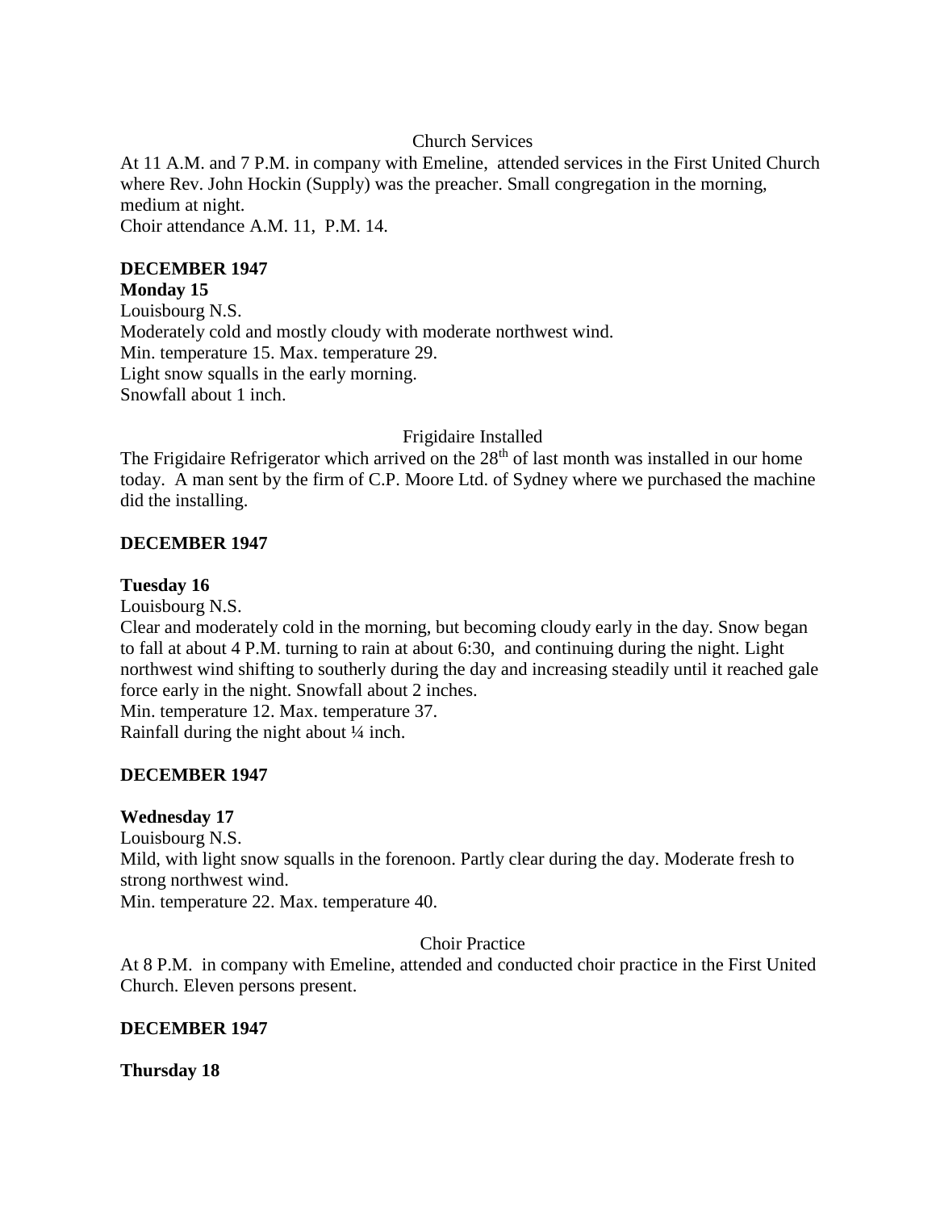Church Services

At 11 A.M. and 7 P.M. in company with Emeline, attended services in the First United Church where Rev. John Hockin (Supply) was the preacher. Small congregation in the morning, medium at night.
Choir attendance A.M. 11, P.M. 14.

**DECEMBER 1947**

**Monday 15**

Louisbourg N.S.
Moderately cold and mostly cloudy with moderate northwest wind.
Min. temperature 15. Max. temperature 29.
Light snow squalls in the early morning.
Snowfall about 1 inch.

Frigidaire Installed

The Frigidaire Refrigerator which arrived on the 28th of last month was installed in our home today. A man sent by the firm of C.P. Moore Ltd. of Sydney where we purchased the machine did the installing.

**DECEMBER 1947**

**Tuesday 16**

Louisbourg N.S.
Clear and moderately cold in the morning, but becoming cloudy early in the day. Snow began to fall at about 4 P.M. turning to rain at about 6:30, and continuing during the night. Light northwest wind shifting to southerly during the day and increasing steadily until it reached gale force early in the night. Snowfall about 2 inches.
Min. temperature 12. Max. temperature 37.
Rainfall during the night about ¼ inch.

**DECEMBER 1947**

**Wednesday 17**

Louisbourg N.S.
Mild, with light snow squalls in the forenoon. Partly clear during the day. Moderate fresh to strong northwest wind.
Min. temperature 22. Max. temperature 40.

Choir Practice

At 8 P.M. in company with Emeline, attended and conducted choir practice in the First United Church. Eleven persons present.

**DECEMBER 1947**

**Thursday 18**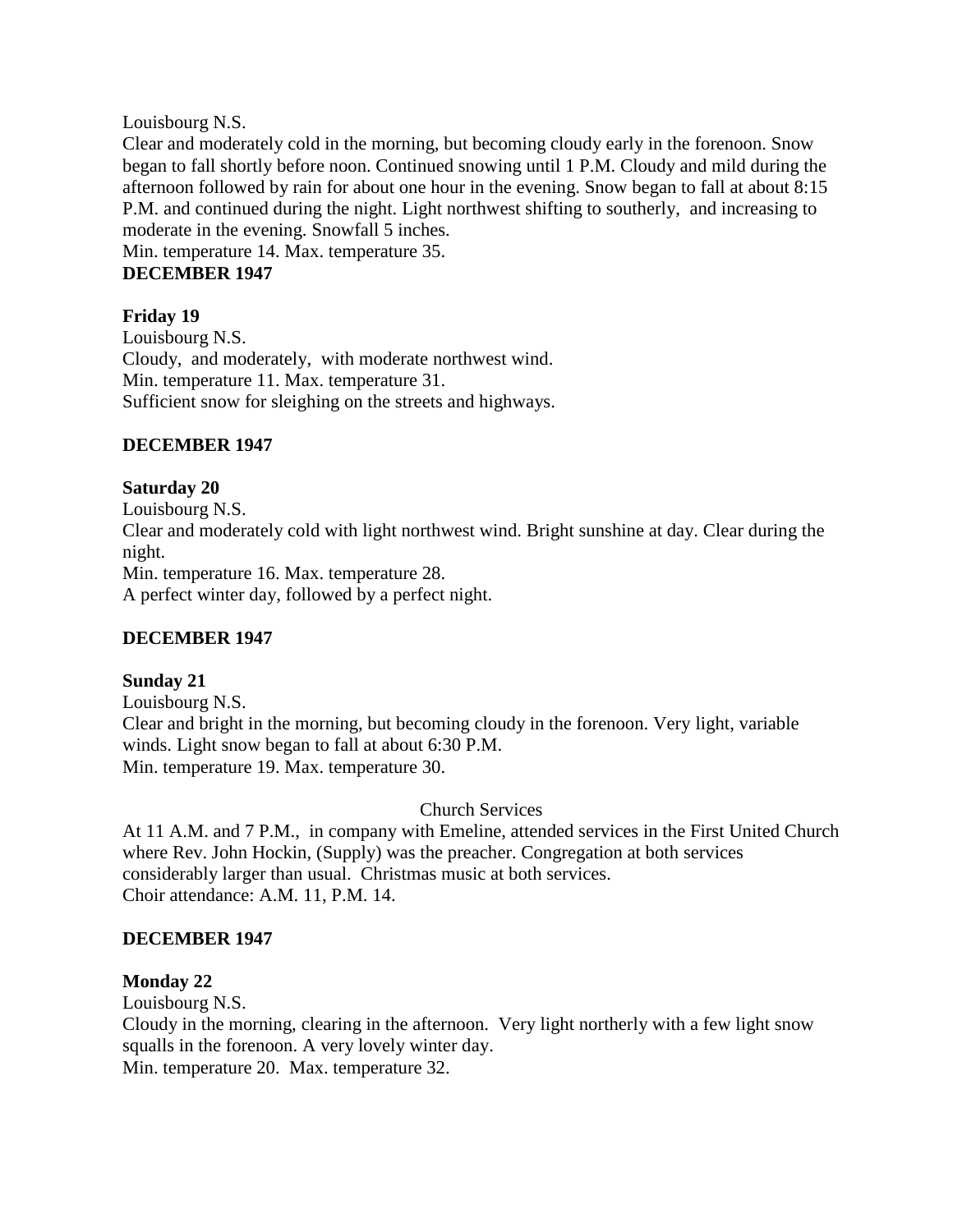Louisbourg N.S.
Clear and moderately cold in the morning, but becoming cloudy early in the forenoon. Snow began to fall shortly before noon. Continued snowing until 1 P.M. Cloudy and mild during the afternoon followed by rain for about one hour in the evening. Snow began to fall at about 8:15 P.M. and continued during the night. Light northwest shifting to southerly, and increasing to moderate in the evening. Snowfall 5 inches.
Min. temperature 14. Max. temperature 35.

**DECEMBER 1947**

**Friday 19**
Louisbourg N.S.
Cloudy, and moderately, with moderate northwest wind.
Min. temperature 11. Max. temperature 31.
Sufficient snow for sleighing on the streets and highways.

**DECEMBER 1947**

**Saturday 20**
Louisbourg N.S.
Clear and moderately cold with light northwest wind. Bright sunshine at day. Clear during the night.
Min. temperature 16. Max. temperature 28.
A perfect winter day, followed by a perfect night.

**DECEMBER 1947**

**Sunday 21**
Louisbourg N.S.
Clear and bright in the morning, but becoming cloudy in the forenoon. Very light, variable winds. Light snow began to fall at about 6:30 P.M.
Min. temperature 19. Max. temperature 30.

Church Services

At 11 A.M. and 7 P.M., in company with Emeline, attended services in the First United Church where Rev. John Hockin, (Supply) was the preacher. Congregation at both services considerably larger than usual. Christmas music at both services.
Choir attendance: A.M. 11, P.M. 14.

**DECEMBER 1947**

**Monday 22**
Louisbourg N.S.
Cloudy in the morning, clearing in the afternoon. Very light northerly with a few light snow squalls in the forenoon. A very lovely winter day.
Min. temperature 20. Max. temperature 32.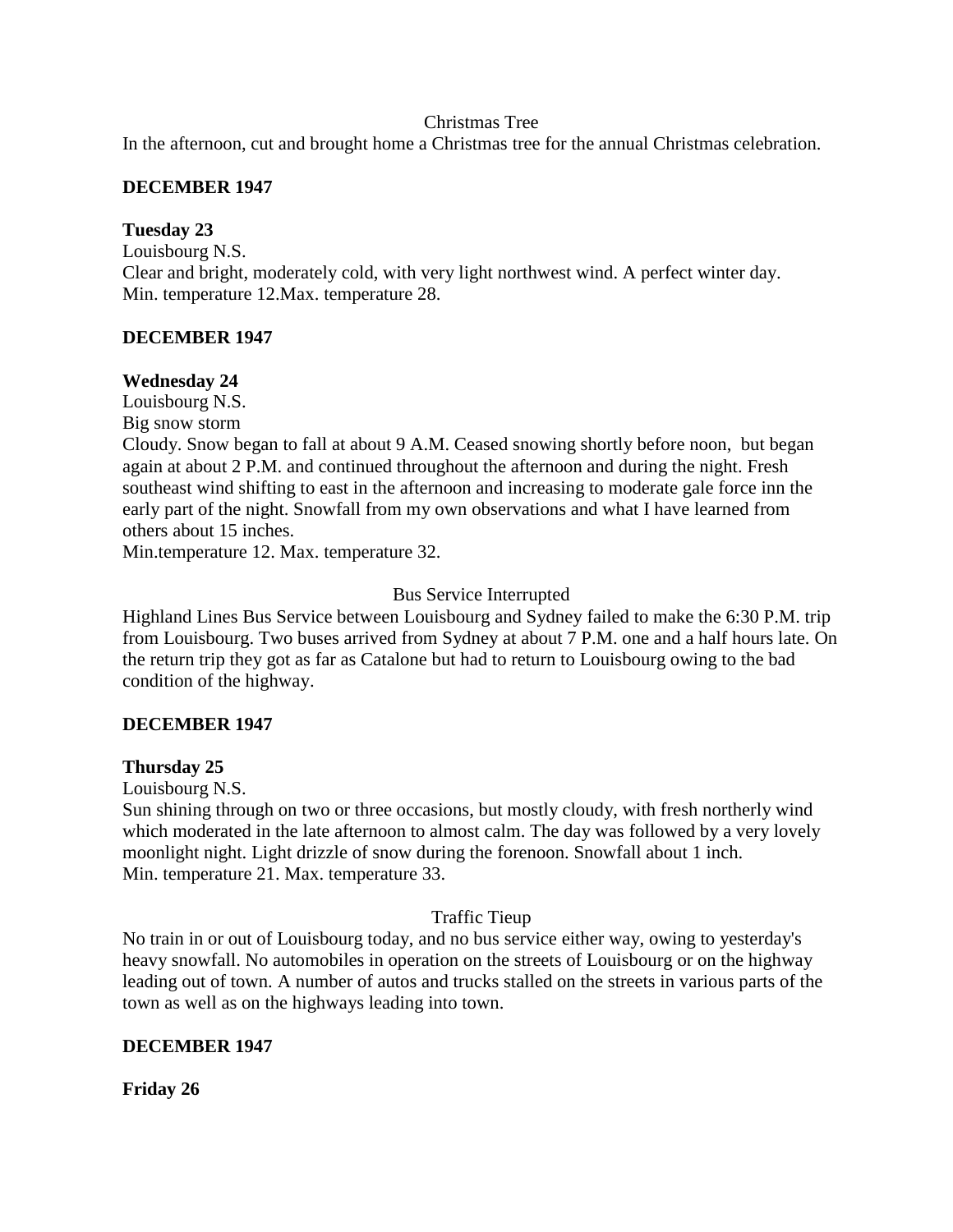Christmas Tree

In the afternoon, cut and brought home a Christmas tree for the annual Christmas celebration.

**DECEMBER 1947**

**Tuesday 23**

Louisbourg N.S.

Clear and bright, moderately cold, with very light northwest wind. A perfect winter day.
Min. temperature 12.Max. temperature 28.

**DECEMBER 1947**

**Wednesday 24**

Louisbourg N.S.

Big snow storm

Cloudy. Snow began to fall at about 9 A.M. Ceased snowing shortly before noon, but began again at about 2 P.M. and continued throughout the afternoon and during the night. Fresh southeast wind shifting to east in the afternoon and increasing to moderate gale force inn the early part of the night. Snowfall from my own observations and what I have learned from others about 15 inches.

Min.temperature 12. Max. temperature 32.

Bus Service Interrupted

Highland Lines Bus Service between Louisbourg and Sydney failed to make the 6:30 P.M. trip from Louisbourg. Two buses arrived from Sydney at about 7 P.M. one and a half hours late. On the return trip they got as far as Catalone but had to return to Louisbourg owing to the bad condition of the highway.

**DECEMBER 1947**

**Thursday 25**

Louisbourg N.S.

Sun shining through on two or three occasions, but mostly cloudy, with fresh northerly wind which moderated in the late afternoon to almost calm. The day was followed by a very lovely moonlight night. Light drizzle of snow during the forenoon. Snowfall about 1 inch.

Min. temperature 21. Max. temperature 33.

Traffic Tieup

No train in or out of Louisbourg today, and no bus service either way, owing to yesterday's heavy snowfall. No automobiles in operation on the streets of Louisbourg or on the highway leading out of town. A number of autos and trucks stalled on the streets in various parts of the town as well as on the highways leading into town.

**DECEMBER 1947**

**Friday 26**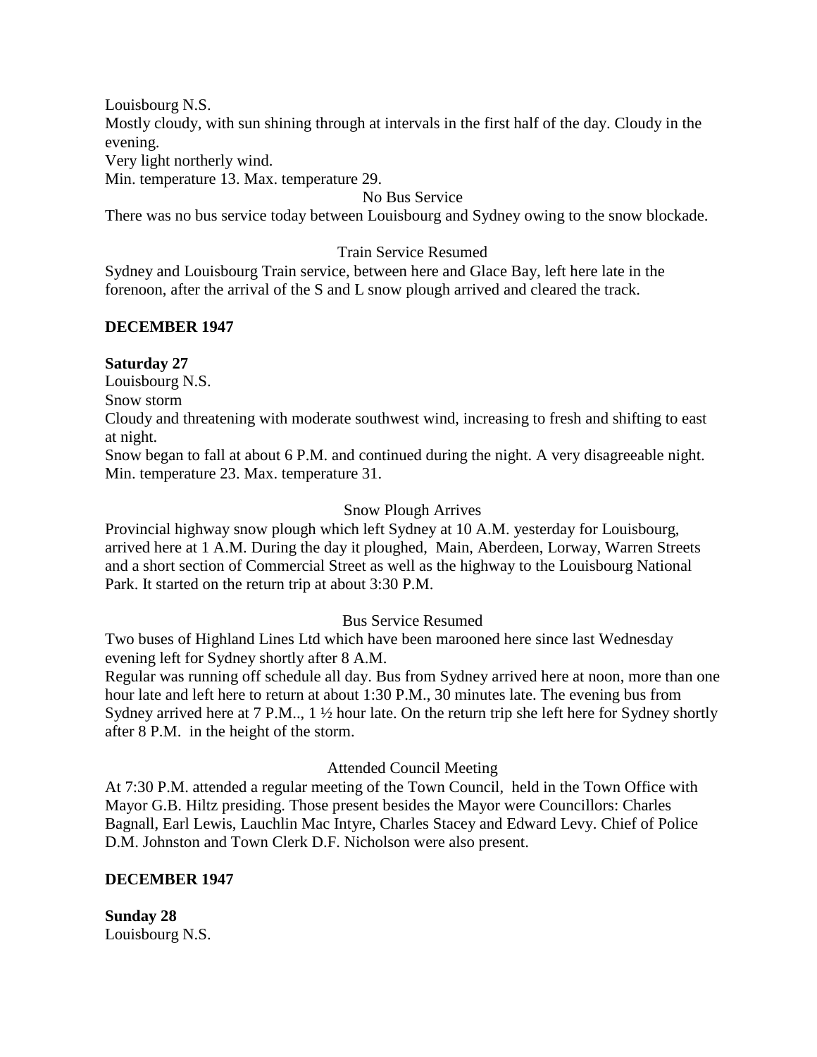Louisbourg N.S.

Mostly cloudy, with sun shining through at intervals in the first half of the day. Cloudy in the evening.

Very light northerly wind.

Min. temperature 13. Max. temperature 29.

No Bus Service

There was no bus service today between Louisbourg and Sydney owing to the snow blockade.

Train Service Resumed

Sydney and Louisbourg Train service, between here and Glace Bay, left here late in the forenoon, after the arrival of the S and L snow plough arrived and cleared the track.

**DECEMBER 1947**

**Saturday 27**

Louisbourg N.S.

Snow storm

Cloudy and threatening with moderate southwest wind, increasing to fresh and shifting to east at night.

Snow began to fall at about 6 P.M. and continued during the night. A very disagreeable night.

Min. temperature 23. Max. temperature 31.

Snow Plough Arrives

Provincial highway snow plough which left Sydney at 10 A.M. yesterday for Louisbourg, arrived here at 1 A.M. During the day it ploughed, Main, Aberdeen, Lorway, Warren Streets and a short section of Commercial Street as well as the highway to the Louisbourg National Park. It started on the return trip at about 3:30 P.M.

Bus Service Resumed

Two buses of Highland Lines Ltd which have been marooned here since last Wednesday evening left for Sydney shortly after 8 A.M.

Regular was running off schedule all day. Bus from Sydney arrived here at noon, more than one hour late and left here to return at about 1:30 P.M., 30 minutes late. The evening bus from Sydney arrived here at 7 P.M.., 1 ½ hour late. On the return trip she left here for Sydney shortly after 8 P.M. in the height of the storm.

Attended Council Meeting

At 7:30 P.M. attended a regular meeting of the Town Council, held in the Town Office with Mayor G.B. Hiltz presiding. Those present besides the Mayor were Councillors: Charles Bagnall, Earl Lewis, Lauchlin Mac Intyre, Charles Stacey and Edward Levy. Chief of Police D.M. Johnston and Town Clerk D.F. Nicholson were also present.

**DECEMBER 1947**

**Sunday 28**

Louisbourg N.S.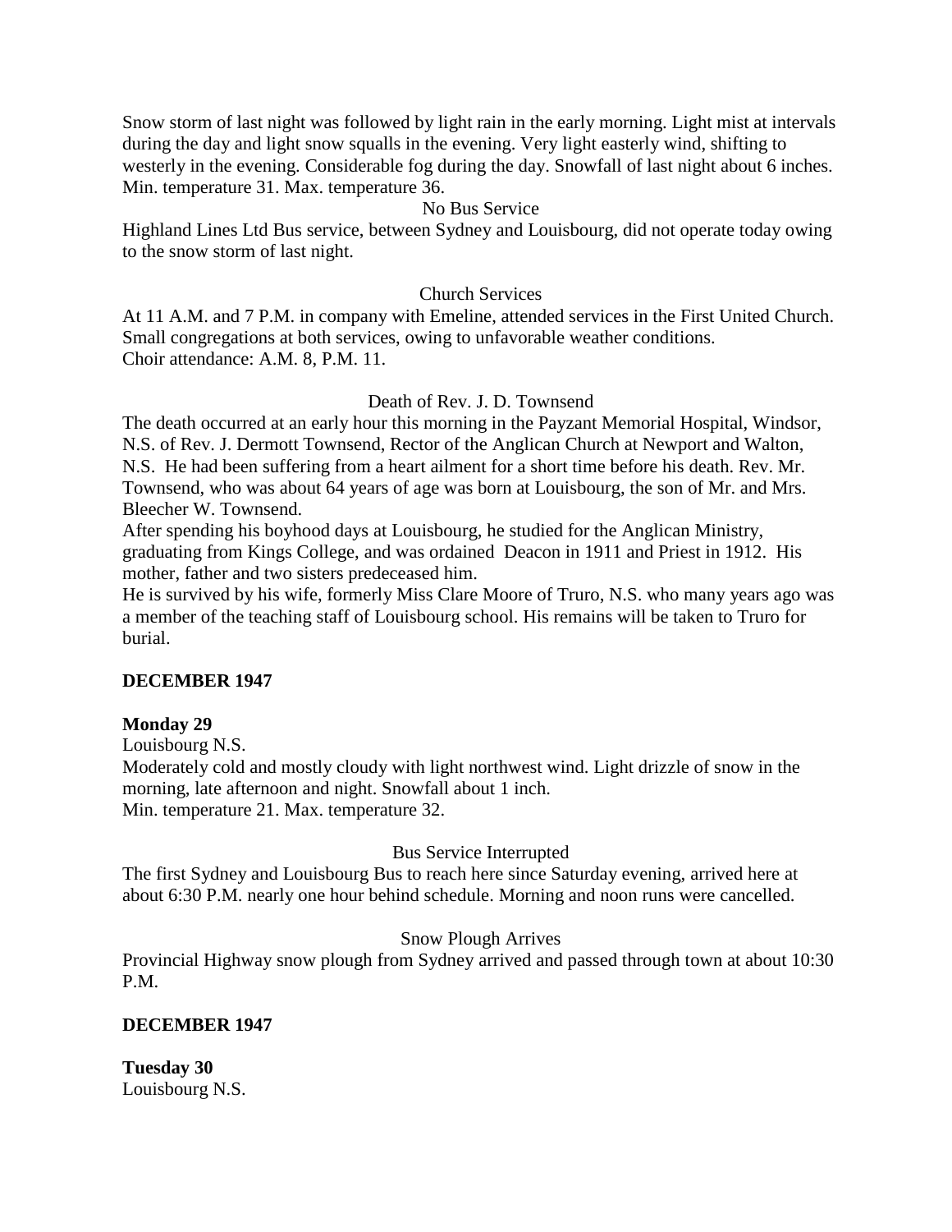Snow storm of last night was followed by light rain in the early morning. Light mist at intervals during the day and light snow squalls in the evening. Very light easterly wind, shifting to westerly in the evening. Considerable fog during the day. Snowfall of last night about 6 inches. Min. temperature 31. Max. temperature 36.

No Bus Service

Highland Lines Ltd Bus service, between Sydney and Louisbourg, did not operate today owing to the snow storm of last night.

Church Services

At 11 A.M. and 7 P.M. in company with Emeline, attended services in the First United Church. Small congregations at both services, owing to unfavorable weather conditions.
Choir attendance: A.M. 8, P.M. 11.

Death of Rev. J. D. Townsend

The death occurred at an early hour this morning in the Payzant Memorial Hospital, Windsor, N.S. of Rev. J. Dermott Townsend, Rector of the Anglican Church at Newport and Walton, N.S. He had been suffering from a heart ailment for a short time before his death. Rev. Mr. Townsend, who was about 64 years of age was born at Louisbourg, the son of Mr. and Mrs. Bleecher W. Townsend.

After spending his boyhood days at Louisbourg, he studied for the Anglican Ministry, graduating from Kings College, and was ordained Deacon in 1911 and Priest in 1912. His mother, father and two sisters predeceased him.

He is survived by his wife, formerly Miss Clare Moore of Truro, N.S. who many years ago was a member of the teaching staff of Louisbourg school. His remains will be taken to Truro for burial.

**DECEMBER 1947**

**Monday 29**

Louisbourg N.S.

Moderately cold and mostly cloudy with light northwest wind. Light drizzle of snow in the morning, late afternoon and night. Snowfall about 1 inch.
Min. temperature 21. Max. temperature 32.

Bus Service Interrupted

The first Sydney and Louisbourg Bus to reach here since Saturday evening, arrived here at about 6:30 P.M. nearly one hour behind schedule. Morning and noon runs were cancelled.

Snow Plough Arrives

Provincial Highway snow plough from Sydney arrived and passed through town at about 10:30 P.M.

**DECEMBER 1947**

**Tuesday 30**

Louisbourg N.S.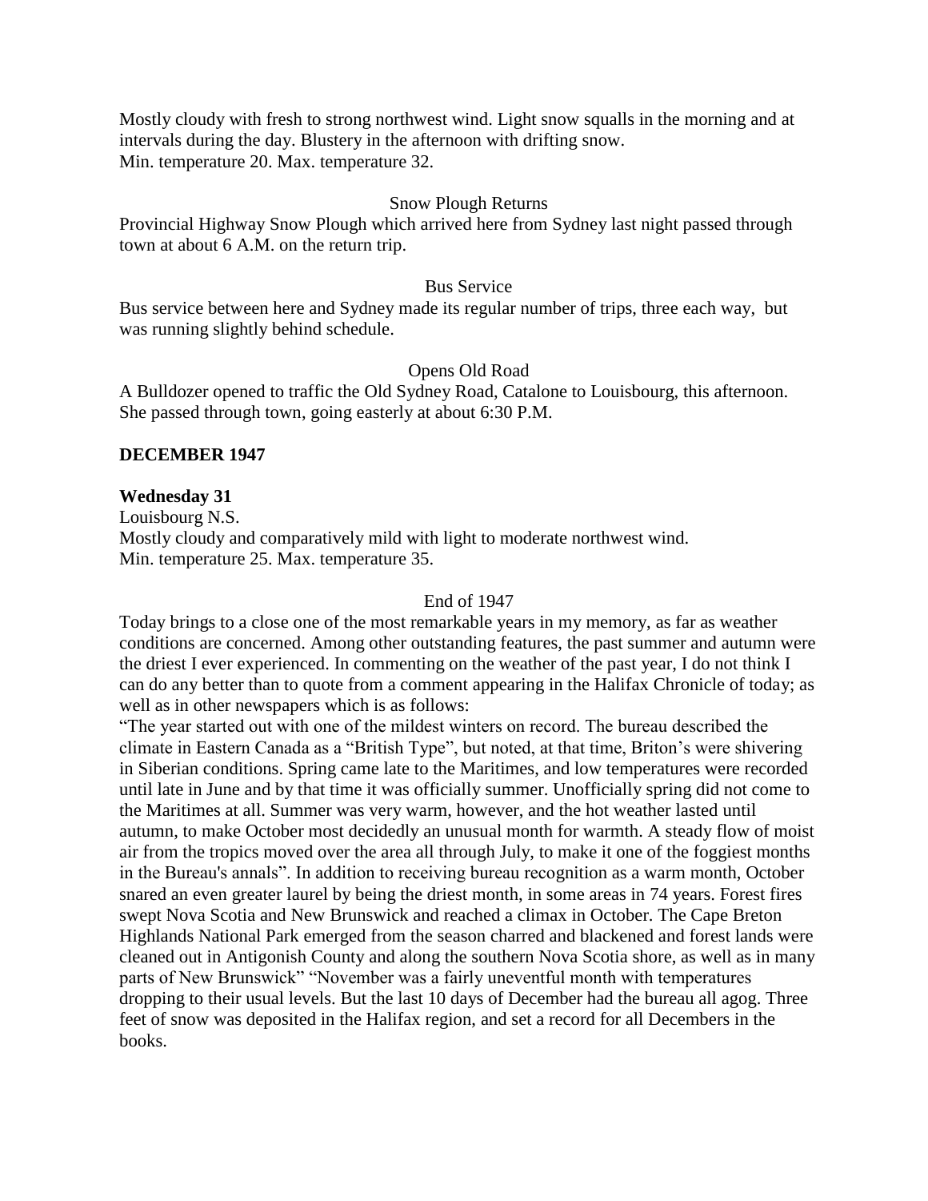Mostly cloudy with fresh to strong northwest wind. Light snow squalls in the morning and at intervals during the day. Blustery in the afternoon with drifting snow.
Min. temperature 20. Max. temperature 32.

Snow Plough Returns

Provincial Highway Snow Plough which arrived here from Sydney last night passed through town at about 6 A.M. on the return trip.

Bus Service

Bus service between here and Sydney made its regular number of trips, three each way, but was running slightly behind schedule.

Opens Old Road

A Bulldozer opened to traffic the Old Sydney Road, Catalone to Louisbourg, this afternoon. She passed through town, going easterly at about 6:30 P.M.

**DECEMBER 1947**

**Wednesday 31**

Louisbourg N.S.
Mostly cloudy and comparatively mild with light to moderate northwest wind.
Min. temperature 25. Max. temperature 35.

End of 1947

Today brings to a close one of the most remarkable years in my memory, as far as weather conditions are concerned. Among other outstanding features, the past summer and autumn were the driest I ever experienced. In commenting on the weather of the past year, I do not think I can do any better than to quote from a comment appearing in the Halifax Chronicle of today; as well as in other newspapers which is as follows:
"The year started out with one of the mildest winters on record. The bureau described the climate in Eastern Canada as a "British Type", but noted, at that time, Briton's were shivering in Siberian conditions. Spring came late to the Maritimes, and low temperatures were recorded until late in June and by that time it was officially summer. Unofficially spring did not come to the Maritimes at all. Summer was very warm, however, and the hot weather lasted until autumn, to make October most decidedly an unusual month for warmth. A steady flow of moist air from the tropics moved over the area all through July, to make it one of the foggiest months in the Bureau's annals". In addition to receiving bureau recognition as a warm month, October snared an even greater laurel by being the driest month, in some areas in 74 years. Forest fires swept Nova Scotia and New Brunswick and reached a climax in October. The Cape Breton Highlands National Park emerged from the season charred and blackened and forest lands were cleaned out in Antigonish County and along the southern Nova Scotia shore, as well as in many parts of New Brunswick" "November was a fairly uneventful month with temperatures dropping to their usual levels. But the last 10 days of December had the bureau all agog. Three feet of snow was deposited in the Halifax region, and set a record for all Decembers in the books.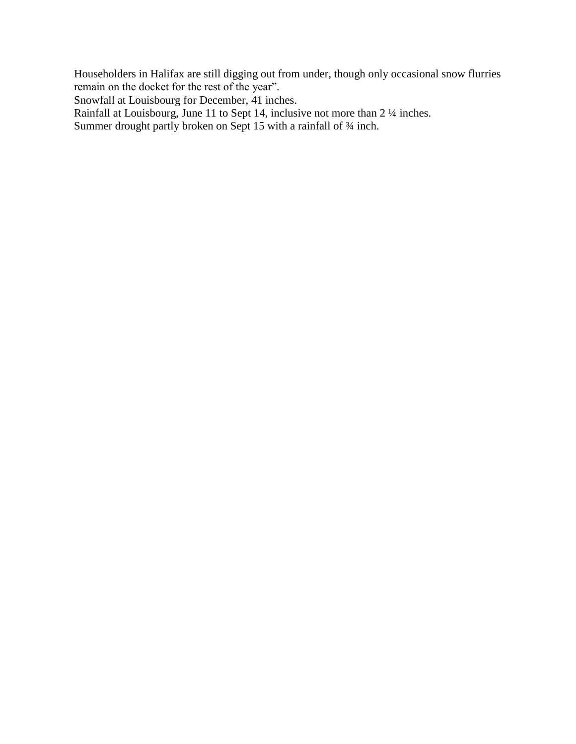Householders in Halifax are still digging out from under, though only occasional snow flurries remain on the docket for the rest of the year".
Snowfall at Louisbourg for December, 41 inches.
Rainfall at Louisbourg, June 11 to Sept 14, inclusive not more than 2 ¼ inches.
Summer drought partly broken on Sept 15 with a rainfall of ¾ inch.